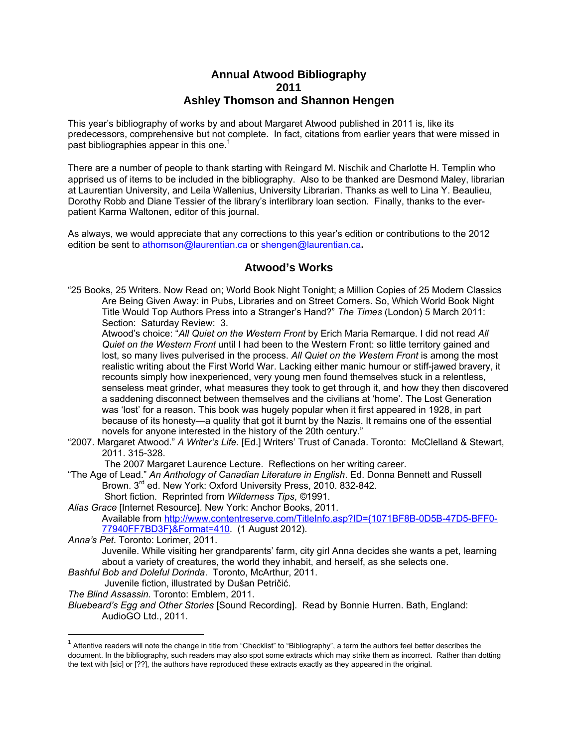# Annual Atwood Bibliography
# 2011
# Ashley Thomson and Shannon Hengen

This year's bibliography of works by and about Margaret Atwood published in 2011 is, like its predecessors, comprehensive but not complete. In fact, citations from earlier years that were missed in past bibliographies appear in this one.[1]

There are a number of people to thank starting with Reingard M. Nischik and Charlotte H. Templin who apprised us of items to be included in the bibliography. Also to be thanked are Desmond Maley, librarian at Laurentian University, and Leila Wallenius, University Librarian. Thanks as well to Lina Y. Beaulieu, Dorothy Robb and Diane Tessier of the library's interlibrary loan section. Finally, thanks to the ever-patient Karma Waltonen, editor of this journal.

As always, we would appreciate that any corrections to this year's edition or contributions to the 2012 edition be sent to athomson@laurentian.ca or shengen@laurentian.ca.

## Atwood's Works

"25 Books, 25 Writers. Now Read on; World Book Night Tonight; a Million Copies of 25 Modern Classics Are Being Given Away: in Pubs, Libraries and on Street Corners. So, Which World Book Night Title Would Top Authors Press into a Stranger's Hand?" *The Times* (London) 5 March 2011: Section: Saturday Review: 3.

Atwood's choice: "*All Quiet on the Western Front* by Erich Maria Remarque. I did not read *All Quiet on the Western Front* until I had been to the Western Front: so little territory gained and lost, so many lives pulverised in the process. *All Quiet on the Western Front* is among the most realistic writing about the First World War. Lacking either manic humour or stiff-jawed bravery, it recounts simply how inexperienced, very young men found themselves stuck in a relentless, senseless meat grinder, what measures they took to get through it, and how they then discovered a saddening disconnect between themselves and the civilians at 'home'. The Lost Generation was 'lost' for a reason. This book was hugely popular when it first appeared in 1928, in part because of its honesty—a quality that got it burnt by the Nazis. It remains one of the essential novels for anyone interested in the history of the 20th century."

"2007. Margaret Atwood." *A Writer's Life*. [Ed.] Writers' Trust of Canada. Toronto: McClelland & Stewart, 2011. 315-328.

The 2007 Margaret Laurence Lecture. Reflections on her writing career.

"The Age of Lead." *An Anthology of Canadian Literature in English*. Ed. Donna Bennett and Russell Brown. 3rd ed. New York: Oxford University Press, 2010. 832-842.

Short fiction. Reprinted from *Wilderness Tips*, ©1991.

*Alias Grace* [Internet Resource]. New York: Anchor Books, 2011.

Available from http://www.contentreserve.com/TitleInfo.asp?ID={1071BF8B-0D5B-47D5-BFF0-77940FF7BD3F}&Format=410. (1 August 2012).

*Anna's Pet*. Toronto: Lorimer, 2011.

Juvenile. While visiting her grandparents' farm, city girl Anna decides she wants a pet, learning about a variety of creatures, the world they inhabit, and herself, as she selects one.

*Bashful Bob and Doleful Dorinda*. Toronto, McArthur, 2011.

Juvenile fiction, illustrated by Dušan Petričić.

*The Blind Assassin*. Toronto: Emblem, 2011.

*Bluebeard's Egg and Other Stories* [Sound Recording]. Read by Bonnie Hurren. Bath, England: AudioGO Ltd., 2011.

---

[1] Attentive readers will note the change in title from "Checklist" to "Bibliography", a term the authors feel better describes the document. In the bibliography, such readers may also spot some extracts which may strike them as incorrect. Rather than dotting the text with [sic] or [??], the authors have reproduced these extracts exactly as they appeared in the original.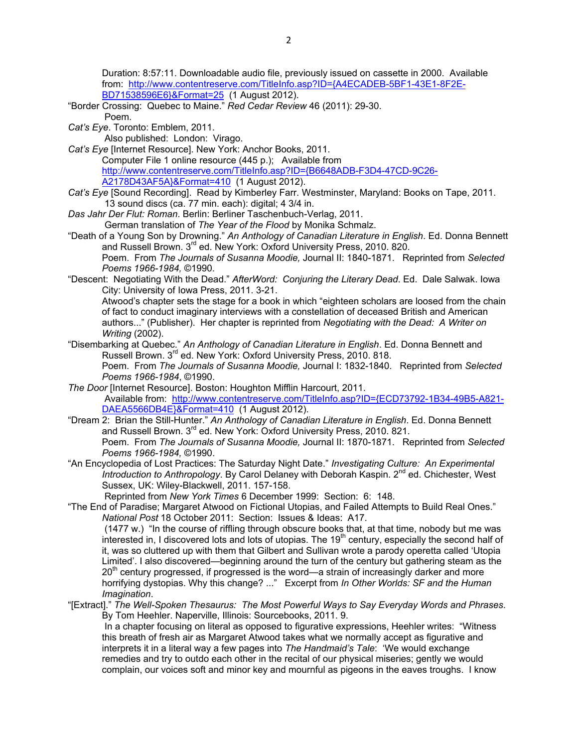Duration: 8:57:11. Downloadable audio file, previously issued on cassette in 2000. Available from: http://www.contentreserve.com/TitleInfo.asp?ID={A4ECADEB-5BF1-43E1-8F2E-BD71538596E6}&Format=25 (1 August 2012).

"Border Crossing: Quebec to Maine." *Red Cedar Review* 46 (2011): 29-30.
Poem.

*Cat's Eye*. Toronto: Emblem, 2011.
Also published: London: Virago.

*Cat's Eye* [Internet Resource]. New York: Anchor Books, 2011.
Computer File 1 online resource (445 p.); Available from http://www.contentreserve.com/TitleInfo.asp?ID={B6648ADB-F3D4-47CD-9C26-A2178D43AF5A}&Format=410 (1 August 2012).

*Cat's Eye* [Sound Recording]. Read by Kimberley Farr. Westminster, Maryland: Books on Tape, 2011.
13 sound discs (ca. 77 min. each): digital; 4 3/4 in.

*Das Jahr Der Flut: Roman*. Berlin: Berliner Taschenbuch-Verlag, 2011.
German translation of *The Year of the Flood* by Monika Schmalz.

"Death of a Young Son by Drowning." *An Anthology of Canadian Literature in English*. Ed. Donna Bennett and Russell Brown. 3rd ed. New York: Oxford University Press, 2010. 820.
Poem. From *The Journals of Susanna Moodie,* Journal II: 1840-1871. Reprinted from *Selected Poems 1966-1984,* ©1990.

"Descent: Negotiating With the Dead." *AfterWord: Conjuring the Literary Dead*. Ed. Dale Salwak. Iowa City: University of Iowa Press, 2011. 3-21.
Atwood's chapter sets the stage for a book in which "eighteen scholars are loosed from the chain of fact to conduct imaginary interviews with a constellation of deceased British and American authors..." (Publisher). Her chapter is reprinted from *Negotiating with the Dead: A Writer on Writing* (2002).

"Disembarking at Quebec." *An Anthology of Canadian Literature in English*. Ed. Donna Bennett and Russell Brown. 3rd ed. New York: Oxford University Press, 2010. 818.
Poem. From *The Journals of Susanna Moodie,* Journal I: 1832-1840. Reprinted from *Selected Poems 1966-1984*, ©1990.

*The Door* [Internet Resource]. Boston: Houghton Mifflin Harcourt, 2011.
Available from: http://www.contentreserve.com/TitleInfo.asp?ID={ECD73792-1B34-49B5-A821-DAEA5566DB4E}&Format=410 (1 August 2012).

"Dream 2: Brian the Still-Hunter." *An Anthology of Canadian Literature in English*. Ed. Donna Bennett and Russell Brown. 3rd ed. New York: Oxford University Press, 2010. 821.
Poem. From *The Journals of Susanna Moodie,* Journal II: 1870-1871. Reprinted from *Selected Poems 1966-1984,* ©1990.

"An Encyclopedia of Lost Practices: The Saturday Night Date." *Investigating Culture: An Experimental Introduction to Anthropology*. By Carol Delaney with Deborah Kaspin. 2nd ed. Chichester, West Sussex, UK: Wiley-Blackwell, 2011. 157-158.
Reprinted from *New York Times* 6 December 1999: Section: 6: 148.

"The End of Paradise; Margaret Atwood on Fictional Utopias, and Failed Attempts to Build Real Ones." *National Post* 18 October 2011: Section: Issues & Ideas: A17.
(1477 w.) "In the course of riffling through obscure books that, at that time, nobody but me was interested in, I discovered lots and lots of utopias. The 19th century, especially the second half of it, was so cluttered up with them that Gilbert and Sullivan wrote a parody operetta called 'Utopia Limited'. I also discovered—beginning around the turn of the century but gathering steam as the 20th century progressed, if progressed is the word—a strain of increasingly darker and more horrifying dystopias. Why this change? ..." Excerpt from *In Other Worlds: SF and the Human Imagination*.

"[Extract]." *The Well-Spoken Thesaurus: The Most Powerful Ways to Say Everyday Words and Phrases*. By Tom Heehler. Naperville, Illinois: Sourcebooks, 2011. 9.
In a chapter focusing on literal as opposed to figurative expressions, Heehler writes: "Witness this breath of fresh air as Margaret Atwood takes what we normally accept as figurative and interprets it in a literal way a few pages into *The Handmaid's Tale*: 'We would exchange remedies and try to outdo each other in the recital of our physical miseries; gently we would complain, our voices soft and minor key and mournful as pigeons in the eaves troughs. I know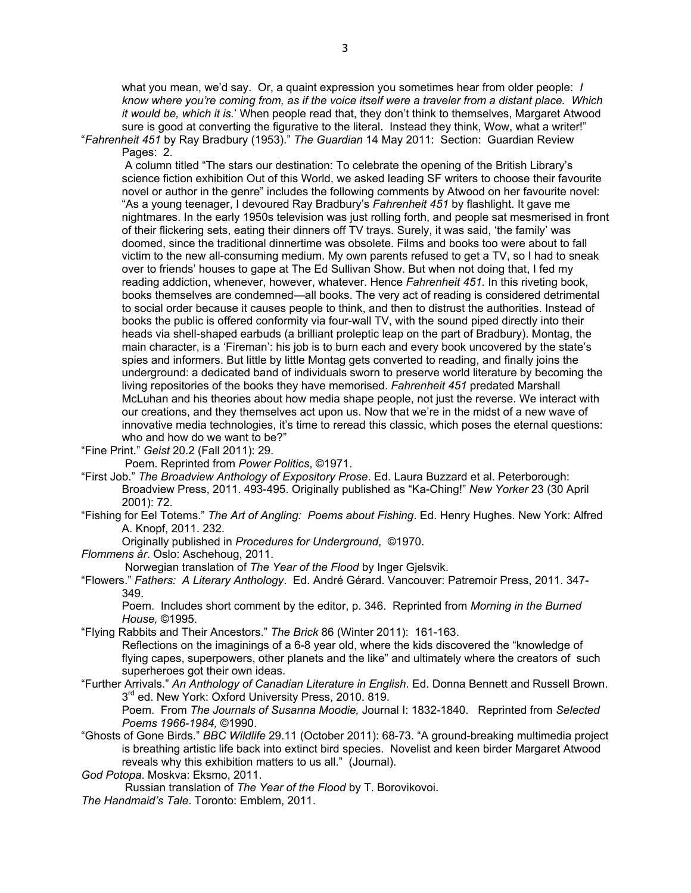what you mean, we'd say. Or, a quaint expression you sometimes hear from older people: *I know where you're coming from, as if the voice itself were a traveler from a distant place. Which it would be, which it is.*' When people read that, they don't think to themselves, Margaret Atwood sure is good at converting the figurative to the literal. Instead they think, Wow, what a writer!"

"*Fahrenheit 451* by Ray Bradbury (1953)." *The Guardian* 14 May 2011: Section: Guardian Review Pages: 2.

A column titled "The stars our destination: To celebrate the opening of the British Library's science fiction exhibition Out of this World, we asked leading SF writers to choose their favourite novel or author in the genre" includes the following comments by Atwood on her favourite novel: "As a young teenager, I devoured Ray Bradbury's *Fahrenheit 451* by flashlight. It gave me nightmares. In the early 1950s television was just rolling forth, and people sat mesmerised in front of their flickering sets, eating their dinners off TV trays. Surely, it was said, 'the family' was doomed, since the traditional dinnertime was obsolete. Films and books too were about to fall victim to the new all-consuming medium. My own parents refused to get a TV, so I had to sneak over to friends' houses to gape at The Ed Sullivan Show. But when not doing that, I fed my reading addiction, whenever, however, whatever. Hence *Fahrenheit 451*. In this riveting book, books themselves are condemned—all books. The very act of reading is considered detrimental to social order because it causes people to think, and then to distrust the authorities. Instead of books the public is offered conformity via four-wall TV, with the sound piped directly into their heads via shell-shaped earbuds (a brilliant proleptic leap on the part of Bradbury). Montag, the main character, is a 'Fireman': his job is to burn each and every book uncovered by the state's spies and informers. But little by little Montag gets converted to reading, and finally joins the underground: a dedicated band of individuals sworn to preserve world literature by becoming the living repositories of the books they have memorised. *Fahrenheit 451* predated Marshall McLuhan and his theories about how media shape people, not just the reverse. We interact with our creations, and they themselves act upon us. Now that we're in the midst of a new wave of innovative media technologies, it's time to reread this classic, which poses the eternal questions: who and how do we want to be?"

"Fine Print." *Geist* 20.2 (Fall 2011): 29.

Poem. Reprinted from *Power Politics*, ©1971.

"First Job." *The Broadview Anthology of Expository Prose*. Ed. Laura Buzzard et al. Peterborough: Broadview Press, 2011. 493-495. Originally published as "Ka-Ching!" *New Yorker* 23 (30 April 2001): 72.

"Fishing for Eel Totems." *The Art of Angling: Poems about Fishing*. Ed. Henry Hughes. New York: Alfred A. Knopf, 2011. 232.

Originally published in *Procedures for Underground*, ©1970.

*Flommens år*. Oslo: Aschehoug, 2011.

Norwegian translation of *The Year of the Flood* by Inger Gjelsvik.

"Flowers." *Fathers: A Literary Anthology*. Ed. André Gérard. Vancouver: Patremoir Press, 2011. 347-349.

Poem. Includes short comment by the editor, p. 346. Reprinted from *Morning in the Burned House,* ©1995.

"Flying Rabbits and Their Ancestors." *The Brick* 86 (Winter 2011): 161-163.

Reflections on the imaginings of a 6-8 year old, where the kids discovered the "knowledge of flying capes, superpowers, other planets and the like" and ultimately where the creators of such superheroes got their own ideas.

"Further Arrivals." *An Anthology of Canadian Literature in English*. Ed. Donna Bennett and Russell Brown. 3rd ed. New York: Oxford University Press, 2010. 819.

Poem. From *The Journals of Susanna Moodie,* Journal I: 1832-1840. Reprinted from *Selected Poems 1966-1984,* ©1990.

"Ghosts of Gone Birds." *BBC Wildlife* 29.11 (October 2011): 68-73. "A ground-breaking multimedia project is breathing artistic life back into extinct bird species. Novelist and keen birder Margaret Atwood reveals why this exhibition matters to us all." (Journal).

*God Potopa*. Moskva: Eksmo, 2011.

Russian translation of *The Year of the Flood* by T. Borovikovoi.

*The Handmaid's Tale*. Toronto: Emblem, 2011.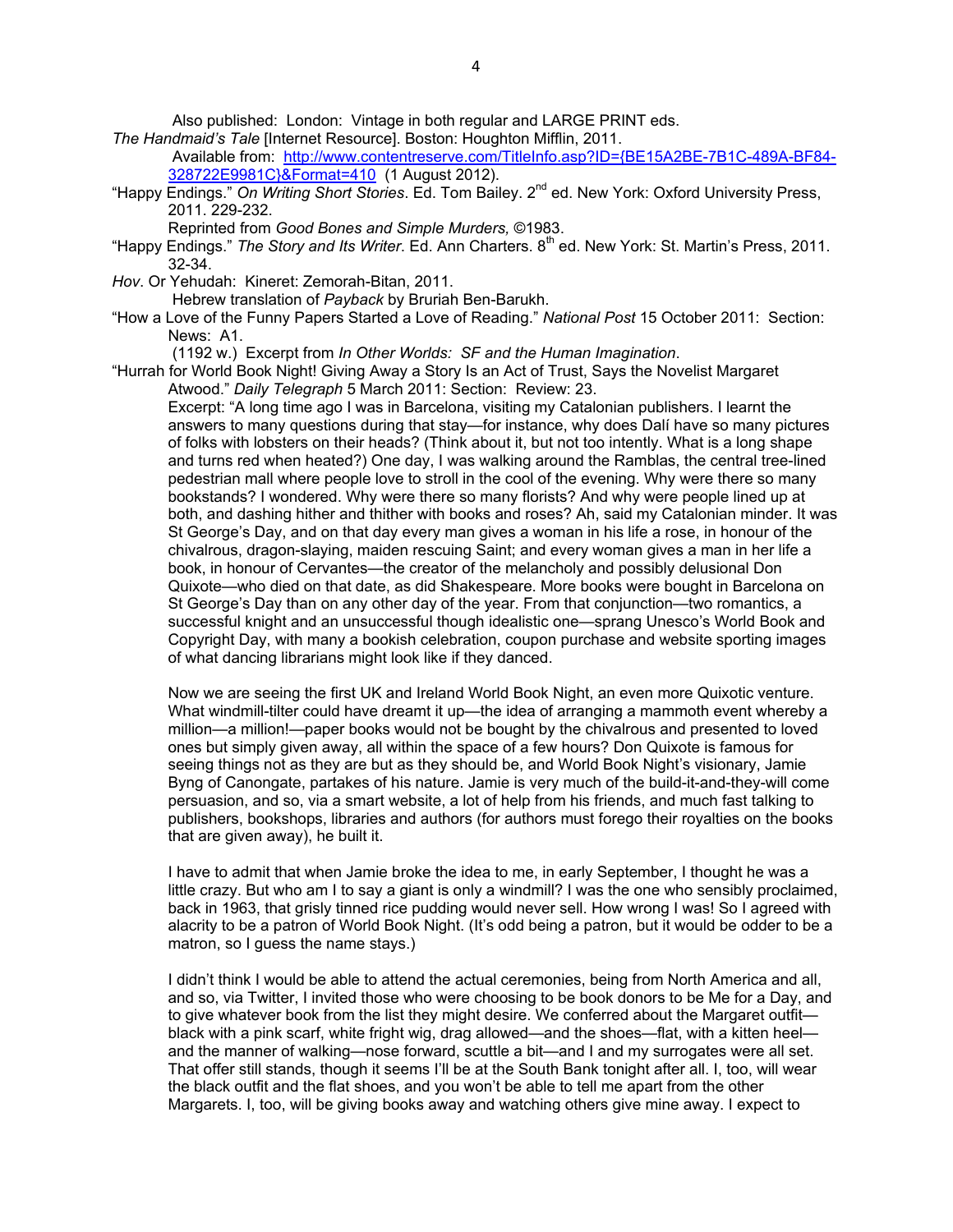Also published: London: Vintage in both regular and LARGE PRINT eds.

*The Handmaid's Tale* [Internet Resource]. Boston: Houghton Mifflin, 2011.
  Available from: http://www.contentreserve.com/TitleInfo.asp?ID={BE15A2BE-7B1C-489A-BF84-328722E9981C}&Format=410 (1 August 2012).

"Happy Endings." *On Writing Short Stories*. Ed. Tom Bailey. 2nd ed. New York: Oxford University Press, 2011. 229-232.
  Reprinted from *Good Bones and Simple Murders,* ©1983.

"Happy Endings." *The Story and Its Writer*. Ed. Ann Charters. 8th ed. New York: St. Martin's Press, 2011. 32-34.

*Hov*. Or Yehudah: Kineret: Zemorah-Bitan, 2011.
  Hebrew translation of *Payback* by Bruriah Ben-Barukh.

"How a Love of the Funny Papers Started a Love of Reading." *National Post* 15 October 2011: Section: News: A1.
  (1192 w.) Excerpt from *In Other Worlds: SF and the Human Imagination*.

"Hurrah for World Book Night! Giving Away a Story Is an Act of Trust, Says the Novelist Margaret Atwood." *Daily Telegraph* 5 March 2011: Section: Review: 23.
  Excerpt: "A long time ago I was in Barcelona, visiting my Catalonian publishers. I learnt the answers to many questions during that stay—for instance, why does Dalí have so many pictures of folks with lobsters on their heads? (Think about it, but not too intently. What is a long shape and turns red when heated?) One day, I was walking around the Ramblas, the central tree-lined pedestrian mall where people love to stroll in the cool of the evening. Why were there so many bookstands? I wondered. Why were there so many florists? And why were people lined up at both, and dashing hither and thither with books and roses? Ah, said my Catalonian minder. It was St George's Day, and on that day every man gives a woman in his life a rose, in honour of the chivalrous, dragon-slaying, maiden rescuing Saint; and every woman gives a man in her life a book, in honour of Cervantes—the creator of the melancholy and possibly delusional Don Quixote—who died on that date, as did Shakespeare. More books were bought in Barcelona on St George's Day than on any other day of the year. From that conjunction—two romantics, a successful knight and an unsuccessful though idealistic one—sprang Unesco's World Book and Copyright Day, with many a bookish celebration, coupon purchase and website sporting images of what dancing librarians might look like if they danced.

  Now we are seeing the first UK and Ireland World Book Night, an even more Quixotic venture. What windmill-tilter could have dreamt it up—the idea of arranging a mammoth event whereby a million—a million!—paper books would not be bought by the chivalrous and presented to loved ones but simply given away, all within the space of a few hours? Don Quixote is famous for seeing things not as they are but as they should be, and World Book Night's visionary, Jamie Byng of Canongate, partakes of his nature. Jamie is very much of the build-it-and-they-will come persuasion, and so, via a smart website, a lot of help from his friends, and much fast talking to publishers, bookshops, libraries and authors (for authors must forego their royalties on the books that are given away), he built it.

  I have to admit that when Jamie broke the idea to me, in early September, I thought he was a little crazy. But who am I to say a giant is only a windmill? I was the one who sensibly proclaimed, back in 1963, that grisly tinned rice pudding would never sell. How wrong I was! So I agreed with alacrity to be a patron of World Book Night. (It's odd being a patron, but it would be odder to be a matron, so I guess the name stays.)

  I didn't think I would be able to attend the actual ceremonies, being from North America and all, and so, via Twitter, I invited those who were choosing to be book donors to be Me for a Day, and to give whatever book from the list they might desire. We conferred about the Margaret outfit—black with a pink scarf, white fright wig, drag allowed—and the shoes—flat, with a kitten heel—and the manner of walking—nose forward, scuttle a bit—and I and my surrogates were all set. That offer still stands, though it seems I'll be at the South Bank tonight after all. I, too, will wear the black outfit and the flat shoes, and you won't be able to tell me apart from the other Margarets. I, too, will be giving books away and watching others give mine away. I expect to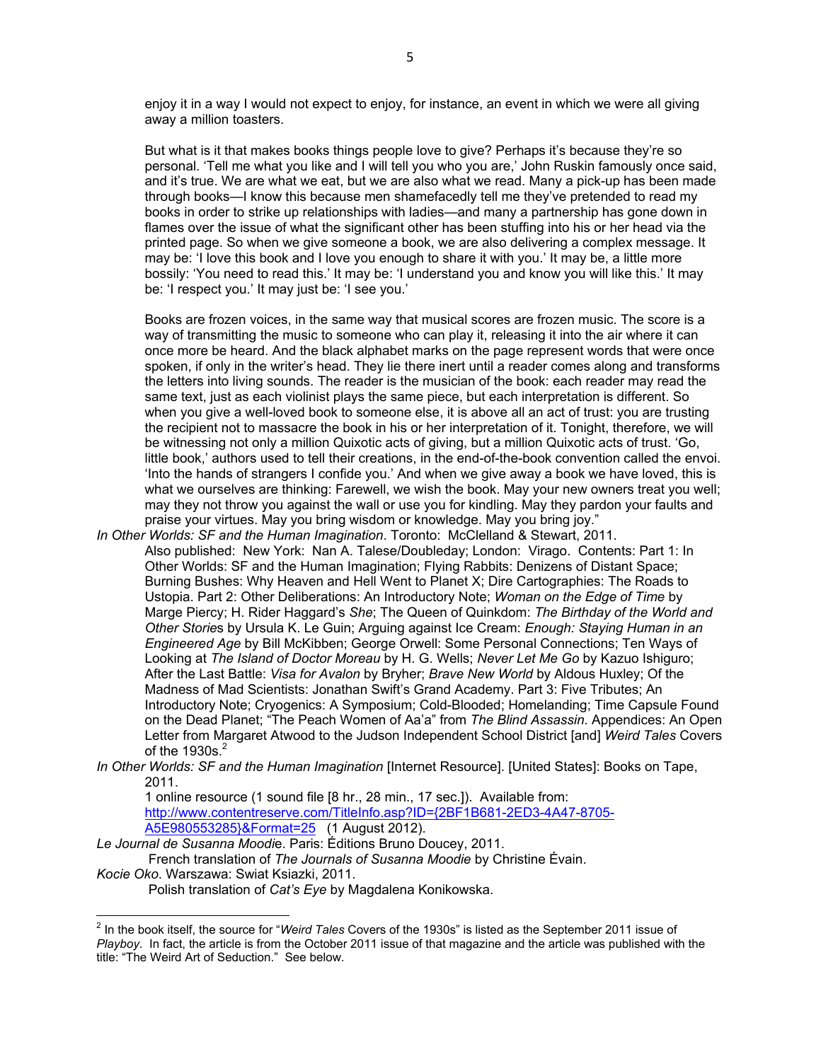enjoy it in a way I would not expect to enjoy, for instance, an event in which we were all giving away a million toasters.

But what is it that makes books things people love to give? Perhaps it's because they're so personal. 'Tell me what you like and I will tell you who you are,' John Ruskin famously once said, and it's true. We are what we eat, but we are also what we read. Many a pick-up has been made through books—I know this because men shamefacedly tell me they've pretended to read my books in order to strike up relationships with ladies—and many a partnership has gone down in flames over the issue of what the significant other has been stuffing into his or her head via the printed page. So when we give someone a book, we are also delivering a complex message. It may be: 'I love this book and I love you enough to share it with you.' It may be, a little more bossily: 'You need to read this.' It may be: 'I understand you and know you will like this.' It may be: 'I respect you.' It may just be: 'I see you.'

Books are frozen voices, in the same way that musical scores are frozen music. The score is a way of transmitting the music to someone who can play it, releasing it into the air where it can once more be heard. And the black alphabet marks on the page represent words that were once spoken, if only in the writer's head. They lie there inert until a reader comes along and transforms the letters into living sounds. The reader is the musician of the book: each reader may read the same text, just as each violinist plays the same piece, but each interpretation is different. So when you give a well-loved book to someone else, it is above all an act of trust: you are trusting the recipient not to massacre the book in his or her interpretation of it. Tonight, therefore, we will be witnessing not only a million Quixotic acts of giving, but a million Quixotic acts of trust. 'Go, little book,' authors used to tell their creations, in the end-of-the-book convention called the envoi. 'Into the hands of strangers I confide you.' And when we give away a book we have loved, this is what we ourselves are thinking: Farewell, we wish the book. May your new owners treat you well; may they not throw you against the wall or use you for kindling. May they pardon your faults and praise your virtues. May you bring wisdom or knowledge. May you bring joy."

*In Other Worlds: SF and the Human Imagination*. Toronto: McClelland & Stewart, 2011.
Also published: New York: Nan A. Talese/Doubleday; London: Virago. Contents: Part 1: In Other Worlds: SF and the Human Imagination; Flying Rabbits: Denizens of Distant Space; Burning Bushes: Why Heaven and Hell Went to Planet X; Dire Cartographies: The Roads to Ustopia. Part 2: Other Deliberations: An Introductory Note; *Woman on the Edge of Time* by Marge Piercy; H. Rider Haggard's *She*; The Queen of Quinkdom: *The Birthday of the World and Other Stories* by Ursula K. Le Guin; Arguing against Ice Cream: *Enough: Staying Human in an Engineered Age* by Bill McKibben; George Orwell: Some Personal Connections; Ten Ways of Looking at *The Island of Doctor Moreau* by H. G. Wells; *Never Let Me Go* by Kazuo Ishiguro; After the Last Battle: *Visa for Avalon* by Bryher; *Brave New World* by Aldous Huxley; Of the Madness of Mad Scientists: Jonathan Swift's Grand Academy. Part 3: Five Tributes; An Introductory Note; Cryogenics: A Symposium; Cold-Blooded; Homelanding; Time Capsule Found on the Dead Planet; "The Peach Women of Aa'a" from *The Blind Assassin*. Appendices: An Open Letter from Margaret Atwood to the Judson Independent School District [and] *Weird Tales* Covers of the 1930s.[2]

*In Other Worlds: SF and the Human Imagination* [Internet Resource]. [United States]: Books on Tape, 2011.
1 online resource (1 sound file [8 hr., 28 min., 17 sec.]). Available from: http://www.contentreserve.com/TitleInfo.asp?ID={2BF1B681-2ED3-4A47-8705-A5E980553285}&Format=25 (1 August 2012).

*Le Journal de Susanna Moodie*. Paris: Éditions Bruno Doucey, 2011.
French translation of *The Journals of Susanna Moodie* by Christine Évain.

*Kocie Oko*. Warszawa: Swiat Ksiazki, 2011.
Polish translation of *Cat's Eye* by Magdalena Konikowska.

[2] In the book itself, the source for "*Weird Tales* Covers of the 1930s" is listed as the September 2011 issue of *Playboy*. In fact, the article is from the October 2011 issue of that magazine and the article was published with the title: "The Weird Art of Seduction." See below.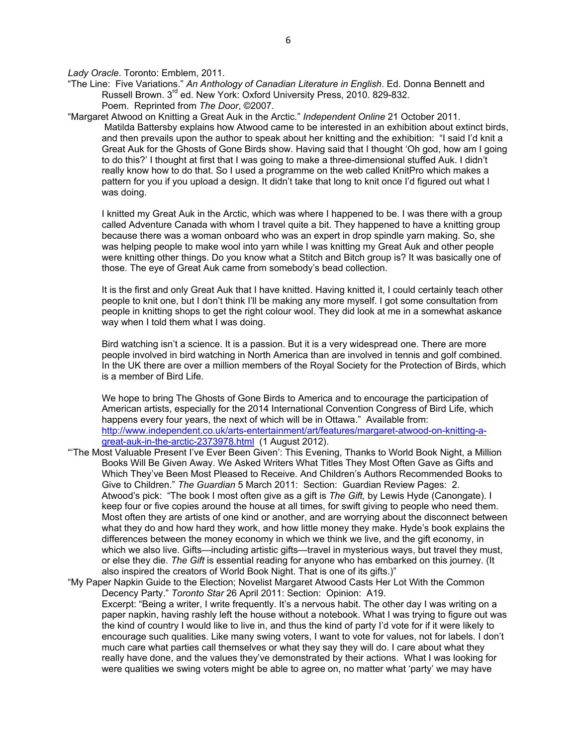*Lady Oracle*. Toronto: Emblem, 2011.

"The Line: Five Variations." *An Anthology of Canadian Literature in English*. Ed. Donna Bennett and Russell Brown. 3rd ed. New York: Oxford University Press, 2010. 829-832.
Poem. Reprinted from *The Door*, ©2007.

"Margaret Atwood on Knitting a Great Auk in the Arctic." *Independent Online* 21 October 2011.
Matilda Battersby explains how Atwood came to be interested in an exhibition about extinct birds, and then prevails upon the author to speak about her knitting and the exhibition: "I said I'd knit a Great Auk for the Ghosts of Gone Birds show. Having said that I thought 'Oh god, how am I going to do this?' I thought at first that I was going to make a three-dimensional stuffed Auk. I didn't really know how to do that. So I used a programme on the web called KnitPro which makes a pattern for you if you upload a design. It didn't take that long to knit once I'd figured out what I was doing.

I knitted my Great Auk in the Arctic, which was where I happened to be. I was there with a group called Adventure Canada with whom I travel quite a bit. They happened to have a knitting group because there was a woman onboard who was an expert in drop spindle yarn making. So, she was helping people to make wool into yarn while I was knitting my Great Auk and other people were knitting other things. Do you know what a Stitch and Bitch group is? It was basically one of those. The eye of Great Auk came from somebody's bead collection.

It is the first and only Great Auk that I have knitted. Having knitted it, I could certainly teach other people to knit one, but I don't think I'll be making any more myself. I got some consultation from people in knitting shops to get the right colour wool. They did look at me in a somewhat askance way when I told them what I was doing.

Bird watching isn't a science. It is a passion. But it is a very widespread one. There are more people involved in bird watching in North America than are involved in tennis and golf combined. In the UK there are over a million members of the Royal Society for the Protection of Birds, which is a member of Bird Life.

We hope to bring The Ghosts of Gone Birds to America and to encourage the participation of American artists, especially for the 2014 International Convention Congress of Bird Life, which happens every four years, the next of which will be in Ottawa." Available from: http://www.independent.co.uk/arts-entertainment/art/features/margaret-atwood-on-knitting-a-great-auk-in-the-arctic-2373978.html (1 August 2012).

"'The Most Valuable Present I've Ever Been Given': This Evening, Thanks to World Book Night, a Million Books Will Be Given Away. We Asked Writers What Titles They Most Often Gave as Gifts and Which They've Been Most Pleased to Receive. And Children's Authors Recommended Books to Give to Children." *The Guardian* 5 March 2011: Section: Guardian Review Pages: 2.
Atwood's pick: "The book I most often give as a gift is *The Gift,* by Lewis Hyde (Canongate). I keep four or five copies around the house at all times, for swift giving to people who need them. Most often they are artists of one kind or another, and are worrying about the disconnect between what they do and how hard they work, and how little money they make. Hyde's book explains the differences between the money economy in which we think we live, and the gift economy, in which we also live. Gifts—including artistic gifts—travel in mysterious ways, but travel they must, or else they die. *The Gift* is essential reading for anyone who has embarked on this journey. (It also inspired the creators of World Book Night. That is one of its gifts.)"

"My Paper Napkin Guide to the Election; Novelist Margaret Atwood Casts Her Lot With the Common Decency Party." *Toronto Star* 26 April 2011: Section: Opinion: A19.
Excerpt: "Being a writer, I write frequently. It's a nervous habit. The other day I was writing on a paper napkin, having rashly left the house without a notebook. What I was trying to figure out was the kind of country I would like to live in, and thus the kind of party I'd vote for if it were likely to encourage such qualities. Like many swing voters, I want to vote for values, not for labels. I don't much care what parties call themselves or what they say they will do. I care about what they really have done, and the values they've demonstrated by their actions. What I was looking for were qualities we swing voters might be able to agree on, no matter what 'party' we may have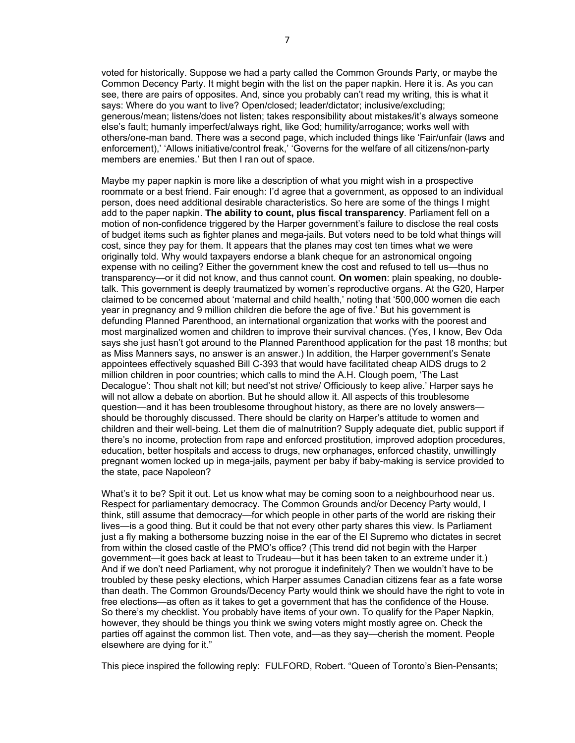voted for historically. Suppose we had a party called the Common Grounds Party, or maybe the Common Decency Party. It might begin with the list on the paper napkin. Here it is. As you can see, there are pairs of opposites. And, since you probably can't read my writing, this is what it says: Where do you want to live? Open/closed; leader/dictator; inclusive/excluding; generous/mean; listens/does not listen; takes responsibility about mistakes/it's always someone else's fault; humanly imperfect/always right, like God; humility/arrogance; works well with others/one-man band. There was a second page, which included things like 'Fair/unfair (laws and enforcement),' 'Allows initiative/control freak,' 'Governs for the welfare of all citizens/non-party members are enemies.' But then I ran out of space.

Maybe my paper napkin is more like a description of what you might wish in a prospective roommate or a best friend. Fair enough: I'd agree that a government, as opposed to an individual person, does need additional desirable characteristics. So here are some of the things I might add to the paper napkin. **The ability to count, plus fiscal transparency**. Parliament fell on a motion of non-confidence triggered by the Harper government's failure to disclose the real costs of budget items such as fighter planes and mega-jails. But voters need to be told what things will cost, since they pay for them. It appears that the planes may cost ten times what we were originally told. Why would taxpayers endorse a blank cheque for an astronomical ongoing expense with no ceiling? Either the government knew the cost and refused to tell us—thus no transparency—or it did not know, and thus cannot count. **On women**: plain speaking, no double-talk. This government is deeply traumatized by women's reproductive organs. At the G20, Harper claimed to be concerned about 'maternal and child health,' noting that '500,000 women die each year in pregnancy and 9 million children die before the age of five.' But his government is defunding Planned Parenthood, an international organization that works with the poorest and most marginalized women and children to improve their survival chances. (Yes, I know, Bev Oda says she just hasn't got around to the Planned Parenthood application for the past 18 months; but as Miss Manners says, no answer is an answer.) In addition, the Harper government's Senate appointees effectively squashed Bill C-393 that would have facilitated cheap AIDS drugs to 2 million children in poor countries; which calls to mind the A.H. Clough poem, 'The Last Decalogue': Thou shalt not kill; but need'st not strive/ Officiously to keep alive.' Harper says he will not allow a debate on abortion. But he should allow it. All aspects of this troublesome question—and it has been troublesome throughout history, as there are no lovely answers—should be thoroughly discussed. There should be clarity on Harper's attitude to women and children and their well-being. Let them die of malnutrition? Supply adequate diet, public support if there's no income, protection from rape and enforced prostitution, improved adoption procedures, education, better hospitals and access to drugs, new orphanages, enforced chastity, unwillingly pregnant women locked up in mega-jails, payment per baby if baby-making is service provided to the state, pace Napoleon?

What's it to be? Spit it out. Let us know what may be coming soon to a neighbourhood near us. Respect for parliamentary democracy. The Common Grounds and/or Decency Party would, I think, still assume that democracy—for which people in other parts of the world are risking their lives—is a good thing. But it could be that not every other party shares this view. Is Parliament just a fly making a bothersome buzzing noise in the ear of the El Supremo who dictates in secret from within the closed castle of the PMO's office? (This trend did not begin with the Harper government—it goes back at least to Trudeau—but it has been taken to an extreme under it.) And if we don't need Parliament, why not prorogue it indefinitely? Then we wouldn't have to be troubled by these pesky elections, which Harper assumes Canadian citizens fear as a fate worse than death. The Common Grounds/Decency Party would think we should have the right to vote in free elections—as often as it takes to get a government that has the confidence of the House. So there's my checklist. You probably have items of your own. To qualify for the Paper Napkin, however, they should be things you think we swing voters might mostly agree on. Check the parties off against the common list. Then vote, and—as they say—cherish the moment. People elsewhere are dying for it."

This piece inspired the following reply: FULFORD, Robert. "Queen of Toronto's Bien-Pensants;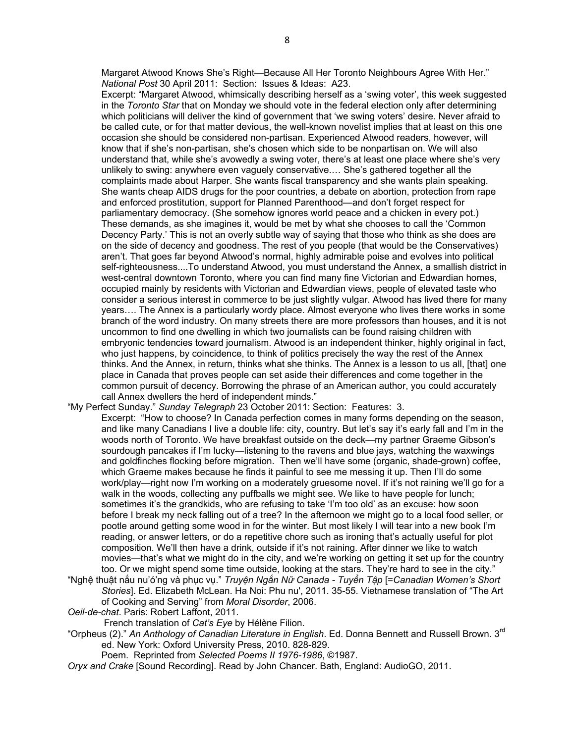Margaret Atwood Knows She's Right—Because All Her Toronto Neighbours Agree With Her." *National Post* 30 April 2011: Section: Issues & Ideas: A23.

Excerpt: "Margaret Atwood, whimsically describing herself as a 'swing voter', this week suggested in the *Toronto Star* that on Monday we should vote in the federal election only after determining which politicians will deliver the kind of government that 'we swing voters' desire. Never afraid to be called cute, or for that matter devious, the well-known novelist implies that at least on this one occasion she should be considered non-partisan. Experienced Atwood readers, however, will know that if she's non-partisan, she's chosen which side to be nonpartisan on. We will also understand that, while she's avowedly a swing voter, there's at least one place where she's very unlikely to swing: anywhere even vaguely conservative.… She's gathered together all the complaints made about Harper. She wants fiscal transparency and she wants plain speaking. She wants cheap AIDS drugs for the poor countries, a debate on abortion, protection from rape and enforced prostitution, support for Planned Parenthood—and don't forget respect for parliamentary democracy. (She somehow ignores world peace and a chicken in every pot.) These demands, as she imagines it, would be met by what she chooses to call the 'Common Decency Party.' This is not an overly subtle way of saying that those who think as she does are on the side of decency and goodness. The rest of you people (that would be the Conservatives) aren't. That goes far beyond Atwood's normal, highly admirable poise and evolves into political self-righteousness....To understand Atwood, you must understand the Annex, a smallish district in west-central downtown Toronto, where you can find many fine Victorian and Edwardian homes, occupied mainly by residents with Victorian and Edwardian views, people of elevated taste who consider a serious interest in commerce to be just slightly vulgar. Atwood has lived there for many years…. The Annex is a particularly wordy place. Almost everyone who lives there works in some branch of the word industry. On many streets there are more professors than houses, and it is not uncommon to find one dwelling in which two journalists can be found raising children with embryonic tendencies toward journalism. Atwood is an independent thinker, highly original in fact, who just happens, by coincidence, to think of politics precisely the way the rest of the Annex thinks. And the Annex, in return, thinks what she thinks. The Annex is a lesson to us all, [that] one place in Canada that proves people can set aside their differences and come together in the common pursuit of decency. Borrowing the phrase of an American author, you could accurately call Annex dwellers the herd of independent minds."

"My Perfect Sunday." *Sunday Telegraph* 23 October 2011: Section: Features: 3.

Excerpt: "How to choose? In Canada perfection comes in many forms depending on the season, and like many Canadians I live a double life: city, country. But let's say it's early fall and I'm in the woods north of Toronto. We have breakfast outside on the deck—my partner Graeme Gibson's sourdough pancakes if I'm lucky—listening to the ravens and blue jays, watching the waxwings and goldfinches flocking before migration. Then we'll have some (organic, shade-grown) coffee, which Graeme makes because he finds it painful to see me messing it up. Then I'll do some work/play—right now I'm working on a moderately gruesome novel. If it's not raining we'll go for a walk in the woods, collecting any puffballs we might see. We like to have people for lunch; sometimes it's the grandkids, who are refusing to take 'I'm too old' as an excuse: how soon before I break my neck falling out of a tree? In the afternoon we might go to a local food seller, or pootle around getting some wood in for the winter. But most likely I will tear into a new book I'm reading, or answer letters, or do a repetitive chore such as ironing that's actually useful for plot composition. We'll then have a drink, outside if it's not raining. After dinner we like to watch movies—that's what we might do in the city, and we're working on getting it set up for the country too. Or we might spend some time outside, looking at the stars. They're hard to see in the city."

"Nghệ thuật nấu nư'ớ'ng và phục vụ." *Truyện Ngắn Nữ Canada - Tuyển Tập* [=*Canadian Women's Short Stories*]. Ed. Elizabeth McLean. Ha Noi: Phu nu', 2011. 35-55. Vietnamese translation of "The Art of Cooking and Serving" from *Moral Disorder*, 2006.

*Oeil-de-chat*. Paris: Robert Laffont, 2011.
French translation of *Cat's Eye* by Hélène Filion.

"Orpheus (2)." *An Anthology of Canadian Literature in English*. Ed. Donna Bennett and Russell Brown. 3rd ed. New York: Oxford University Press, 2010. 828-829.
Poem. Reprinted from *Selected Poems II 1976-1986*, ©1987.

*Oryx and Crake* [Sound Recording]. Read by John Chancer. Bath, England: AudioGO, 2011.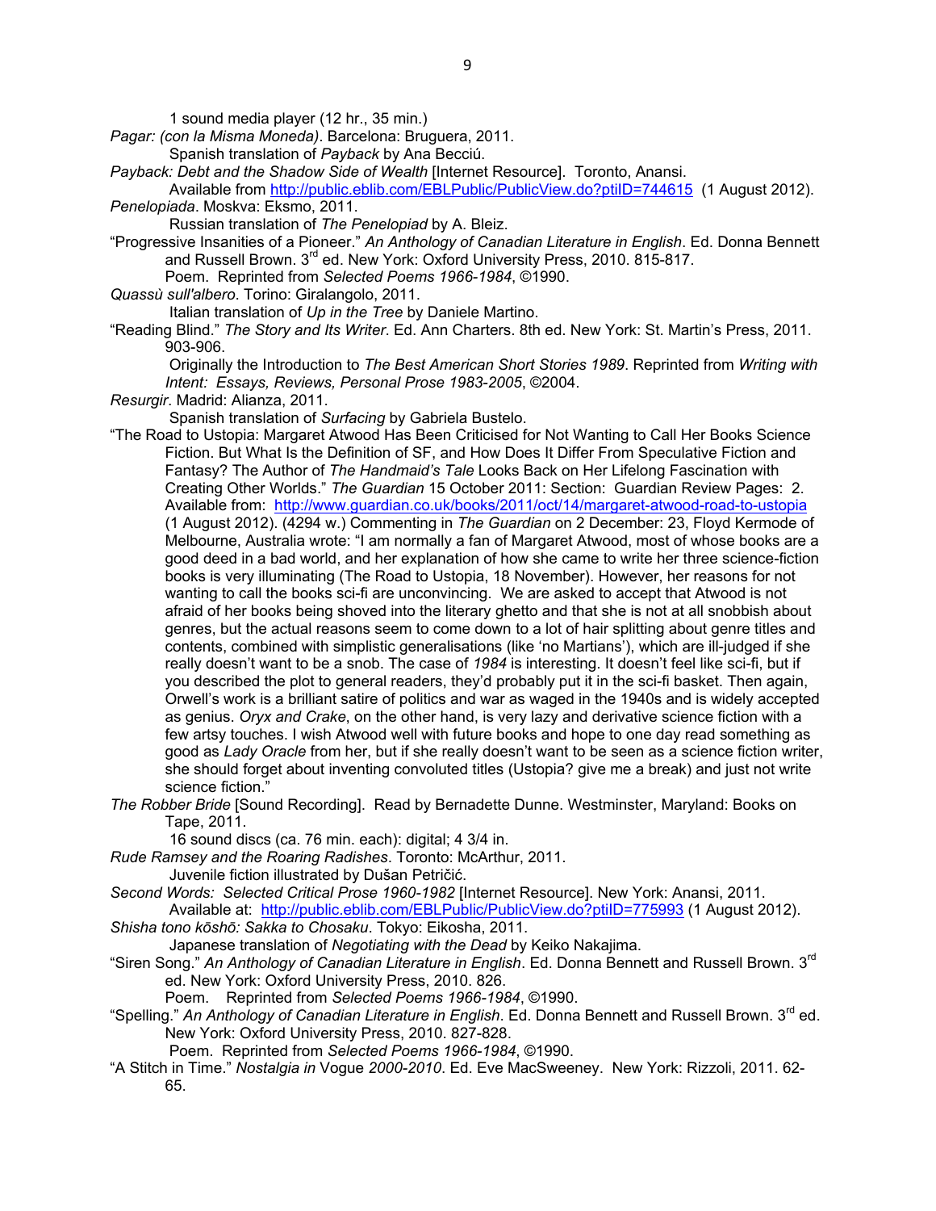1 sound media player (12 hr., 35 min.)

*Pagar: (con la Misma Moneda)*. Barcelona: Bruguera, 2011.
Spanish translation of *Payback* by Ana Becciú.

*Payback: Debt and the Shadow Side of Wealth* [Internet Resource]. Toronto, Anansi.
Available from http://public.eblib.com/EBLPublic/PublicView.do?ptiID=744615 (1 August 2012).

*Penelopiada*. Moskva: Eksmo, 2011.
Russian translation of *The Penelopiad* by A. Bleiz.

"Progressive Insanities of a Pioneer." *An Anthology of Canadian Literature in English*. Ed. Donna Bennett and Russell Brown. 3rd ed. New York: Oxford University Press, 2010. 815-817.
Poem. Reprinted from *Selected Poems 1966-1984*, ©1990.

*Quassù sull'albero*. Torino: Giralangolo, 2011.
Italian translation of *Up in the Tree* by Daniele Martino.

"Reading Blind." *The Story and Its Writer*. Ed. Ann Charters. 8th ed. New York: St. Martin's Press, 2011. 903-906.
Originally the Introduction to *The Best American Short Stories 1989*. Reprinted from *Writing with Intent: Essays, Reviews, Personal Prose 1983-2005*, ©2004.

*Resurgir*. Madrid: Alianza, 2011.
Spanish translation of *Surfacing* by Gabriela Bustelo.

"The Road to Ustopia: Margaret Atwood Has Been Criticised for Not Wanting to Call Her Books Science Fiction. But What Is the Definition of SF, and How Does It Differ From Speculative Fiction and Fantasy? The Author of *The Handmaid's Tale* Looks Back on Her Lifelong Fascination with Creating Other Worlds." *The Guardian* 15 October 2011: Section: Guardian Review Pages: 2. Available from: http://www.guardian.co.uk/books/2011/oct/14/margaret-atwood-road-to-ustopia (1 August 2012). (4294 w.) Commenting in *The Guardian* on 2 December: 23, Floyd Kermode of Melbourne, Australia wrote: "I am normally a fan of Margaret Atwood, most of whose books are a good deed in a bad world, and her explanation of how she came to write her three science-fiction books is very illuminating (The Road to Ustopia, 18 November). However, her reasons for not wanting to call the books sci-fi are unconvincing. We are asked to accept that Atwood is not afraid of her books being shoved into the literary ghetto and that she is not at all snobbish about genres, but the actual reasons seem to come down to a lot of hair splitting about genre titles and contents, combined with simplistic generalisations (like 'no Martians'), which are ill-judged if she really doesn't want to be a snob. The case of *1984* is interesting. It doesn't feel like sci-fi, but if you described the plot to general readers, they'd probably put it in the sci-fi basket. Then again, Orwell's work is a brilliant satire of politics and war as waged in the 1940s and is widely accepted as genius. *Oryx and Crake*, on the other hand, is very lazy and derivative science fiction with a few artsy touches. I wish Atwood well with future books and hope to one day read something as good as *Lady Oracle* from her, but if she really doesn't want to be seen as a science fiction writer, she should forget about inventing convoluted titles (Ustopia? give me a break) and just not write science fiction."

*The Robber Bride* [Sound Recording]. Read by Bernadette Dunne. Westminster, Maryland: Books on Tape, 2011.
16 sound discs (ca. 76 min. each): digital; 4 3/4 in.

*Rude Ramsey and the Roaring Radishes*. Toronto: McArthur, 2011.
Juvenile fiction illustrated by Dušan Petričić.

*Second Words: Selected Critical Prose 1960-1982* [Internet Resource]. New York: Anansi, 2011.
Available at: http://public.eblib.com/EBLPublic/PublicView.do?ptiID=775993 (1 August 2012).

*Shisha tono kōshō: Sakka to Chosaku*. Tokyo: Eikosha, 2011.
Japanese translation of *Negotiating with the Dead* by Keiko Nakajima.

"Siren Song." *An Anthology of Canadian Literature in English*. Ed. Donna Bennett and Russell Brown. 3rd ed. New York: Oxford University Press, 2010. 826.
Poem. Reprinted from *Selected Poems 1966-1984*, ©1990.

"Spelling." *An Anthology of Canadian Literature in English*. Ed. Donna Bennett and Russell Brown. 3rd ed. New York: Oxford University Press, 2010. 827-828.
Poem. Reprinted from *Selected Poems 1966-1984*, ©1990.

"A Stitch in Time." *Nostalgia in* Vogue *2000-2010*. Ed. Eve MacSweeney. New York: Rizzoli, 2011. 62-65.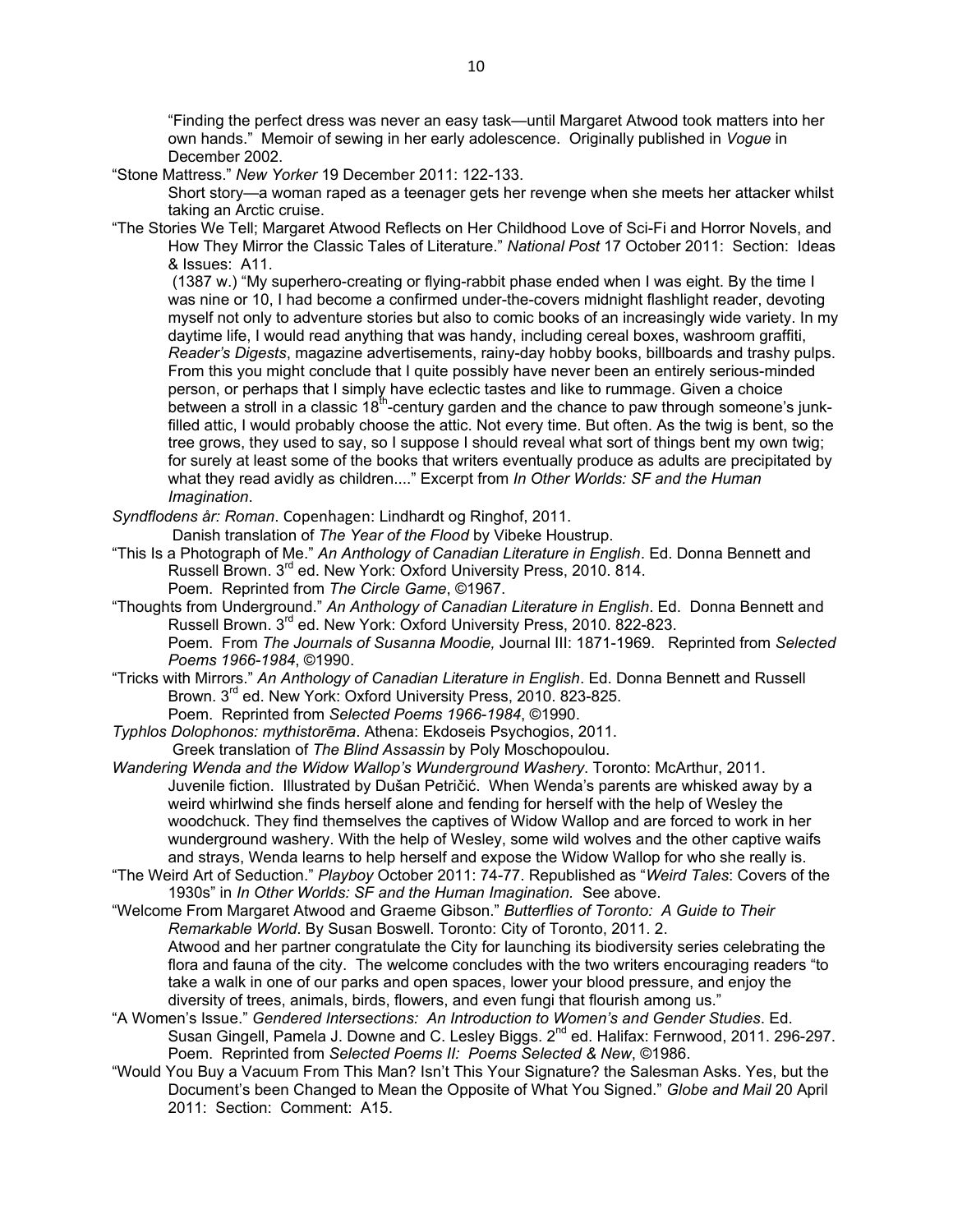"Finding the perfect dress was never an easy task—until Margaret Atwood took matters into her own hands." Memoir of sewing in her early adolescence. Originally published in *Vogue* in December 2002.

"Stone Mattress." *New Yorker* 19 December 2011: 122-133.
Short story—a woman raped as a teenager gets her revenge when she meets her attacker whilst taking an Arctic cruise.

"The Stories We Tell; Margaret Atwood Reflects on Her Childhood Love of Sci-Fi and Horror Novels, and How They Mirror the Classic Tales of Literature." *National Post* 17 October 2011: Section: Ideas & Issues: A11.
(1387 w.) "My superhero-creating or flying-rabbit phase ended when I was eight. By the time I was nine or 10, I had become a confirmed under-the-covers midnight flashlight reader, devoting myself not only to adventure stories but also to comic books of an increasingly wide variety. In my daytime life, I would read anything that was handy, including cereal boxes, washroom graffiti, *Reader's Digests*, magazine advertisements, rainy-day hobby books, billboards and trashy pulps. From this you might conclude that I quite possibly have never been an entirely serious-minded person, or perhaps that I simply have eclectic tastes and like to rummage. Given a choice between a stroll in a classic 18th-century garden and the chance to paw through someone's junk-filled attic, I would probably choose the attic. Not every time. But often. As the twig is bent, so the tree grows, they used to say, so I suppose I should reveal what sort of things bent my own twig; for surely at least some of the books that writers eventually produce as adults are precipitated by what they read avidly as children...." Excerpt from *In Other Worlds: SF and the Human Imagination*.

*Syndflodens år: Roman*. Copenhagen: Lindhardt og Ringhof, 2011.
Danish translation of *The Year of the Flood* by Vibeke Houstrup.

"This Is a Photograph of Me." *An Anthology of Canadian Literature in English*. Ed. Donna Bennett and Russell Brown. 3rd ed. New York: Oxford University Press, 2010. 814.
Poem. Reprinted from *The Circle Game*, ©1967.

"Thoughts from Underground." *An Anthology of Canadian Literature in English*. Ed. Donna Bennett and Russell Brown. 3rd ed. New York: Oxford University Press, 2010. 822-823.
Poem. From *The Journals of Susanna Moodie,* Journal III: 1871-1969. Reprinted from *Selected Poems 1966-1984*, ©1990.

"Tricks with Mirrors." *An Anthology of Canadian Literature in English*. Ed. Donna Bennett and Russell Brown. 3rd ed. New York: Oxford University Press, 2010. 823-825.
Poem. Reprinted from *Selected Poems 1966-1984*, ©1990.

*Typhlos Dolophonos: mythistorēma*. Athena: Ekdoseis Psychogios, 2011.
Greek translation of *The Blind Assassin* by Poly Moschopoulou.

*Wandering Wenda and the Widow Wallop's Wunderground Washery*. Toronto: McArthur, 2011.
Juvenile fiction. Illustrated by Dušan Petričić. When Wenda's parents are whisked away by a weird whirlwind she finds herself alone and fending for herself with the help of Wesley the woodchuck. They find themselves the captives of Widow Wallop and are forced to work in her wunderground washery. With the help of Wesley, some wild wolves and the other captive waifs and strays, Wenda learns to help herself and expose the Widow Wallop for who she really is.

"The Weird Art of Seduction." *Playboy* October 2011: 74-77. Republished as "*Weird Tales*: Covers of the 1930s" in *In Other Worlds: SF and the Human Imagination.* See above.

"Welcome From Margaret Atwood and Graeme Gibson." *Butterflies of Toronto: A Guide to Their Remarkable World*. By Susan Boswell. Toronto: City of Toronto, 2011. 2.
Atwood and her partner congratulate the City for launching its biodiversity series celebrating the flora and fauna of the city. The welcome concludes with the two writers encouraging readers "to take a walk in one of our parks and open spaces, lower your blood pressure, and enjoy the diversity of trees, animals, birds, flowers, and even fungi that flourish among us."

"A Women's Issue." *Gendered Intersections: An Introduction to Women's and Gender Studies*. Ed. Susan Gingell, Pamela J. Downe and C. Lesley Biggs. 2nd ed. Halifax: Fernwood, 2011. 296-297.
Poem. Reprinted from *Selected Poems II: Poems Selected & New*, ©1986.

"Would You Buy a Vacuum From This Man? Isn't This Your Signature? the Salesman Asks. Yes, but the Document's been Changed to Mean the Opposite of What You Signed." *Globe and Mail* 20 April 2011: Section: Comment: A15.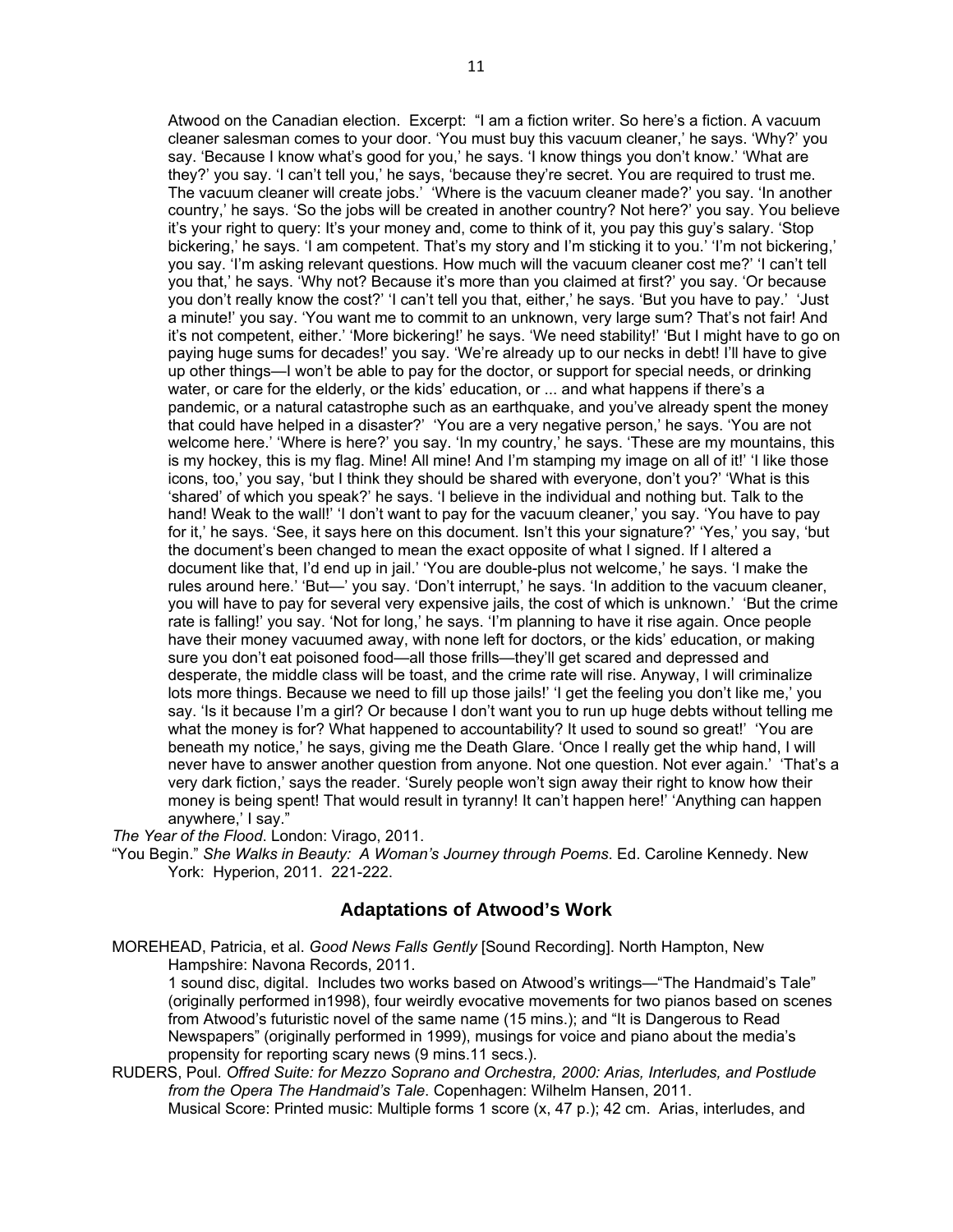Atwood on the Canadian election. Excerpt: "I am a fiction writer. So here's a fiction. A vacuum cleaner salesman comes to your door. 'You must buy this vacuum cleaner,' he says. 'Why?' you say. 'Because I know what's good for you,' he says. 'I know things you don't know.' 'What are they?' you say. 'I can't tell you,' he says, 'because they're secret. You are required to trust me. The vacuum cleaner will create jobs.' 'Where is the vacuum cleaner made?' you say. 'In another country,' he says. 'So the jobs will be created in another country? Not here?' you say. You believe it's your right to query: It's your money and, come to think of it, you pay this guy's salary. 'Stop bickering,' he says. 'I am competent. That's my story and I'm sticking it to you.' 'I'm not bickering,' you say. 'I'm asking relevant questions. How much will the vacuum cleaner cost me?' 'I can't tell you that,' he says. 'Why not? Because it's more than you claimed at first?' you say. 'Or because you don't really know the cost?' 'I can't tell you that, either,' he says. 'But you have to pay.' 'Just a minute!' you say. 'You want me to commit to an unknown, very large sum? That's not fair! And it's not competent, either.' 'More bickering!' he says. 'We need stability!' 'But I might have to go on paying huge sums for decades!' you say. 'We're already up to our necks in debt! I'll have to give up other things—I won't be able to pay for the doctor, or support for special needs, or drinking water, or care for the elderly, or the kids' education, or ... and what happens if there's a pandemic, or a natural catastrophe such as an earthquake, and you've already spent the money that could have helped in a disaster?' 'You are a very negative person,' he says. 'You are not welcome here.' 'Where is here?' you say. 'In my country,' he says. 'These are my mountains, this is my hockey, this is my flag. Mine! All mine! And I'm stamping my image on all of it!' 'I like those icons, too,' you say, 'but I think they should be shared with everyone, don't you?' 'What is this 'shared' of which you speak?' he says. 'I believe in the individual and nothing but. Talk to the hand! Weak to the wall!' 'I don't want to pay for the vacuum cleaner,' you say. 'You have to pay for it,' he says. 'See, it says here on this document. Isn't this your signature?' 'Yes,' you say, 'but the document's been changed to mean the exact opposite of what I signed. If I altered a document like that, I'd end up in jail.' 'You are double-plus not welcome,' he says. 'I make the rules around here.' 'But—' you say. 'Don't interrupt,' he says. 'In addition to the vacuum cleaner, you will have to pay for several very expensive jails, the cost of which is unknown.' 'But the crime rate is falling!' you say. 'Not for long,' he says. 'I'm planning to have it rise again. Once people have their money vacuumed away, with none left for doctors, or the kids' education, or making sure you don't eat poisoned food—all those frills—they'll get scared and depressed and desperate, the middle class will be toast, and the crime rate will rise. Anyway, I will criminalize lots more things. Because we need to fill up those jails!' 'I get the feeling you don't like me,' you say. 'Is it because I'm a girl? Or because I don't want you to run up huge debts without telling me what the money is for? What happened to accountability? It used to sound so great!' 'You are beneath my notice,' he says, giving me the Death Glare. 'Once I really get the whip hand, I will never have to answer another question from anyone. Not one question. Not ever again.' 'That's a very dark fiction,' says the reader. 'Surely people won't sign away their right to know how their money is being spent! That would result in tyranny! It can't happen here!' 'Anything can happen anywhere,' I say."

*The Year of the Flood*. London: Virago, 2011.

"You Begin." *She Walks in Beauty: A Woman's Journey through Poems*. Ed. Caroline Kennedy. New York: Hyperion, 2011. 221-222.

## Adaptations of Atwood's Work

MOREHEAD, Patricia, et al. *Good News Falls Gently* [Sound Recording]. North Hampton, New Hampshire: Navona Records, 2011.
1 sound disc, digital. Includes two works based on Atwood's writings—"The Handmaid's Tale" (originally performed in1998), four weirdly evocative movements for two pianos based on scenes from Atwood's futuristic novel of the same name (15 mins.); and "It is Dangerous to Read Newspapers" (originally performed in 1999), musings for voice and piano about the media's propensity for reporting scary news (9 mins.11 secs.).

RUDERS, Poul. *Offred Suite: for Mezzo Soprano and Orchestra, 2000: Arias, Interludes, and Postlude from the Opera The Handmaid's Tale*. Copenhagen: Wilhelm Hansen, 2011.
Musical Score: Printed music: Multiple forms 1 score (x, 47 p.); 42 cm. Arias, interludes, and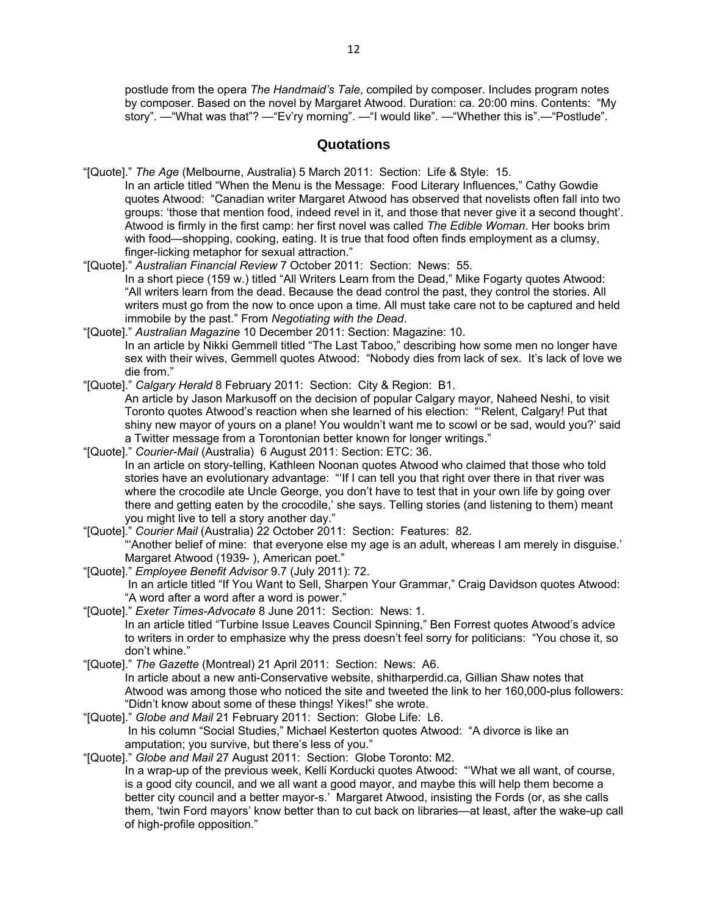postlude from the opera *The Handmaid's Tale*, compiled by composer. Includes program notes by composer. Based on the novel by Margaret Atwood. Duration: ca. 20:00 mins. Contents: "My story". —"What was that"? —"Ev'ry morning". —"I would like". —"Whether this is".—"Postlude".

## Quotations

"[Quote]." *The Age* (Melbourne, Australia) 5 March 2011: Section: Life & Style: 15.
In an article titled "When the Menu is the Message: Food Literary Influences," Cathy Gowdie quotes Atwood: "Canadian writer Margaret Atwood has observed that novelists often fall into two groups: 'those that mention food, indeed revel in it, and those that never give it a second thought'. Atwood is firmly in the first camp: her first novel was called *The Edible Woman*. Her books brim with food—shopping, cooking, eating. It is true that food often finds employment as a clumsy, finger-licking metaphor for sexual attraction."

"[Quote]." *Australian Financial Review* 7 October 2011: Section: News: 55.
In a short piece (159 w.) titled "All Writers Learn from the Dead," Mike Fogarty quotes Atwood: "All writers learn from the dead. Because the dead control the past, they control the stories. All writers must go from the now to once upon a time. All must take care not to be captured and held immobile by the past." From *Negotiating with the Dead*.

"[Quote]." *Australian Magazine* 10 December 2011: Section: Magazine: 10.
In an article by Nikki Gemmell titled "The Last Taboo," describing how some men no longer have sex with their wives, Gemmell quotes Atwood: "Nobody dies from lack of sex. It's lack of love we die from."

"[Quote]." *Calgary Herald* 8 February 2011: Section: City & Region: B1.
An article by Jason Markusoff on the decision of popular Calgary mayor, Naheed Neshi, to visit Toronto quotes Atwood's reaction when she learned of his election: "'Relent, Calgary! Put that shiny new mayor of yours on a plane! You wouldn't want me to scowl or be sad, would you?' said a Twitter message from a Torontonian better known for longer writings."

"[Quote]." *Courier-Mail* (Australia) 6 August 2011: Section: ETC: 36.
In an article on story-telling, Kathleen Noonan quotes Atwood who claimed that those who told stories have an evolutionary advantage: "'If I can tell you that right over there in that river was where the crocodile ate Uncle George, you don't have to test that in your own life by going over there and getting eaten by the crocodile,' she says. Telling stories (and listening to them) meant you might live to tell a story another day."

"[Quote]." *Courier Mail* (Australia) 22 October 2011: Section: Features: 82.
"'Another belief of mine: that everyone else my age is an adult, whereas I am merely in disguise.' Margaret Atwood (1939- ), American poet."

"[Quote]." *Employee Benefit Advisor* 9.7 (July 2011): 72.
In an article titled "If You Want to Sell, Sharpen Your Grammar," Craig Davidson quotes Atwood: "A word after a word after a word is power."

"[Quote]." *Exeter Times-Advocate* 8 June 2011: Section: News: 1.
In an article titled "Turbine Issue Leaves Council Spinning," Ben Forrest quotes Atwood's advice to writers in order to emphasize why the press doesn't feel sorry for politicians: "You chose it, so don't whine."

"[Quote]." *The Gazette* (Montreal) 21 April 2011: Section: News: A6.
In article about a new anti-Conservative website, shitharperdid.ca, Gillian Shaw notes that Atwood was among those who noticed the site and tweeted the link to her 160,000-plus followers: "Didn't know about some of these things! Yikes!" she wrote.

"[Quote]." *Globe and Mail* 21 February 2011: Section: Globe Life: L6.
In his column "Social Studies," Michael Kesterton quotes Atwood: "A divorce is like an amputation; you survive, but there's less of you."

"[Quote]." *Globe and Mail* 27 August 2011: Section: Globe Toronto: M2.
In a wrap-up of the previous week, Kelli Korducki quotes Atwood: "'What we all want, of course, is a good city council, and we all want a good mayor, and maybe this will help them become a better city council and a better mayor-s.' Margaret Atwood, insisting the Fords (or, as she calls them, 'twin Ford mayors' know better than to cut back on libraries—at least, after the wake-up call of high-profile opposition."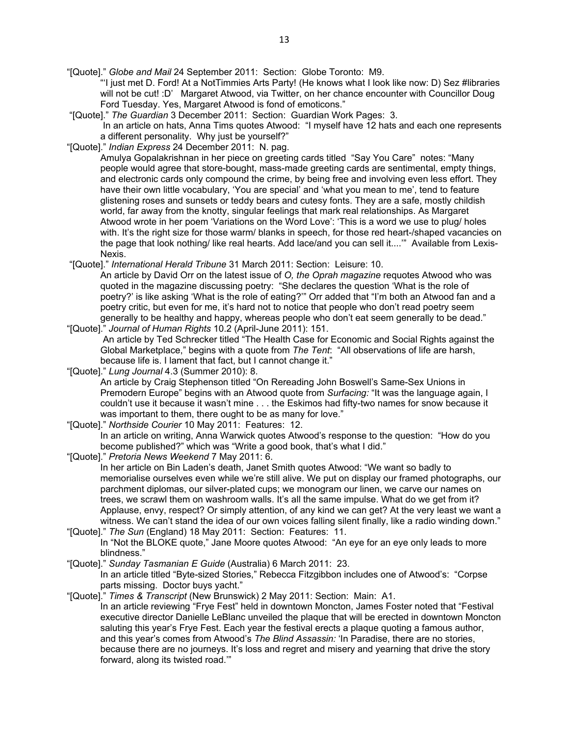"[Quote]." *Globe and Mail* 24 September 2011: Section: Globe Toronto: M9.

"'I just met D. Ford! At a NotTimmies Arts Party! (He knows what I look like now: D) Sez #libraries will not be cut! :D' Margaret Atwood, via Twitter, on her chance encounter with Councillor Doug Ford Tuesday. Yes, Margaret Atwood is fond of emoticons."

"[Quote]." *The Guardian* 3 December 2011: Section: Guardian Work Pages: 3.

In an article on hats, Anna Tims quotes Atwood: "I myself have 12 hats and each one represents a different personality. Why just be yourself?"

"[Quote]." *Indian Express* 24 December 2011: N. pag.

Amulya Gopalakrishnan in her piece on greeting cards titled "Say You Care" notes: "Many people would agree that store-bought, mass-made greeting cards are sentimental, empty things, and electronic cards only compound the crime, by being free and involving even less effort. They have their own little vocabulary, 'You are special' and 'what you mean to me', tend to feature glistening roses and sunsets or teddy bears and cutesy fonts. They are a safe, mostly childish world, far away from the knotty, singular feelings that mark real relationships. As Margaret Atwood wrote in her poem 'Variations on the Word Love': 'This is a word we use to plug/ holes with. It's the right size for those warm/ blanks in speech, for those red heart-/shaped vacancies on the page that look nothing/ like real hearts. Add lace/and you can sell it....'" Available from Lexis-Nexis.

"[Quote]." *International Herald Tribune* 31 March 2011: Section: Leisure: 10.

An article by David Orr on the latest issue of *O, the Oprah magazine* requotes Atwood who was quoted in the magazine discussing poetry: "She declares the question 'What is the role of poetry?' is like asking 'What is the role of eating?'" Orr added that "I'm both an Atwood fan and a poetry critic, but even for me, it's hard not to notice that people who don't read poetry seem generally to be healthy and happy, whereas people who don't eat seem generally to be dead."

"[Quote]." *Journal of Human Rights* 10.2 (April-June 2011): 151.

An article by Ted Schrecker titled "The Health Case for Economic and Social Rights against the Global Marketplace," begins with a quote from *The Tent*: "All observations of life are harsh, because life is. I lament that fact, but I cannot change it."

"[Quote]." *Lung Journal* 4.3 (Summer 2010): 8.

An article by Craig Stephenson titled "On Rereading John Boswell's Same-Sex Unions in Premodern Europe" begins with an Atwood quote from *Surfacing:* "It was the language again, I couldn't use it because it wasn't mine . . . the Eskimos had fifty-two names for snow because it was important to them, there ought to be as many for love."

"[Quote]." *Northside Courier* 10 May 2011: Features: 12.

In an article on writing, Anna Warwick quotes Atwood's response to the question: "How do you become published?" which was "Write a good book, that's what I did."

"[Quote]." *Pretoria News Weekend* 7 May 2011: 6.

In her article on Bin Laden's death, Janet Smith quotes Atwood: "We want so badly to memorialise ourselves even while we're still alive. We put on display our framed photographs, our parchment diplomas, our silver-plated cups; we monogram our linen, we carve our names on trees, we scrawl them on washroom walls. It's all the same impulse. What do we get from it? Applause, envy, respect? Or simply attention, of any kind we can get? At the very least we want a witness. We can't stand the idea of our own voices falling silent finally, like a radio winding down."

"[Quote]." *The Sun* (England) 18 May 2011: Section: Features: 11.

In "Not the BLOKE quote," Jane Moore quotes Atwood: "An eye for an eye only leads to more blindness."

"[Quote]." *Sunday Tasmanian E Guide* (Australia) 6 March 2011: 23.

In an article titled "Byte-sized Stories," Rebecca Fitzgibbon includes one of Atwood's: "Corpse parts missing. Doctor buys yacht."

"[Quote]." *Times & Transcript* (New Brunswick) 2 May 2011: Section: Main: A1.

In an article reviewing "Frye Fest" held in downtown Moncton, James Foster noted that "Festival executive director Danielle LeBlanc unveiled the plaque that will be erected in downtown Moncton saluting this year's Frye Fest. Each year the festival erects a plaque quoting a famous author, and this year's comes from Atwood's *The Blind Assassin:* 'In Paradise, there are no stories, because there are no journeys. It's loss and regret and misery and yearning that drive the story forward, along its twisted road.'"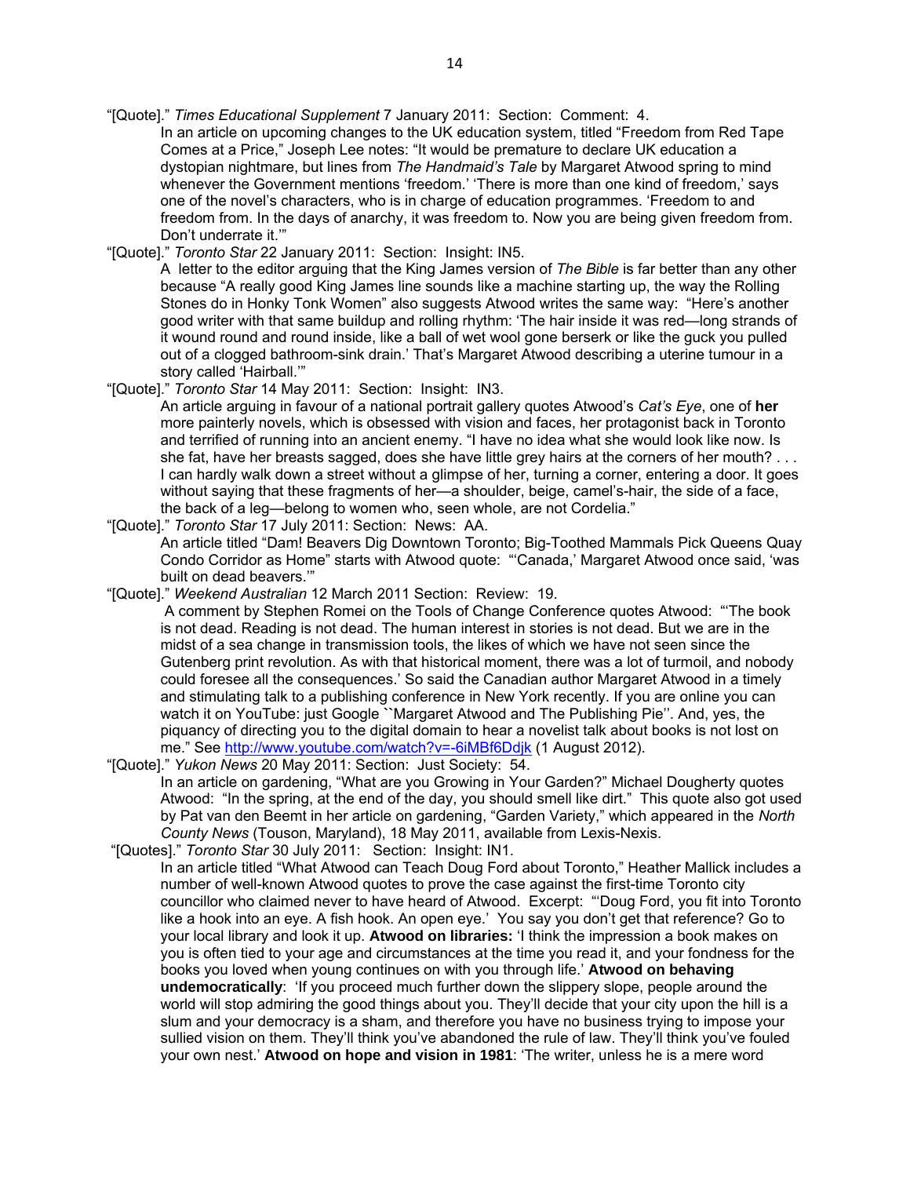"[Quote]." *Times Educational Supplement* 7 January 2011: Section: Comment: 4.

In an article on upcoming changes to the UK education system, titled "Freedom from Red Tape Comes at a Price," Joseph Lee notes: "It would be premature to declare UK education a dystopian nightmare, but lines from *The Handmaid's Tale* by Margaret Atwood spring to mind whenever the Government mentions 'freedom.' 'There is more than one kind of freedom,' says one of the novel's characters, who is in charge of education programmes. 'Freedom to and freedom from. In the days of anarchy, it was freedom to. Now you are being given freedom from. Don't underrate it.'"

"[Quote]." *Toronto Star* 22 January 2011: Section: Insight: IN5.

A letter to the editor arguing that the King James version of *The Bible* is far better than any other because "A really good King James line sounds like a machine starting up, the way the Rolling Stones do in Honky Tonk Women" also suggests Atwood writes the same way: "Here's another good writer with that same buildup and rolling rhythm: 'The hair inside it was red—long strands of it wound round and round inside, like a ball of wet wool gone berserk or like the guck you pulled out of a clogged bathroom-sink drain.' That's Margaret Atwood describing a uterine tumour in a story called 'Hairball.'"

"[Quote]." *Toronto Star* 14 May 2011: Section: Insight: IN3.

An article arguing in favour of a national portrait gallery quotes Atwood's *Cat's Eye*, one of **her** more painterly novels, which is obsessed with vision and faces, her protagonist back in Toronto and terrified of running into an ancient enemy. "I have no idea what she would look like now. Is she fat, have her breasts sagged, does she have little grey hairs at the corners of her mouth? . . . I can hardly walk down a street without a glimpse of her, turning a corner, entering a door. It goes without saying that these fragments of her—a shoulder, beige, camel's-hair, the side of a face, the back of a leg—belong to women who, seen whole, are not Cordelia."

"[Quote]." *Toronto Star* 17 July 2011: Section: News: AA.

An article titled "Dam! Beavers Dig Downtown Toronto; Big-Toothed Mammals Pick Queens Quay Condo Corridor as Home" starts with Atwood quote: "'Canada,' Margaret Atwood once said, 'was built on dead beavers.'"

"[Quote]." *Weekend Australian* 12 March 2011 Section: Review: 19.

A comment by Stephen Romei on the Tools of Change Conference quotes Atwood: "'The book is not dead. Reading is not dead. The human interest in stories is not dead. But we are in the midst of a sea change in transmission tools, the likes of which we have not seen since the Gutenberg print revolution. As with that historical moment, there was a lot of turmoil, and nobody could foresee all the consequences.' So said the Canadian author Margaret Atwood in a timely and stimulating talk to a publishing conference in New York recently. If you are online you can watch it on YouTube: just Google ``Margaret Atwood and The Publishing Pie''. And, yes, the piquancy of directing you to the digital domain to hear a novelist talk about books is not lost on me." See http://www.youtube.com/watch?v=-6iMBf6Ddjk (1 August 2012).

"[Quote]." *Yukon News* 20 May 2011: Section: Just Society: 54.

In an article on gardening, "What are you Growing in Your Garden?" Michael Dougherty quotes Atwood: "In the spring, at the end of the day, you should smell like dirt." This quote also got used by Pat van den Beemt in her article on gardening, "Garden Variety," which appeared in the *North County News* (Touson, Maryland), 18 May 2011, available from Lexis-Nexis.

"[Quotes]." *Toronto Star* 30 July 2011: Section: Insight: IN1.

In an article titled "What Atwood can Teach Doug Ford about Toronto," Heather Mallick includes a number of well-known Atwood quotes to prove the case against the first-time Toronto city councillor who claimed never to have heard of Atwood. Excerpt: "'Doug Ford, you fit into Toronto like a hook into an eye. A fish hook. An open eye.' You say you don't get that reference? Go to your local library and look it up. **Atwood on libraries:** 'I think the impression a book makes on you is often tied to your age and circumstances at the time you read it, and your fondness for the books you loved when young continues on with you through life.' **Atwood on behaving undemocratically**: 'If you proceed much further down the slippery slope, people around the world will stop admiring the good things about you. They'll decide that your city upon the hill is a slum and your democracy is a sham, and therefore you have no business trying to impose your sullied vision on them. They'll think you've abandoned the rule of law. They'll think you've fouled your own nest.' **Atwood on hope and vision in 1981**: 'The writer, unless he is a mere word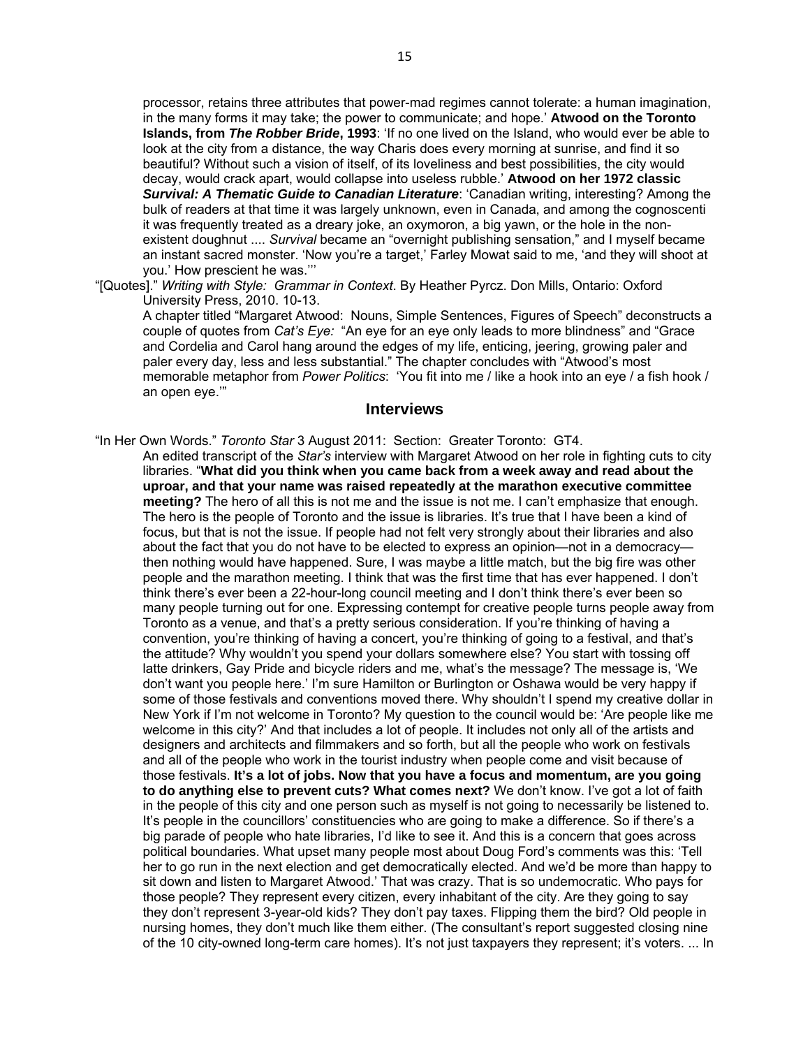processor, retains three attributes that power-mad regimes cannot tolerate: a human imagination, in the many forms it may take; the power to communicate; and hope.' **Atwood on the Toronto Islands, from *The Robber Bride*, 1993**: 'If no one lived on the Island, who would ever be able to look at the city from a distance, the way Charis does every morning at sunrise, and find it so beautiful? Without such a vision of itself, of its loveliness and best possibilities, the city would decay, would crack apart, would collapse into useless rubble.' **Atwood on her 1972 classic *Survival: A Thematic Guide to Canadian Literature***: 'Canadian writing, interesting? Among the bulk of readers at that time it was largely unknown, even in Canada, and among the cognoscenti it was frequently treated as a dreary joke, an oxymoron, a big yawn, or the hole in the non-existent doughnut .... *Survival* became an "overnight publishing sensation," and I myself became an instant sacred monster. 'Now you're a target,' Farley Mowat said to me, 'and they will shoot at you.' How prescient he was.'''

"[Quotes]." *Writing with Style: Grammar in Context*. By Heather Pyrcz. Don Mills, Ontario: Oxford University Press, 2010. 10-13.

A chapter titled "Margaret Atwood: Nouns, Simple Sentences, Figures of Speech" deconstructs a couple of quotes from *Cat's Eye:* "An eye for an eye only leads to more blindness" and "Grace and Cordelia and Carol hang around the edges of my life, enticing, jeering, growing paler and paler every day, less and less substantial." The chapter concludes with "Atwood's most memorable metaphor from *Power Politics*: 'You fit into me / like a hook into an eye / a fish hook / an open eye.'"

## Interviews

"In Her Own Words." *Toronto Star* 3 August 2011: Section: Greater Toronto: GT4.

An edited transcript of the *Star's* interview with Margaret Atwood on her role in fighting cuts to city libraries. "**What did you think when you came back from a week away and read about the uproar, and that your name was raised repeatedly at the marathon executive committee meeting?** The hero of all this is not me and the issue is not me. I can't emphasize that enough. The hero is the people of Toronto and the issue is libraries. It's true that I have been a kind of focus, but that is not the issue. If people had not felt very strongly about their libraries and also about the fact that you do not have to be elected to express an opinion—not in a democracy—then nothing would have happened. Sure, I was maybe a little match, but the big fire was other people and the marathon meeting. I think that was the first time that has ever happened. I don't think there's ever been a 22-hour-long council meeting and I don't think there's ever been so many people turning out for one. Expressing contempt for creative people turns people away from Toronto as a venue, and that's a pretty serious consideration. If you're thinking of having a convention, you're thinking of having a concert, you're thinking of going to a festival, and that's the attitude? Why wouldn't you spend your dollars somewhere else? You start with tossing off latte drinkers, Gay Pride and bicycle riders and me, what's the message? The message is, 'We don't want you people here.' I'm sure Hamilton or Burlington or Oshawa would be very happy if some of those festivals and conventions moved there. Why shouldn't I spend my creative dollar in New York if I'm not welcome in Toronto? My question to the council would be: 'Are people like me welcome in this city?' And that includes a lot of people. It includes not only all of the artists and designers and architects and filmmakers and so forth, but all the people who work on festivals and all of the people who work in the tourist industry when people come and visit because of those festivals. **It's a lot of jobs. Now that you have a focus and momentum, are you going to do anything else to prevent cuts? What comes next?** We don't know. I've got a lot of faith in the people of this city and one person such as myself is not going to necessarily be listened to. It's people in the councillors' constituencies who are going to make a difference. So if there's a big parade of people who hate libraries, I'd like to see it. And this is a concern that goes across political boundaries. What upset many people most about Doug Ford's comments was this: 'Tell her to go run in the next election and get democratically elected. And we'd be more than happy to sit down and listen to Margaret Atwood.' That was crazy. That is so undemocratic. Who pays for those people? They represent every citizen, every inhabitant of the city. Are they going to say they don't represent 3-year-old kids? They don't pay taxes. Flipping them the bird? Old people in nursing homes, they don't much like them either. (The consultant's report suggested closing nine of the 10 city-owned long-term care homes). It's not just taxpayers they represent; it's voters. ... In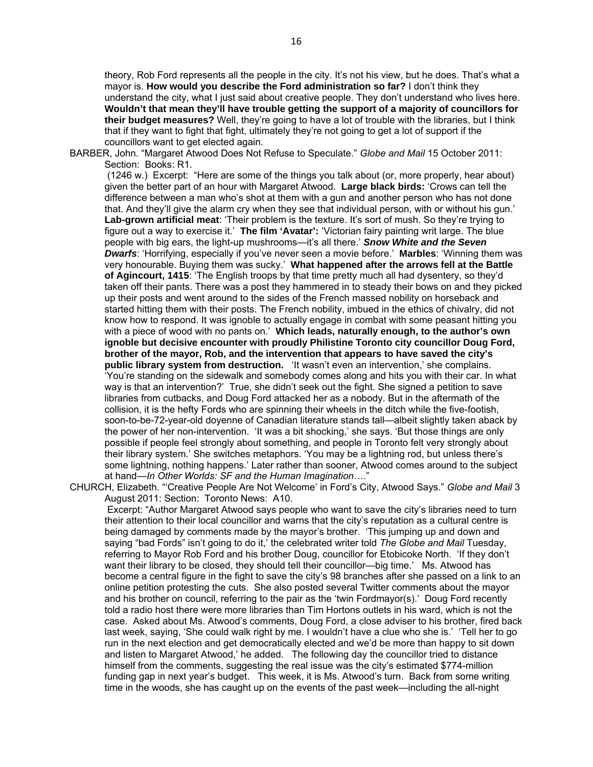theory, Rob Ford represents all the people in the city. It's not his view, but he does. That's what a mayor is. **How would you describe the Ford administration so far?** I don't think they understand the city, what I just said about creative people. They don't understand who lives here. **Wouldn't that mean they'll have trouble getting the support of a majority of councillors for their budget measures?** Well, they're going to have a lot of trouble with the libraries, but I think that if they want to fight that fight, ultimately they're not going to get a lot of support if the councillors want to get elected again.

BARBER, John. "Margaret Atwood Does Not Refuse to Speculate." *Globe and Mail* 15 October 2011: Section: Books: R1.

(1246 w.) Excerpt: "Here are some of the things you talk about (or, more properly, hear about) given the better part of an hour with Margaret Atwood. **Large black birds:** 'Crows can tell the difference between a man who's shot at them with a gun and another person who has not done that. And they'll give the alarm cry when they see that individual person, with or without his gun.' **Lab-grown artificial meat**: 'Their problem is the texture. It's sort of mush. So they're trying to figure out a way to exercise it.' **The film 'Avatar':** 'Victorian fairy painting writ large. The blue people with big ears, the light-up mushrooms—it's all there.' ***Snow White and the Seven Dwarfs***: 'Horrifying, especially if you've never seen a movie before.' **Marbles**: 'Winning them was very honourable. Buying them was sucky.' **What happened after the arrows fell at the Battle of Agincourt, 1415**: 'The English troops by that time pretty much all had dysentery, so they'd taken off their pants. There was a post they hammered in to steady their bows on and they picked up their posts and went around to the sides of the French massed nobility on horseback and started hitting them with their posts. The French nobility, imbued in the ethics of chivalry, did not know how to respond. It was ignoble to actually engage in combat with some peasant hitting you with a piece of wood with no pants on.' **Which leads, naturally enough, to the author's own ignoble but decisive encounter with proudly Philistine Toronto city councillor Doug Ford, brother of the mayor, Rob, and the intervention that appears to have saved the city's public library system from destruction.** 'It wasn't even an intervention,' she complains. 'You're standing on the sidewalk and somebody comes along and hits you with their car. In what way is that an intervention?' True, she didn't seek out the fight. She signed a petition to save libraries from cutbacks, and Doug Ford attacked her as a nobody. But in the aftermath of the collision, it is the hefty Fords who are spinning their wheels in the ditch while the five-footish, soon-to-be-72-year-old doyenne of Canadian literature stands tall—albeit slightly taken aback by the power of her non-intervention. 'It was a bit shocking,' she says. 'But those things are only possible if people feel strongly about something, and people in Toronto felt very strongly about their library system.' She switches metaphors. 'You may be a lightning rod, but unless there's some lightning, nothing happens.' Later rather than sooner, Atwood comes around to the subject at hand—*In Other Worlds: SF and the Human Imagination*…."

CHURCH, Elizabeth. "'Creative People Are Not Welcome' in Ford's City, Atwood Says." *Globe and Mail* 3 August 2011: Section: Toronto News: A10.

Excerpt: "Author Margaret Atwood says people who want to save the city's libraries need to turn their attention to their local councillor and warns that the city's reputation as a cultural centre is being damaged by comments made by the mayor's brother. 'This jumping up and down and saying "bad Fords" isn't going to do it,' the celebrated writer told *The Globe and Mail* Tuesday, referring to Mayor Rob Ford and his brother Doug, councillor for Etobicoke North. 'If they don't want their library to be closed, they should tell their councillor—big time.' Ms. Atwood has become a central figure in the fight to save the city's 98 branches after she passed on a link to an online petition protesting the cuts. She also posted several Twitter comments about the mayor and his brother on council, referring to the pair as the 'twin Fordmayor(s).' Doug Ford recently told a radio host there were more libraries than Tim Hortons outlets in his ward, which is not the case. Asked about Ms. Atwood's comments, Doug Ford, a close adviser to his brother, fired back last week, saying, 'She could walk right by me. I wouldn't have a clue who she is.' 'Tell her to go run in the next election and get democratically elected and we'd be more than happy to sit down and listen to Margaret Atwood,' he added. The following day the councillor tried to distance himself from the comments, suggesting the real issue was the city's estimated $774-million funding gap in next year's budget. This week, it is Ms. Atwood's turn. Back from some writing time in the woods, she has caught up on the events of the past week—including the all-night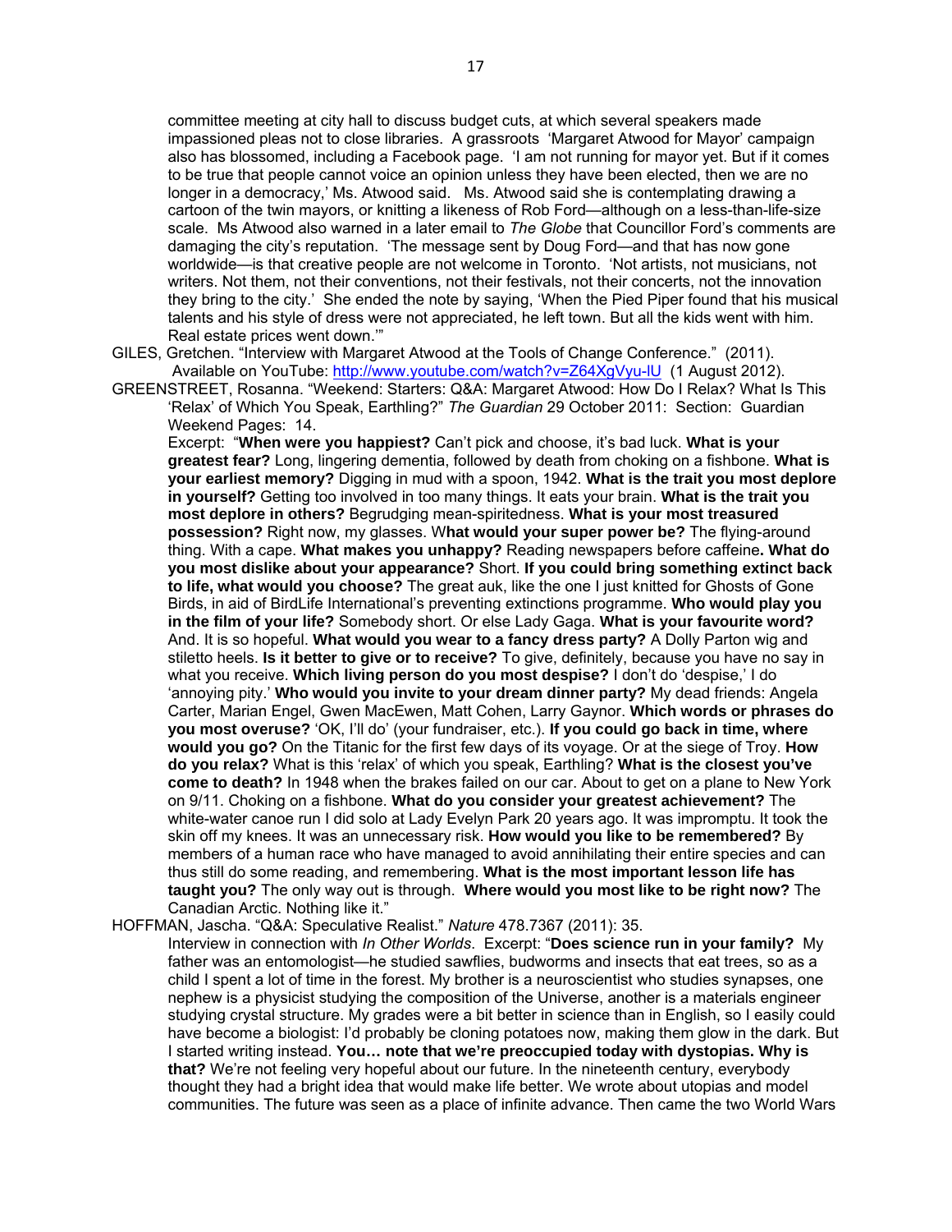committee meeting at city hall to discuss budget cuts, at which several speakers made impassioned pleas not to close libraries. A grassroots 'Margaret Atwood for Mayor' campaign also has blossomed, including a Facebook page. 'I am not running for mayor yet. But if it comes to be true that people cannot voice an opinion unless they have been elected, then we are no longer in a democracy,' Ms. Atwood said. Ms. Atwood said she is contemplating drawing a cartoon of the twin mayors, or knitting a likeness of Rob Ford—although on a less-than-life-size scale. Ms Atwood also warned in a later email to *The Globe* that Councillor Ford's comments are damaging the city's reputation. 'The message sent by Doug Ford—and that has now gone worldwide—is that creative people are not welcome in Toronto. 'Not artists, not musicians, not writers. Not them, not their conventions, not their festivals, not their concerts, not the innovation they bring to the city.' She ended the note by saying, 'When the Pied Piper found that his musical talents and his style of dress were not appreciated, he left town. But all the kids went with him. Real estate prices went down.'"

GILES, Gretchen. "Interview with Margaret Atwood at the Tools of Change Conference." (2011). Available on YouTube: http://www.youtube.com/watch?v=Z64XgVyu-lU (1 August 2012).

GREENSTREET, Rosanna. "Weekend: Starters: Q&A: Margaret Atwood: How Do I Relax? What Is This 'Relax' of Which You Speak, Earthling?" *The Guardian* 29 October 2011: Section: Guardian Weekend Pages: 14.

Excerpt: "**When were you happiest?** Can't pick and choose, it's bad luck. **What is your greatest fear?** Long, lingering dementia, followed by death from choking on a fishbone. **What is your earliest memory?** Digging in mud with a spoon, 1942. **What is the trait you most deplore in yourself?** Getting too involved in too many things. It eats your brain. **What is the trait you most deplore in others?** Begrudging mean-spiritedness. **What is your most treasured possession?** Right now, my glasses. **What would your super power be?** The flying-around thing. With a cape. **What makes you unhappy?** Reading newspapers before caffeine**. What do you most dislike about your appearance?** Short. **If you could bring something extinct back to life, what would you choose?** The great auk, like the one I just knitted for Ghosts of Gone Birds, in aid of BirdLife International's preventing extinctions programme. **Who would play you in the film of your life?** Somebody short. Or else Lady Gaga. **What is your favourite word?** And. It is so hopeful. **What would you wear to a fancy dress party?** A Dolly Parton wig and stiletto heels. **Is it better to give or to receive?** To give, definitely, because you have no say in what you receive. **Which living person do you most despise?** I don't do 'despise,' I do 'annoying pity.' **Who would you invite to your dream dinner party?** My dead friends: Angela Carter, Marian Engel, Gwen MacEwen, Matt Cohen, Larry Gaynor. **Which words or phrases do you most overuse?** 'OK, I'll do' (your fundraiser, etc.). **If you could go back in time, where would you go?** On the Titanic for the first few days of its voyage. Or at the siege of Troy. **How do you relax?** What is this 'relax' of which you speak, Earthling? **What is the closest you've come to death?** In 1948 when the brakes failed on our car. About to get on a plane to New York on 9/11. Choking on a fishbone. **What do you consider your greatest achievement?** The white-water canoe run I did solo at Lady Evelyn Park 20 years ago. It was impromptu. It took the skin off my knees. It was an unnecessary risk. **How would you like to be remembered?** By members of a human race who have managed to avoid annihilating their entire species and can thus still do some reading, and remembering. **What is the most important lesson life has taught you?** The only way out is through. **Where would you most like to be right now?** The Canadian Arctic. Nothing like it."

HOFFMAN, Jascha. "Q&A: Speculative Realist." *Nature* 478.7367 (2011): 35.

Interview in connection with *In Other Worlds*. Excerpt: "**Does science run in your family?** My father was an entomologist—he studied sawflies, budworms and insects that eat trees, so as a child I spent a lot of time in the forest. My brother is a neuroscientist who studies synapses, one nephew is a physicist studying the composition of the Universe, another is a materials engineer studying crystal structure. My grades were a bit better in science than in English, so I easily could have become a biologist: I'd probably be cloning potatoes now, making them glow in the dark. But I started writing instead. **You… note that we're preoccupied today with dystopias. Why is that?** We're not feeling very hopeful about our future. In the nineteenth century, everybody thought they had a bright idea that would make life better. We wrote about utopias and model communities. The future was seen as a place of infinite advance. Then came the two World Wars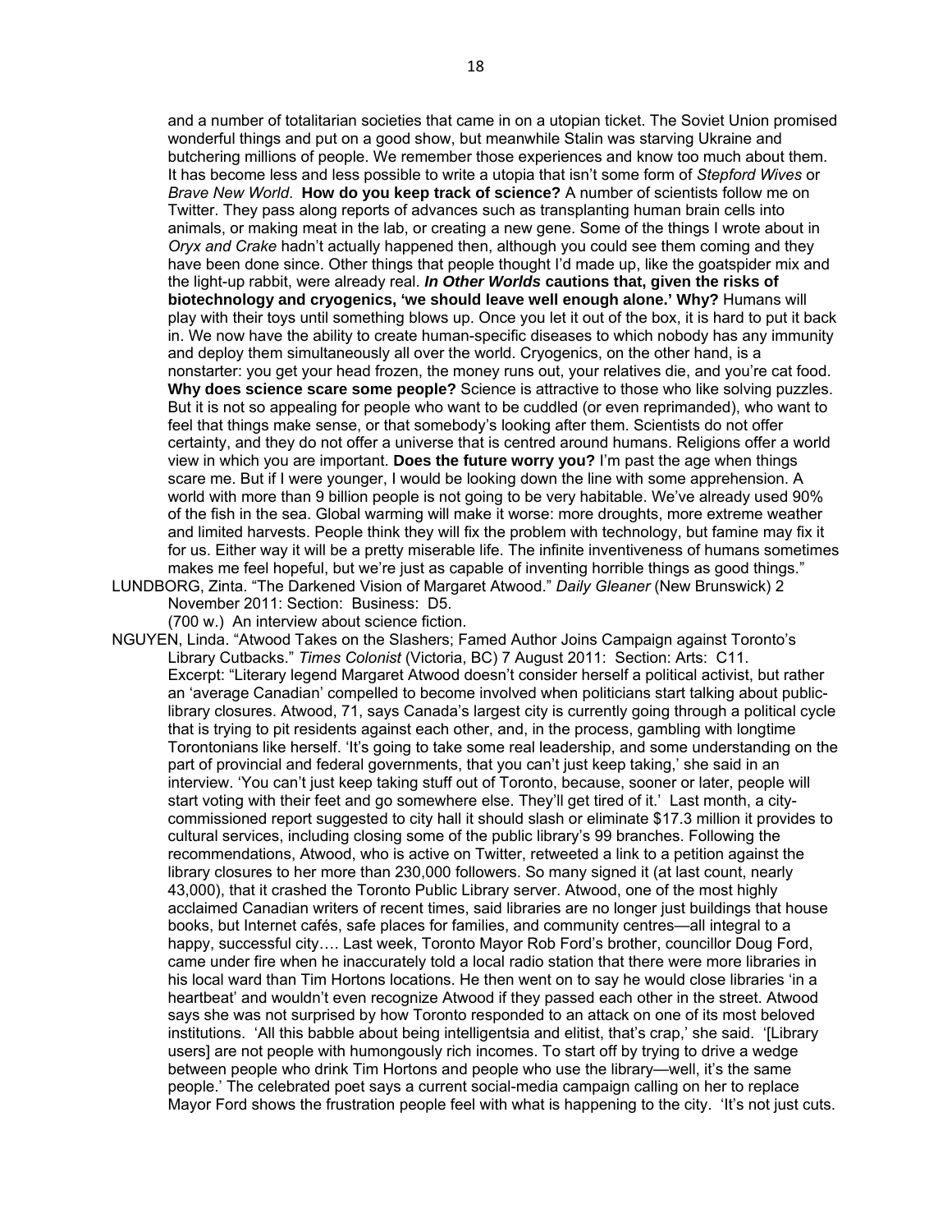and a number of totalitarian societies that came in on a utopian ticket. The Soviet Union promised wonderful things and put on a good show, but meanwhile Stalin was starving Ukraine and butchering millions of people. We remember those experiences and know too much about them. It has become less and less possible to write a utopia that isn't some form of *Stepford Wives* or *Brave New World*. **How do you keep track of science?** A number of scientists follow me on Twitter. They pass along reports of advances such as transplanting human brain cells into animals, or making meat in the lab, or creating a new gene. Some of the things I wrote about in *Oryx and Crake* hadn't actually happened then, although you could see them coming and they have been done since. Other things that people thought I'd made up, like the goatspider mix and the light-up rabbit, were already real. ***In Other Worlds* cautions that, given the risks of biotechnology and cryogenics, 'we should leave well enough alone.' Why?** Humans will play with their toys until something blows up. Once you let it out of the box, it is hard to put it back in. We now have the ability to create human-specific diseases to which nobody has any immunity and deploy them simultaneously all over the world. Cryogenics, on the other hand, is a nonstarter: you get your head frozen, the money runs out, your relatives die, and you're cat food. **Why does science scare some people?** Science is attractive to those who like solving puzzles. But it is not so appealing for people who want to be cuddled (or even reprimanded), who want to feel that things make sense, or that somebody's looking after them. Scientists do not offer certainty, and they do not offer a universe that is centred around humans. Religions offer a world view in which you are important. **Does the future worry you?** I'm past the age when things scare me. But if I were younger, I would be looking down the line with some apprehension. A world with more than 9 billion people is not going to be very habitable. We've already used 90% of the fish in the sea. Global warming will make it worse: more droughts, more extreme weather and limited harvests. People think they will fix the problem with technology, but famine may fix it for us. Either way it will be a pretty miserable life. The infinite inventiveness of humans sometimes makes me feel hopeful, but we're just as capable of inventing horrible things as good things."

LUNDBORG, Zinta. "The Darkened Vision of Margaret Atwood." *Daily Gleaner* (New Brunswick) 2 November 2011: Section: Business: D5.
(700 w.) An interview about science fiction.

NGUYEN, Linda. "Atwood Takes on the Slashers; Famed Author Joins Campaign against Toronto's Library Cutbacks." *Times Colonist* (Victoria, BC) 7 August 2011: Section: Arts: C11.
Excerpt: "Literary legend Margaret Atwood doesn't consider herself a political activist, but rather an 'average Canadian' compelled to become involved when politicians start talking about public-library closures. Atwood, 71, says Canada's largest city is currently going through a political cycle that is trying to pit residents against each other, and, in the process, gambling with longtime Torontonians like herself. 'It's going to take some real leadership, and some understanding on the part of provincial and federal governments, that you can't just keep taking,' she said in an interview. 'You can't just keep taking stuff out of Toronto, because, sooner or later, people will start voting with their feet and go somewhere else. They'll get tired of it.' Last month, a city-commissioned report suggested to city hall it should slash or eliminate $17.3 million it provides to cultural services, including closing some of the public library's 99 branches. Following the recommendations, Atwood, who is active on Twitter, retweeted a link to a petition against the library closures to her more than 230,000 followers. So many signed it (at last count, nearly 43,000), that it crashed the Toronto Public Library server. Atwood, one of the most highly acclaimed Canadian writers of recent times, said libraries are no longer just buildings that house books, but Internet cafés, safe places for families, and community centres—all integral to a happy, successful city…. Last week, Toronto Mayor Rob Ford's brother, councillor Doug Ford, came under fire when he inaccurately told a local radio station that there were more libraries in his local ward than Tim Hortons locations. He then went on to say he would close libraries 'in a heartbeat' and wouldn't even recognize Atwood if they passed each other in the street. Atwood says she was not surprised by how Toronto responded to an attack on one of its most beloved institutions. 'All this babble about being intelligentsia and elitist, that's crap,' she said. '[Library users] are not people with humongously rich incomes. To start off by trying to drive a wedge between people who drink Tim Hortons and people who use the library—well, it's the same people.' The celebrated poet says a current social-media campaign calling on her to replace Mayor Ford shows the frustration people feel with what is happening to the city. 'It's not just cuts.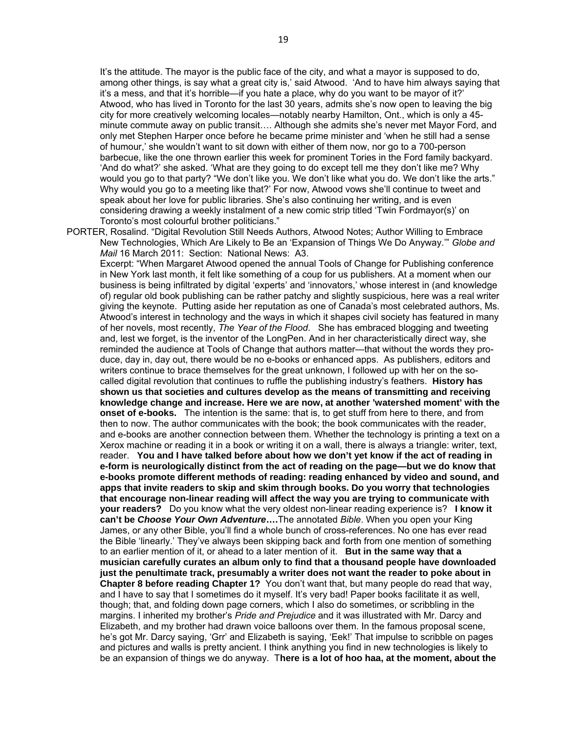It's the attitude. The mayor is the public face of the city, and what a mayor is supposed to do, among other things, is say what a great city is,' said Atwood. 'And to have him always saying that it's a mess, and that it's horrible—if you hate a place, why do you want to be mayor of it?' Atwood, who has lived in Toronto for the last 30 years, admits she's now open to leaving the big city for more creatively welcoming locales—notably nearby Hamilton, Ont., which is only a 45-minute commute away on public transit…. Although she admits she's never met Mayor Ford, and only met Stephen Harper once before he became prime minister and 'when he still had a sense of humour,' she wouldn't want to sit down with either of them now, nor go to a 700-person barbecue, like the one thrown earlier this week for prominent Tories in the Ford family backyard. 'And do what?' she asked. 'What are they going to do except tell me they don't like me? Why would you go to that party? "We don't like you. We don't like what you do. We don't like the arts." Why would you go to a meeting like that?' For now, Atwood vows she'll continue to tweet and speak about her love for public libraries. She's also continuing her writing, and is even considering drawing a weekly instalment of a new comic strip titled 'Twin Fordmayor(s)' on Toronto's most colourful brother politicians."

PORTER, Rosalind. "Digital Revolution Still Needs Authors, Atwood Notes; Author Willing to Embrace New Technologies, Which Are Likely to Be an 'Expansion of Things We Do Anyway.'" *Globe and Mail* 16 March 2011: Section: National News: A3.

Excerpt: "When Margaret Atwood opened the annual Tools of Change for Publishing conference in New York last month, it felt like something of a coup for us publishers. At a moment when our business is being infiltrated by digital 'experts' and 'innovators,' whose interest in (and knowledge of) regular old book publishing can be rather patchy and slightly suspicious, here was a real writer giving the keynote. Putting aside her reputation as one of Canada's most celebrated authors, Ms. Atwood's interest in technology and the ways in which it shapes civil society has featured in many of her novels, most recently, *The Year of the Flood*. She has embraced blogging and tweeting and, lest we forget, is the inventor of the LongPen. And in her characteristically direct way, she reminded the audience at Tools of Change that authors matter—that without the words they produce, day in, day out, there would be no e-books or enhanced apps. As publishers, editors and writers continue to brace themselves for the great unknown, I followed up with her on the so-called digital revolution that continues to ruffle the publishing industry's feathers. **History has shown us that societies and cultures develop as the means of transmitting and receiving knowledge change and increase. Here we are now, at another 'watershed moment' with the onset of e-books.** The intention is the same: that is, to get stuff from here to there, and from then to now. The author communicates with the book; the book communicates with the reader, and e-books are another connection between them. Whether the technology is printing a text on a Xerox machine or reading it in a book or writing it on a wall, there is always a triangle: writer, text, reader. **You and I have talked before about how we don't yet know if the act of reading in e-form is neurologically distinct from the act of reading on the page—but we do know that e-books promote different methods of reading: reading enhanced by video and sound, and apps that invite readers to skip and skim through books. Do you worry that technologies that encourage non-linear reading will affect the way you are trying to communicate with your readers?** Do you know what the very oldest non-linear reading experience is? **I know it can't be *Choose Your Own Adventure*….**The annotated *Bible*. When you open your King James, or any other Bible, you'll find a whole bunch of cross-references. No one has ever read the Bible 'linearly.' They've always been skipping back and forth from one mention of something to an earlier mention of it, or ahead to a later mention of it. **But in the same way that a musician carefully curates an album only to find that a thousand people have downloaded just the penultimate track, presumably a writer does not want the reader to poke about in Chapter 8 before reading Chapter 1?** You don't want that, but many people do read that way, and I have to say that I sometimes do it myself. It's very bad! Paper books facilitate it as well, though; that, and folding down page corners, which I also do sometimes, or scribbling in the margins. I inherited my brother's *Pride and Prejudice* and it was illustrated with Mr. Darcy and Elizabeth, and my brother had drawn voice balloons over them. In the famous proposal scene, he's got Mr. Darcy saying, 'Grr' and Elizabeth is saying, 'Eek!' That impulse to scribble on pages and pictures and walls is pretty ancient. I think anything you find in new technologies is likely to be an expansion of things we do anyway. T**here is a lot of hoo haa, at the moment, about the**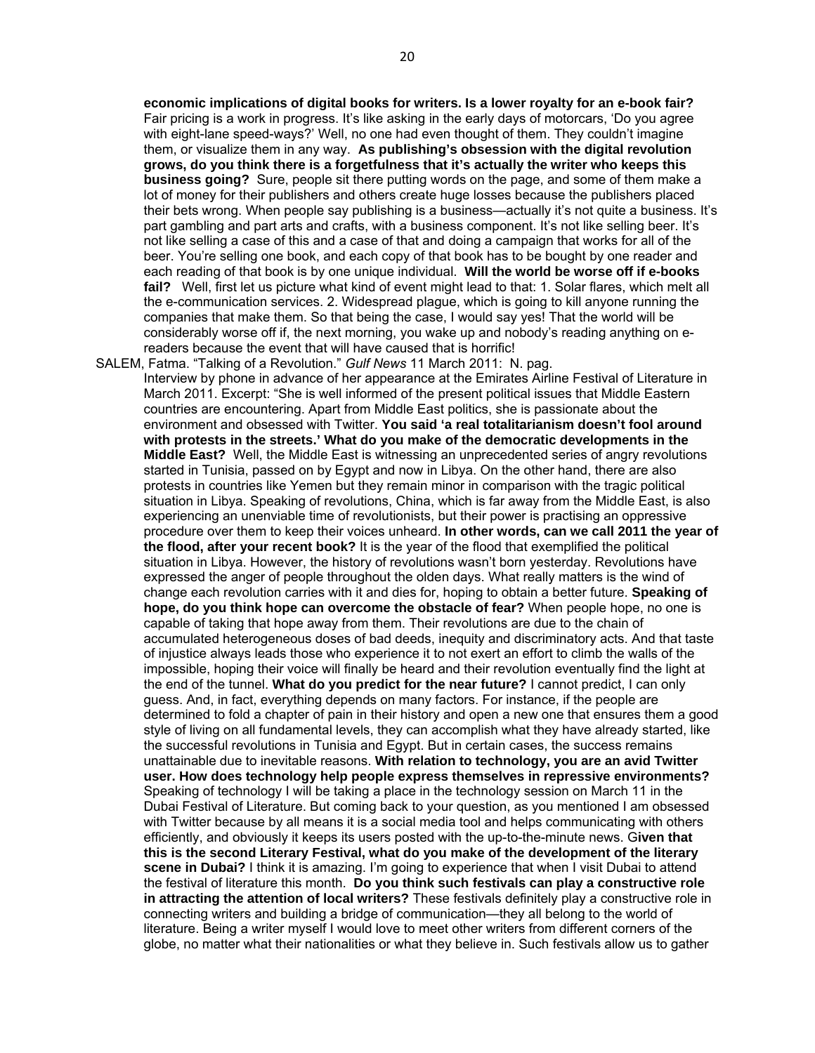**economic implications of digital books for writers. Is a lower royalty for an e-book fair?** Fair pricing is a work in progress. It's like asking in the early days of motorcars, 'Do you agree with eight-lane speed-ways?' Well, no one had even thought of them. They couldn't imagine them, or visualize them in any way. **As publishing's obsession with the digital revolution grows, do you think there is a forgetfulness that it's actually the writer who keeps this business going?** Sure, people sit there putting words on the page, and some of them make a lot of money for their publishers and others create huge losses because the publishers placed their bets wrong. When people say publishing is a business—actually it's not quite a business. It's part gambling and part arts and crafts, with a business component. It's not like selling beer. It's not like selling a case of this and a case of that and doing a campaign that works for all of the beer. You're selling one book, and each copy of that book has to be bought by one reader and each reading of that book is by one unique individual. **Will the world be worse off if e-books fail?** Well, first let us picture what kind of event might lead to that: 1. Solar flares, which melt all the e-communication services. 2. Widespread plague, which is going to kill anyone running the companies that make them. So that being the case, I would say yes! That the world will be considerably worse off if, the next morning, you wake up and nobody's reading anything on e-readers because the event that will have caused that is horrific!

SALEM, Fatma. "Talking of a Revolution." *Gulf News* 11 March 2011: N. pag.

Interview by phone in advance of her appearance at the Emirates Airline Festival of Literature in March 2011. Excerpt: "She is well informed of the present political issues that Middle Eastern countries are encountering. Apart from Middle East politics, she is passionate about the environment and obsessed with Twitter. **You said 'a real totalitarianism doesn't fool around with protests in the streets.' What do you make of the democratic developments in the Middle East?** Well, the Middle East is witnessing an unprecedented series of angry revolutions started in Tunisia, passed on by Egypt and now in Libya. On the other hand, there are also protests in countries like Yemen but they remain minor in comparison with the tragic political situation in Libya. Speaking of revolutions, China, which is far away from the Middle East, is also experiencing an unenviable time of revolutionists, but their power is practising an oppressive procedure over them to keep their voices unheard. **In other words, can we call 2011 the year of the flood, after your recent book?** It is the year of the flood that exemplified the political situation in Libya. However, the history of revolutions wasn't born yesterday. Revolutions have expressed the anger of people throughout the olden days. What really matters is the wind of change each revolution carries with it and dies for, hoping to obtain a better future. **Speaking of hope, do you think hope can overcome the obstacle of fear?** When people hope, no one is capable of taking that hope away from them. Their revolutions are due to the chain of accumulated heterogeneous doses of bad deeds, inequity and discriminatory acts. And that taste of injustice always leads those who experience it to not exert an effort to climb the walls of the impossible, hoping their voice will finally be heard and their revolution eventually find the light at the end of the tunnel. **What do you predict for the near future?** I cannot predict, I can only guess. And, in fact, everything depends on many factors. For instance, if the people are determined to fold a chapter of pain in their history and open a new one that ensures them a good style of living on all fundamental levels, they can accomplish what they have already started, like the successful revolutions in Tunisia and Egypt. But in certain cases, the success remains unattainable due to inevitable reasons. **With relation to technology, you are an avid Twitter user. How does technology help people express themselves in repressive environments?** Speaking of technology I will be taking a place in the technology session on March 11 in the Dubai Festival of Literature. But coming back to your question, as you mentioned I am obsessed with Twitter because by all means it is a social media tool and helps communicating with others efficiently, and obviously it keeps its users posted with the up-to-the-minute news. **Given that this is the second Literary Festival, what do you make of the development of the literary scene in Dubai?** I think it is amazing. I'm going to experience that when I visit Dubai to attend the festival of literature this month. **Do you think such festivals can play a constructive role in attracting the attention of local writers?** These festivals definitely play a constructive role in connecting writers and building a bridge of communication—they all belong to the world of literature. Being a writer myself I would love to meet other writers from different corners of the globe, no matter what their nationalities or what they believe in. Such festivals allow us to gather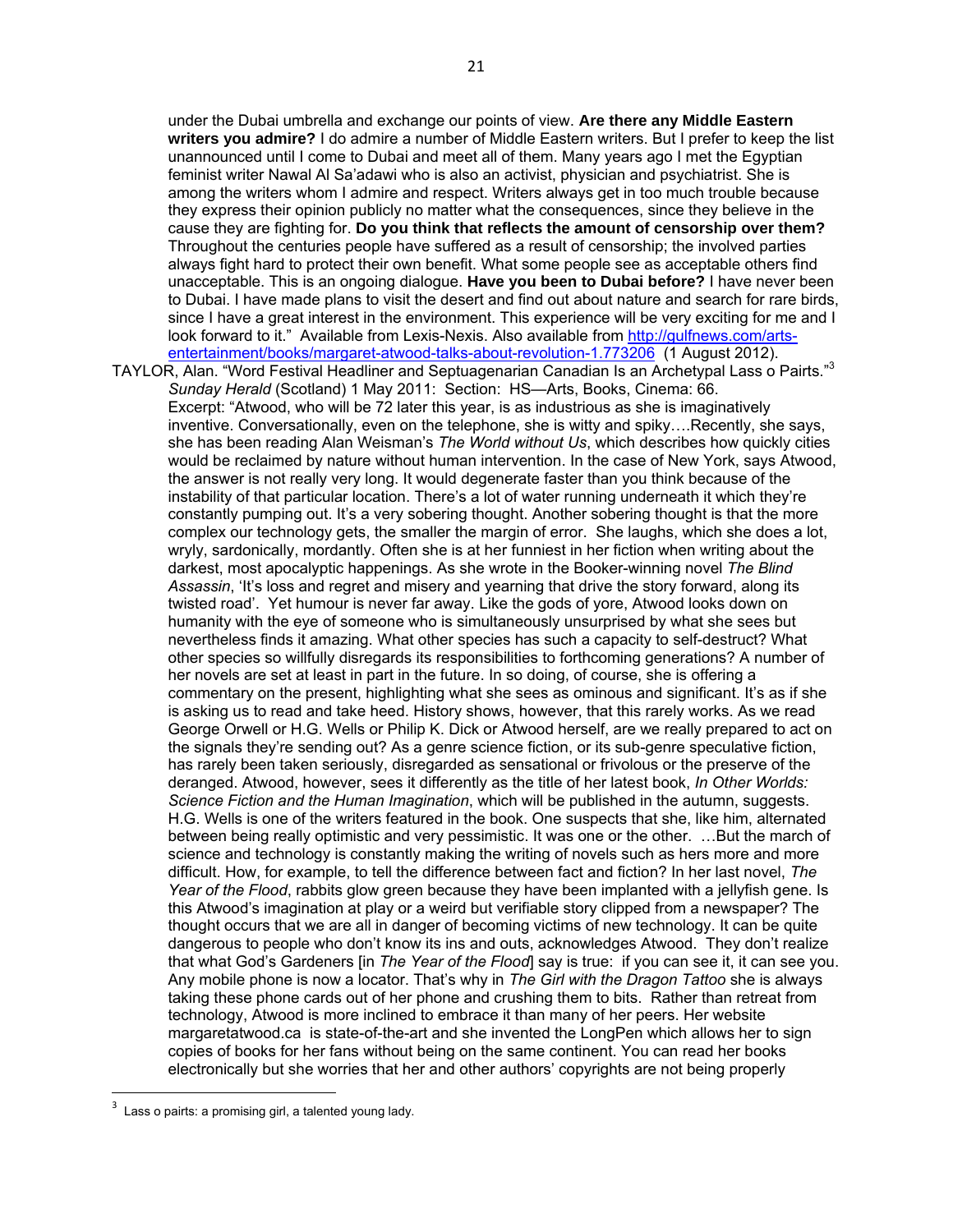under the Dubai umbrella and exchange our points of view. **Are there any Middle Eastern writers you admire?** I do admire a number of Middle Eastern writers. But I prefer to keep the list unannounced until I come to Dubai and meet all of them. Many years ago I met the Egyptian feminist writer Nawal Al Sa'adawi who is also an activist, physician and psychiatrist. She is among the writers whom I admire and respect. Writers always get in too much trouble because they express their opinion publicly no matter what the consequences, since they believe in the cause they are fighting for. **Do you think that reflects the amount of censorship over them?** Throughout the centuries people have suffered as a result of censorship; the involved parties always fight hard to protect their own benefit. What some people see as acceptable others find unacceptable. This is an ongoing dialogue. **Have you been to Dubai before?** I have never been to Dubai. I have made plans to visit the desert and find out about nature and search for rare birds, since I have a great interest in the environment. This experience will be very exciting for me and I look forward to it." Available from Lexis-Nexis. Also available from http://gulfnews.com/arts-entertainment/books/margaret-atwood-talks-about-revolution-1.773206 (1 August 2012).

TAYLOR, Alan. "Word Festival Headliner and Septuagenarian Canadian Is an Archetypal Lass o Pairts."[3] *Sunday Herald* (Scotland) 1 May 2011: Section: HS—Arts, Books, Cinema: 66. Excerpt: "Atwood, who will be 72 later this year, is as industrious as she is imaginatively inventive. Conversationally, even on the telephone, she is witty and spiky….Recently, she says, she has been reading Alan Weisman's *The World without Us*, which describes how quickly cities would be reclaimed by nature without human intervention. In the case of New York, says Atwood, the answer is not really very long. It would degenerate faster than you think because of the instability of that particular location. There's a lot of water running underneath it which they're constantly pumping out. It's a very sobering thought. Another sobering thought is that the more complex our technology gets, the smaller the margin of error. She laughs, which she does a lot, wryly, sardonically, mordantly. Often she is at her funniest in her fiction when writing about the darkest, most apocalyptic happenings. As she wrote in the Booker-winning novel *The Blind Assassin*, 'It's loss and regret and misery and yearning that drive the story forward, along its twisted road'. Yet humour is never far away. Like the gods of yore, Atwood looks down on humanity with the eye of someone who is simultaneously unsurprised by what she sees but nevertheless finds it amazing. What other species has such a capacity to self-destruct? What other species so willfully disregards its responsibilities to forthcoming generations? A number of her novels are set at least in part in the future. In so doing, of course, she is offering a commentary on the present, highlighting what she sees as ominous and significant. It's as if she is asking us to read and take heed. History shows, however, that this rarely works. As we read George Orwell or H.G. Wells or Philip K. Dick or Atwood herself, are we really prepared to act on the signals they're sending out? As a genre science fiction, or its sub-genre speculative fiction, has rarely been taken seriously, disregarded as sensational or frivolous or the preserve of the deranged. Atwood, however, sees it differently as the title of her latest book, *In Other Worlds: Science Fiction and the Human Imagination*, which will be published in the autumn, suggests. H.G. Wells is one of the writers featured in the book. One suspects that she, like him, alternated between being really optimistic and very pessimistic. It was one or the other. …But the march of science and technology is constantly making the writing of novels such as hers more and more difficult. How, for example, to tell the difference between fact and fiction? In her last novel, *The Year of the Flood*, rabbits glow green because they have been implanted with a jellyfish gene. Is this Atwood's imagination at play or a weird but verifiable story clipped from a newspaper? The thought occurs that we are all in danger of becoming victims of new technology. It can be quite dangerous to people who don't know its ins and outs, acknowledges Atwood. They don't realize that what God's Gardeners [in *The Year of the Flood*] say is true: if you can see it, it can see you. Any mobile phone is now a locator. That's why in *The Girl with the Dragon Tattoo* she is always taking these phone cards out of her phone and crushing them to bits. Rather than retreat from technology, Atwood is more inclined to embrace it than many of her peers. Her website margaretatwood.ca is state-of-the-art and she invented the LongPen which allows her to sign copies of books for her fans without being on the same continent. You can read her books electronically but she worries that her and other authors' copyrights are not being properly

---

[3] Lass o pairts: a promising girl, a talented young lady.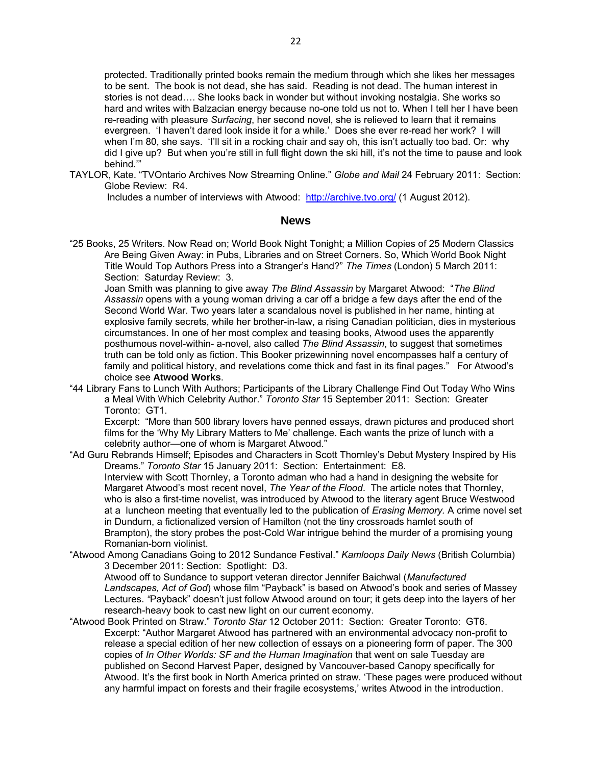protected. Traditionally printed books remain the medium through which she likes her messages to be sent. The book is not dead, she has said. Reading is not dead. The human interest in stories is not dead…. She looks back in wonder but without invoking nostalgia. She works so hard and writes with Balzacian energy because no-one told us not to. When I tell her I have been re-reading with pleasure *Surfacing*, her second novel, she is relieved to learn that it remains evergreen. 'I haven't dared look inside it for a while.' Does she ever re-read her work? I will when I'm 80, she says. 'I'll sit in a rocking chair and say oh, this isn't actually too bad. Or: why did I give up? But when you're still in full flight down the ski hill, it's not the time to pause and look behind.'"

TAYLOR, Kate. "TVOntario Archives Now Streaming Online." *Globe and Mail* 24 February 2011: Section: Globe Review: R4.

Includes a number of interviews with Atwood: http://archive.tvo.org/ (1 August 2012).

## News

"25 Books, 25 Writers. Now Read on; World Book Night Tonight; a Million Copies of 25 Modern Classics Are Being Given Away: in Pubs, Libraries and on Street Corners. So, Which World Book Night Title Would Top Authors Press into a Stranger's Hand?" *The Times* (London) 5 March 2011: Section: Saturday Review: 3.

Joan Smith was planning to give away *The Blind Assassin* by Margaret Atwood: "*The Blind Assassin* opens with a young woman driving a car off a bridge a few days after the end of the Second World War. Two years later a scandalous novel is published in her name, hinting at explosive family secrets, while her brother-in-law, a rising Canadian politician, dies in mysterious circumstances. In one of her most complex and teasing books, Atwood uses the apparently posthumous novel-within- a-novel, also called *The Blind Assassin*, to suggest that sometimes truth can be told only as fiction. This Booker prizewinning novel encompasses half a century of family and political history, and revelations come thick and fast in its final pages." For Atwood's choice see **Atwood Works**.

"44 Library Fans to Lunch With Authors; Participants of the Library Challenge Find Out Today Who Wins a Meal With Which Celebrity Author." *Toronto Star* 15 September 2011: Section: Greater Toronto: GT1.

Excerpt: "More than 500 library lovers have penned essays, drawn pictures and produced short films for the 'Why My Library Matters to Me' challenge. Each wants the prize of lunch with a celebrity author—one of whom is Margaret Atwood."

"Ad Guru Rebrands Himself; Episodes and Characters in Scott Thornley's Debut Mystery Inspired by His Dreams." *Toronto Star* 15 January 2011: Section: Entertainment: E8.

Interview with Scott Thornley, a Toronto adman who had a hand in designing the website for Margaret Atwood's most recent novel, *The Year of the Flood*. The article notes that Thornley, who is also a first-time novelist, was introduced by Atwood to the literary agent Bruce Westwood at a luncheon meeting that eventually led to the publication of *Erasing Memory.* A crime novel set in Dundurn, a fictionalized version of Hamilton (not the tiny crossroads hamlet south of Brampton), the story probes the post-Cold War intrigue behind the murder of a promising young Romanian-born violinist.

"Atwood Among Canadians Going to 2012 Sundance Festival." *Kamloops Daily News* (British Columbia) 3 December 2011: Section: Spotlight: D3.

Atwood off to Sundance to support veteran director Jennifer Baichwal (*Manufactured Landscapes, Act of God*) whose film "Payback" is based on Atwood's book and series of Massey Lectures. "Payback" doesn't just follow Atwood around on tour; it gets deep into the layers of her research-heavy book to cast new light on our current economy.

"Atwood Book Printed on Straw." *Toronto Star* 12 October 2011: Section: Greater Toronto: GT6.

Excerpt: "Author Margaret Atwood has partnered with an environmental advocacy non-profit to release a special edition of her new collection of essays on a pioneering form of paper. The 300 copies of *In Other Worlds: SF and the Human Imagination* that went on sale Tuesday are published on Second Harvest Paper, designed by Vancouver-based Canopy specifically for Atwood. It's the first book in North America printed on straw. 'These pages were produced without any harmful impact on forests and their fragile ecosystems,' writes Atwood in the introduction.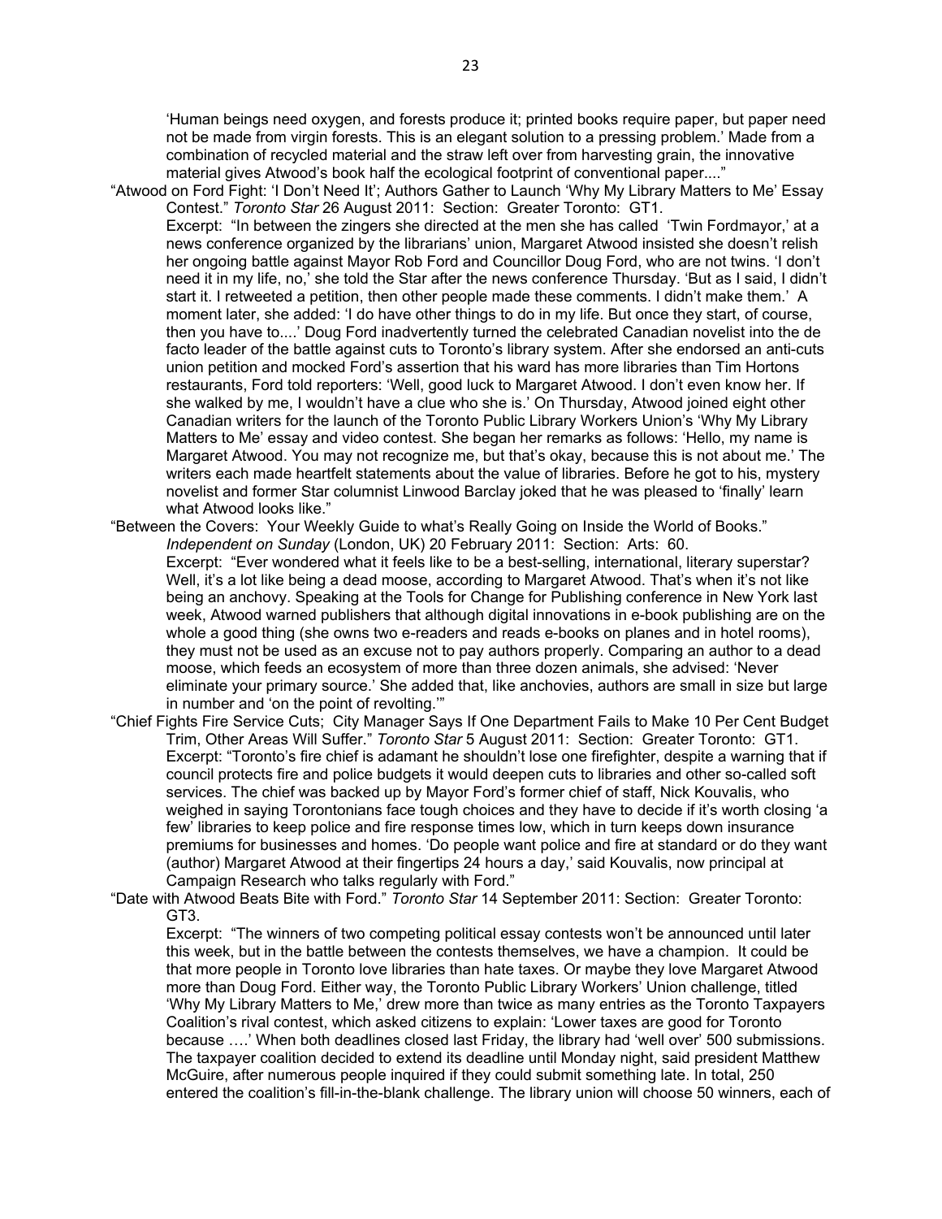'Human beings need oxygen, and forests produce it; printed books require paper, but paper need not be made from virgin forests. This is an elegant solution to a pressing problem.' Made from a combination of recycled material and the straw left over from harvesting grain, the innovative material gives Atwood's book half the ecological footprint of conventional paper...."

"Atwood on Ford Fight: 'I Don't Need It'; Authors Gather to Launch 'Why My Library Matters to Me' Essay Contest." *Toronto Star* 26 August 2011: Section: Greater Toronto: GT1.
Excerpt: "In between the zingers she directed at the men she has called 'Twin Fordmayor,' at a news conference organized by the librarians' union, Margaret Atwood insisted she doesn't relish her ongoing battle against Mayor Rob Ford and Councillor Doug Ford, who are not twins. 'I don't need it in my life, no,' she told the Star after the news conference Thursday. 'But as I said, I didn't start it. I retweeted a petition, then other people made these comments. I didn't make them.' A moment later, she added: 'I do have other things to do in my life. But once they start, of course, then you have to....' Doug Ford inadvertently turned the celebrated Canadian novelist into the de facto leader of the battle against cuts to Toronto's library system. After she endorsed an anti-cuts union petition and mocked Ford's assertion that his ward has more libraries than Tim Hortons restaurants, Ford told reporters: 'Well, good luck to Margaret Atwood. I don't even know her. If she walked by me, I wouldn't have a clue who she is.' On Thursday, Atwood joined eight other Canadian writers for the launch of the Toronto Public Library Workers Union's 'Why My Library Matters to Me' essay and video contest. She began her remarks as follows: 'Hello, my name is Margaret Atwood. You may not recognize me, but that's okay, because this is not about me.' The writers each made heartfelt statements about the value of libraries. Before he got to his, mystery novelist and former Star columnist Linwood Barclay joked that he was pleased to 'finally' learn what Atwood looks like."

"Between the Covers: Your Weekly Guide to what's Really Going on Inside the World of Books." *Independent on Sunday* (London, UK) 20 February 2011: Section: Arts: 60.
Excerpt: "Ever wondered what it feels like to be a best-selling, international, literary superstar? Well, it's a lot like being a dead moose, according to Margaret Atwood. That's when it's not like being an anchovy. Speaking at the Tools for Change for Publishing conference in New York last week, Atwood warned publishers that although digital innovations in e-book publishing are on the whole a good thing (she owns two e-readers and reads e-books on planes and in hotel rooms), they must not be used as an excuse not to pay authors properly. Comparing an author to a dead moose, which feeds an ecosystem of more than three dozen animals, she advised: 'Never eliminate your primary source.' She added that, like anchovies, authors are small in size but large in number and 'on the point of revolting.'"

"Chief Fights Fire Service Cuts; City Manager Says If One Department Fails to Make 10 Per Cent Budget Trim, Other Areas Will Suffer." *Toronto Star* 5 August 2011: Section: Greater Toronto: GT1.
Excerpt: "Toronto's fire chief is adamant he shouldn't lose one firefighter, despite a warning that if council protects fire and police budgets it would deepen cuts to libraries and other so-called soft services. The chief was backed up by Mayor Ford's former chief of staff, Nick Kouvalis, who weighed in saying Torontonians face tough choices and they have to decide if it's worth closing 'a few' libraries to keep police and fire response times low, which in turn keeps down insurance premiums for businesses and homes. 'Do people want police and fire at standard or do they want (author) Margaret Atwood at their fingertips 24 hours a day,' said Kouvalis, now principal at Campaign Research who talks regularly with Ford."

"Date with Atwood Beats Bite with Ford." *Toronto Star* 14 September 2011: Section: Greater Toronto: GT3.
Excerpt: "The winners of two competing political essay contests won't be announced until later this week, but in the battle between the contests themselves, we have a champion. It could be that more people in Toronto love libraries than hate taxes. Or maybe they love Margaret Atwood more than Doug Ford. Either way, the Toronto Public Library Workers' Union challenge, titled 'Why My Library Matters to Me,' drew more than twice as many entries as the Toronto Taxpayers Coalition's rival contest, which asked citizens to explain: 'Lower taxes are good for Toronto because ….' When both deadlines closed last Friday, the library had 'well over' 500 submissions. The taxpayer coalition decided to extend its deadline until Monday night, said president Matthew McGuire, after numerous people inquired if they could submit something late. In total, 250 entered the coalition's fill-in-the-blank challenge. The library union will choose 50 winners, each of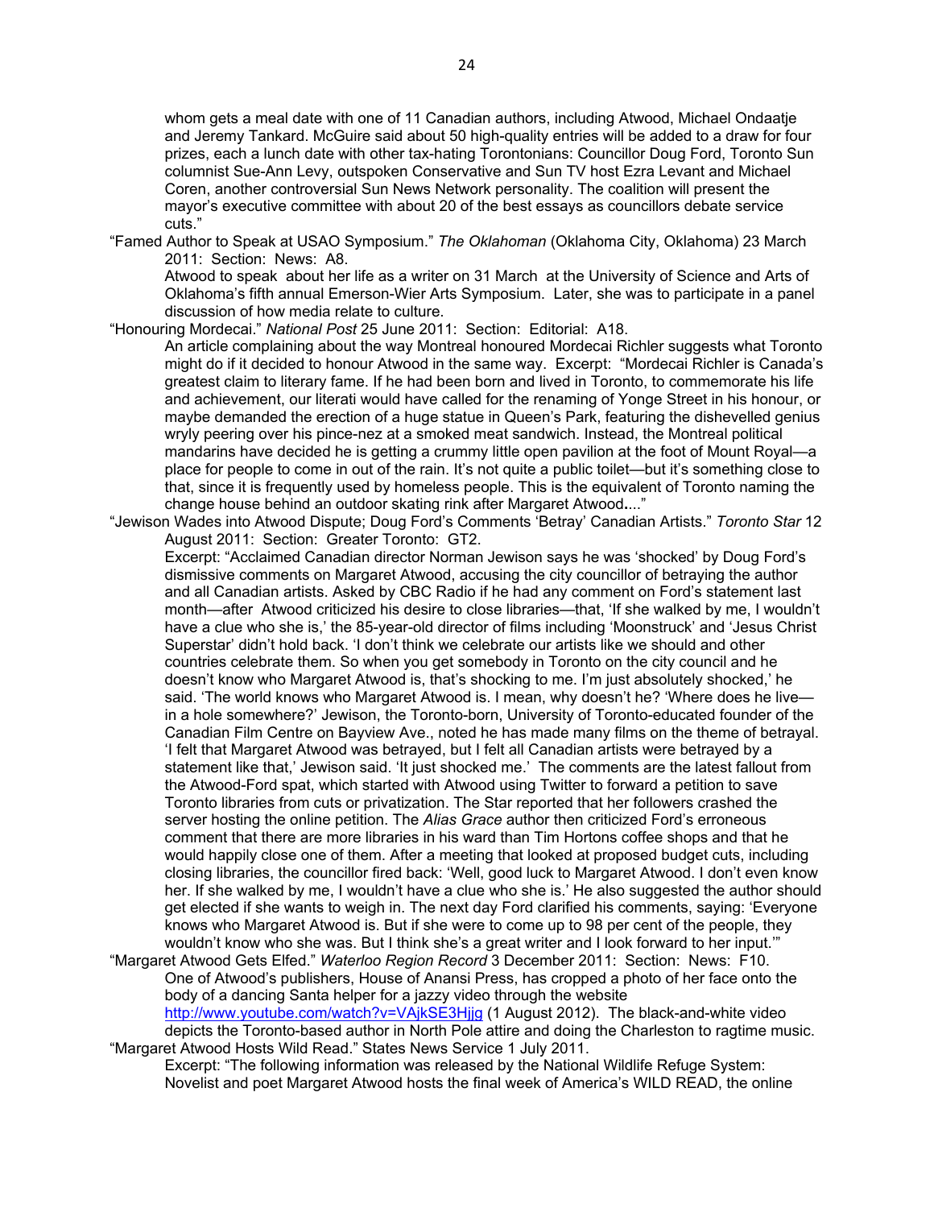whom gets a meal date with one of 11 Canadian authors, including Atwood, Michael Ondaatje and Jeremy Tankard. McGuire said about 50 high-quality entries will be added to a draw for four prizes, each a lunch date with other tax-hating Torontonians: Councillor Doug Ford, Toronto Sun columnist Sue-Ann Levy, outspoken Conservative and Sun TV host Ezra Levant and Michael Coren, another controversial Sun News Network personality. The coalition will present the mayor's executive committee with about 20 of the best essays as councillors debate service cuts."

"Famed Author to Speak at USAO Symposium." *The Oklahoman* (Oklahoma City, Oklahoma) 23 March 2011: Section: News: A8.

Atwood to speak about her life as a writer on 31 March at the University of Science and Arts of Oklahoma's fifth annual Emerson-Wier Arts Symposium. Later, she was to participate in a panel discussion of how media relate to culture.

"Honouring Mordecai." *National Post* 25 June 2011: Section: Editorial: A18.

An article complaining about the way Montreal honoured Mordecai Richler suggests what Toronto might do if it decided to honour Atwood in the same way. Excerpt: "Mordecai Richler is Canada's greatest claim to literary fame. If he had been born and lived in Toronto, to commemorate his life and achievement, our literati would have called for the renaming of Yonge Street in his honour, or maybe demanded the erection of a huge statue in Queen's Park, featuring the dishevelled genius wryly peering over his pince-nez at a smoked meat sandwich. Instead, the Montreal political mandarins have decided he is getting a crummy little open pavilion at the foot of Mount Royal—a place for people to come in out of the rain. It's not quite a public toilet—but it's something close to that, since it is frequently used by homeless people. This is the equivalent of Toronto naming the change house behind an outdoor skating rink after Margaret Atwood...."

"Jewison Wades into Atwood Dispute; Doug Ford's Comments 'Betray' Canadian Artists." *Toronto Star* 12 August 2011: Section: Greater Toronto: GT2.

Excerpt: "Acclaimed Canadian director Norman Jewison says he was 'shocked' by Doug Ford's dismissive comments on Margaret Atwood, accusing the city councillor of betraying the author and all Canadian artists. Asked by CBC Radio if he had any comment on Ford's statement last month—after Atwood criticized his desire to close libraries—that, 'If she walked by me, I wouldn't have a clue who she is,' the 85-year-old director of films including 'Moonstruck' and 'Jesus Christ Superstar' didn't hold back. 'I don't think we celebrate our artists like we should and other countries celebrate them. So when you get somebody in Toronto on the city council and he doesn't know who Margaret Atwood is, that's shocking to me. I'm just absolutely shocked,' he said. 'The world knows who Margaret Atwood is. I mean, why doesn't he? 'Where does he live—in a hole somewhere?' Jewison, the Toronto-born, University of Toronto-educated founder of the Canadian Film Centre on Bayview Ave., noted he has made many films on the theme of betrayal. 'I felt that Margaret Atwood was betrayed, but I felt all Canadian artists were betrayed by a statement like that,' Jewison said. 'It just shocked me.' The comments are the latest fallout from the Atwood-Ford spat, which started with Atwood using Twitter to forward a petition to save Toronto libraries from cuts or privatization. The Star reported that her followers crashed the server hosting the online petition. The *Alias Grace* author then criticized Ford's erroneous comment that there are more libraries in his ward than Tim Hortons coffee shops and that he would happily close one of them. After a meeting that looked at proposed budget cuts, including closing libraries, the councillor fired back: 'Well, good luck to Margaret Atwood. I don't even know her. If she walked by me, I wouldn't have a clue who she is.' He also suggested the author should get elected if she wants to weigh in. The next day Ford clarified his comments, saying: 'Everyone knows who Margaret Atwood is. But if she were to come up to 98 per cent of the people, they wouldn't know who she was. But I think she's a great writer and I look forward to her input.'"

"Margaret Atwood Gets Elfed." *Waterloo Region Record* 3 December 2011: Section: News: F10.

One of Atwood's publishers, House of Anansi Press, has cropped a photo of her face onto the body of a dancing Santa helper for a jazzy video through the website http://www.youtube.com/watch?v=VAjkSE3Hjjg (1 August 2012). The black-and-white video depicts the Toronto-based author in North Pole attire and doing the Charleston to ragtime music.

"Margaret Atwood Hosts Wild Read." States News Service 1 July 2011.

Excerpt: "The following information was released by the National Wildlife Refuge System: Novelist and poet Margaret Atwood hosts the final week of America's WILD READ, the online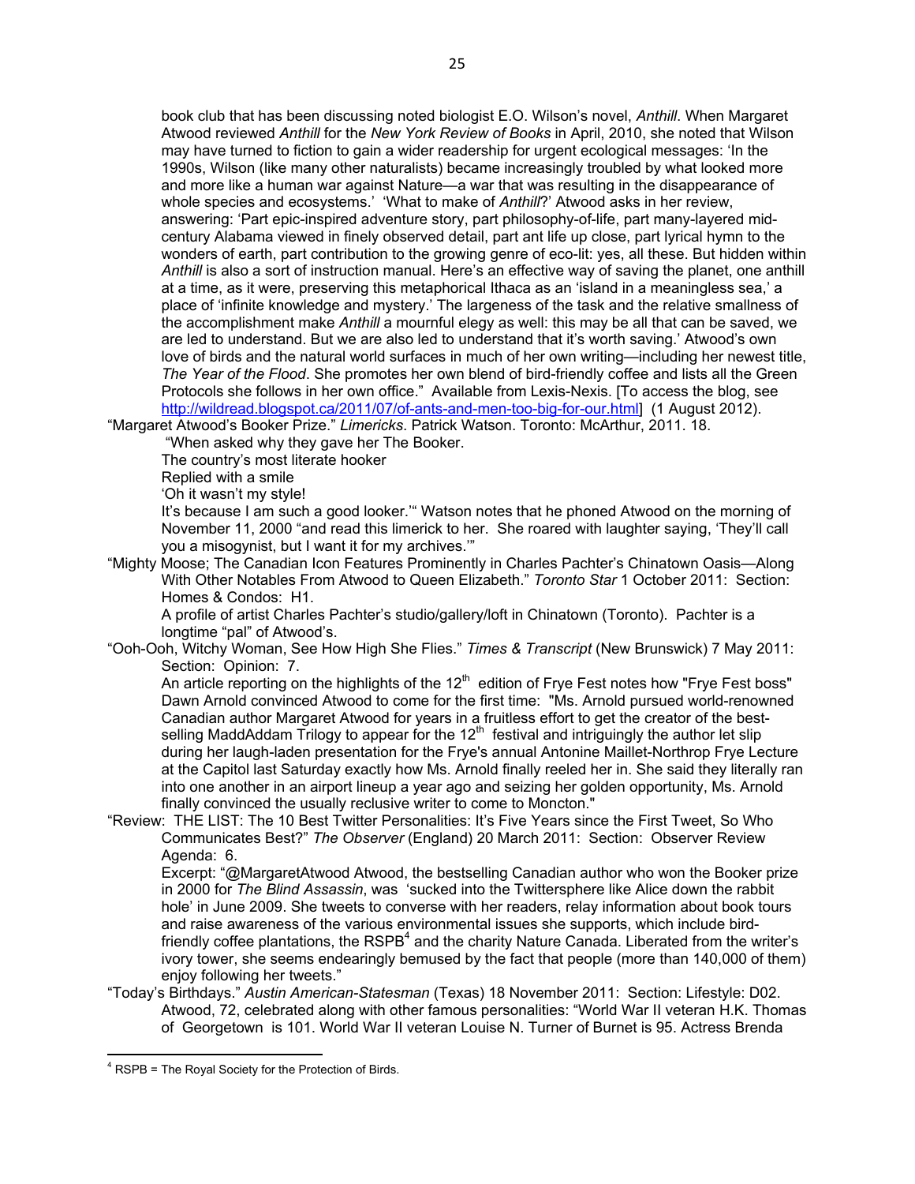book club that has been discussing noted biologist E.O. Wilson's novel, *Anthill*. When Margaret Atwood reviewed *Anthill* for the *New York Review of Books* in April, 2010, she noted that Wilson may have turned to fiction to gain a wider readership for urgent ecological messages: 'In the 1990s, Wilson (like many other naturalists) became increasingly troubled by what looked more and more like a human war against Nature—a war that was resulting in the disappearance of whole species and ecosystems.' 'What to make of *Anthill*?' Atwood asks in her review, answering: 'Part epic-inspired adventure story, part philosophy-of-life, part many-layered mid-century Alabama viewed in finely observed detail, part ant life up close, part lyrical hymn to the wonders of earth, part contribution to the growing genre of eco-lit: yes, all these. But hidden within *Anthill* is also a sort of instruction manual. Here's an effective way of saving the planet, one anthill at a time, as it were, preserving this metaphorical Ithaca as an 'island in a meaningless sea,' a place of 'infinite knowledge and mystery.' The largeness of the task and the relative smallness of the accomplishment make *Anthill* a mournful elegy as well: this may be all that can be saved, we are led to understand. But we are also led to understand that it's worth saving.' Atwood's own love of birds and the natural world surfaces in much of her own writing—including her newest title, *The Year of the Flood*. She promotes her own blend of bird-friendly coffee and lists all the Green Protocols she follows in her own office." Available from Lexis-Nexis. [To access the blog, see http://wildread.blogspot.ca/2011/07/of-ants-and-men-too-big-for-our.html] (1 August 2012).

"Margaret Atwood's Booker Prize." *Limericks*. Patrick Watson. Toronto: McArthur, 2011. 18.

"When asked why they gave her The Booker.
The country's most literate hooker
Replied with a smile
'Oh it wasn't my style!
It's because I am such a good looker.'" Watson notes that he phoned Atwood on the morning of November 11, 2000 "and read this limerick to her. She roared with laughter saying, 'They'll call you a misogynist, but I want it for my archives.'"

"Mighty Moose; The Canadian Icon Features Prominently in Charles Pachter's Chinatown Oasis—Along With Other Notables From Atwood to Queen Elizabeth." *Toronto Star* 1 October 2011: Section: Homes & Condos: H1.

A profile of artist Charles Pachter's studio/gallery/loft in Chinatown (Toronto). Pachter is a longtime "pal" of Atwood's.

"Ooh-Ooh, Witchy Woman, See How High She Flies." *Times & Transcript* (New Brunswick) 7 May 2011: Section: Opinion: 7.

An article reporting on the highlights of the 12th edition of Frye Fest notes how "Frye Fest boss" Dawn Arnold convinced Atwood to come for the first time: "Ms. Arnold pursued world-renowned Canadian author Margaret Atwood for years in a fruitless effort to get the creator of the best-selling MaddAddam Trilogy to appear for the 12th festival and intriguingly the author let slip during her laugh-laden presentation for the Frye's annual Antonine Maillet-Northrop Frye Lecture at the Capitol last Saturday exactly how Ms. Arnold finally reeled her in. She said they literally ran into one another in an airport lineup a year ago and seizing her golden opportunity, Ms. Arnold finally convinced the usually reclusive writer to come to Moncton."

"Review: THE LIST: The 10 Best Twitter Personalities: It's Five Years since the First Tweet, So Who Communicates Best?" *The Observer* (England) 20 March 2011: Section: Observer Review Agenda: 6.

Excerpt: "@MargaretAtwood Atwood, the bestselling Canadian author who won the Booker prize in 2000 for *The Blind Assassin*, was 'sucked into the Twittersphere like Alice down the rabbit hole' in June 2009. She tweets to converse with her readers, relay information about book tours and raise awareness of the various environmental issues she supports, which include bird-friendly coffee plantations, the RSPB[4] and the charity Nature Canada. Liberated from the writer's ivory tower, she seems endearingly bemused by the fact that people (more than 140,000 of them) enjoy following her tweets."

"Today's Birthdays." *Austin American-Statesman* (Texas) 18 November 2011: Section: Lifestyle: D02.

Atwood, 72, celebrated along with other famous personalities: "World War II veteran H.K. Thomas of Georgetown is 101. World War II veteran Louise N. Turner of Burnet is 95. Actress Brenda

[4] RSPB = The Royal Society for the Protection of Birds.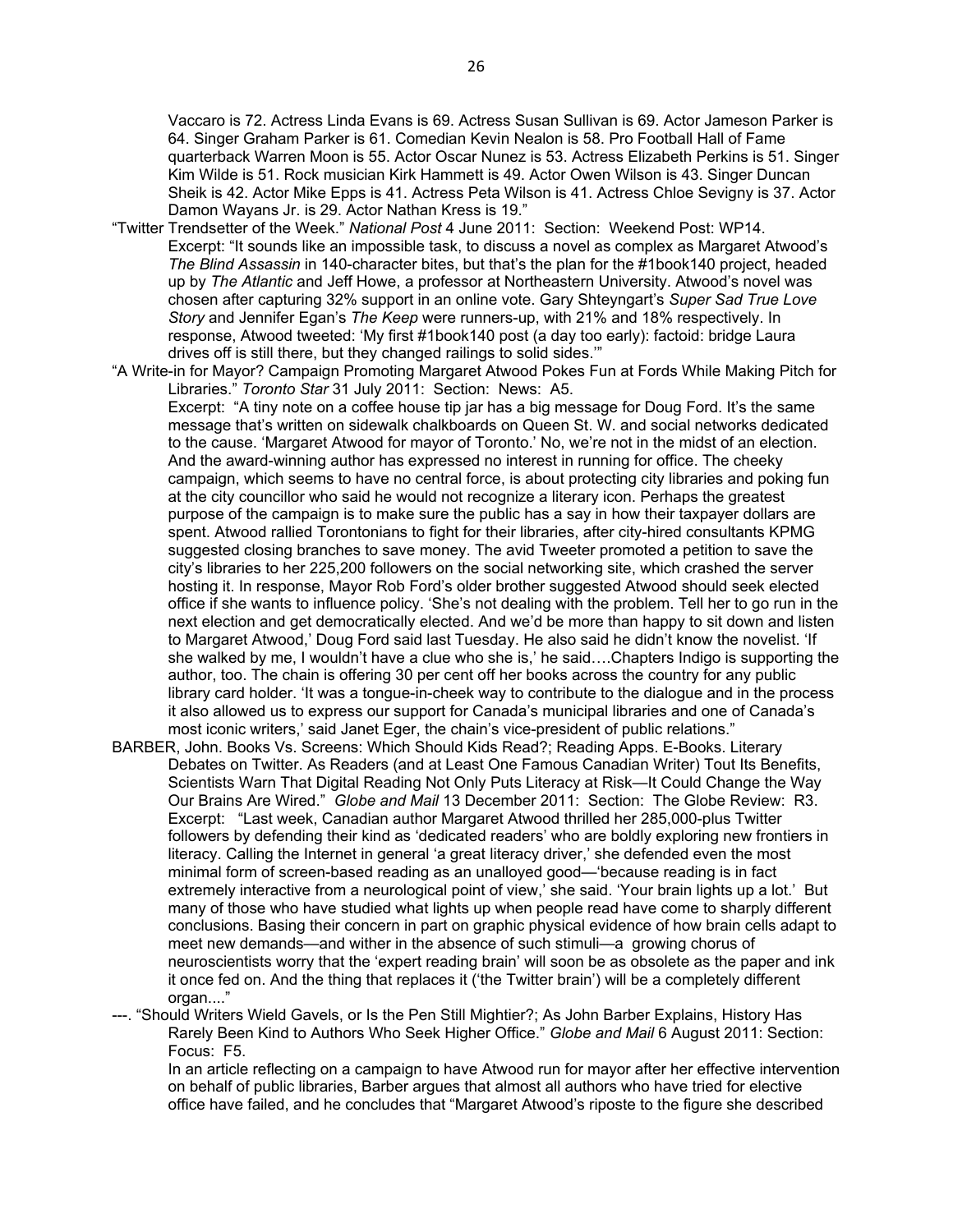Vaccaro is 72. Actress Linda Evans is 69. Actress Susan Sullivan is 69. Actor Jameson Parker is 64. Singer Graham Parker is 61. Comedian Kevin Nealon is 58. Pro Football Hall of Fame quarterback Warren Moon is 55. Actor Oscar Nunez is 53. Actress Elizabeth Perkins is 51. Singer Kim Wilde is 51. Rock musician Kirk Hammett is 49. Actor Owen Wilson is 43. Singer Duncan Sheik is 42. Actor Mike Epps is 41. Actress Peta Wilson is 41. Actress Chloe Sevigny is 37. Actor Damon Wayans Jr. is 29. Actor Nathan Kress is 19."

"Twitter Trendsetter of the Week." *National Post* 4 June 2011: Section: Weekend Post: WP14.
Excerpt: "It sounds like an impossible task, to discuss a novel as complex as Margaret Atwood's *The Blind Assassin* in 140-character bites, but that's the plan for the #1book140 project, headed up by *The Atlantic* and Jeff Howe, a professor at Northeastern University. Atwood's novel was chosen after capturing 32% support in an online vote. Gary Shteyngart's *Super Sad True Love Story* and Jennifer Egan's *The Keep* were runners-up, with 21% and 18% respectively. In response, Atwood tweeted: 'My first #1book140 post (a day too early): factoid: bridge Laura drives off is still there, but they changed railings to solid sides.'"

"A Write-in for Mayor? Campaign Promoting Margaret Atwood Pokes Fun at Fords While Making Pitch for Libraries." *Toronto Star* 31 July 2011: Section: News: A5.
Excerpt: "A tiny note on a coffee house tip jar has a big message for Doug Ford. It's the same message that's written on sidewalk chalkboards on Queen St. W. and social networks dedicated to the cause. 'Margaret Atwood for mayor of Toronto.' No, we're not in the midst of an election. And the award-winning author has expressed no interest in running for office. The cheeky campaign, which seems to have no central force, is about protecting city libraries and poking fun at the city councillor who said he would not recognize a literary icon. Perhaps the greatest purpose of the campaign is to make sure the public has a say in how their taxpayer dollars are spent. Atwood rallied Torontonians to fight for their libraries, after city-hired consultants KPMG suggested closing branches to save money. The avid Tweeter promoted a petition to save the city's libraries to her 225,200 followers on the social networking site, which crashed the server hosting it. In response, Mayor Rob Ford's older brother suggested Atwood should seek elected office if she wants to influence policy. 'She's not dealing with the problem. Tell her to go run in the next election and get democratically elected. And we'd be more than happy to sit down and listen to Margaret Atwood,' Doug Ford said last Tuesday. He also said he didn't know the novelist. 'If she walked by me, I wouldn't have a clue who she is,' he said….Chapters Indigo is supporting the author, too. The chain is offering 30 per cent off her books across the country for any public library card holder. 'It was a tongue-in-cheek way to contribute to the dialogue and in the process it also allowed us to express our support for Canada's municipal libraries and one of Canada's most iconic writers,' said Janet Eger, the chain's vice-president of public relations."

BARBER, John. Books Vs. Screens: Which Should Kids Read?; Reading Apps. E-Books. Literary Debates on Twitter. As Readers (and at Least One Famous Canadian Writer) Tout Its Benefits, Scientists Warn That Digital Reading Not Only Puts Literacy at Risk—It Could Change the Way Our Brains Are Wired." *Globe and Mail* 13 December 2011: Section: The Globe Review: R3.
Excerpt: "Last week, Canadian author Margaret Atwood thrilled her 285,000-plus Twitter followers by defending their kind as 'dedicated readers' who are boldly exploring new frontiers in literacy. Calling the Internet in general 'a great literacy driver,' she defended even the most minimal form of screen-based reading as an unalloyed good—'because reading is in fact extremely interactive from a neurological point of view,' she said. 'Your brain lights up a lot.' But many of those who have studied what lights up when people read have come to sharply different conclusions. Basing their concern in part on graphic physical evidence of how brain cells adapt to meet new demands—and wither in the absence of such stimuli—a growing chorus of neuroscientists worry that the 'expert reading brain' will soon be as obsolete as the paper and ink it once fed on. And the thing that replaces it ('the Twitter brain') will be a completely different organ...."

---. "Should Writers Wield Gavels, or Is the Pen Still Mightier?; As John Barber Explains, History Has Rarely Been Kind to Authors Who Seek Higher Office." *Globe and Mail* 6 August 2011: Section: Focus: F5.
In an article reflecting on a campaign to have Atwood run for mayor after her effective intervention on behalf of public libraries, Barber argues that almost all authors who have tried for elective office have failed, and he concludes that "Margaret Atwood's riposte to the figure she described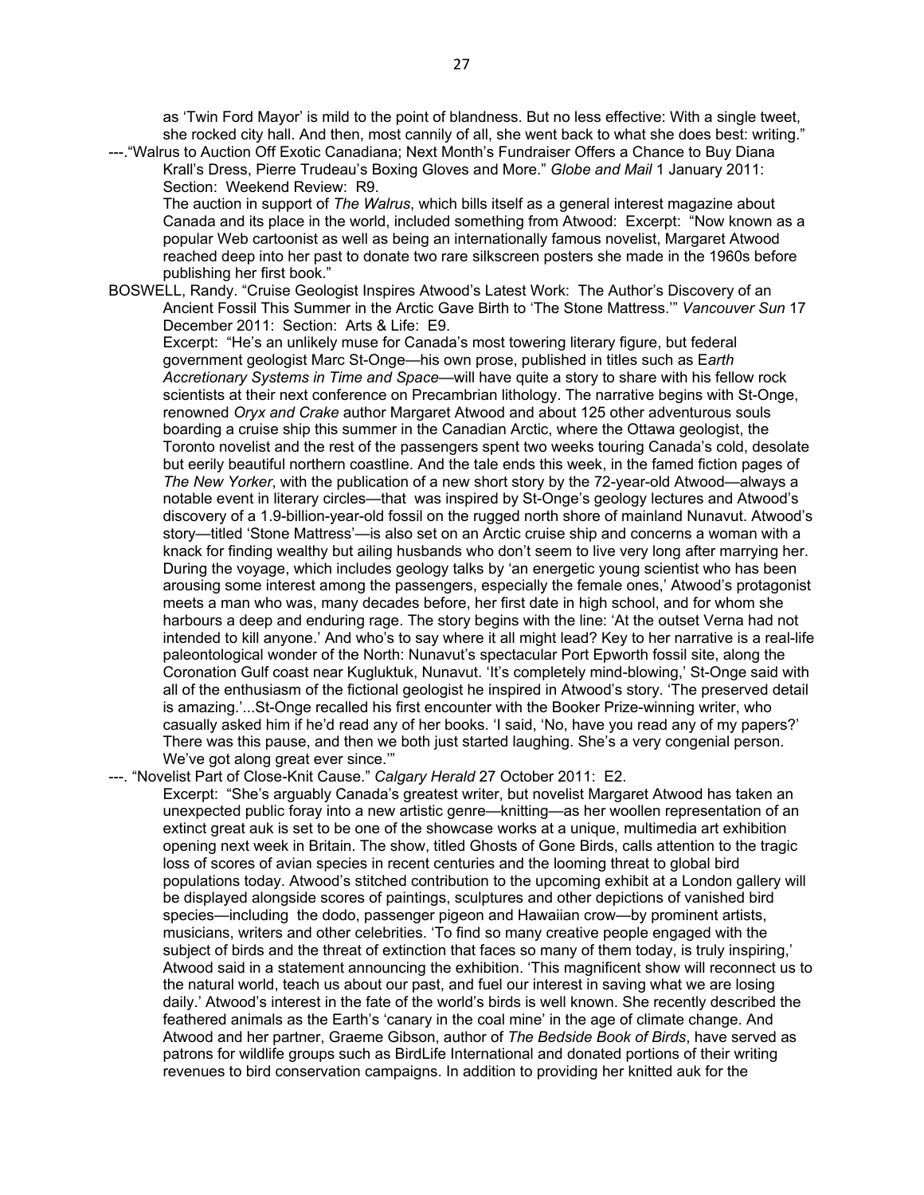as 'Twin Ford Mayor' is mild to the point of blandness. But no less effective: With a single tweet, she rocked city hall. And then, most cannily of all, she went back to what she does best: writing."

---."Walrus to Auction Off Exotic Canadiana; Next Month's Fundraiser Offers a Chance to Buy Diana Krall's Dress, Pierre Trudeau's Boxing Gloves and More." *Globe and Mail* 1 January 2011: Section: Weekend Review: R9.

The auction in support of *The Walrus*, which bills itself as a general interest magazine about Canada and its place in the world, included something from Atwood: Excerpt: "Now known as a popular Web cartoonist as well as being an internationally famous novelist, Margaret Atwood reached deep into her past to donate two rare silkscreen posters she made in the 1960s before publishing her first book."

BOSWELL, Randy. "Cruise Geologist Inspires Atwood's Latest Work: The Author's Discovery of an Ancient Fossil This Summer in the Arctic Gave Birth to 'The Stone Mattress.'" *Vancouver Sun* 17 December 2011: Section: Arts & Life: E9.

Excerpt: "He's an unlikely muse for Canada's most towering literary figure, but federal government geologist Marc St-Onge—his own prose, published in titles such as *Earth Accretionary Systems in Time and Space*—will have quite a story to share with his fellow rock scientists at their next conference on Precambrian lithology. The narrative begins with St-Onge, renowned *Oryx and Crake* author Margaret Atwood and about 125 other adventurous souls boarding a cruise ship this summer in the Canadian Arctic, where the Ottawa geologist, the Toronto novelist and the rest of the passengers spent two weeks touring Canada's cold, desolate but eerily beautiful northern coastline. And the tale ends this week, in the famed fiction pages of *The New Yorker*, with the publication of a new short story by the 72-year-old Atwood—always a notable event in literary circles—that was inspired by St-Onge's geology lectures and Atwood's discovery of a 1.9-billion-year-old fossil on the rugged north shore of mainland Nunavut. Atwood's story—titled 'Stone Mattress'—is also set on an Arctic cruise ship and concerns a woman with a knack for finding wealthy but ailing husbands who don't seem to live very long after marrying her. During the voyage, which includes geology talks by 'an energetic young scientist who has been arousing some interest among the passengers, especially the female ones,' Atwood's protagonist meets a man who was, many decades before, her first date in high school, and for whom she harbours a deep and enduring rage. The story begins with the line: 'At the outset Verna had not intended to kill anyone.' And who's to say where it all might lead? Key to her narrative is a real-life paleontological wonder of the North: Nunavut's spectacular Port Epworth fossil site, along the Coronation Gulf coast near Kugluktuk, Nunavut. 'It's completely mind-blowing,' St-Onge said with all of the enthusiasm of the fictional geologist he inspired in Atwood's story. 'The preserved detail is amazing.'...St-Onge recalled his first encounter with the Booker Prize-winning writer, who casually asked him if he'd read any of her books. 'I said, 'No, have you read any of my papers?' There was this pause, and then we both just started laughing. She's a very congenial person. We've got along great ever since.'"

---. "Novelist Part of Close-Knit Cause." *Calgary Herald* 27 October 2011: E2.

Excerpt: "She's arguably Canada's greatest writer, but novelist Margaret Atwood has taken an unexpected public foray into a new artistic genre—knitting—as her woollen representation of an extinct great auk is set to be one of the showcase works at a unique, multimedia art exhibition opening next week in Britain. The show, titled Ghosts of Gone Birds, calls attention to the tragic loss of scores of avian species in recent centuries and the looming threat to global bird populations today. Atwood's stitched contribution to the upcoming exhibit at a London gallery will be displayed alongside scores of paintings, sculptures and other depictions of vanished bird species—including the dodo, passenger pigeon and Hawaiian crow—by prominent artists, musicians, writers and other celebrities. 'To find so many creative people engaged with the subject of birds and the threat of extinction that faces so many of them today, is truly inspiring,' Atwood said in a statement announcing the exhibition. 'This magnificent show will reconnect us to the natural world, teach us about our past, and fuel our interest in saving what we are losing daily.' Atwood's interest in the fate of the world's birds is well known. She recently described the feathered animals as the Earth's 'canary in the coal mine' in the age of climate change. And Atwood and her partner, Graeme Gibson, author of *The Bedside Book of Birds*, have served as patrons for wildlife groups such as BirdLife International and donated portions of their writing revenues to bird conservation campaigns. In addition to providing her knitted auk for the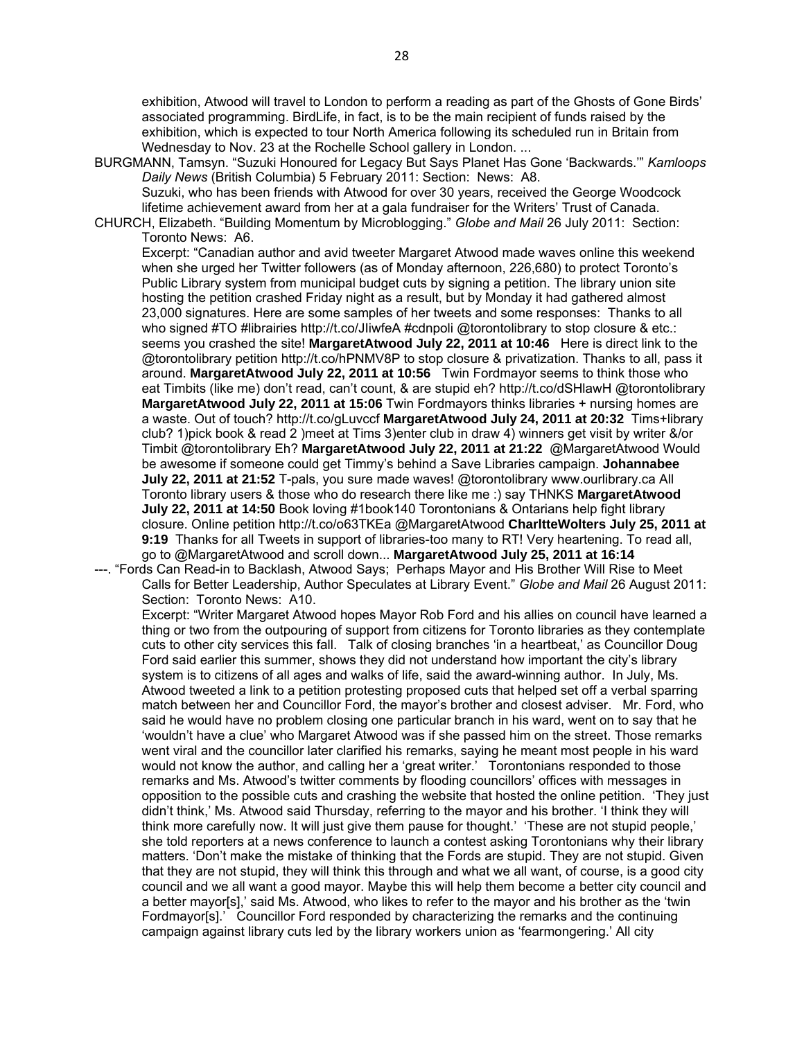exhibition, Atwood will travel to London to perform a reading as part of the Ghosts of Gone Birds' associated programming. BirdLife, in fact, is to be the main recipient of funds raised by the exhibition, which is expected to tour North America following its scheduled run in Britain from Wednesday to Nov. 23 at the Rochelle School gallery in London. ...

BURGMANN, Tamsyn. "Suzuki Honoured for Legacy But Says Planet Has Gone 'Backwards.'" *Kamloops Daily News* (British Columbia) 5 February 2011: Section: News: A8.
Suzuki, who has been friends with Atwood for over 30 years, received the George Woodcock lifetime achievement award from her at a gala fundraiser for the Writers' Trust of Canada.

CHURCH, Elizabeth. "Building Momentum by Microblogging." *Globe and Mail* 26 July 2011: Section: Toronto News: A6.
Excerpt: "Canadian author and avid tweeter Margaret Atwood made waves online this weekend when she urged her Twitter followers (as of Monday afternoon, 226,680) to protect Toronto's Public Library system from municipal budget cuts by signing a petition. The library union site hosting the petition crashed Friday night as a result, but by Monday it had gathered almost 23,000 signatures. Here are some samples of her tweets and some responses: Thanks to all who signed #TO #librairies http://t.co/JIiwfeA #cdnpoli @torontolibrary to stop closure & etc.: seems you crashed the site! **MargaretAtwood July 22, 2011 at 10:46** Here is direct link to the @torontolibrary petition http://t.co/hPNMV8P to stop closure & privatization. Thanks to all, pass it around. **MargaretAtwood July 22, 2011 at 10:56** Twin Fordmayor seems to think those who eat Timbits (like me) don't read, can't count, & are stupid eh? http://t.co/dSHlawH @torontolibrary **MargaretAtwood July 22, 2011 at 15:06** Twin Fordmayors thinks libraries + nursing homes are a waste. Out of touch? http://t.co/gLuvccf **MargaretAtwood July 24, 2011 at 20:32** Tims+library club? 1)pick book & read 2 )meet at Tims 3)enter club in draw 4) winners get visit by writer &/or Timbit @torontolibrary Eh? **MargaretAtwood July 22, 2011 at 21:22** @MargaretAtwood Would be awesome if someone could get Timmy's behind a Save Libraries campaign. **Johannabee July 22, 2011 at 21:52** T-pals, you sure made waves! @torontolibrary www.ourlibrary.ca All Toronto library users & those who do research there like me :) say THNKS **MargaretAtwood July 22, 2011 at 14:50** Book loving #1book140 Torontonians & Ontarians help fight library closure. Online petition http://t.co/o63TKEa @MargaretAtwood **CharltteWolters July 25, 2011 at 9:19** Thanks for all Tweets in support of libraries-too many to RT! Very heartening. To read all, go to @MargaretAtwood and scroll down... **MargaretAtwood July 25, 2011 at 16:14**

---. "Fords Can Read-in to Backlash, Atwood Says; Perhaps Mayor and His Brother Will Rise to Meet Calls for Better Leadership, Author Speculates at Library Event." *Globe and Mail* 26 August 2011: Section: Toronto News: A10.
Excerpt: "Writer Margaret Atwood hopes Mayor Rob Ford and his allies on council have learned a thing or two from the outpouring of support from citizens for Toronto libraries as they contemplate cuts to other city services this fall. Talk of closing branches 'in a heartbeat,' as Councillor Doug Ford said earlier this summer, shows they did not understand how important the city's library system is to citizens of all ages and walks of life, said the award-winning author. In July, Ms. Atwood tweeted a link to a petition protesting proposed cuts that helped set off a verbal sparring match between her and Councillor Ford, the mayor's brother and closest adviser. Mr. Ford, who said he would have no problem closing one particular branch in his ward, went on to say that he 'wouldn't have a clue' who Margaret Atwood was if she passed him on the street. Those remarks went viral and the councillor later clarified his remarks, saying he meant most people in his ward would not know the author, and calling her a 'great writer.' Torontonians responded to those remarks and Ms. Atwood's twitter comments by flooding councillors' offices with messages in opposition to the possible cuts and crashing the website that hosted the online petition. 'They just didn't think,' Ms. Atwood said Thursday, referring to the mayor and his brother. 'I think they will think more carefully now. It will just give them pause for thought.' 'These are not stupid people,' she told reporters at a news conference to launch a contest asking Torontonians why their library matters. 'Don't make the mistake of thinking that the Fords are stupid. They are not stupid. Given that they are not stupid, they will think this through and what we all want, of course, is a good city council and we all want a good mayor. Maybe this will help them become a better city council and a better mayor[s],' said Ms. Atwood, who likes to refer to the mayor and his brother as the 'twin Fordmayor[s].' Councillor Ford responded by characterizing the remarks and the continuing campaign against library cuts led by the library workers union as 'fearmongering.' All city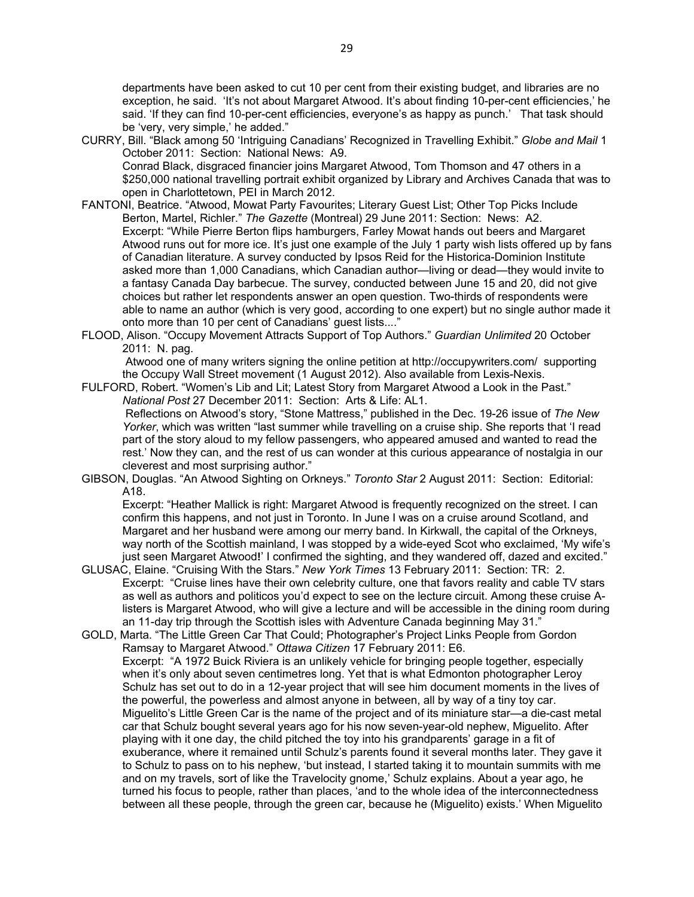departments have been asked to cut 10 per cent from their existing budget, and libraries are no exception, he said. 'It's not about Margaret Atwood. It's about finding 10-per-cent efficiencies,' he said. 'If they can find 10-per-cent efficiencies, everyone's as happy as punch.' That task should be 'very, very simple,' he added."

CURRY, Bill. "Black among 50 'Intriguing Canadians' Recognized in Travelling Exhibit." *Globe and Mail* 1 October 2011: Section: National News: A9.
Conrad Black, disgraced financier joins Margaret Atwood, Tom Thomson and 47 others in a $250,000 national travelling portrait exhibit organized by Library and Archives Canada that was to open in Charlottetown, PEI in March 2012.

FANTONI, Beatrice. "Atwood, Mowat Party Favourites; Literary Guest List; Other Top Picks Include Berton, Martel, Richler." *The Gazette* (Montreal) 29 June 2011: Section: News: A2.
Excerpt: "While Pierre Berton flips hamburgers, Farley Mowat hands out beers and Margaret Atwood runs out for more ice. It's just one example of the July 1 party wish lists offered up by fans of Canadian literature. A survey conducted by Ipsos Reid for the Historica-Dominion Institute asked more than 1,000 Canadians, which Canadian author—living or dead—they would invite to a fantasy Canada Day barbecue. The survey, conducted between June 15 and 20, did not give choices but rather let respondents answer an open question. Two-thirds of respondents were able to name an author (which is very good, according to one expert) but no single author made it onto more than 10 per cent of Canadians' guest lists...."

FLOOD, Alison. "Occupy Movement Attracts Support of Top Authors." *Guardian Unlimited* 20 October 2011: N. pag.
Atwood one of many writers signing the online petition at http://occupywriters.com/ supporting the Occupy Wall Street movement (1 August 2012). Also available from Lexis-Nexis.

FULFORD, Robert. "Women's Lib and Lit; Latest Story from Margaret Atwood a Look in the Past." *National Post* 27 December 2011: Section: Arts & Life: AL1.
Reflections on Atwood's story, "Stone Mattress," published in the Dec. 19-26 issue of *The New Yorker*, which was written "last summer while travelling on a cruise ship. She reports that 'I read part of the story aloud to my fellow passengers, who appeared amused and wanted to read the rest.' Now they can, and the rest of us can wonder at this curious appearance of nostalgia in our cleverest and most surprising author."

GIBSON, Douglas. "An Atwood Sighting on Orkneys." *Toronto Star* 2 August 2011: Section: Editorial: A18.
Excerpt: "Heather Mallick is right: Margaret Atwood is frequently recognized on the street. I can confirm this happens, and not just in Toronto. In June I was on a cruise around Scotland, and Margaret and her husband were among our merry band. In Kirkwall, the capital of the Orkneys, way north of the Scottish mainland, I was stopped by a wide-eyed Scot who exclaimed, 'My wife's just seen Margaret Atwood**!**' I confirmed the sighting, and they wandered off, dazed and excited."

GLUSAC, Elaine. "Cruising With the Stars." *New York Times* 13 February 2011: Section: TR: 2.
Excerpt: "Cruise lines have their own celebrity culture, one that favors reality and cable TV stars as well as authors and politicos you'd expect to see on the lecture circuit. Among these cruise A-listers is Margaret Atwood, who will give a lecture and will be accessible in the dining room during an 11-day trip through the Scottish isles with Adventure Canada beginning May 31."

GOLD, Marta. "The Little Green Car That Could; Photographer's Project Links People from Gordon Ramsay to Margaret Atwood." *Ottawa Citizen* 17 February 2011: E6.
Excerpt: "A 1972 Buick Riviera is an unlikely vehicle for bringing people together, especially when it's only about seven centimetres long. Yet that is what Edmonton photographer Leroy Schulz has set out to do in a 12-year project that will see him document moments in the lives of the powerful, the powerless and almost anyone in between, all by way of a tiny toy car. Miguelito's Little Green Car is the name of the project and of its miniature star—a die-cast metal car that Schulz bought several years ago for his now seven-year-old nephew, Miguelito. After playing with it one day, the child pitched the toy into his grandparents' garage in a fit of exuberance, where it remained until Schulz's parents found it several months later. They gave it to Schulz to pass on to his nephew, 'but instead, I started taking it to mountain summits with me and on my travels, sort of like the Travelocity gnome,' Schulz explains. About a year ago, he turned his focus to people, rather than places, 'and to the whole idea of the interconnectedness between all these people, through the green car, because he (Miguelito) exists.' When Miguelito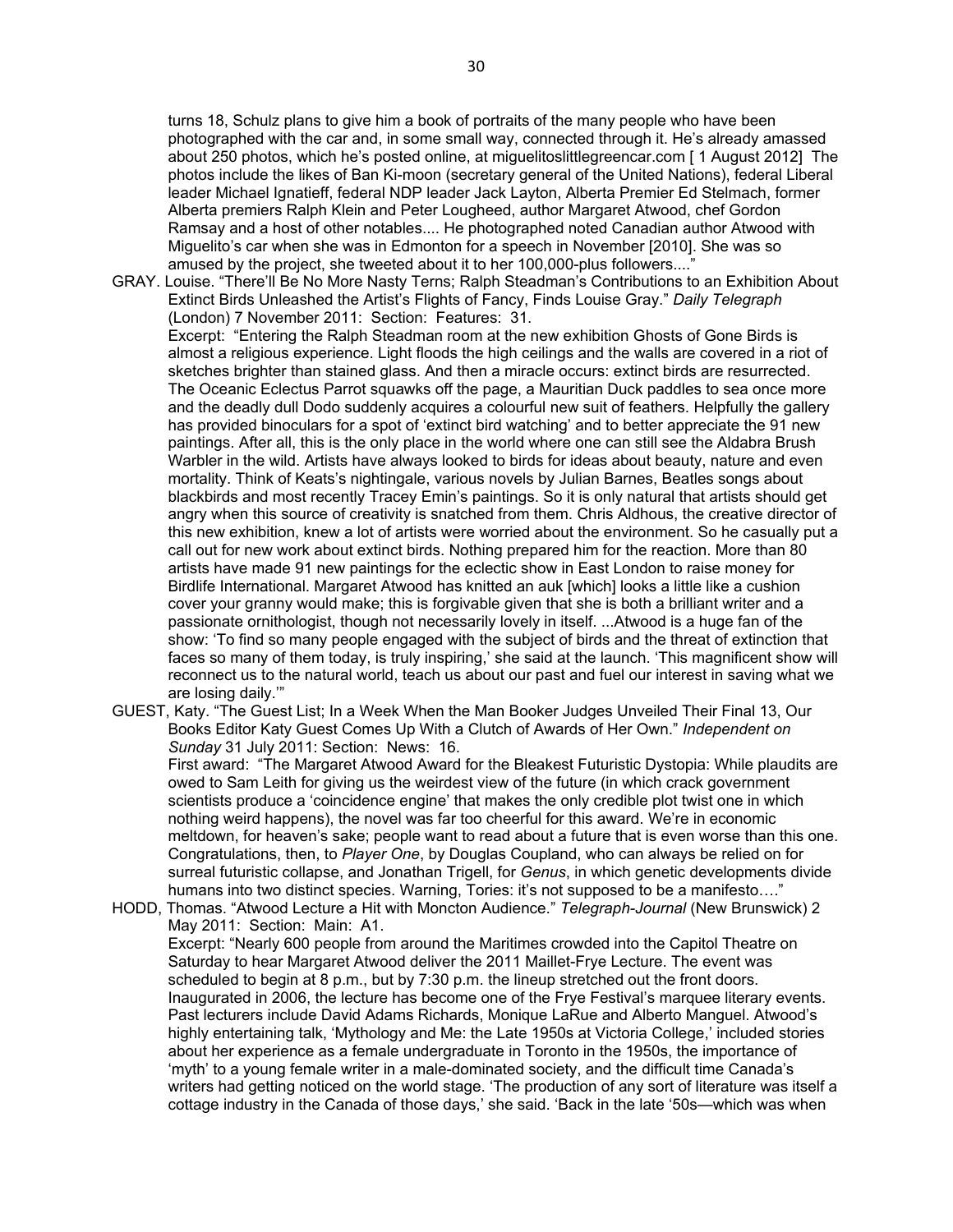turns 18, Schulz plans to give him a book of portraits of the many people who have been photographed with the car and, in some small way, connected through it. He's already amassed about 250 photos, which he's posted online, at miguelitoslittlegreencar.com [ 1 August 2012] The photos include the likes of Ban Ki-moon (secretary general of the United Nations), federal Liberal leader Michael Ignatieff, federal NDP leader Jack Layton, Alberta Premier Ed Stelmach, former Alberta premiers Ralph Klein and Peter Lougheed, author Margaret Atwood, chef Gordon Ramsay and a host of other notables.... He photographed noted Canadian author Atwood with Miguelito's car when she was in Edmonton for a speech in November [2010]. She was so amused by the project, she tweeted about it to her 100,000-plus followers...."

GRAY. Louise. "There'll Be No More Nasty Terns; Ralph Steadman's Contributions to an Exhibition About Extinct Birds Unleashed the Artist's Flights of Fancy, Finds Louise Gray." *Daily Telegraph* (London) 7 November 2011: Section: Features: 31.

Excerpt: "Entering the Ralph Steadman room at the new exhibition Ghosts of Gone Birds is almost a religious experience. Light floods the high ceilings and the walls are covered in a riot of sketches brighter than stained glass. And then a miracle occurs: extinct birds are resurrected. The Oceanic Eclectus Parrot squawks off the page, a Mauritian Duck paddles to sea once more and the deadly dull Dodo suddenly acquires a colourful new suit of feathers. Helpfully the gallery has provided binoculars for a spot of 'extinct bird watching' and to better appreciate the 91 new paintings. After all, this is the only place in the world where one can still see the Aldabra Brush Warbler in the wild. Artists have always looked to birds for ideas about beauty, nature and even mortality. Think of Keats's nightingale, various novels by Julian Barnes, Beatles songs about blackbirds and most recently Tracey Emin's paintings. So it is only natural that artists should get angry when this source of creativity is snatched from them. Chris Aldhous, the creative director of this new exhibition, knew a lot of artists were worried about the environment. So he casually put a call out for new work about extinct birds. Nothing prepared him for the reaction. More than 80 artists have made 91 new paintings for the eclectic show in East London to raise money for Birdlife International. Margaret Atwood has knitted an auk [which] looks a little like a cushion cover your granny would make; this is forgivable given that she is both a brilliant writer and a passionate ornithologist, though not necessarily lovely in itself. ...Atwood is a huge fan of the show: 'To find so many people engaged with the subject of birds and the threat of extinction that faces so many of them today, is truly inspiring,' she said at the launch. 'This magnificent show will reconnect us to the natural world, teach us about our past and fuel our interest in saving what we are losing daily.'"

GUEST, Katy. "The Guest List; In a Week When the Man Booker Judges Unveiled Their Final 13, Our Books Editor Katy Guest Comes Up With a Clutch of Awards of Her Own." *Independent on Sunday* 31 July 2011: Section: News: 16.

First award: "The Margaret Atwood Award for the Bleakest Futuristic Dystopia: While plaudits are owed to Sam Leith for giving us the weirdest view of the future (in which crack government scientists produce a 'coincidence engine' that makes the only credible plot twist one in which nothing weird happens), the novel was far too cheerful for this award. We're in economic meltdown, for heaven's sake; people want to read about a future that is even worse than this one. Congratulations, then, to *Player One*, by Douglas Coupland, who can always be relied on for surreal futuristic collapse, and Jonathan Trigell, for *Genus*, in which genetic developments divide humans into two distinct species. Warning, Tories: it's not supposed to be a manifesto…."

HODD, Thomas. "Atwood Lecture a Hit with Moncton Audience." *Telegraph-Journal* (New Brunswick) 2 May 2011: Section: Main: A1.

Excerpt: "Nearly 600 people from around the Maritimes crowded into the Capitol Theatre on Saturday to hear Margaret Atwood deliver the 2011 Maillet-Frye Lecture. The event was scheduled to begin at 8 p.m., but by 7:30 p.m. the lineup stretched out the front doors. Inaugurated in 2006, the lecture has become one of the Frye Festival's marquee literary events. Past lecturers include David Adams Richards, Monique LaRue and Alberto Manguel. Atwood's highly entertaining talk, 'Mythology and Me: the Late 1950s at Victoria College,' included stories about her experience as a female undergraduate in Toronto in the 1950s, the importance of 'myth' to a young female writer in a male-dominated society, and the difficult time Canada's writers had getting noticed on the world stage. 'The production of any sort of literature was itself a cottage industry in the Canada of those days,' she said. 'Back in the late '50s—which was when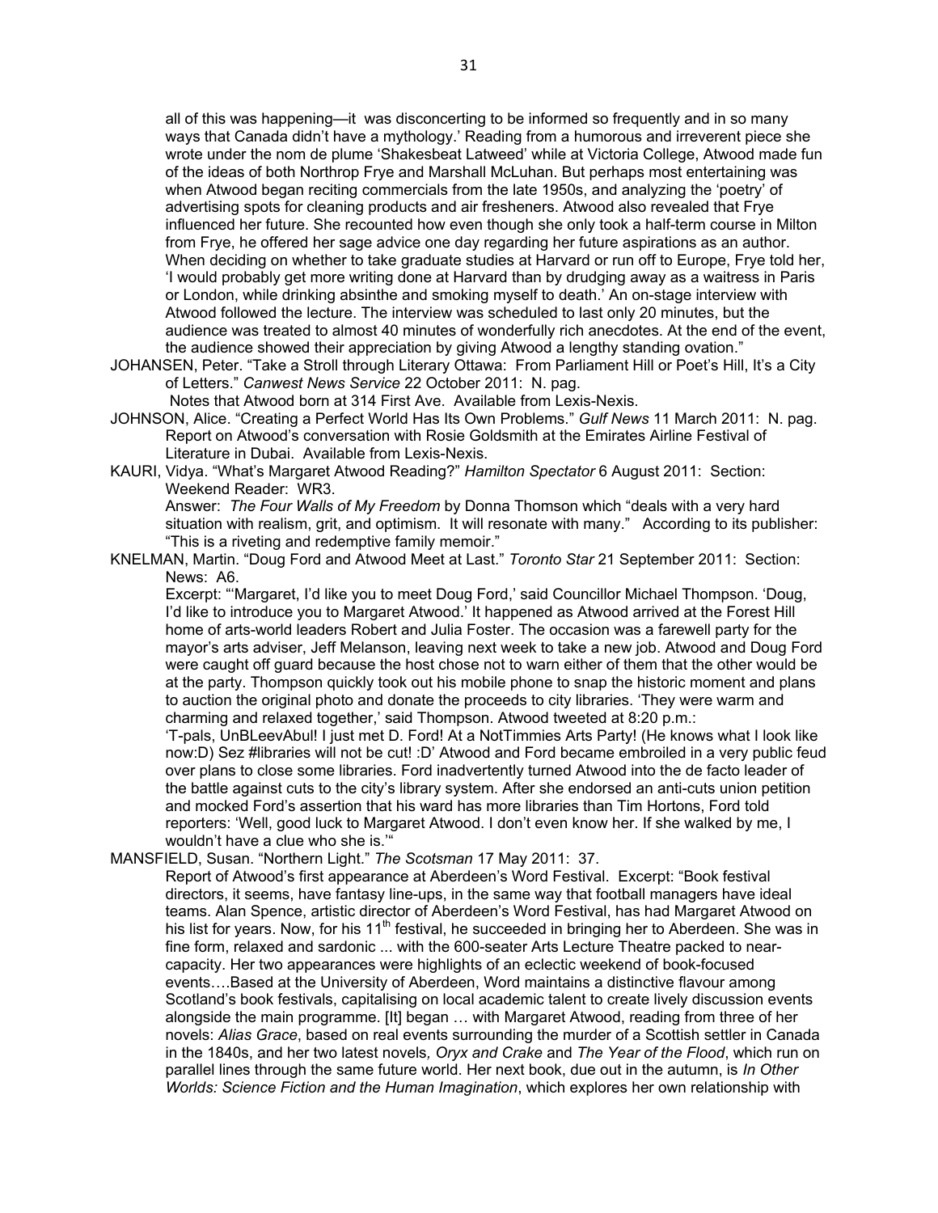all of this was happening—it was disconcerting to be informed so frequently and in so many ways that Canada didn't have a mythology.' Reading from a humorous and irreverent piece she wrote under the nom de plume 'Shakesbeat Latweed' while at Victoria College, Atwood made fun of the ideas of both Northrop Frye and Marshall McLuhan. But perhaps most entertaining was when Atwood began reciting commercials from the late 1950s, and analyzing the 'poetry' of advertising spots for cleaning products and air fresheners. Atwood also revealed that Frye influenced her future. She recounted how even though she only took a half-term course in Milton from Frye, he offered her sage advice one day regarding her future aspirations as an author. When deciding on whether to take graduate studies at Harvard or run off to Europe, Frye told her, 'I would probably get more writing done at Harvard than by drudging away as a waitress in Paris or London, while drinking absinthe and smoking myself to death.' An on-stage interview with Atwood followed the lecture. The interview was scheduled to last only 20 minutes, but the audience was treated to almost 40 minutes of wonderfully rich anecdotes. At the end of the event, the audience showed their appreciation by giving Atwood a lengthy standing ovation."

JOHANSEN, Peter. "Take a Stroll through Literary Ottawa: From Parliament Hill or Poet's Hill, It's a City of Letters." *Canwest News Service* 22 October 2011: N. pag.
Notes that Atwood born at 314 First Ave. Available from Lexis-Nexis.

JOHNSON, Alice. "Creating a Perfect World Has Its Own Problems." *Gulf News* 11 March 2011: N. pag.
Report on Atwood's conversation with Rosie Goldsmith at the Emirates Airline Festival of Literature in Dubai. Available from Lexis-Nexis.

KAURI, Vidya. "What's Margaret Atwood Reading?" *Hamilton Spectator* 6 August 2011: Section: Weekend Reader: WR3.
Answer: *The Four Walls of My Freedom* by Donna Thomson which "deals with a very hard situation with realism, grit, and optimism. It will resonate with many." According to its publisher: "This is a riveting and redemptive family memoir."

KNELMAN, Martin. "Doug Ford and Atwood Meet at Last." *Toronto Star* 21 September 2011: Section: News: A6.
Excerpt: "'Margaret, I'd like you to meet Doug Ford,' said Councillor Michael Thompson. 'Doug, I'd like to introduce you to Margaret Atwood.' It happened as Atwood arrived at the Forest Hill home of arts-world leaders Robert and Julia Foster. The occasion was a farewell party for the mayor's arts adviser, Jeff Melanson, leaving next week to take a new job. Atwood and Doug Ford were caught off guard because the host chose not to warn either of them that the other would be at the party. Thompson quickly took out his mobile phone to snap the historic moment and plans to auction the original photo and donate the proceeds to city libraries. 'They were warm and charming and relaxed together,' said Thompson. Atwood tweeted at 8:20 p.m.:
'T-pals, UnBLeevAbul! I just met D. Ford! At a NotTimmies Arts Party! (He knows what I look like now:D) Sez #libraries will not be cut! :D' Atwood and Ford became embroiled in a very public feud over plans to close some libraries. Ford inadvertently turned Atwood into the de facto leader of the battle against cuts to the city's library system. After she endorsed an anti-cuts union petition and mocked Ford's assertion that his ward has more libraries than Tim Hortons, Ford told reporters: 'Well, good luck to Margaret Atwood. I don't even know her. If she walked by me, I wouldn't have a clue who she is.'"

MANSFIELD, Susan. "Northern Light." *The Scotsman* 17 May 2011: 37.
Report of Atwood's first appearance at Aberdeen's Word Festival. Excerpt: "Book festival directors, it seems, have fantasy line-ups, in the same way that football managers have ideal teams. Alan Spence, artistic director of Aberdeen's Word Festival, has had Margaret Atwood on his list for years. Now, for his 11th festival, he succeeded in bringing her to Aberdeen. She was in fine form, relaxed and sardonic ... with the 600-seater Arts Lecture Theatre packed to near-capacity. Her two appearances were highlights of an eclectic weekend of book-focused events….Based at the University of Aberdeen, Word maintains a distinctive flavour among Scotland's book festivals, capitalising on local academic talent to create lively discussion events alongside the main programme. [It] began … with Margaret Atwood, reading from three of her novels: *Alias Grace*, based on real events surrounding the murder of a Scottish settler in Canada in the 1840s, and her two latest novels, *Oryx and Crake* and *The Year of the Flood*, which run on parallel lines through the same future world. Her next book, due out in the autumn, is *In Other Worlds: Science Fiction and the Human Imagination*, which explores her own relationship with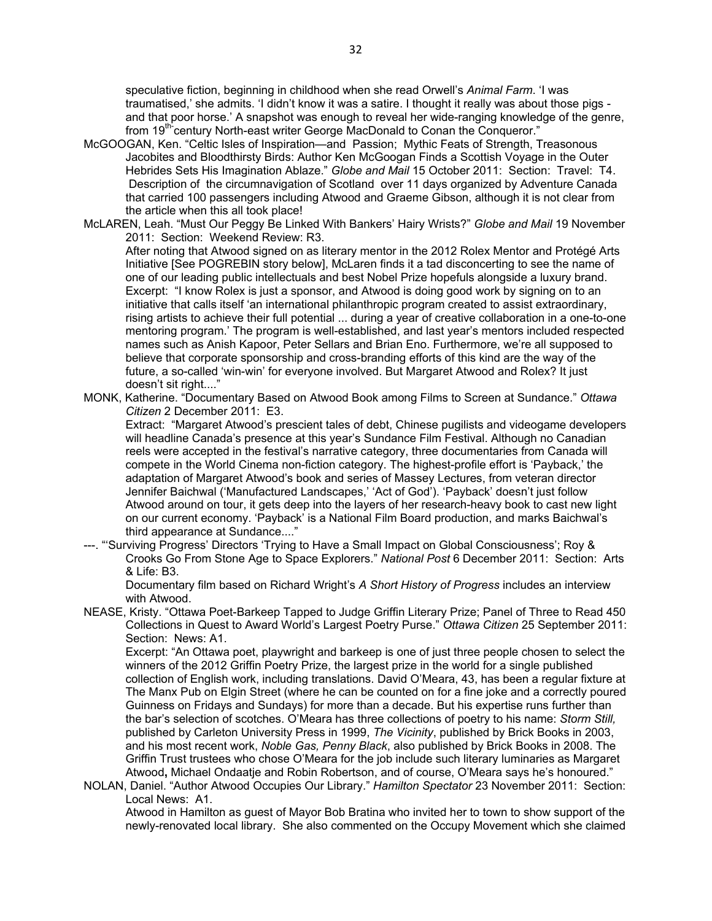speculative fiction, beginning in childhood when she read Orwell's *Animal Farm*. 'I was traumatised,' she admits. 'I didn't know it was a satire. I thought it really was about those pigs - and that poor horse.' A snapshot was enough to reveal her wide-ranging knowledge of the genre, from 19th-century North-east writer George MacDonald to Conan the Conqueror."

McGOOGAN, Ken. "Celtic Isles of Inspiration—and Passion; Mythic Feats of Strength, Treasonous Jacobites and Bloodthirsty Birds: Author Ken McGoogan Finds a Scottish Voyage in the Outer Hebrides Sets His Imagination Ablaze." *Globe and Mail* 15 October 2011: Section: Travel: T4. Description of the circumnavigation of Scotland over 11 days organized by Adventure Canada that carried 100 passengers including Atwood and Graeme Gibson, although it is not clear from the article when this all took place!

McLAREN, Leah. "Must Our Peggy Be Linked With Bankers' Hairy Wrists?" *Globe and Mail* 19 November 2011: Section: Weekend Review: R3.
After noting that Atwood signed on as literary mentor in the 2012 Rolex Mentor and Protégé Arts Initiative [See POGREBIN story below], McLaren finds it a tad disconcerting to see the name of one of our leading public intellectuals and best Nobel Prize hopefuls alongside a luxury brand. Excerpt: "I know Rolex is just a sponsor, and Atwood is doing good work by signing on to an initiative that calls itself 'an international philanthropic program created to assist extraordinary, rising artists to achieve their full potential ... during a year of creative collaboration in a one-to-one mentoring program.' The program is well-established, and last year's mentors included respected names such as Anish Kapoor, Peter Sellars and Brian Eno. Furthermore, we're all supposed to believe that corporate sponsorship and cross-branding efforts of this kind are the way of the future, a so-called 'win-win' for everyone involved. But Margaret Atwood and Rolex? It just doesn't sit right...."

MONK, Katherine. "Documentary Based on Atwood Book among Films to Screen at Sundance." *Ottawa Citizen* 2 December 2011: E3.
Extract: "Margaret Atwood's prescient tales of debt, Chinese pugilists and videogame developers will headline Canada's presence at this year's Sundance Film Festival. Although no Canadian reels were accepted in the festival's narrative category, three documentaries from Canada will compete in the World Cinema non-fiction category. The highest-profile effort is 'Payback,' the adaptation of Margaret Atwood's book and series of Massey Lectures, from veteran director Jennifer Baichwal ('Manufactured Landscapes,' 'Act of God'). 'Payback' doesn't just follow Atwood around on tour, it gets deep into the layers of her research-heavy book to cast new light on our current economy. 'Payback' is a National Film Board production, and marks Baichwal's third appearance at Sundance...."

---. "'Surviving Progress' Directors 'Trying to Have a Small Impact on Global Consciousness'; Roy & Crooks Go From Stone Age to Space Explorers." *National Post* 6 December 2011: Section: Arts & Life: B3.
Documentary film based on Richard Wright's *A Short History of Progress* includes an interview with Atwood.

NEASE, Kristy. "Ottawa Poet-Barkeep Tapped to Judge Griffin Literary Prize; Panel of Three to Read 450 Collections in Quest to Award World's Largest Poetry Purse." *Ottawa Citizen* 25 September 2011: Section: News: A1.
Excerpt: "An Ottawa poet, playwright and barkeep is one of just three people chosen to select the winners of the 2012 Griffin Poetry Prize, the largest prize in the world for a single published collection of English work, including translations. David O'Meara, 43, has been a regular fixture at The Manx Pub on Elgin Street (where he can be counted on for a fine joke and a correctly poured Guinness on Fridays and Sundays) for more than a decade. But his expertise runs further than the bar's selection of scotches. O'Meara has three collections of poetry to his name: *Storm Still,* published by Carleton University Press in 1999, *The Vicinity*, published by Brick Books in 2003, and his most recent work, *Noble Gas, Penny Black*, also published by Brick Books in 2008. The Griffin Trust trustees who chose O'Meara for the job include such literary luminaries as Margaret Atwood**,** Michael Ondaatje and Robin Robertson, and of course, O'Meara says he's honoured."

NOLAN, Daniel. "Author Atwood Occupies Our Library." *Hamilton Spectator* 23 November 2011: Section: Local News: A1.
Atwood in Hamilton as guest of Mayor Bob Bratina who invited her to town to show support of the newly-renovated local library. She also commented on the Occupy Movement which she claimed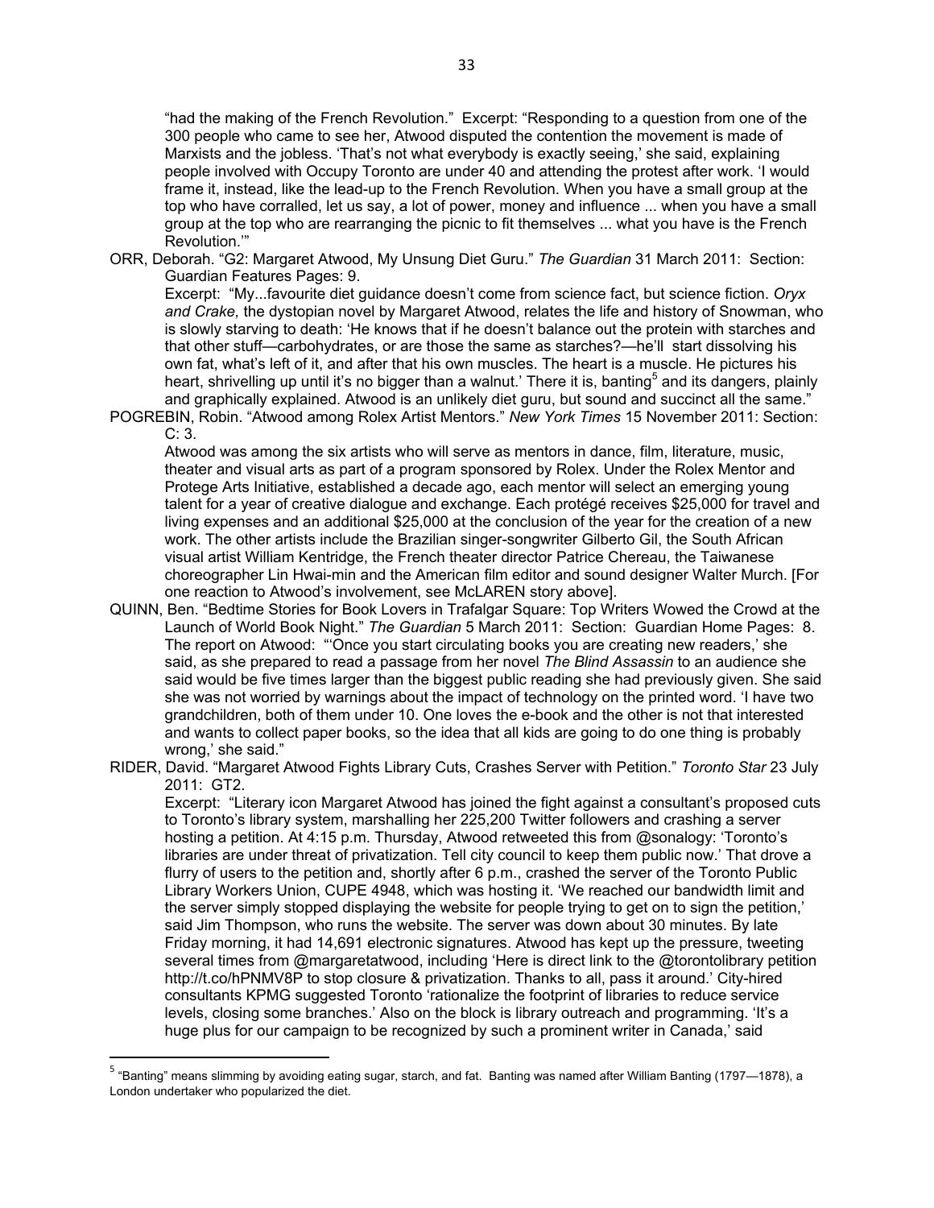"had the making of the French Revolution." Excerpt: "Responding to a question from one of the 300 people who came to see her, Atwood disputed the contention the movement is made of Marxists and the jobless. 'That's not what everybody is exactly seeing,' she said, explaining people involved with Occupy Toronto are under 40 and attending the protest after work. 'I would frame it, instead, like the lead-up to the French Revolution. When you have a small group at the top who have corralled, let us say, a lot of power, money and influence ... when you have a small group at the top who are rearranging the picnic to fit themselves ... what you have is the French Revolution.'"

ORR, Deborah. "G2: Margaret Atwood, My Unsung Diet Guru." *The Guardian* 31 March 2011: Section: Guardian Features Pages: 9.

Excerpt: "My...favourite diet guidance doesn't come from science fact, but science fiction. *Oryx and Crake,* the dystopian novel by Margaret Atwood, relates the life and history of Snowman, who is slowly starving to death: 'He knows that if he doesn't balance out the protein with starches and that other stuff—carbohydrates, or are those the same as starches?—he'll start dissolving his own fat, what's left of it, and after that his own muscles. The heart is a muscle. He pictures his heart, shrivelling up until it's no bigger than a walnut.' There it is, banting[5] and its dangers, plainly and graphically explained. Atwood is an unlikely diet guru, but sound and succinct all the same."

POGREBIN, Robin. "Atwood among Rolex Artist Mentors." *New York Times* 15 November 2011: Section: C: 3.

Atwood was among the six artists who will serve as mentors in dance, film, literature, music, theater and visual arts as part of a program sponsored by Rolex. Under the Rolex Mentor and Protege Arts Initiative, established a decade ago, each mentor will select an emerging young talent for a year of creative dialogue and exchange. Each protégé receives $25,000 for travel and living expenses and an additional $25,000 at the conclusion of the year for the creation of a new work. The other artists include the Brazilian singer-songwriter Gilberto Gil, the South African visual artist William Kentridge, the French theater director Patrice Chereau, the Taiwanese choreographer Lin Hwai-min and the American film editor and sound designer Walter Murch. [For one reaction to Atwood's involvement, see McLAREN story above].

QUINN, Ben. "Bedtime Stories for Book Lovers in Trafalgar Square: Top Writers Wowed the Crowd at the Launch of World Book Night." *The Guardian* 5 March 2011: Section: Guardian Home Pages: 8.

The report on Atwood: "'Once you start circulating books you are creating new readers,' she said, as she prepared to read a passage from her novel *The Blind Assassin* to an audience she said would be five times larger than the biggest public reading she had previously given. She said she was not worried by warnings about the impact of technology on the printed word. 'I have two grandchildren, both of them under 10. One loves the e-book and the other is not that interested and wants to collect paper books, so the idea that all kids are going to do one thing is probably wrong,' she said."

RIDER, David. "Margaret Atwood Fights Library Cuts, Crashes Server with Petition." *Toronto Star* 23 July 2011: GT2.

Excerpt: "Literary icon Margaret Atwood has joined the fight against a consultant's proposed cuts to Toronto's library system, marshalling her 225,200 Twitter followers and crashing a server hosting a petition. At 4:15 p.m. Thursday, Atwood retweeted this from @sonalogy: 'Toronto's libraries are under threat of privatization. Tell city council to keep them public now.' That drove a flurry of users to the petition and, shortly after 6 p.m., crashed the server of the Toronto Public Library Workers Union, CUPE 4948, which was hosting it. 'We reached our bandwidth limit and the server simply stopped displaying the website for people trying to get on to sign the petition,' said Jim Thompson, who runs the website. The server was down about 30 minutes. By late Friday morning, it had 14,691 electronic signatures. Atwood has kept up the pressure, tweeting several times from @margaretatwood, including 'Here is direct link to the @torontolibrary petition http://t.co/hPNMV8P to stop closure & privatization. Thanks to all, pass it around.' City-hired consultants KPMG suggested Toronto 'rationalize the footprint of libraries to reduce service levels, closing some branches.' Also on the block is library outreach and programming. 'It's a huge plus for our campaign to be recognized by such a prominent writer in Canada,' said

---

[5] "Banting" means slimming by avoiding eating sugar, starch, and fat. Banting was named after William Banting (1797—1878), a London undertaker who popularized the diet.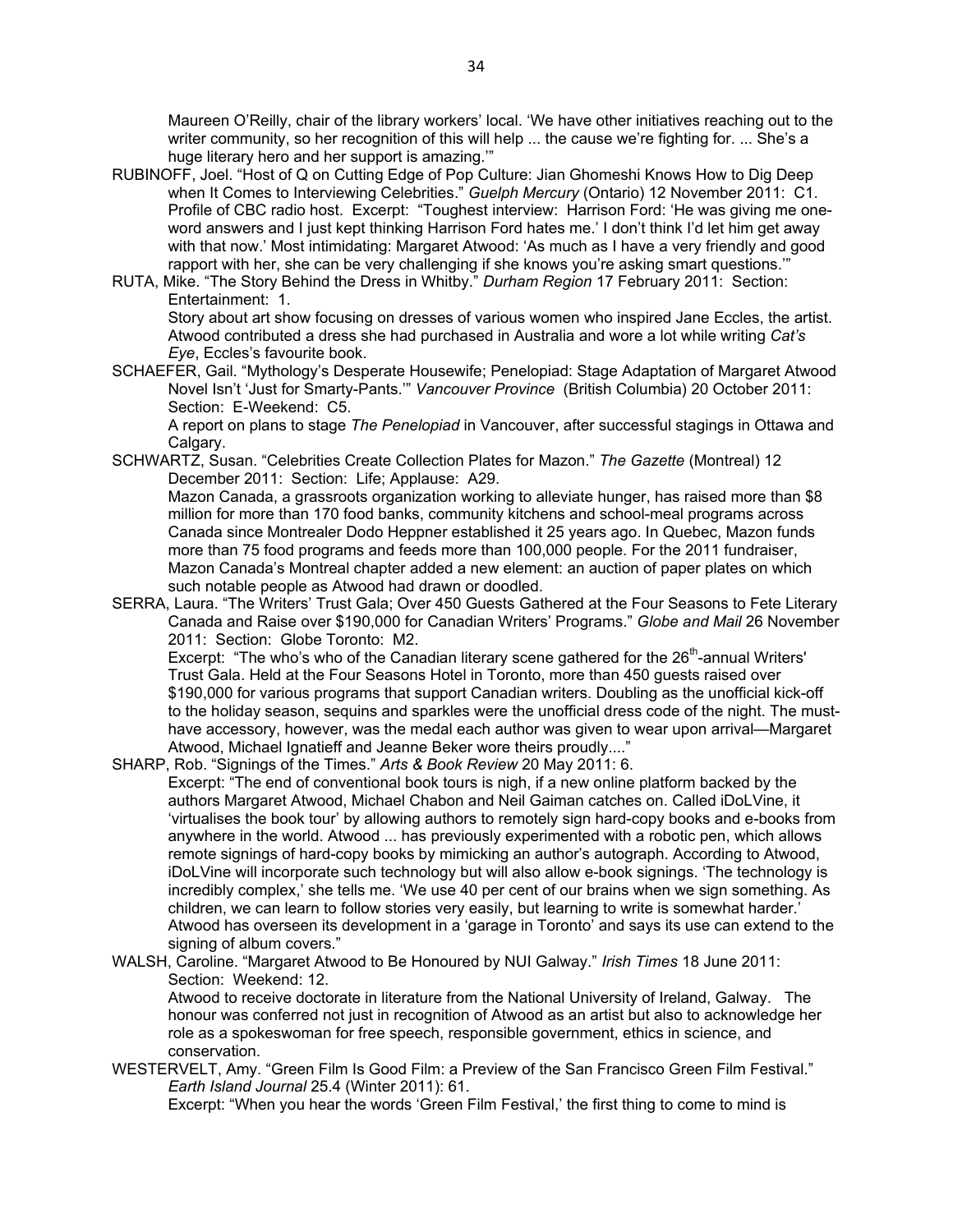Maureen O'Reilly, chair of the library workers' local. 'We have other initiatives reaching out to the writer community, so her recognition of this will help ... the cause we're fighting for. ... She's a huge literary hero and her support is amazing.'"

RUBINOFF, Joel. "Host of Q on Cutting Edge of Pop Culture: Jian Ghomeshi Knows How to Dig Deep when It Comes to Interviewing Celebrities." *Guelph Mercury* (Ontario) 12 November 2011: C1.
Profile of CBC radio host. Excerpt: "Toughest interview: Harrison Ford: 'He was giving me one-word answers and I just kept thinking Harrison Ford hates me.' I don't think I'd let him get away with that now.' Most intimidating: Margaret Atwood: 'As much as I have a very friendly and good rapport with her, she can be very challenging if she knows you're asking smart questions.'"

RUTA, Mike. "The Story Behind the Dress in Whitby." *Durham Region* 17 February 2011: Section: Entertainment: 1.
Story about art show focusing on dresses of various women who inspired Jane Eccles, the artist. Atwood contributed a dress she had purchased in Australia and wore a lot while writing *Cat's Eye*, Eccles's favourite book.

SCHAEFER, Gail. "Mythology's Desperate Housewife; Penelopiad: Stage Adaptation of Margaret Atwood Novel Isn't 'Just for Smarty-Pants.'" *Vancouver Province* (British Columbia) 20 October 2011: Section: E-Weekend: C5.
A report on plans to stage *The Penelopiad* in Vancouver, after successful stagings in Ottawa and Calgary.

SCHWARTZ, Susan. "Celebrities Create Collection Plates for Mazon." *The Gazette* (Montreal) 12 December 2011: Section: Life; Applause: A29.
Mazon Canada, a grassroots organization working to alleviate hunger, has raised more than $8 million for more than 170 food banks, community kitchens and school-meal programs across Canada since Montrealer Dodo Heppner established it 25 years ago. In Quebec, Mazon funds more than 75 food programs and feeds more than 100,000 people. For the 2011 fundraiser, Mazon Canada's Montreal chapter added a new element: an auction of paper plates on which such notable people as Atwood had drawn or doodled.

SERRA, Laura. "The Writers' Trust Gala; Over 450 Guests Gathered at the Four Seasons to Fete Literary Canada and Raise over $190,000 for Canadian Writers' Programs." *Globe and Mail* 26 November 2011: Section: Globe Toronto: M2.
Excerpt: "The who's who of the Canadian literary scene gathered for the 26th-annual Writers' Trust Gala. Held at the Four Seasons Hotel in Toronto, more than 450 guests raised over $190,000 for various programs that support Canadian writers. Doubling as the unofficial kick-off to the holiday season, sequins and sparkles were the unofficial dress code of the night. The must-have accessory, however, was the medal each author was given to wear upon arrival—Margaret Atwood, Michael Ignatieff and Jeanne Beker wore theirs proudly...."

SHARP, Rob. "Signings of the Times." *Arts & Book Review* 20 May 2011: 6.
Excerpt: "The end of conventional book tours is nigh, if a new online platform backed by the authors Margaret Atwood, Michael Chabon and Neil Gaiman catches on. Called iDoLVine, it 'virtualises the book tour' by allowing authors to remotely sign hard-copy books and e-books from anywhere in the world. Atwood ... has previously experimented with a robotic pen, which allows remote signings of hard-copy books by mimicking an author's autograph. According to Atwood, iDoLVine will incorporate such technology but will also allow e-book signings. 'The technology is incredibly complex,' she tells me. 'We use 40 per cent of our brains when we sign something. As children, we can learn to follow stories very easily, but learning to write is somewhat harder.' Atwood has overseen its development in a 'garage in Toronto' and says its use can extend to the signing of album covers."

WALSH, Caroline. "Margaret Atwood to Be Honoured by NUI Galway." *Irish Times* 18 June 2011: Section: Weekend: 12.
Atwood to receive doctorate in literature from the National University of Ireland, Galway. The honour was conferred not just in recognition of Atwood as an artist but also to acknowledge her role as a spokeswoman for free speech, responsible government, ethics in science, and conservation.

WESTERVELT, Amy. "Green Film Is Good Film: a Preview of the San Francisco Green Film Festival." *Earth Island Journal* 25.4 (Winter 2011): 61.
Excerpt: "When you hear the words 'Green Film Festival,' the first thing to come to mind is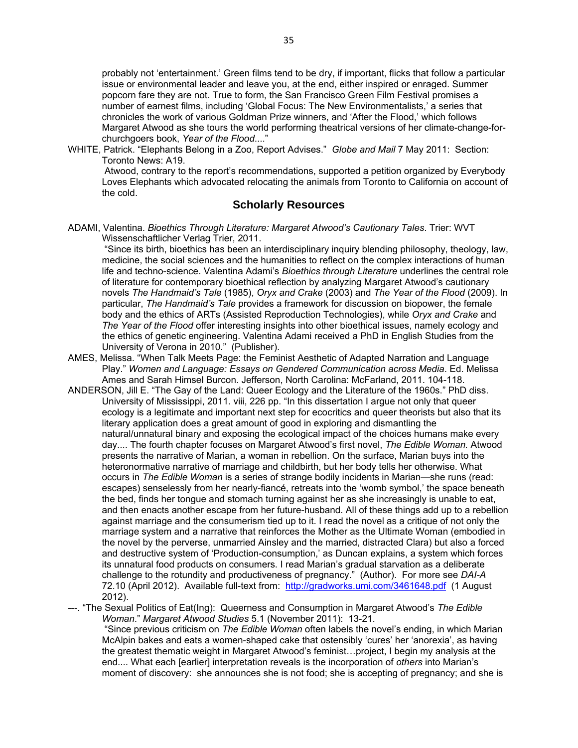probably not 'entertainment.' Green films tend to be dry, if important, flicks that follow a particular issue or environmental leader and leave you, at the end, either inspired or enraged. Summer popcorn fare they are not. True to form, the San Francisco Green Film Festival promises a number of earnest films, including 'Global Focus: The New Environmentalists,' a series that chronicles the work of various Goldman Prize winners, and 'After the Flood,' which follows Margaret Atwood as she tours the world performing theatrical versions of her climate-change-for-churchgoers book, *Year of the Flood*...."

WHITE, Patrick. "Elephants Belong in a Zoo, Report Advises." *Globe and Mail* 7 May 2011: Section: Toronto News: A19.
Atwood, contrary to the report's recommendations, supported a petition organized by Everybody Loves Elephants which advocated relocating the animals from Toronto to California on account of the cold.

## Scholarly Resources

ADAMI, Valentina. *Bioethics Through Literature: Margaret Atwood's Cautionary Tales*. Trier: WVT Wissenschaftlicher Verlag Trier, 2011.
"Since its birth, bioethics has been an interdisciplinary inquiry blending philosophy, theology, law, medicine, the social sciences and the humanities to reflect on the complex interactions of human life and techno-science. Valentina Adami's *Bioethics through Literature* underlines the central role of literature for contemporary bioethical reflection by analyzing Margaret Atwood's cautionary novels *The Handmaid's Tale* (1985), *Oryx and Crake* (2003) and *The Year of the Flood* (2009). In particular, *The Handmaid's Tale* provides a framework for discussion on biopower, the female body and the ethics of ARTs (Assisted Reproduction Technologies), while *Oryx and Crake* and *The Year of the Flood* offer interesting insights into other bioethical issues, namely ecology and the ethics of genetic engineering. Valentina Adami received a PhD in English Studies from the University of Verona in 2010." (Publisher).

AMES, Melissa. "When Talk Meets Page: the Feminist Aesthetic of Adapted Narration and Language Play." *Women and Language: Essays on Gendered Communication across Media*. Ed. Melissa Ames and Sarah Himsel Burcon. Jefferson, North Carolina: McFarland, 2011. 104-118.

ANDERSON, Jill E. "The Gay of the Land: Queer Ecology and the Literature of the 1960s." PhD diss. University of Mississippi, 2011. viii, 226 pp. "In this dissertation I argue not only that queer ecology is a legitimate and important next step for ecocritics and queer theorists but also that its literary application does a great amount of good in exploring and dismantling the natural/unnatural binary and exposing the ecological impact of the choices humans make every day.... The fourth chapter focuses on Margaret Atwood's first novel, *The Edible Woman.* Atwood presents the narrative of Marian, a woman in rebellion. On the surface, Marian buys into the heteronormative narrative of marriage and childbirth, but her body tells her otherwise. What occurs in *The Edible Woman* is a series of strange bodily incidents in Marian—she runs (read: escapes) senselessly from her nearly-fiancé, retreats into the 'womb symbol,' the space beneath the bed, finds her tongue and stomach turning against her as she increasingly is unable to eat, and then enacts another escape from her future-husband. All of these things add up to a rebellion against marriage and the consumerism tied up to it. I read the novel as a critique of not only the marriage system and a narrative that reinforces the Mother as the Ultimate Woman (embodied in the novel by the perverse, unmarried Ainsley and the married, distracted Clara) but also a forced and destructive system of 'Production-consumption,' as Duncan explains, a system which forces its unnatural food products on consumers. I read Marian's gradual starvation as a deliberate challenge to the rotundity and productiveness of pregnancy." (Author). For more see *DAI-A* 72.10 (April 2012). Available full-text from: http://gradworks.umi.com/3461648.pdf (1 August 2012).

---. "The Sexual Politics of Eat(Ing): Queerness and Consumption in Margaret Atwood's *The Edible Woman*." *Margaret Atwood Studies* 5.1 (November 2011): 13-21.
"Since previous criticism on *The Edible Woman* often labels the novel's ending, in which Marian McAlpin bakes and eats a women-shaped cake that ostensibly 'cures' her 'anorexia', as having the greatest thematic weight in Margaret Atwood's feminist…project, I begin my analysis at the end.... What each [earlier] interpretation reveals is the incorporation of *others* into Marian's moment of discovery: she announces she is not food; she is accepting of pregnancy; and she is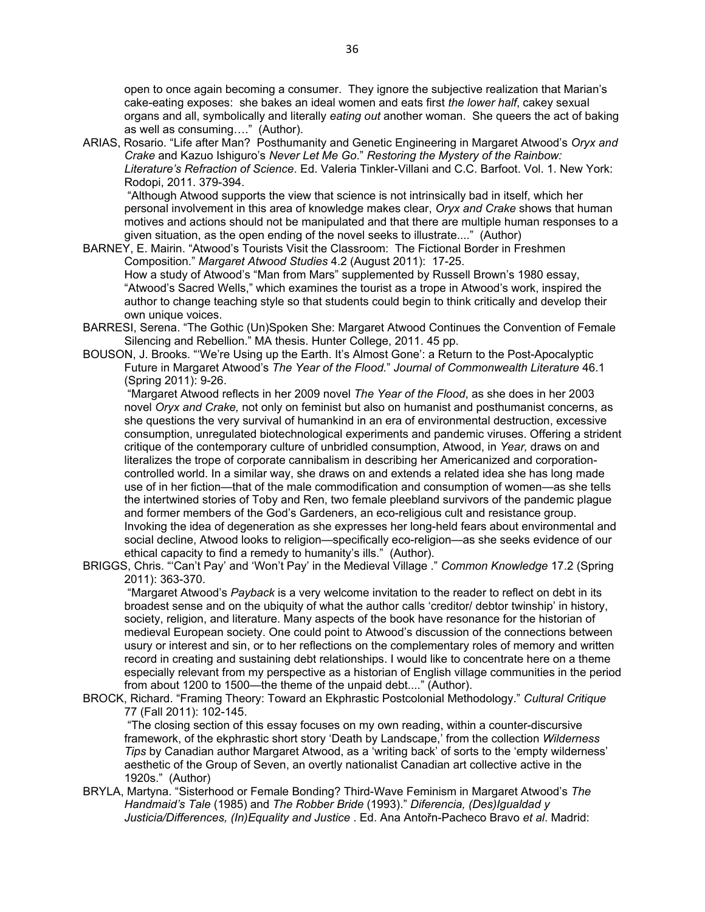open to once again becoming a consumer. They ignore the subjective realization that Marian's cake-eating exposes: she bakes an ideal women and eats first *the lower half*, cakey sexual organs and all, symbolically and literally *eating out* another woman. She queers the act of baking as well as consuming…." (Author).

ARIAS, Rosario. "Life after Man? Posthumanity and Genetic Engineering in Margaret Atwood's *Oryx and Crake* and Kazuo Ishiguro's *Never Let Me Go*." *Restoring the Mystery of the Rainbow: Literature's Refraction of Science*. Ed. Valeria Tinkler-Villani and C.C. Barfoot. Vol. 1. New York: Rodopi, 2011. 379-394.

"Although Atwood supports the view that science is not intrinsically bad in itself, which her personal involvement in this area of knowledge makes clear, *Oryx and Crake* shows that human motives and actions should not be manipulated and that there are multiple human responses to a given situation, as the open ending of the novel seeks to illustrate...." (Author)

BARNEY, E. Mairin. "Atwood's Tourists Visit the Classroom: The Fictional Border in Freshmen Composition." *Margaret Atwood Studies* 4.2 (August 2011): 17-25.

How a study of Atwood's "Man from Mars" supplemented by Russell Brown's 1980 essay, "Atwood's Sacred Wells," which examines the tourist as a trope in Atwood's work, inspired the author to change teaching style so that students could begin to think critically and develop their own unique voices.

BARRESI, Serena. "The Gothic (Un)Spoken She: Margaret Atwood Continues the Convention of Female Silencing and Rebellion." MA thesis. Hunter College, 2011. 45 pp.

BOUSON, J. Brooks. "'We're Using up the Earth. It's Almost Gone': a Return to the Post-Apocalyptic Future in Margaret Atwood's *The Year of the Flood*." *Journal of Commonwealth Literature* 46.1 (Spring 2011): 9-26.

"Margaret Atwood reflects in her 2009 novel *The Year of the Flood*, as she does in her 2003 novel *Oryx and Crake,* not only on feminist but also on humanist and posthumanist concerns, as she questions the very survival of humankind in an era of environmental destruction, excessive consumption, unregulated biotechnological experiments and pandemic viruses. Offering a strident critique of the contemporary culture of unbridled consumption, Atwood, in *Year,* draws on and literalizes the trope of corporate cannibalism in describing her Americanized and corporation-controlled world. In a similar way, she draws on and extends a related idea she has long made use of in her fiction—that of the male commodification and consumption of women—as she tells the intertwined stories of Toby and Ren, two female pleebland survivors of the pandemic plague and former members of the God's Gardeners, an eco-religious cult and resistance group. Invoking the idea of degeneration as she expresses her long-held fears about environmental and social decline, Atwood looks to religion—specifically eco-religion—as she seeks evidence of our ethical capacity to find a remedy to humanity's ills." (Author).

BRIGGS, Chris. "'Can't Pay' and 'Won't Pay' in the Medieval Village ." *Common Knowledge* 17.2 (Spring 2011): 363-370.

"Margaret Atwood's *Payback* is a very welcome invitation to the reader to reflect on debt in its broadest sense and on the ubiquity of what the author calls 'creditor/ debtor twinship' in history, society, religion, and literature. Many aspects of the book have resonance for the historian of medieval European society. One could point to Atwood's discussion of the connections between usury or interest and sin, or to her reflections on the complementary roles of memory and written record in creating and sustaining debt relationships. I would like to concentrate here on a theme especially relevant from my perspective as a historian of English village communities in the period from about 1200 to 1500—the theme of the unpaid debt...." (Author).

BROCK, Richard. "Framing Theory: Toward an Ekphrastic Postcolonial Methodology." *Cultural Critique* 77 (Fall 2011): 102-145.

"The closing section of this essay focuses on my own reading, within a counter-discursive framework, of the ekphrastic short story 'Death by Landscape,' from the collection *Wilderness Tips* by Canadian author Margaret Atwood, as a 'writing back' of sorts to the 'empty wilderness' aesthetic of the Group of Seven, an overtly nationalist Canadian art collective active in the 1920s." (Author)

BRYLA, Martyna. "Sisterhood or Female Bonding? Third-Wave Feminism in Margaret Atwood's *The Handmaid's Tale* (1985) and *The Robber Bride* (1993)." *Diferencia, (Des)Igualdad y Justicia/Differences, (In)Equality and Justice* . Ed. Ana Antořn-Pacheco Bravo *et al*. Madrid: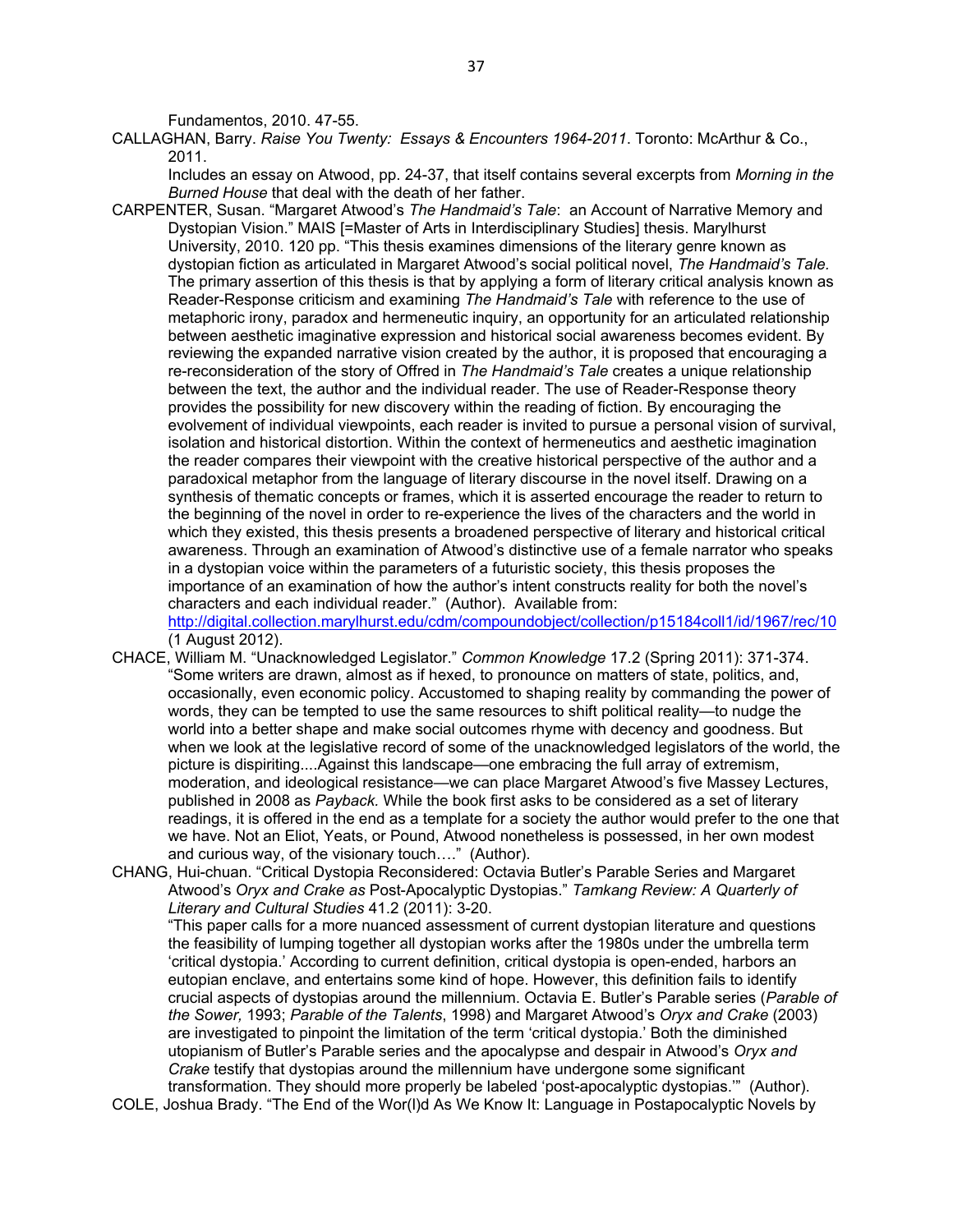Fundamentos, 2010. 47-55.

CALLAGHAN, Barry. *Raise You Twenty: Essays & Encounters 1964-2011*. Toronto: McArthur & Co., 2011.

Includes an essay on Atwood, pp. 24-37, that itself contains several excerpts from *Morning in the Burned House* that deal with the death of her father.

CARPENTER, Susan. "Margaret Atwood's *The Handmaid's Tale*: an Account of Narrative Memory and Dystopian Vision." MAIS [=Master of Arts in Interdisciplinary Studies] thesis. Marylhurst University, 2010. 120 pp. "This thesis examines dimensions of the literary genre known as dystopian fiction as articulated in Margaret Atwood's social political novel, *The Handmaid's Tale.* The primary assertion of this thesis is that by applying a form of literary critical analysis known as Reader-Response criticism and examining *The Handmaid's Tale* with reference to the use of metaphoric irony, paradox and hermeneutic inquiry, an opportunity for an articulated relationship between aesthetic imaginative expression and historical social awareness becomes evident. By reviewing the expanded narrative vision created by the author, it is proposed that encouraging a re-reconsideration of the story of Offred in *The Handmaid's Tale* creates a unique relationship between the text, the author and the individual reader. The use of Reader-Response theory provides the possibility for new discovery within the reading of fiction. By encouraging the evolvement of individual viewpoints, each reader is invited to pursue a personal vision of survival, isolation and historical distortion. Within the context of hermeneutics and aesthetic imagination the reader compares their viewpoint with the creative historical perspective of the author and a paradoxical metaphor from the language of literary discourse in the novel itself. Drawing on a synthesis of thematic concepts or frames, which it is asserted encourage the reader to return to the beginning of the novel in order to re-experience the lives of the characters and the world in which they existed, this thesis presents a broadened perspective of literary and historical critical awareness. Through an examination of Atwood's distinctive use of a female narrator who speaks in a dystopian voice within the parameters of a futuristic society, this thesis proposes the importance of an examination of how the author's intent constructs reality for both the novel's characters and each individual reader." (Author). Available from: http://digital.collection.marylhurst.edu/cdm/compoundobject/collection/p15184coll1/id/1967/rec/10 (1 August 2012).

CHACE, William M. "Unacknowledged Legislator." *Common Knowledge* 17.2 (Spring 2011): 371-374. "Some writers are drawn, almost as if hexed, to pronounce on matters of state, politics, and, occasionally, even economic policy. Accustomed to shaping reality by commanding the power of words, they can be tempted to use the same resources to shift political reality—to nudge the world into a better shape and make social outcomes rhyme with decency and goodness. But when we look at the legislative record of some of the unacknowledged legislators of the world, the picture is dispiriting....Against this landscape—one embracing the full array of extremism, moderation, and ideological resistance—we can place Margaret Atwood's five Massey Lectures, published in 2008 as *Payback.* While the book first asks to be considered as a set of literary readings, it is offered in the end as a template for a society the author would prefer to the one that we have. Not an Eliot, Yeats, or Pound, Atwood nonetheless is possessed, in her own modest and curious way, of the visionary touch…." (Author).

CHANG, Hui-chuan. "Critical Dystopia Reconsidered: Octavia Butler's Parable Series and Margaret Atwood's *Oryx and Crake as* Post-Apocalyptic Dystopias." *Tamkang Review: A Quarterly of Literary and Cultural Studies* 41.2 (2011): 3-20.

"This paper calls for a more nuanced assessment of current dystopian literature and questions the feasibility of lumping together all dystopian works after the 1980s under the umbrella term 'critical dystopia.' According to current definition, critical dystopia is open-ended, harbors an eutopian enclave, and entertains some kind of hope. However, this definition fails to identify crucial aspects of dystopias around the millennium. Octavia E. Butler's Parable series (*Parable of the Sower,* 1993; *Parable of the Talents*, 1998) and Margaret Atwood's *Oryx and Crake* (2003) are investigated to pinpoint the limitation of the term 'critical dystopia.' Both the diminished utopianism of Butler's Parable series and the apocalypse and despair in Atwood's *Oryx and Crake* testify that dystopias around the millennium have undergone some significant transformation. They should more properly be labeled 'post-apocalyptic dystopias.'" (Author).

COLE, Joshua Brady. "The End of the Wor(l)d As We Know It: Language in Postapocalyptic Novels by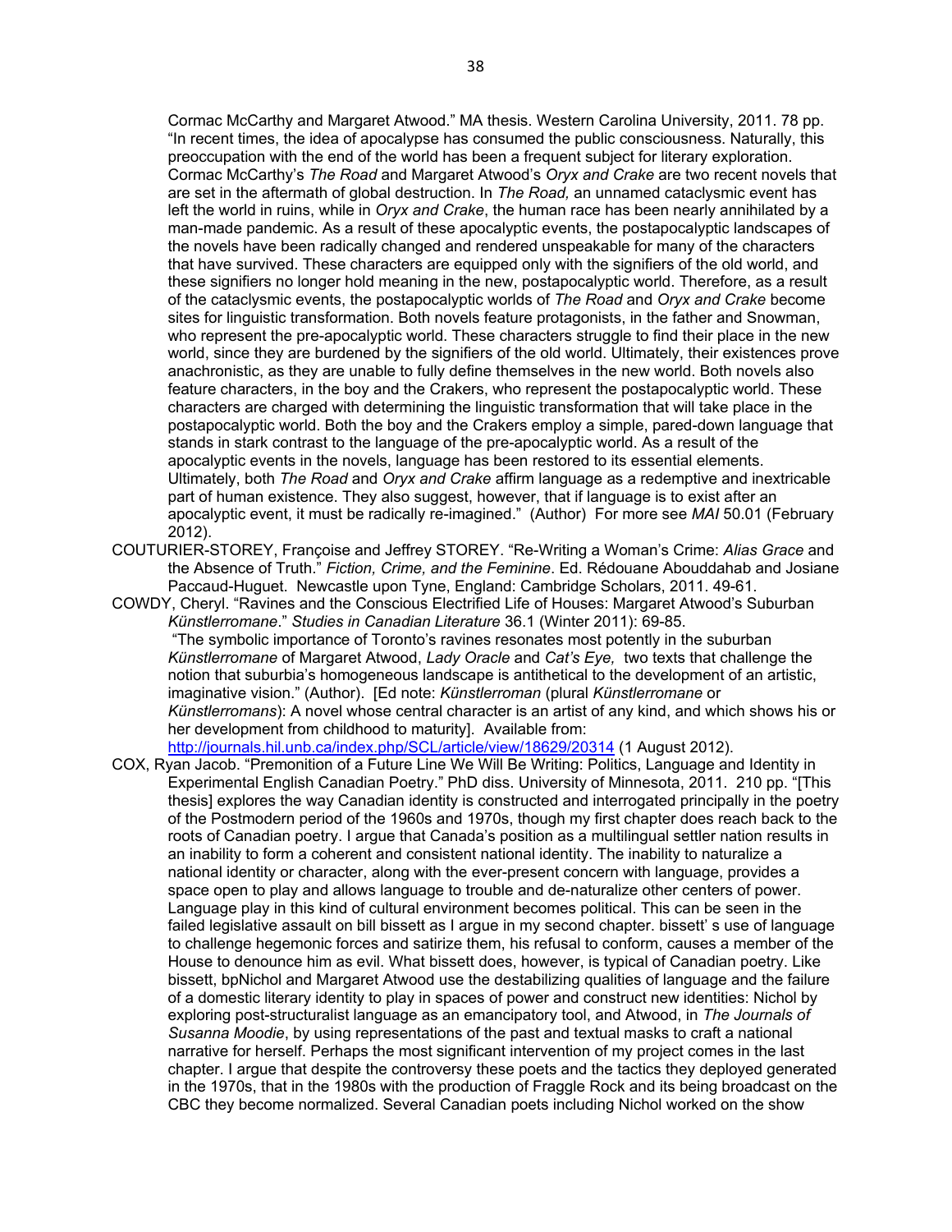Cormac McCarthy and Margaret Atwood." MA thesis. Western Carolina University, 2011. 78 pp. "In recent times, the idea of apocalypse has consumed the public consciousness. Naturally, this preoccupation with the end of the world has been a frequent subject for literary exploration. Cormac McCarthy's *The Road* and Margaret Atwood's *Oryx and Crake* are two recent novels that are set in the aftermath of global destruction. In *The Road,* an unnamed cataclysmic event has left the world in ruins, while in *Oryx and Crake*, the human race has been nearly annihilated by a man-made pandemic. As a result of these apocalyptic events, the postapocalyptic landscapes of the novels have been radically changed and rendered unspeakable for many of the characters that have survived. These characters are equipped only with the signifiers of the old world, and these signifiers no longer hold meaning in the new, postapocalyptic world. Therefore, as a result of the cataclysmic events, the postapocalyptic worlds of *The Road* and *Oryx and Crake* become sites for linguistic transformation. Both novels feature protagonists, in the father and Snowman, who represent the pre-apocalyptic world. These characters struggle to find their place in the new world, since they are burdened by the signifiers of the old world. Ultimately, their existences prove anachronistic, as they are unable to fully define themselves in the new world. Both novels also feature characters, in the boy and the Crakers, who represent the postapocalyptic world. These characters are charged with determining the linguistic transformation that will take place in the postapocalyptic world. Both the boy and the Crakers employ a simple, pared-down language that stands in stark contrast to the language of the pre-apocalyptic world. As a result of the apocalyptic events in the novels, language has been restored to its essential elements. Ultimately, both *The Road* and *Oryx and Crake* affirm language as a redemptive and inextricable part of human existence. They also suggest, however, that if language is to exist after an apocalyptic event, it must be radically re-imagined." (Author) For more see *MAI* 50.01 (February 2012).

COUTURIER-STOREY, Françoise and Jeffrey STOREY. "Re-Writing a Woman's Crime: *Alias Grace* and the Absence of Truth." *Fiction, Crime, and the Feminine*. Ed. Rédouane Abouddahab and Josiane Paccaud-Huguet. Newcastle upon Tyne, England: Cambridge Scholars, 2011. 49-61.

COWDY, Cheryl. "Ravines and the Conscious Electrified Life of Houses: Margaret Atwood's Suburban *Künstlerromane*." *Studies in Canadian Literature* 36.1 (Winter 2011): 69-85. "The symbolic importance of Toronto's ravines resonates most potently in the suburban *Künstlerromane* of Margaret Atwood, *Lady Oracle* and *Cat's Eye,* two texts that challenge the notion that suburbia's homogeneous landscape is antithetical to the development of an artistic, imaginative vision." (Author). [Ed note: *Künstlerroman* (plural *Künstlerromane* or *Künstlerromans*): A novel whose central character is an artist of any kind, and which shows his or her development from childhood to maturity]. Available from: http://journals.hil.unb.ca/index.php/SCL/article/view/18629/20314 (1 August 2012).

COX, Ryan Jacob. "Premonition of a Future Line We Will Be Writing: Politics, Language and Identity in Experimental English Canadian Poetry." PhD diss. University of Minnesota, 2011. 210 pp. "[This thesis] explores the way Canadian identity is constructed and interrogated principally in the poetry of the Postmodern period of the 1960s and 1970s, though my first chapter does reach back to the roots of Canadian poetry. I argue that Canada's position as a multilingual settler nation results in an inability to form a coherent and consistent national identity. The inability to naturalize a national identity or character, along with the ever-present concern with language, provides a space open to play and allows language to trouble and de-naturalize other centers of power. Language play in this kind of cultural environment becomes political. This can be seen in the failed legislative assault on bill bissett as I argue in my second chapter. bissett' s use of language to challenge hegemonic forces and satirize them, his refusal to conform, causes a member of the House to denounce him as evil. What bissett does, however, is typical of Canadian poetry. Like bissett, bpNichol and Margaret Atwood use the destabilizing qualities of language and the failure of a domestic literary identity to play in spaces of power and construct new identities: Nichol by exploring post-structuralist language as an emancipatory tool, and Atwood, in *The Journals of Susanna Moodie*, by using representations of the past and textual masks to craft a national narrative for herself. Perhaps the most significant intervention of my project comes in the last chapter. I argue that despite the controversy these poets and the tactics they deployed generated in the 1970s, that in the 1980s with the production of Fraggle Rock and its being broadcast on the CBC they become normalized. Several Canadian poets including Nichol worked on the show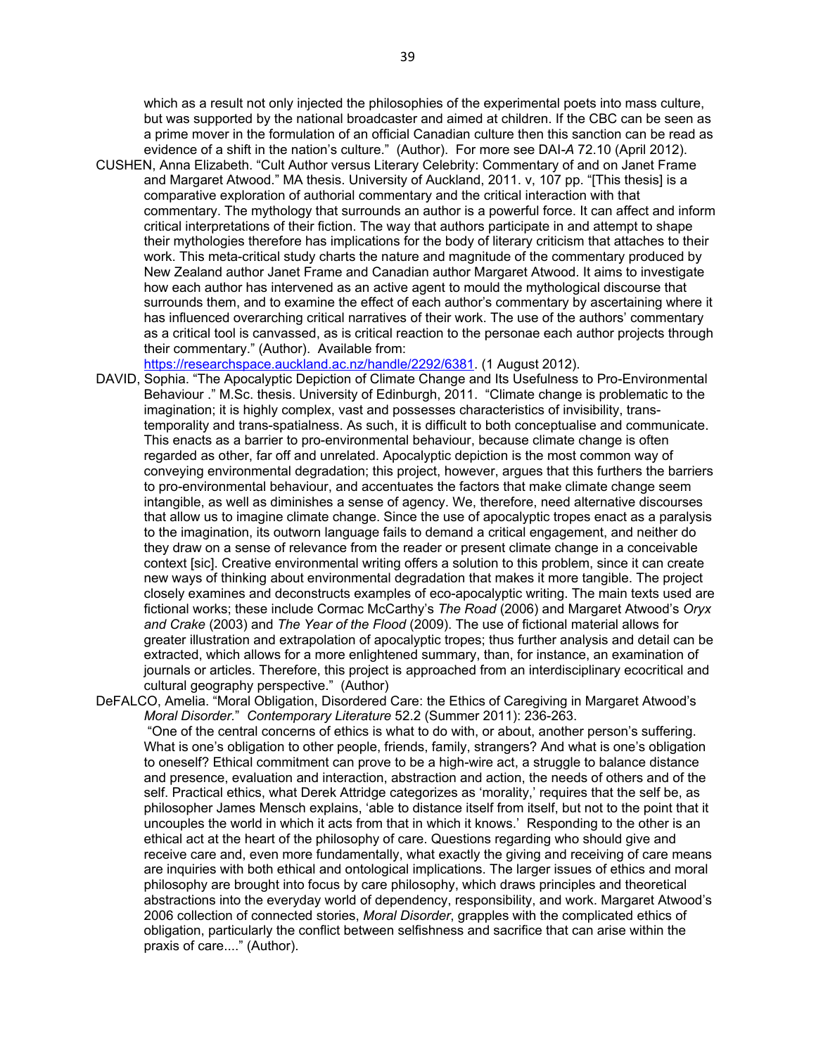which as a result not only injected the philosophies of the experimental poets into mass culture, but was supported by the national broadcaster and aimed at children. If the CBC can be seen as a prime mover in the formulation of an official Canadian culture then this sanction can be read as evidence of a shift in the nation's culture." (Author). For more see DAI-*A* 72.10 (April 2012).

CUSHEN, Anna Elizabeth. "Cult Author versus Literary Celebrity: Commentary of and on Janet Frame and Margaret Atwood." MA thesis. University of Auckland, 2011. v, 107 pp. "[This thesis] is a comparative exploration of authorial commentary and the critical interaction with that commentary. The mythology that surrounds an author is a powerful force. It can affect and inform critical interpretations of their fiction. The way that authors participate in and attempt to shape their mythologies therefore has implications for the body of literary criticism that attaches to their work. This meta-critical study charts the nature and magnitude of the commentary produced by New Zealand author Janet Frame and Canadian author Margaret Atwood. It aims to investigate how each author has intervened as an active agent to mould the mythological discourse that surrounds them, and to examine the effect of each author's commentary by ascertaining where it has influenced overarching critical narratives of their work. The use of the authors' commentary as a critical tool is canvassed, as is critical reaction to the personae each author projects through their commentary." (Author). Available from: https://researchspace.auckland.ac.nz/handle/2292/6381. (1 August 2012).

DAVID, Sophia. "The Apocalyptic Depiction of Climate Change and Its Usefulness to Pro-Environmental Behaviour ." M.Sc. thesis. University of Edinburgh, 2011. "Climate change is problematic to the imagination; it is highly complex, vast and possesses characteristics of invisibility, trans-temporality and trans-spatialness. As such, it is difficult to both conceptualise and communicate. This enacts as a barrier to pro-environmental behaviour, because climate change is often regarded as other, far off and unrelated. Apocalyptic depiction is the most common way of conveying environmental degradation; this project, however, argues that this furthers the barriers to pro-environmental behaviour, and accentuates the factors that make climate change seem intangible, as well as diminishes a sense of agency. We, therefore, need alternative discourses that allow us to imagine climate change. Since the use of apocalyptic tropes enact as a paralysis to the imagination, its outworn language fails to demand a critical engagement, and neither do they draw on a sense of relevance from the reader or present climate change in a conceivable context [sic]. Creative environmental writing offers a solution to this problem, since it can create new ways of thinking about environmental degradation that makes it more tangible. The project closely examines and deconstructs examples of eco-apocalyptic writing. The main texts used are fictional works; these include Cormac McCarthy's *The Road* (2006) and Margaret Atwood's *Oryx and Crake* (2003) and *The Year of the Flood* (2009). The use of fictional material allows for greater illustration and extrapolation of apocalyptic tropes; thus further analysis and detail can be extracted, which allows for a more enlightened summary, than, for instance, an examination of journals or articles. Therefore, this project is approached from an interdisciplinary ecocritical and cultural geography perspective." (Author)

DeFALCO, Amelia. "Moral Obligation, Disordered Care: the Ethics of Caregiving in Margaret Atwood's *Moral Disorder*." *Contemporary Literature* 52.2 (Summer 2011): 236-263.
"One of the central concerns of ethics is what to do with, or about, another person's suffering. What is one's obligation to other people, friends, family, strangers? And what is one's obligation to oneself? Ethical commitment can prove to be a high-wire act, a struggle to balance distance and presence, evaluation and interaction, abstraction and action, the needs of others and of the self. Practical ethics, what Derek Attridge categorizes as 'morality,' requires that the self be, as philosopher James Mensch explains, 'able to distance itself from itself, but not to the point that it uncouples the world in which it acts from that in which it knows.' Responding to the other is an ethical act at the heart of the philosophy of care. Questions regarding who should give and receive care and, even more fundamentally, what exactly the giving and receiving of care means are inquiries with both ethical and ontological implications. The larger issues of ethics and moral philosophy are brought into focus by care philosophy, which draws principles and theoretical abstractions into the everyday world of dependency, responsibility, and work. Margaret Atwood's 2006 collection of connected stories, *Moral Disorder*, grapples with the complicated ethics of obligation, particularly the conflict between selfishness and sacrifice that can arise within the praxis of care...." (Author).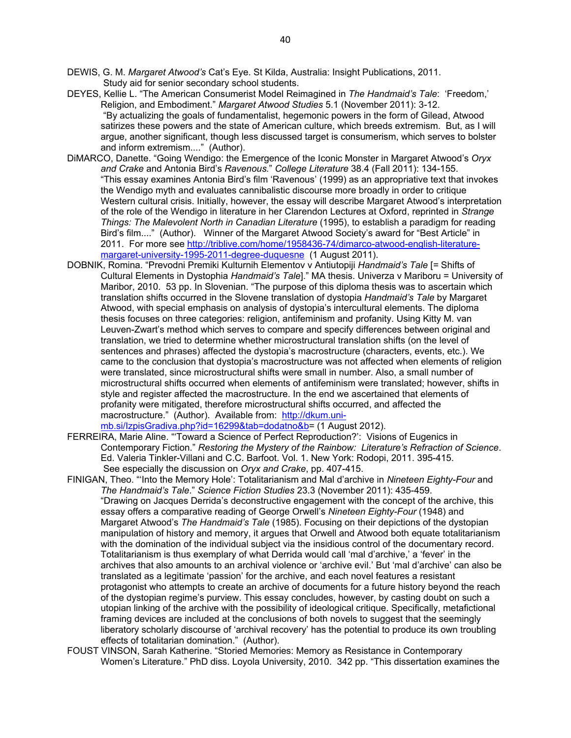DEWIS, G. M. *Margaret Atwood's* Cat's Eye. St Kilda, Australia: Insight Publications, 2011.
Study aid for senior secondary school students.

DEYES, Kellie L. "The American Consumerist Model Reimagined in *The Handmaid's Tale*: 'Freedom,' Religion, and Embodiment." *Margaret Atwood Studies* 5.1 (November 2011): 3-12.
"By actualizing the goals of fundamentalist, hegemonic powers in the form of Gilead, Atwood satirizes these powers and the state of American culture, which breeds extremism. But, as I will argue, another significant, though less discussed target is consumerism, which serves to bolster and inform extremism...." (Author).

DiMARCO, Danette. "Going Wendigo: the Emergence of the Iconic Monster in Margaret Atwood's *Oryx and Crake* and Antonia Bird's *Ravenous.*" *College Literature* 38.4 (Fall 2011): 134-155.
"This essay examines Antonia Bird's film 'Ravenous' (1999) as an appropriative text that invokes the Wendigo myth and evaluates cannibalistic discourse more broadly in order to critique Western cultural crisis. Initially, however, the essay will describe Margaret Atwood's interpretation of the role of the Wendigo in literature in her Clarendon Lectures at Oxford, reprinted in *Strange Things: The Malevolent North in Canadian Literature* (1995), to establish a paradigm for reading Bird's film...." (Author). Winner of the Margaret Atwood Society's award for "Best Article" in 2011. For more see http://triblive.com/home/1958436-74/dimarco-atwood-english-literature-margaret-university-1995-2011-degree-duquesne (1 August 2011).

DOBNIK, Romina. "Prevodni Premiki Kulturnih Elementov v Antiutopiji *Handmaid's Tale* [= Shifts of Cultural Elements in Dystophia *Handmaid's Tale*]." MA thesis. Univerza v Mariboru = University of Maribor, 2010. 53 pp. In Slovenian. "The purpose of this diploma thesis was to ascertain which translation shifts occurred in the Slovene translation of dystopia *Handmaid's Tale* by Margaret Atwood, with special emphasis on analysis of dystopia's intercultural elements. The diploma thesis focuses on three categories: religion, antifeminism and profanity. Using Kitty M. van Leuven-Zwart's method which serves to compare and specify differences between original and translation, we tried to determine whether microstructural translation shifts (on the level of sentences and phrases) affected the dystopia's macrostructure (characters, events, etc.). We came to the conclusion that dystopia's macrostructure was not affected when elements of religion were translated, since microstructural shifts were small in number. Also, a small number of microstructural shifts occurred when elements of antifeminism were translated; however, shifts in style and register affected the macrostructure. In the end we ascertained that elements of profanity were mitigated, therefore microstructural shifts occurred, and affected the macrostructure." (Author). Available from: http://dkum.uni-mb.si/IzpisGradiva.php?id=16299&tab=dodatno&b= (1 August 2012).

FERREIRA, Marie Aline. "'Toward a Science of Perfect Reproduction?': Visions of Eugenics in Contemporary Fiction." *Restoring the Mystery of the Rainbow: Literature's Refraction of Science*. Ed. Valeria Tinkler-Villani and C.C. Barfoot. Vol. 1. New York: Rodopi, 2011. 395-415.
See especially the discussion on *Oryx and Crake*, pp. 407-415.

FINIGAN, Theo. "'Into the Memory Hole': Totalitarianism and Mal d'archive in *Nineteen Eighty-Four* and *The Handmaid's Tale*." *Science Fiction Studies* 23.3 (November 2011): 435-459.
"Drawing on Jacques Derrida's deconstructive engagement with the concept of the archive, this essay offers a comparative reading of George Orwell's *Nineteen Eighty-Four* (1948) and Margaret Atwood's *The Handmaid's Tale* (1985). Focusing on their depictions of the dystopian manipulation of history and memory, it argues that Orwell and Atwood both equate totalitarianism with the domination of the individual subject via the insidious control of the documentary record. Totalitarianism is thus exemplary of what Derrida would call 'mal d'archive,' a 'fever' in the archives that also amounts to an archival violence or 'archive evil.' But 'mal d'archive' can also be translated as a legitimate 'passion' for the archive, and each novel features a resistant protagonist who attempts to create an archive of documents for a future history beyond the reach of the dystopian regime's purview. This essay concludes, however, by casting doubt on such a utopian linking of the archive with the possibility of ideological critique. Specifically, metafictional framing devices are included at the conclusions of both novels to suggest that the seemingly liberatory scholarly discourse of 'archival recovery' has the potential to produce its own troubling effects of totalitarian domination." (Author).

FOUST VINSON, Sarah Katherine. "Storied Memories: Memory as Resistance in Contemporary Women's Literature." PhD diss. Loyola University, 2010. 342 pp. "This dissertation examines the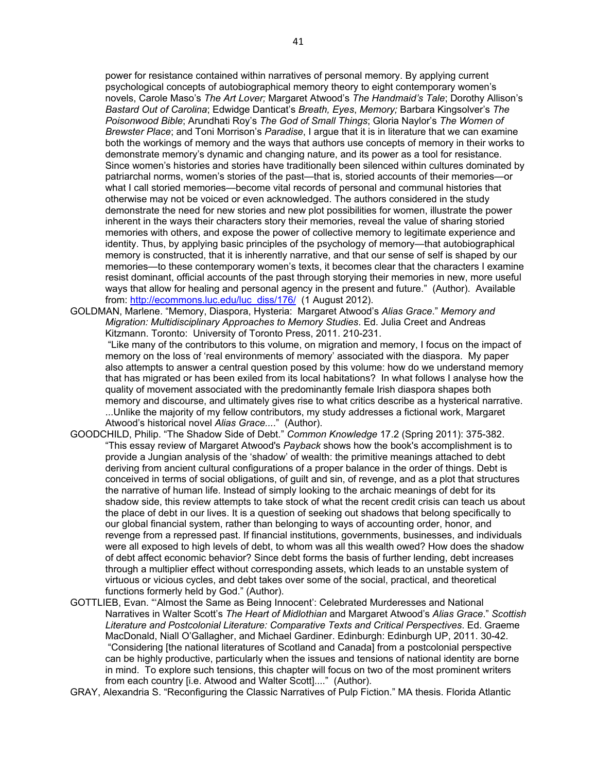power for resistance contained within narratives of personal memory. By applying current psychological concepts of autobiographical memory theory to eight contemporary women's novels, Carole Maso's *The Art Lover;* Margaret Atwood's *The Handmaid's Tale*; Dorothy Allison's *Bastard Out of Carolina*; Edwidge Danticat's *Breath, Eyes*, *Memory;* Barbara Kingsolver's *The Poisonwood Bible*; Arundhati Roy's *The God of Small Things*; Gloria Naylor's *The Women of Brewster Place*; and Toni Morrison's *Paradise*, I argue that it is in literature that we can examine both the workings of memory and the ways that authors use concepts of memory in their works to demonstrate memory's dynamic and changing nature, and its power as a tool for resistance. Since women's histories and stories have traditionally been silenced within cultures dominated by patriarchal norms, women's stories of the past—that is, storied accounts of their memories—or what I call storied memories—become vital records of personal and communal histories that otherwise may not be voiced or even acknowledged. The authors considered in the study demonstrate the need for new stories and new plot possibilities for women, illustrate the power inherent in the ways their characters story their memories, reveal the value of sharing storied memories with others, and expose the power of collective memory to legitimate experience and identity. Thus, by applying basic principles of the psychology of memory—that autobiographical memory is constructed, that it is inherently narrative, and that our sense of self is shaped by our memories—to these contemporary women's texts, it becomes clear that the characters I examine resist dominant, official accounts of the past through storying their memories in new, more useful ways that allow for healing and personal agency in the present and future." (Author). Available from: http://ecommons.luc.edu/luc_diss/176/ (1 August 2012).

GOLDMAN, Marlene. "Memory, Diaspora, Hysteria: Margaret Atwood's *Alias Grace*." *Memory and Migration: Multidisciplinary Approaches to Memory Studies*. Ed. Julia Creet and Andreas Kitzmann. Toronto: University of Toronto Press, 2011. 210-231.
"Like many of the contributors to this volume, on migration and memory, I focus on the impact of memory on the loss of 'real environments of memory' associated with the diaspora. My paper also attempts to answer a central question posed by this volume: how do we understand memory that has migrated or has been exiled from its local habitations? In what follows I analyse how the quality of movement associated with the predominantly female Irish diaspora shapes both memory and discourse, and ultimately gives rise to what critics describe as a hysterical narrative. ...Unlike the majority of my fellow contributors, my study addresses a fictional work, Margaret Atwood's historical novel *Alias Grace....*" (Author).

GOODCHILD, Philip. "The Shadow Side of Debt." *Common Knowledge* 17.2 (Spring 2011): 375-382.
"This essay review of Margaret Atwood's *Payback* shows how the book's accomplishment is to provide a Jungian analysis of the 'shadow' of wealth: the primitive meanings attached to debt deriving from ancient cultural configurations of a proper balance in the order of things. Debt is conceived in terms of social obligations, of guilt and sin, of revenge, and as a plot that structures the narrative of human life. Instead of simply looking to the archaic meanings of debt for its shadow side, this review attempts to take stock of what the recent credit crisis can teach us about the place of debt in our lives. It is a question of seeking out shadows that belong specifically to our global financial system, rather than belonging to ways of accounting order, honor, and revenge from a repressed past. If financial institutions, governments, businesses, and individuals were all exposed to high levels of debt, to whom was all this wealth owed? How does the shadow of debt affect economic behavior? Since debt forms the basis of further lending, debt increases through a multiplier effect without corresponding assets, which leads to an unstable system of virtuous or vicious cycles, and debt takes over some of the social, practical, and theoretical functions formerly held by God." (Author).

GOTTLIEB, Evan. "'Almost the Same as Being Innocent': Celebrated Murderesses and National Narratives in Walter Scott's *The Heart of Midlothian* and Margaret Atwood's *Alias Grace*." *Scottish Literature and Postcolonial Literature: Comparative Texts and Critical Perspectives*. Ed. Graeme MacDonald, Niall O'Gallagher, and Michael Gardiner. Edinburgh: Edinburgh UP, 2011. 30-42.
"Considering [the national literatures of Scotland and Canada] from a postcolonial perspective can be highly productive, particularly when the issues and tensions of national identity are borne in mind. To explore such tensions, this chapter will focus on two of the most prominent writers from each country [i.e. Atwood and Walter Scott]...." (Author).

GRAY, Alexandria S. "Reconfiguring the Classic Narratives of Pulp Fiction." MA thesis. Florida Atlantic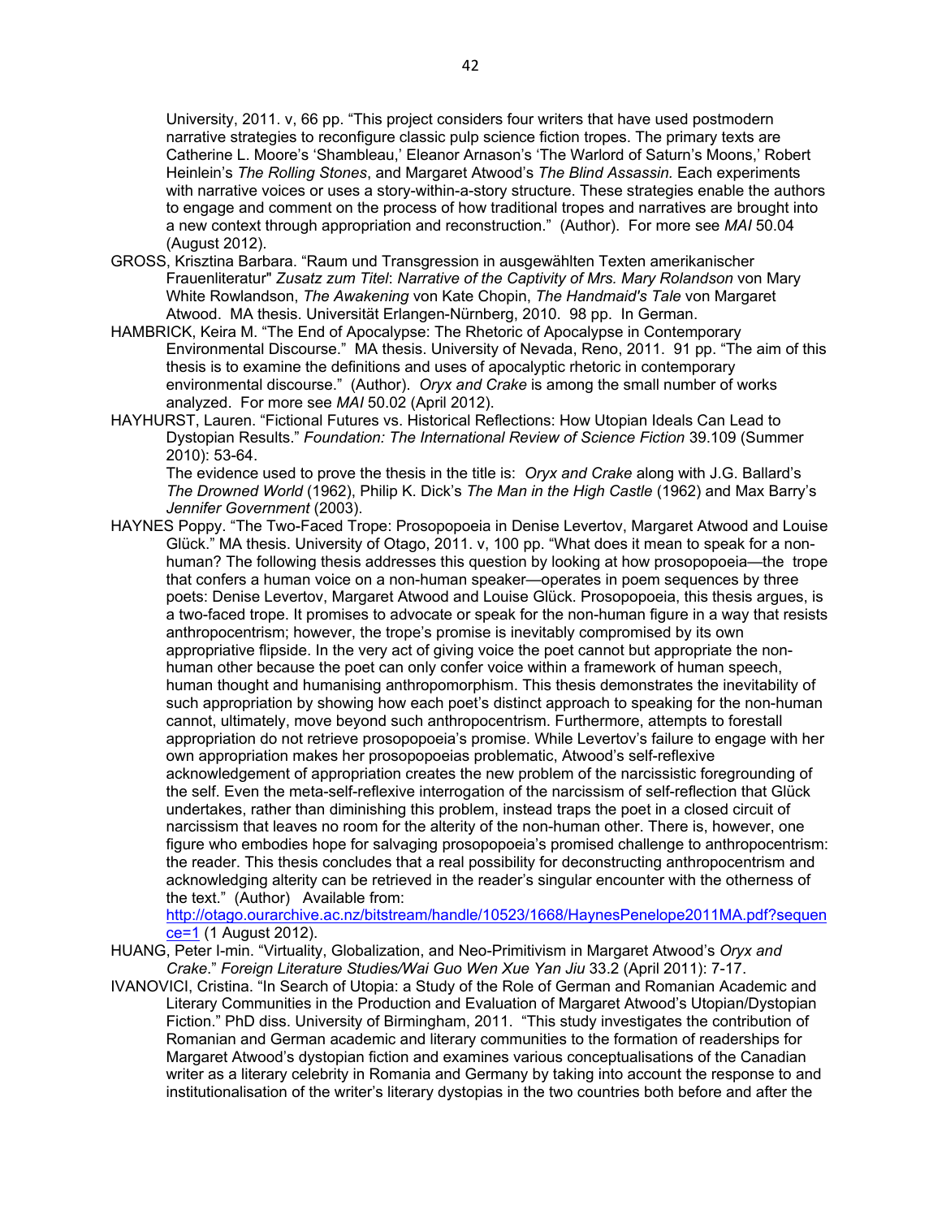University, 2011. v, 66 pp. "This project considers four writers that have used postmodern narrative strategies to reconfigure classic pulp science fiction tropes. The primary texts are Catherine L. Moore's 'Shambleau,' Eleanor Arnason's 'The Warlord of Saturn's Moons,' Robert Heinlein's *The Rolling Stones*, and Margaret Atwood's *The Blind Assassin.* Each experiments with narrative voices or uses a story-within-a-story structure. These strategies enable the authors to engage and comment on the process of how traditional tropes and narratives are brought into a new context through appropriation and reconstruction." (Author). For more see *MAI* 50.04 (August 2012).

GROSS, Krisztina Barbara. "Raum und Transgression in ausgewählten Texten amerikanischer Frauenliteratur" *Zusatz zum Titel*: *Narrative of the Captivity of Mrs. Mary Rolandson* von Mary White Rowlandson, *The Awakening* von Kate Chopin, *The Handmaid's Tale* von Margaret Atwood. MA thesis. Universität Erlangen-Nürnberg, 2010. 98 pp. In German.

HAMBRICK, Keira M. "The End of Apocalypse: The Rhetoric of Apocalypse in Contemporary Environmental Discourse." MA thesis. University of Nevada, Reno, 2011. 91 pp. "The aim of this thesis is to examine the definitions and uses of apocalyptic rhetoric in contemporary environmental discourse." (Author). *Oryx and Crake* is among the small number of works analyzed. For more see *MAI* 50.02 (April 2012).

HAYHURST, Lauren. "Fictional Futures vs. Historical Reflections: How Utopian Ideals Can Lead to Dystopian Results." *Foundation: The International Review of Science Fiction* 39.109 (Summer 2010): 53-64.
The evidence used to prove the thesis in the title is: *Oryx and Crake* along with J.G. Ballard's *The Drowned World* (1962), Philip K. Dick's *The Man in the High Castle* (1962) and Max Barry's *Jennifer Government* (2003).

HAYNES Poppy. "The Two-Faced Trope: Prosopopoeia in Denise Levertov, Margaret Atwood and Louise Glück." MA thesis. University of Otago, 2011. v, 100 pp. "What does it mean to speak for a non-human? The following thesis addresses this question by looking at how prosopopoeia—the trope that confers a human voice on a non-human speaker—operates in poem sequences by three poets: Denise Levertov, Margaret Atwood and Louise Glück. Prosopopoeia, this thesis argues, is a two-faced trope. It promises to advocate or speak for the non-human figure in a way that resists anthropocentrism; however, the trope's promise is inevitably compromised by its own appropriative flipside. In the very act of giving voice the poet cannot but appropriate the non-human other because the poet can only confer voice within a framework of human speech, human thought and humanising anthropomorphism. This thesis demonstrates the inevitability of such appropriation by showing how each poet's distinct approach to speaking for the non-human cannot, ultimately, move beyond such anthropocentrism. Furthermore, attempts to forestall appropriation do not retrieve prosopopoeia's promise. While Levertov's failure to engage with her own appropriation makes her prosopopoeias problematic, Atwood's self-reflexive acknowledgement of appropriation creates the new problem of the narcissistic foregrounding of the self. Even the meta-self-reflexive interrogation of the narcissism of self-reflection that Glück undertakes, rather than diminishing this problem, instead traps the poet in a closed circuit of narcissism that leaves no room for the alterity of the non-human other. There is, however, one figure who embodies hope for salvaging prosopopoeia's promised challenge to anthropocentrism: the reader. This thesis concludes that a real possibility for deconstructing anthropocentrism and acknowledging alterity can be retrieved in the reader's singular encounter with the otherness of the text." (Author) Available from: http://otago.ourarchive.ac.nz/bitstream/handle/10523/1668/HaynesPenelope2011MA.pdf?sequence=1 (1 August 2012).

HUANG, Peter I-min. "Virtuality, Globalization, and Neo-Primitivism in Margaret Atwood's *Oryx and Crake*." *Foreign Literature Studies/Wai Guo Wen Xue Yan Jiu* 33.2 (April 2011): 7-17.

IVANOVICI, Cristina. "In Search of Utopia: a Study of the Role of German and Romanian Academic and Literary Communities in the Production and Evaluation of Margaret Atwood's Utopian/Dystopian Fiction." PhD diss. University of Birmingham, 2011. "This study investigates the contribution of Romanian and German academic and literary communities to the formation of readerships for Margaret Atwood's dystopian fiction and examines various conceptualisations of the Canadian writer as a literary celebrity in Romania and Germany by taking into account the response to and institutionalisation of the writer's literary dystopias in the two countries both before and after the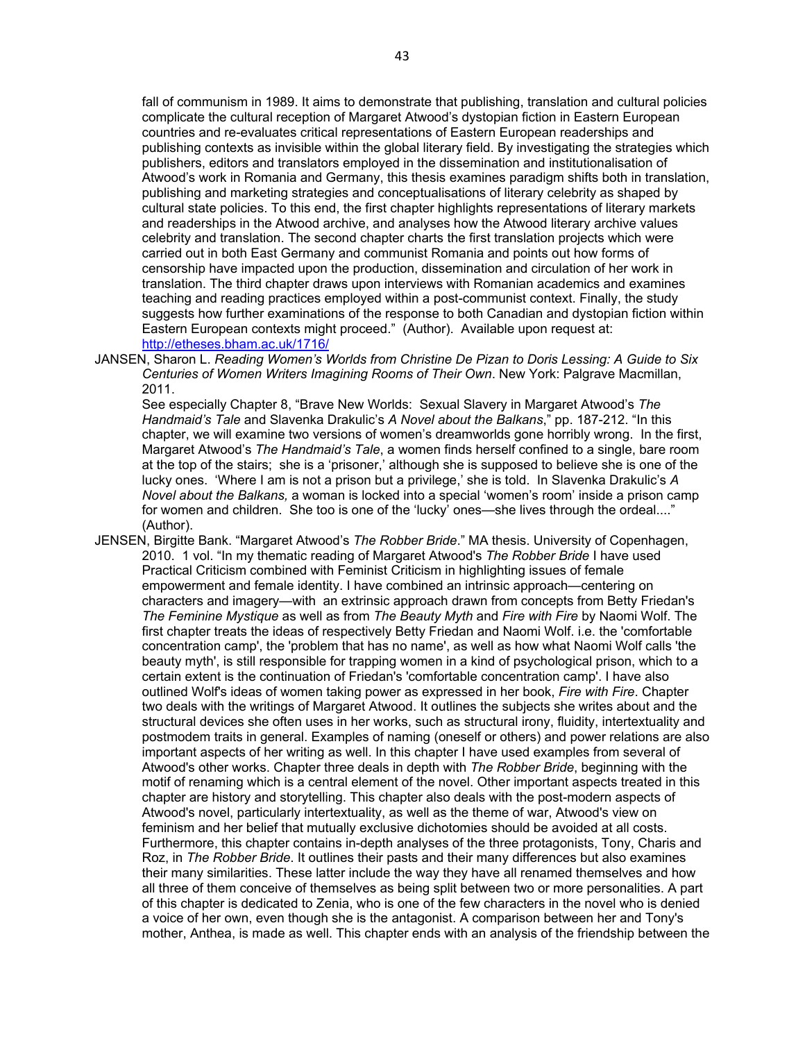fall of communism in 1989. It aims to demonstrate that publishing, translation and cultural policies complicate the cultural reception of Margaret Atwood's dystopian fiction in Eastern European countries and re-evaluates critical representations of Eastern European readerships and publishing contexts as invisible within the global literary field. By investigating the strategies which publishers, editors and translators employed in the dissemination and institutionalisation of Atwood's work in Romania and Germany, this thesis examines paradigm shifts both in translation, publishing and marketing strategies and conceptualisations of literary celebrity as shaped by cultural state policies. To this end, the first chapter highlights representations of literary markets and readerships in the Atwood archive, and analyses how the Atwood literary archive values celebrity and translation. The second chapter charts the first translation projects which were carried out in both East Germany and communist Romania and points out how forms of censorship have impacted upon the production, dissemination and circulation of her work in translation. The third chapter draws upon interviews with Romanian academics and examines teaching and reading practices employed within a post-communist context. Finally, the study suggests how further examinations of the response to both Canadian and dystopian fiction within Eastern European contexts might proceed." (Author). Available upon request at: http://etheses.bham.ac.uk/1716/

JANSEN, Sharon L. *Reading Women's Worlds from Christine De Pizan to Doris Lessing: A Guide to Six Centuries of Women Writers Imagining Rooms of Their Own*. New York: Palgrave Macmillan, 2011.
See especially Chapter 8, "Brave New Worlds: Sexual Slavery in Margaret Atwood's *The Handmaid's Tale* and Slavenka Drakulic's *A Novel about the Balkans*," pp. 187-212. "In this chapter, we will examine two versions of women's dreamworlds gone horribly wrong. In the first, Margaret Atwood's *The Handmaid's Tale*, a women finds herself confined to a single, bare room at the top of the stairs; she is a 'prisoner,' although she is supposed to believe she is one of the lucky ones. 'Where I am is not a prison but a privilege,' she is told. In Slavenka Drakulic's *A Novel about the Balkans,* a woman is locked into a special 'women's room' inside a prison camp for women and children. She too is one of the 'lucky' ones—she lives through the ordeal...." (Author).

JENSEN, Birgitte Bank. "Margaret Atwood's *The Robber Bride*." MA thesis. University of Copenhagen, 2010. 1 vol. "In my thematic reading of Margaret Atwood's *The Robber Bride* I have used Practical Criticism combined with Feminist Criticism in highlighting issues of female empowerment and female identity. I have combined an intrinsic approach—centering on characters and imagery—with an extrinsic approach drawn from concepts from Betty Friedan's *The Feminine Mystique* as well as from *The Beauty Myth* and *Fire with Fire* by Naomi Wolf. The first chapter treats the ideas of respectively Betty Friedan and Naomi Wolf. i.e. the 'comfortable concentration camp', the 'problem that has no name', as well as how what Naomi Wolf calls 'the beauty myth', is still responsible for trapping women in a kind of psychological prison, which to a certain extent is the continuation of Friedan's 'comfortable concentration camp'. I have also outlined Wolf's ideas of women taking power as expressed in her book, *Fire with Fire*. Chapter two deals with the writings of Margaret Atwood. It outlines the subjects she writes about and the structural devices she often uses in her works, such as structural irony, fluidity, intertextuality and postmodem traits in general. Examples of naming (oneself or others) and power relations are also important aspects of her writing as well. In this chapter I have used examples from several of Atwood's other works. Chapter three deals in depth with *The Robber Bride*, beginning with the motif of renaming which is a central element of the novel. Other important aspects treated in this chapter are history and storytelling. This chapter also deals with the post-modern aspects of Atwood's novel, particularly intertextuality, as well as the theme of war, Atwood's view on feminism and her belief that mutually exclusive dichotomies should be avoided at all costs. Furthermore, this chapter contains in-depth analyses of the three protagonists, Tony, Charis and Roz, in *The Robber Bride*. It outlines their pasts and their many differences but also examines their many similarities. These latter include the way they have all renamed themselves and how all three of them conceive of themselves as being split between two or more personalities. A part of this chapter is dedicated to Zenia, who is one of the few characters in the novel who is denied a voice of her own, even though she is the antagonist. A comparison between her and Tony's mother, Anthea, is made as well. This chapter ends with an analysis of the friendship between the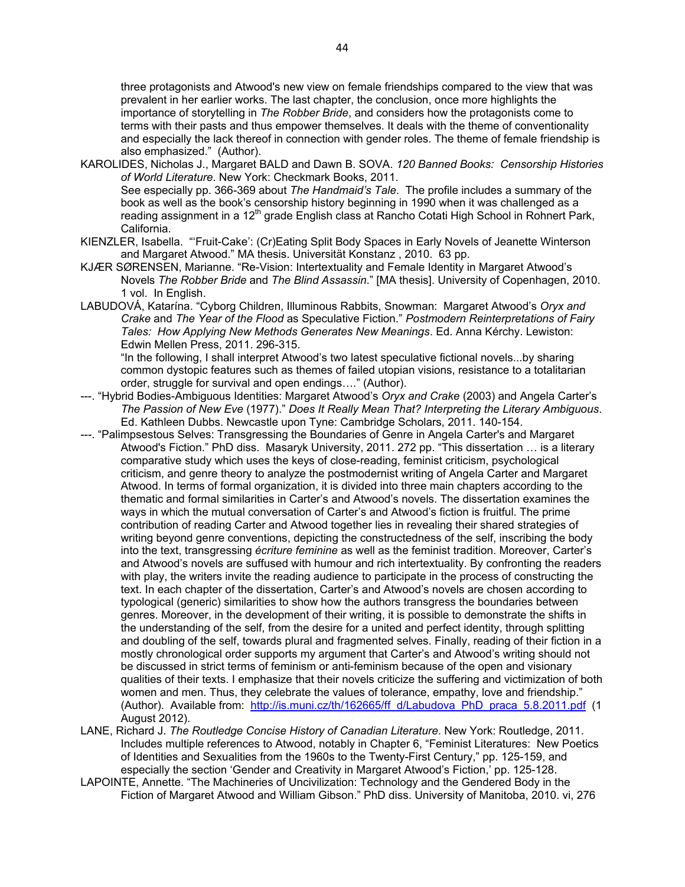three protagonists and Atwood's new view on female friendships compared to the view that was prevalent in her earlier works. The last chapter, the conclusion, once more highlights the importance of storytelling in *The Robber Bride*, and considers how the protagonists come to terms with their pasts and thus empower themselves. It deals with the theme of conventionality and especially the lack thereof in connection with gender roles. The theme of female friendship is also emphasized." (Author).

KAROLIDES, Nicholas J., Margaret BALD and Dawn B. SOVA. *120 Banned Books: Censorship Histories of World Literature*. New York: Checkmark Books, 2011.
See especially pp. 366-369 about *The Handmaid's Tale*. The profile includes a summary of the book as well as the book's censorship history beginning in 1990 when it was challenged as a reading assignment in a 12th grade English class at Rancho Cotati High School in Rohnert Park, California.

KIENZLER, Isabella. "'Fruit-Cake': (Cr)Eating Split Body Spaces in Early Novels of Jeanette Winterson and Margaret Atwood." MA thesis. Universität Konstanz , 2010. 63 pp.

KJÆR SØRENSEN, Marianne. "Re-Vision: Intertextuality and Female Identity in Margaret Atwood's Novels *The Robber Bride* and *The Blind Assassin*." [MA thesis]. University of Copenhagen, 2010. 1 vol. In English.

LABUDOVÁ, Katarína. "Cyborg Children, Illuminous Rabbits, Snowman: Margaret Atwood's *Oryx and Crake* and *The Year of the Flood* as Speculative Fiction." *Postmodern Reinterpretations of Fairy Tales: How Applying New Methods Generates New Meanings*. Ed. Anna Kérchy. Lewiston: Edwin Mellen Press, 2011. 296-315.
"In the following, I shall interpret Atwood's two latest speculative fictional novels...by sharing common dystopic features such as themes of failed utopian visions, resistance to a totalitarian order, struggle for survival and open endings…." (Author).

---. "Hybrid Bodies-Ambiguous Identities: Margaret Atwood's *Oryx and Crake* (2003) and Angela Carter's *The Passion of New Eve* (1977)." *Does It Really Mean That? Interpreting the Literary Ambiguous*. Ed. Kathleen Dubbs. Newcastle upon Tyne: Cambridge Scholars, 2011. 140-154.

---. "Palimpsestous Selves: Transgressing the Boundaries of Genre in Angela Carter's and Margaret Atwood's Fiction." PhD diss. Masaryk University, 2011. 272 pp. "This dissertation … is a literary comparative study which uses the keys of close-reading, feminist criticism, psychological criticism, and genre theory to analyze the postmodernist writing of Angela Carter and Margaret Atwood. In terms of formal organization, it is divided into three main chapters according to the thematic and formal similarities in Carter's and Atwood's novels. The dissertation examines the ways in which the mutual conversation of Carter's and Atwood's fiction is fruitful. The prime contribution of reading Carter and Atwood together lies in revealing their shared strategies of writing beyond genre conventions, depicting the constructedness of the self, inscribing the body into the text, transgressing *écriture feminine* as well as the feminist tradition. Moreover, Carter's and Atwood's novels are suffused with humour and rich intertextuality. By confronting the readers with play, the writers invite the reading audience to participate in the process of constructing the text. In each chapter of the dissertation, Carter's and Atwood's novels are chosen according to typological (generic) similarities to show how the authors transgress the boundaries between genres. Moreover, in the development of their writing, it is possible to demonstrate the shifts in the understanding of the self, from the desire for a united and perfect identity, through splitting and doubling of the self, towards plural and fragmented selves. Finally, reading of their fiction in a mostly chronological order supports my argument that Carter's and Atwood's writing should not be discussed in strict terms of feminism or anti-feminism because of the open and visionary qualities of their texts. I emphasize that their novels criticize the suffering and victimization of both women and men. Thus, they celebrate the values of tolerance, empathy, love and friendship." (Author). Available from: http://is.muni.cz/th/162665/ff_d/Labudova_PhD_praca_5.8.2011.pdf (1 August 2012).

LANE, Richard J. *The Routledge Concise History of Canadian Literature*. New York: Routledge, 2011. Includes multiple references to Atwood, notably in Chapter 6, "Feminist Literatures: New Poetics of Identities and Sexualities from the 1960s to the Twenty-First Century," pp. 125-159, and especially the section 'Gender and Creativity in Margaret Atwood's Fiction,' pp. 125-128.

LAPOINTE, Annette. "The Machineries of Uncivilization: Technology and the Gendered Body in the Fiction of Margaret Atwood and William Gibson." PhD diss. University of Manitoba, 2010. vi, 276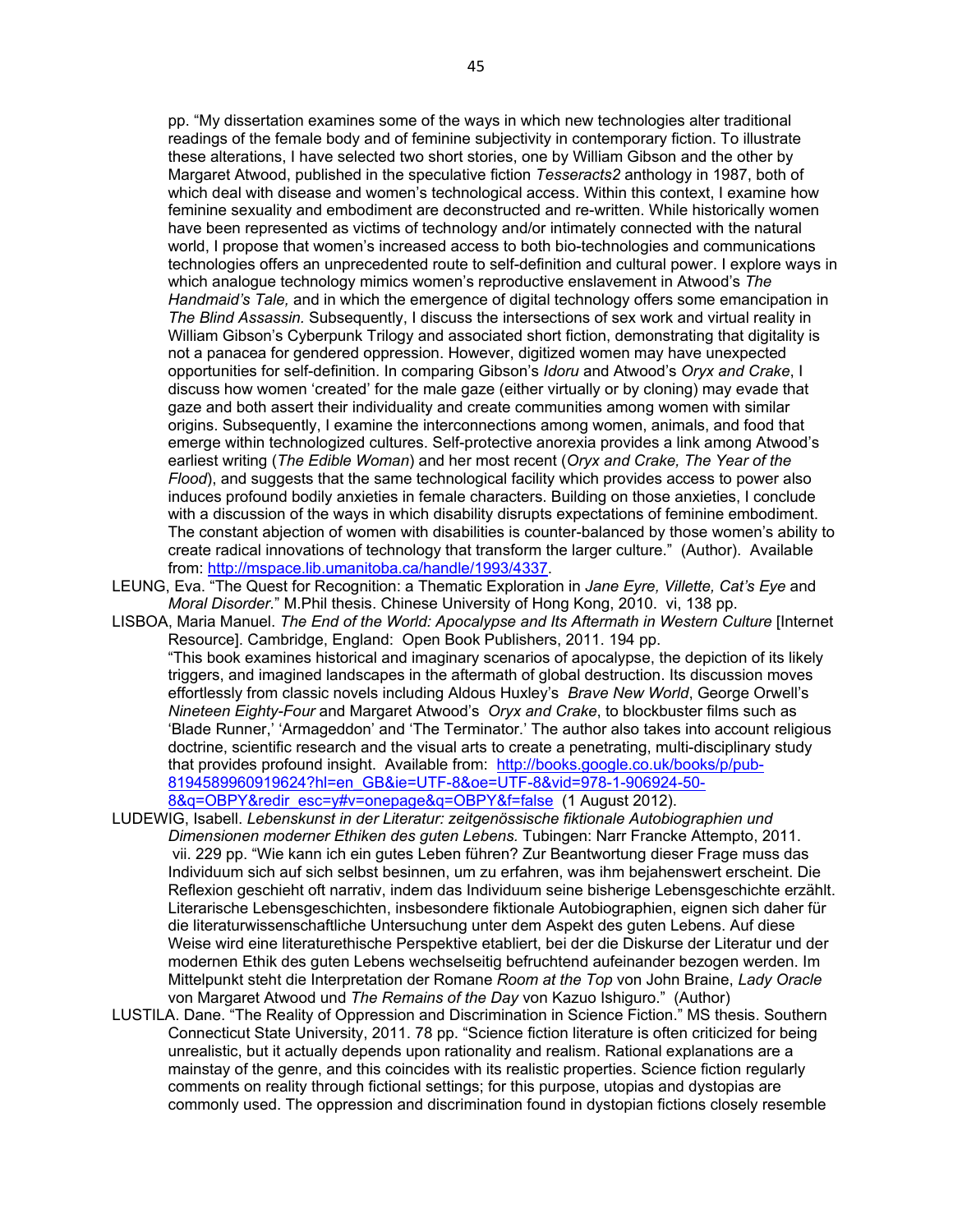pp. "My dissertation examines some of the ways in which new technologies alter traditional readings of the female body and of feminine subjectivity in contemporary fiction. To illustrate these alterations, I have selected two short stories, one by William Gibson and the other by Margaret Atwood, published in the speculative fiction *Tesseracts2* anthology in 1987, both of which deal with disease and women's technological access. Within this context, I examine how feminine sexuality and embodiment are deconstructed and re-written. While historically women have been represented as victims of technology and/or intimately connected with the natural world, I propose that women's increased access to both bio-technologies and communications technologies offers an unprecedented route to self-definition and cultural power. I explore ways in which analogue technology mimics women's reproductive enslavement in Atwood's *The Handmaid's Tale,* and in which the emergence of digital technology offers some emancipation in *The Blind Assassin.* Subsequently, I discuss the intersections of sex work and virtual reality in William Gibson's Cyberpunk Trilogy and associated short fiction, demonstrating that digitality is not a panacea for gendered oppression. However, digitized women may have unexpected opportunities for self-definition. In comparing Gibson's *Idoru* and Atwood's *Oryx and Crake*, I discuss how women 'created' for the male gaze (either virtually or by cloning) may evade that gaze and both assert their individuality and create communities among women with similar origins. Subsequently, I examine the interconnections among women, animals, and food that emerge within technologized cultures. Self-protective anorexia provides a link among Atwood's earliest writing (*The Edible Woman*) and her most recent (*Oryx and Crake, The Year of the Flood*), and suggests that the same technological facility which provides access to power also induces profound bodily anxieties in female characters. Building on those anxieties, I conclude with a discussion of the ways in which disability disrupts expectations of feminine embodiment. The constant abjection of women with disabilities is counter-balanced by those women's ability to create radical innovations of technology that transform the larger culture." (Author). Available from: http://mspace.lib.umanitoba.ca/handle/1993/4337.

LEUNG, Eva. "The Quest for Recognition: a Thematic Exploration in *Jane Eyre, Villette, Cat's Eye* and *Moral Disorder*." M.Phil thesis. Chinese University of Hong Kong, 2010. vi, 138 pp.

LISBOA, Maria Manuel. *The End of the World: Apocalypse and Its Aftermath in Western Culture* [Internet Resource]. Cambridge, England: Open Book Publishers, 2011. 194 pp. "This book examines historical and imaginary scenarios of apocalypse, the depiction of its likely triggers, and imagined landscapes in the aftermath of global destruction. Its discussion moves effortlessly from classic novels including Aldous Huxley's *Brave New World*, George Orwell's *Nineteen Eighty-Four* and Margaret Atwood's *Oryx and Crake*, to blockbuster films such as 'Blade Runner,' 'Armageddon' and 'The Terminator.' The author also takes into account religious doctrine, scientific research and the visual arts to create a penetrating, multi-disciplinary study that provides profound insight. Available from: http://books.google.co.uk/books/p/pub-8194589960919624?hl=en_GB&ie=UTF-8&oe=UTF-8&vid=978-1-906924-50-8&q=OBPY&redir_esc=y#v=onepage&q=OBPY&f=false (1 August 2012).

LUDEWIG, Isabell. *Lebenskunst in der Literatur: zeitgenössische fiktionale Autobiographien und Dimensionen moderner Ethiken des guten Lebens.* Tubingen: Narr Francke Attempto, 2011. vii. 229 pp. "Wie kann ich ein gutes Leben führen? Zur Beantwortung dieser Frage muss das Individuum sich auf sich selbst besinnen, um zu erfahren, was ihm bejahenswert erscheint. Die Reflexion geschieht oft narrativ, indem das Individuum seine bisherige Lebensgeschichte erzählt. Literarische Lebensgeschichten, insbesondere fiktionale Autobiographien, eignen sich daher für die literaturwissenschaftliche Untersuchung unter dem Aspekt des guten Lebens. Auf diese Weise wird eine literaturethische Perspektive etabliert, bei der die Diskurse der Literatur und der modernen Ethik des guten Lebens wechselseitig befruchtend aufeinander bezogen werden. Im Mittelpunkt steht die Interpretation der Romane *Room at the Top* von John Braine, *Lady Oracle* von Margaret Atwood und *The Remains of the Day* von Kazuo Ishiguro." (Author)

LUSTILA. Dane. "The Reality of Oppression and Discrimination in Science Fiction." MS thesis. Southern Connecticut State University, 2011. 78 pp. "Science fiction literature is often criticized for being unrealistic, but it actually depends upon rationality and realism. Rational explanations are a mainstay of the genre, and this coincides with its realistic properties. Science fiction regularly comments on reality through fictional settings; for this purpose, utopias and dystopias are commonly used. The oppression and discrimination found in dystopian fictions closely resemble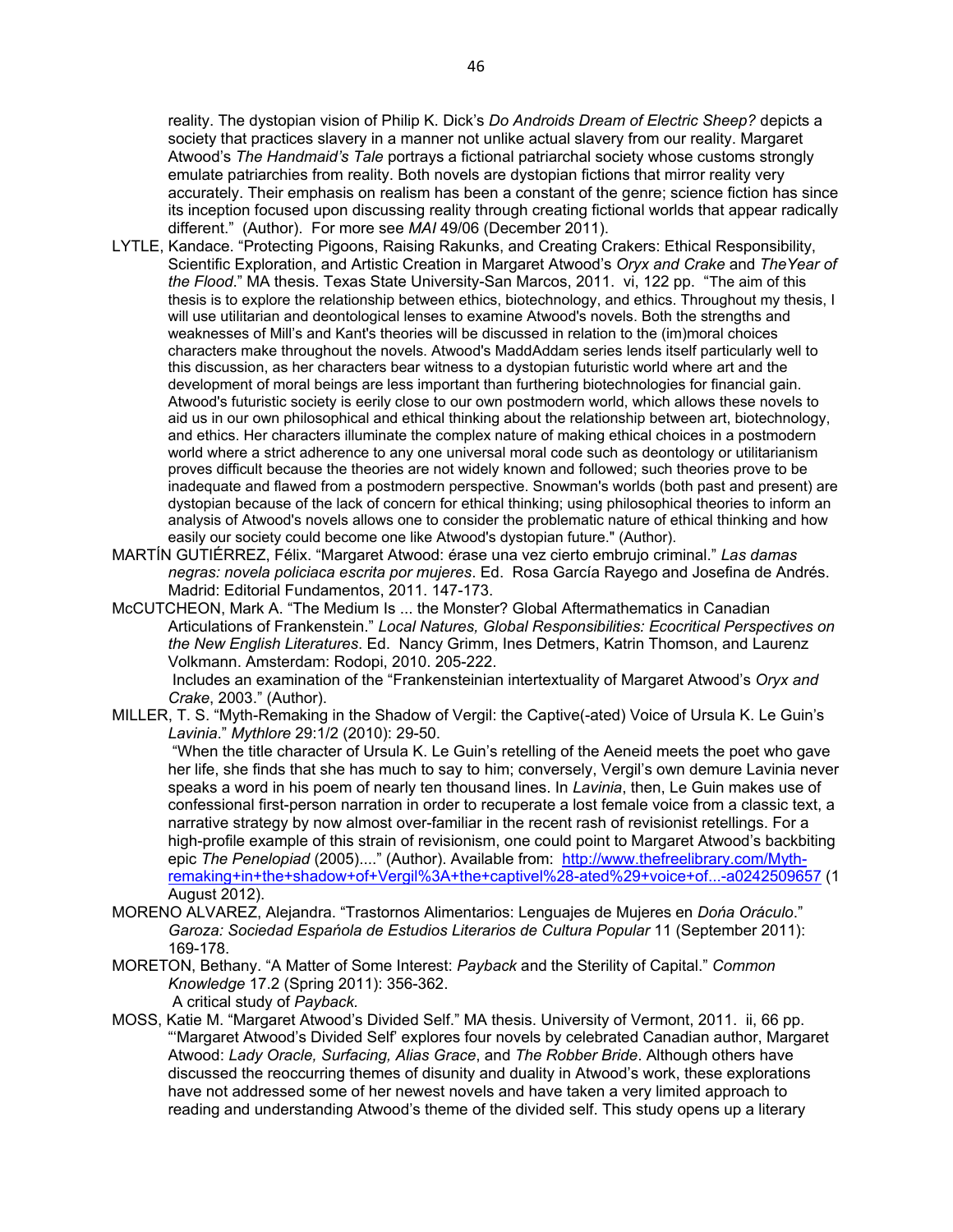reality. The dystopian vision of Philip K. Dick's *Do Androids Dream of Electric Sheep?* depicts a society that practices slavery in a manner not unlike actual slavery from our reality. Margaret Atwood's *The Handmaid's Tale* portrays a fictional patriarchal society whose customs strongly emulate patriarchies from reality. Both novels are dystopian fictions that mirror reality very accurately. Their emphasis on realism has been a constant of the genre; science fiction has since its inception focused upon discussing reality through creating fictional worlds that appear radically different." (Author). For more see *MAI* 49/06 (December 2011).

LYTLE, Kandace. "Protecting Pigoons, Raising Rakunks, and Creating Crakers: Ethical Responsibility, Scientific Exploration, and Artistic Creation in Margaret Atwood's *Oryx and Crake* and *TheYear of the Flood*." MA thesis. Texas State University-San Marcos, 2011. vi, 122 pp. "The aim of this thesis is to explore the relationship between ethics, biotechnology, and ethics. Throughout my thesis, I will use utilitarian and deontological lenses to examine Atwood's novels. Both the strengths and weaknesses of Mill's and Kant's theories will be discussed in relation to the (im)moral choices characters make throughout the novels. Atwood's MaddAddam series lends itself particularly well to this discussion, as her characters bear witness to a dystopian futuristic world where art and the development of moral beings are less important than furthering biotechnologies for financial gain. Atwood's futuristic society is eerily close to our own postmodern world, which allows these novels to aid us in our own philosophical and ethical thinking about the relationship between art, biotechnology, and ethics. Her characters illuminate the complex nature of making ethical choices in a postmodern world where a strict adherence to any one universal moral code such as deontology or utilitarianism proves difficult because the theories are not widely known and followed; such theories prove to be inadequate and flawed from a postmodern perspective. Snowman's worlds (both past and present) are dystopian because of the lack of concern for ethical thinking; using philosophical theories to inform an analysis of Atwood's novels allows one to consider the problematic nature of ethical thinking and how easily our society could become one like Atwood's dystopian future." (Author).

MARTÍN GUTIÉRREZ, Félix. "Margaret Atwood: érase una vez cierto embrujo criminal." *Las damas negras: novela policiaca escrita por mujeres*. Ed. Rosa García Rayego and Josefina de Andrés. Madrid: Editorial Fundamentos, 2011. 147-173.

McCUTCHEON, Mark A. "The Medium Is ... the Monster? Global Aftermathematics in Canadian Articulations of Frankenstein." *Local Natures, Global Responsibilities: Ecocritical Perspectives on the New English Literatures*. Ed. Nancy Grimm, Ines Detmers, Katrin Thomson, and Laurenz Volkmann. Amsterdam: Rodopi, 2010. 205-222.
Includes an examination of the "Frankensteinian intertextuality of Margaret Atwood's *Oryx and Crake*, 2003." (Author).

MILLER, T. S. "Myth-Remaking in the Shadow of Vergil: the Captive(-ated) Voice of Ursula K. Le Guin's *Lavinia*." *Mythlore* 29:1/2 (2010): 29-50.
"When the title character of Ursula K. Le Guin's retelling of the Aeneid meets the poet who gave her life, she finds that she has much to say to him; conversely, Vergil's own demure Lavinia never speaks a word in his poem of nearly ten thousand lines. In *Lavinia*, then, Le Guin makes use of confessional first-person narration in order to recuperate a lost female voice from a classic text, a narrative strategy by now almost over-familiar in the recent rash of revisionist retellings. For a high-profile example of this strain of revisionism, one could point to Margaret Atwood's backbiting epic *The Penelopiad* (2005)...." (Author). Available from: http://www.thefreelibrary.com/Myth-remaking+in+the+shadow+of+Vergil%3A+the+captivel%28-ated%29+voice+of...-a0242509657 (1 August 2012).

MORENO ALVAREZ, Alejandra. "Trastornos Alimentarios: Lenguajes de Mujeres en *Dońa Oráculo*." *Garoza: Sociedad Espańola de Estudios Literarios de Cultura Popular* 11 (September 2011): 169-178.

MORETON, Bethany. "A Matter of Some Interest: *Payback* and the Sterility of Capital." *Common Knowledge* 17.2 (Spring 2011): 356-362.
A critical study of *Payback.*

MOSS, Katie M. "Margaret Atwood's Divided Self." MA thesis. University of Vermont, 2011. ii, 66 pp. "'Margaret Atwood's Divided Self' explores four novels by celebrated Canadian author, Margaret Atwood: *Lady Oracle, Surfacing, Alias Grace*, and *The Robber Bride*. Although others have discussed the reoccurring themes of disunity and duality in Atwood's work, these explorations have not addressed some of her newest novels and have taken a very limited approach to reading and understanding Atwood's theme of the divided self. This study opens up a literary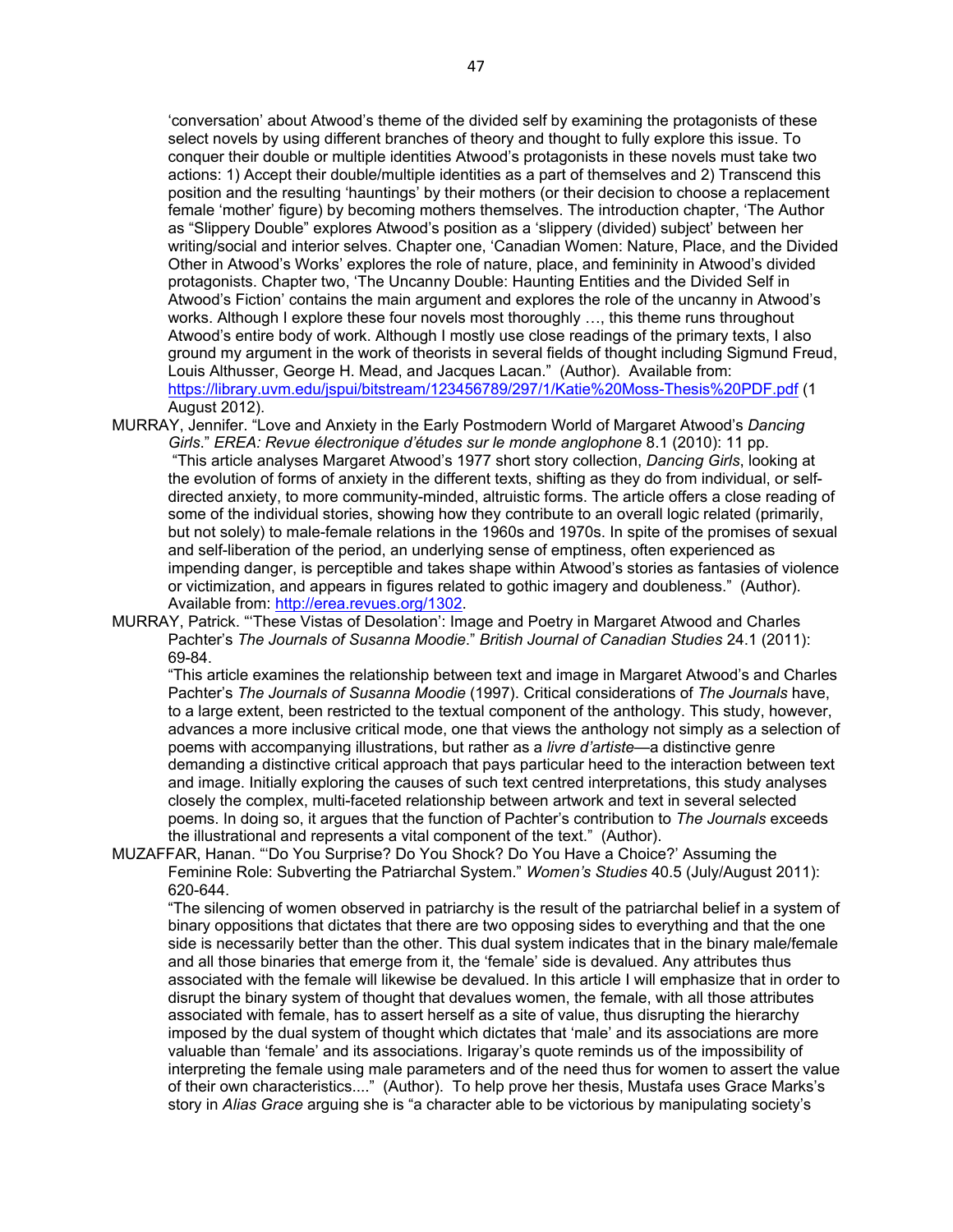'conversation' about Atwood's theme of the divided self by examining the protagonists of these select novels by using different branches of theory and thought to fully explore this issue. To conquer their double or multiple identities Atwood's protagonists in these novels must take two actions: 1) Accept their double/multiple identities as a part of themselves and 2) Transcend this position and the resulting 'hauntings' by their mothers (or their decision to choose a replacement female 'mother' figure) by becoming mothers themselves. The introduction chapter, 'The Author as "Slippery Double" explores Atwood's position as a 'slippery (divided) subject' between her writing/social and interior selves. Chapter one, 'Canadian Women: Nature, Place, and the Divided Other in Atwood's Works' explores the role of nature, place, and femininity in Atwood's divided protagonists. Chapter two, 'The Uncanny Double: Haunting Entities and the Divided Self in Atwood's Fiction' contains the main argument and explores the role of the uncanny in Atwood's works. Although I explore these four novels most thoroughly …, this theme runs throughout Atwood's entire body of work. Although I mostly use close readings of the primary texts, I also ground my argument in the work of theorists in several fields of thought including Sigmund Freud, Louis Althusser, George H. Mead, and Jacques Lacan." (Author). Available from: https://library.uvm.edu/jspui/bitstream/123456789/297/1/Katie%20Moss-Thesis%20PDF.pdf (1 August 2012).

MURRAY, Jennifer. "Love and Anxiety in the Early Postmodern World of Margaret Atwood's *Dancing Girls*." *EREA: Revue électronique d'études sur le monde anglophone* 8.1 (2010): 11 pp.
"This article analyses Margaret Atwood's 1977 short story collection, *Dancing Girls*, looking at the evolution of forms of anxiety in the different texts, shifting as they do from individual, or self-directed anxiety, to more community-minded, altruistic forms. The article offers a close reading of some of the individual stories, showing how they contribute to an overall logic related (primarily, but not solely) to male-female relations in the 1960s and 1970s. In spite of the promises of sexual and self-liberation of the period, an underlying sense of emptiness, often experienced as impending danger, is perceptible and takes shape within Atwood's stories as fantasies of violence or victimization, and appears in figures related to gothic imagery and doubleness." (Author). Available from: http://erea.revues.org/1302.

MURRAY, Patrick. "'These Vistas of Desolation': Image and Poetry in Margaret Atwood and Charles Pachter's *The Journals of Susanna Moodie*." *British Journal of Canadian Studies* 24.1 (2011): 69-84.
"This article examines the relationship between text and image in Margaret Atwood's and Charles Pachter's *The Journals of Susanna Moodie* (1997). Critical considerations of *The Journals* have, to a large extent, been restricted to the textual component of the anthology. This study, however, advances a more inclusive critical mode, one that views the anthology not simply as a selection of poems with accompanying illustrations, but rather as a *livre d'artiste*—a distinctive genre demanding a distinctive critical approach that pays particular heed to the interaction between text and image. Initially exploring the causes of such text centred interpretations, this study analyses closely the complex, multi-faceted relationship between artwork and text in several selected poems. In doing so, it argues that the function of Pachter's contribution to *The Journals* exceeds the illustrational and represents a vital component of the text." (Author).

MUZAFFAR, Hanan. "'Do You Surprise? Do You Shock? Do You Have a Choice?' Assuming the Feminine Role: Subverting the Patriarchal System." *Women's Studies* 40.5 (July/August 2011): 620-644.
"The silencing of women observed in patriarchy is the result of the patriarchal belief in a system of binary oppositions that dictates that there are two opposing sides to everything and that the one side is necessarily better than the other. This dual system indicates that in the binary male/female and all those binaries that emerge from it, the 'female' side is devalued. Any attributes thus associated with the female will likewise be devalued. In this article I will emphasize that in order to disrupt the binary system of thought that devalues women, the female, with all those attributes associated with female, has to assert herself as a site of value, thus disrupting the hierarchy imposed by the dual system of thought which dictates that 'male' and its associations are more valuable than 'female' and its associations. Irigaray's quote reminds us of the impossibility of interpreting the female using male parameters and of the need thus for women to assert the value of their own characteristics...." (Author). To help prove her thesis, Mustafa uses Grace Marks's story in *Alias Grace* arguing she is "a character able to be victorious by manipulating society's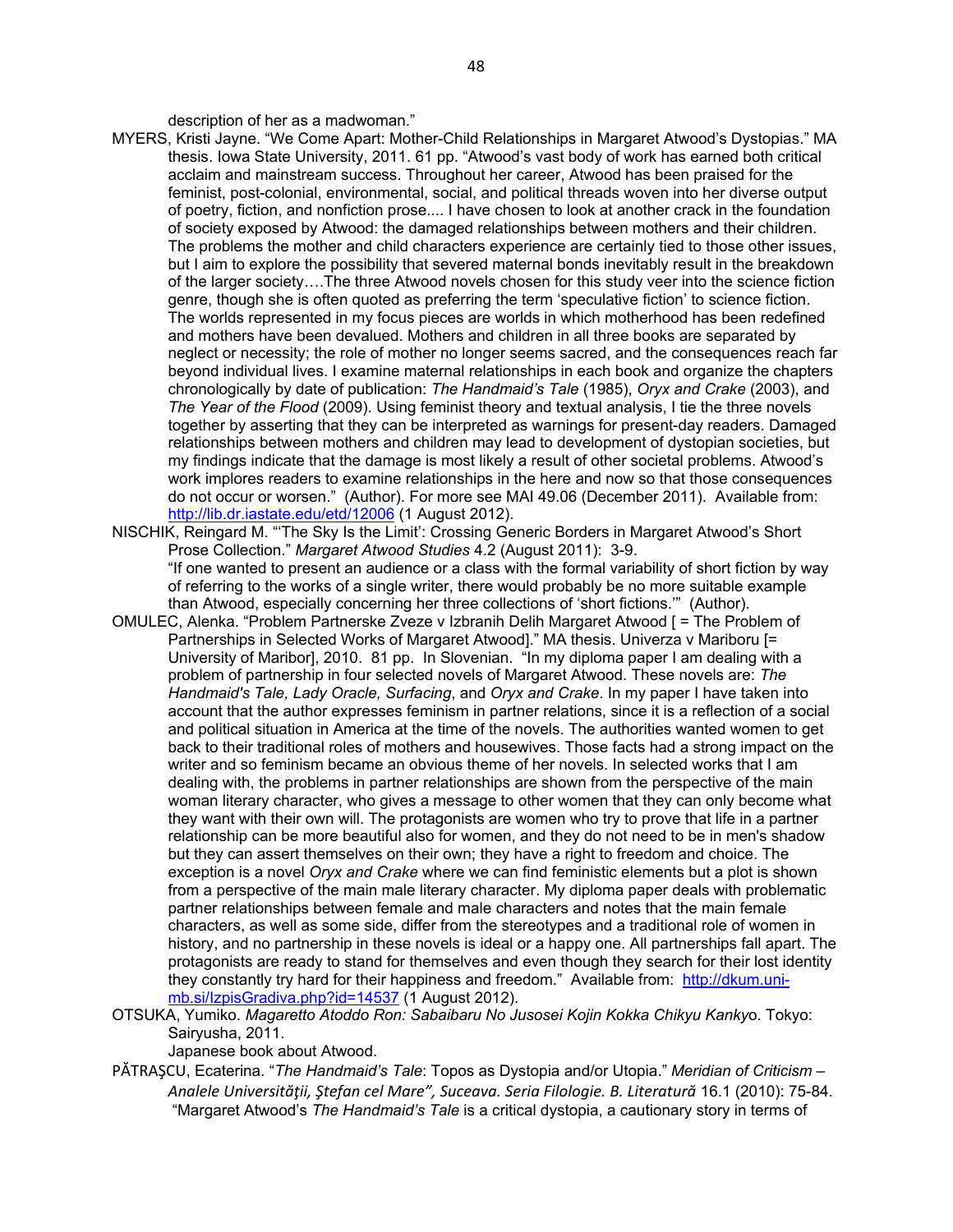description of her as a madwoman."

MYERS, Kristi Jayne. "We Come Apart: Mother-Child Relationships in Margaret Atwood's Dystopias." MA thesis. Iowa State University, 2011. 61 pp. "Atwood's vast body of work has earned both critical acclaim and mainstream success. Throughout her career, Atwood has been praised for the feminist, post-colonial, environmental, social, and political threads woven into her diverse output of poetry, fiction, and nonfiction prose.... I have chosen to look at another crack in the foundation of society exposed by Atwood: the damaged relationships between mothers and their children. The problems the mother and child characters experience are certainly tied to those other issues, but I aim to explore the possibility that severed maternal bonds inevitably result in the breakdown of the larger society….The three Atwood novels chosen for this study veer into the science fiction genre, though she is often quoted as preferring the term 'speculative fiction' to science fiction. The worlds represented in my focus pieces are worlds in which motherhood has been redefined and mothers have been devalued. Mothers and children in all three books are separated by neglect or necessity; the role of mother no longer seems sacred, and the consequences reach far beyond individual lives. I examine maternal relationships in each book and organize the chapters chronologically by date of publication: *The Handmaid's Tale* (1985), *Oryx and Crake* (2003), and *The Year of the Flood* (2009). Using feminist theory and textual analysis, I tie the three novels together by asserting that they can be interpreted as warnings for present-day readers. Damaged relationships between mothers and children may lead to development of dystopian societies, but my findings indicate that the damage is most likely a result of other societal problems. Atwood's work implores readers to examine relationships in the here and now so that those consequences do not occur or worsen." (Author). For more see MAI 49.06 (December 2011). Available from: http://lib.dr.iastate.edu/etd/12006 (1 August 2012).

NISCHIK, Reingard M. "'The Sky Is the Limit': Crossing Generic Borders in Margaret Atwood's Short Prose Collection." *Margaret Atwood Studies* 4.2 (August 2011): 3-9.
"If one wanted to present an audience or a class with the formal variability of short fiction by way of referring to the works of a single writer, there would probably be no more suitable example than Atwood, especially concerning her three collections of 'short fictions.'" (Author).

OMULEC, Alenka. "Problem Partnerske Zveze v Izbranih Delih Margaret Atwood [ = The Problem of Partnerships in Selected Works of Margaret Atwood]." MA thesis. Univerza v Mariboru [= University of Maribor], 2010. 81 pp. In Slovenian. "In my diploma paper I am dealing with a problem of partnership in four selected novels of Margaret Atwood. These novels are: *The Handmaid's Tale, Lady Oracle, Surfacing*, and *Oryx and Crake*. In my paper I have taken into account that the author expresses feminism in partner relations, since it is a reflection of a social and political situation in America at the time of the novels. The authorities wanted women to get back to their traditional roles of mothers and housewives. Those facts had a strong impact on the writer and so feminism became an obvious theme of her novels. In selected works that I am dealing with, the problems in partner relationships are shown from the perspective of the main woman literary character, who gives a message to other women that they can only become what they want with their own will. The protagonists are women who try to prove that life in a partner relationship can be more beautiful also for women, and they do not need to be in men's shadow but they can assert themselves on their own; they have a right to freedom and choice. The exception is a novel *Oryx and Crake* where we can find feministic elements but a plot is shown from a perspective of the main male literary character. My diploma paper deals with problematic partner relationships between female and male characters and notes that the main female characters, as well as some side, differ from the stereotypes and a traditional role of women in history, and no partnership in these novels is ideal or a happy one. All partnerships fall apart. The protagonists are ready to stand for themselves and even though they search for their lost identity they constantly try hard for their happiness and freedom." Available from: http://dkum.uni-mb.si/IzpisGradiva.php?id=14537 (1 August 2012).

OTSUKA, Yumiko. *Magaretto Atoddo Ron: Sabaibaru No Jusosei Kojin Kokka Chikyu Kankyo*. Tokyo: Sairyusha, 2011.
Japanese book about Atwood.

PĂTRAŞCU, Ecaterina. "*The Handmaid's Tale*: Topos as Dystopia and/or Utopia." *Meridian of Criticism – Analele Universităţii, Ştefan cel Mare", Suceava. Seria Filologie. B. Literatură* 16.1 (2010): 75-84. "Margaret Atwood's *The Handmaid's Tale* is a critical dystopia, a cautionary story in terms of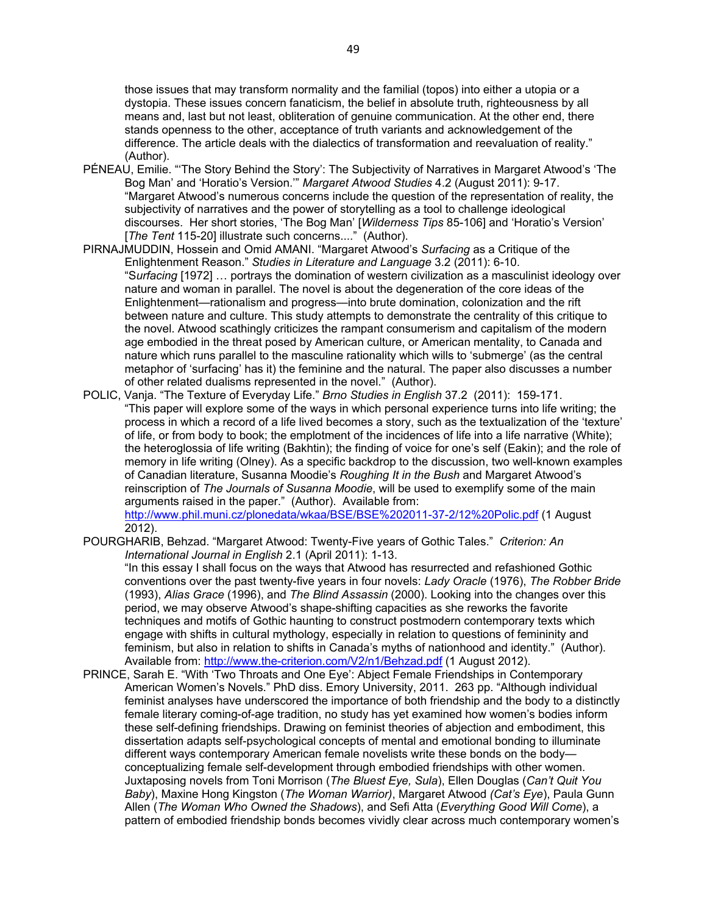those issues that may transform normality and the familial (topos) into either a utopia or a dystopia. These issues concern fanaticism, the belief in absolute truth, righteousness by all means and, last but not least, obliteration of genuine communication. At the other end, there stands openness to the other, acceptance of truth variants and acknowledgement of the difference. The article deals with the dialectics of transformation and reevaluation of reality." (Author).

PÉNEAU, Emilie. "'The Story Behind the Story': The Subjectivity of Narratives in Margaret Atwood's 'The Bog Man' and 'Horatio's Version.'" *Margaret Atwood Studies* 4.2 (August 2011): 9-17. "Margaret Atwood's numerous concerns include the question of the representation of reality, the subjectivity of narratives and the power of storytelling as a tool to challenge ideological discourses. Her short stories, 'The Bog Man' [*Wilderness Tips* 85-106] and 'Horatio's Version' [*The Tent* 115-20] illustrate such concerns...." (Author).

PIRNAJMUDDIN, Hossein and Omid AMANI. "Margaret Atwood's *Surfacing* as a Critique of the Enlightenment Reason." *Studies in Literature and Language* 3.2 (2011): 6-10. "*Surfacing* [1972] … portrays the domination of western civilization as a masculinist ideology over nature and woman in parallel. The novel is about the degeneration of the core ideas of the Enlightenment—rationalism and progress—into brute domination, colonization and the rift between nature and culture. This study attempts to demonstrate the centrality of this critique to the novel. Atwood scathingly criticizes the rampant consumerism and capitalism of the modern age embodied in the threat posed by American culture, or American mentality, to Canada and nature which runs parallel to the masculine rationality which wills to 'submerge' (as the central metaphor of 'surfacing' has it) the feminine and the natural. The paper also discusses a number of other related dualisms represented in the novel." (Author).

POLIC, Vanja. "The Texture of Everyday Life." *Brno Studies in English* 37.2 (2011): 159-171. "This paper will explore some of the ways in which personal experience turns into life writing; the process in which a record of a life lived becomes a story, such as the textualization of the 'texture' of life, or from body to book; the emplotment of the incidences of life into a life narrative (White); the heteroglossia of life writing (Bakhtin); the finding of voice for one's self (Eakin); and the role of memory in life writing (Olney). As a specific backdrop to the discussion, two well-known examples of Canadian literature, Susanna Moodie's *Roughing It in the Bush* and Margaret Atwood's reinscription of *The Journals of Susanna Moodie*, will be used to exemplify some of the main arguments raised in the paper." (Author). Available from: http://www.phil.muni.cz/plonedata/wkaa/BSE/BSE%202011-37-2/12%20Polic.pdf (1 August 2012).

POURGHARIB, Behzad. "Margaret Atwood: Twenty-Five years of Gothic Tales." *Criterion: An International Journal in English* 2.1 (April 2011): 1-13. "In this essay I shall focus on the ways that Atwood has resurrected and refashioned Gothic conventions over the past twenty-five years in four novels: *Lady Oracle* (1976), *The Robber Bride* (1993), *Alias Grace* (1996), and *The Blind Assassin* (2000). Looking into the changes over this period, we may observe Atwood's shape-shifting capacities as she reworks the favorite techniques and motifs of Gothic haunting to construct postmodern contemporary texts which engage with shifts in cultural mythology, especially in relation to questions of femininity and feminism, but also in relation to shifts in Canada's myths of nationhood and identity." (Author). Available from: http://www.the-criterion.com/V2/n1/Behzad.pdf (1 August 2012).

PRINCE, Sarah E. "With 'Two Throats and One Eye': Abject Female Friendships in Contemporary American Women's Novels." PhD diss. Emory University, 2011. 263 pp. "Although individual feminist analyses have underscored the importance of both friendship and the body to a distinctly female literary coming-of-age tradition, no study has yet examined how women's bodies inform these self-defining friendships. Drawing on feminist theories of abjection and embodiment, this dissertation adapts self-psychological concepts of mental and emotional bonding to illuminate different ways contemporary American female novelists write these bonds on the body—conceptualizing female self-development through embodied friendships with other women. Juxtaposing novels from Toni Morrison (*The Bluest Eye, Sula*), Ellen Douglas (*Can't Quit You Baby*), Maxine Hong Kingston (*The Woman Warrior)*, Margaret Atwood *(Cat's Eye*), Paula Gunn Allen (*The Woman Who Owned the Shadows*), and Sefi Atta (*Everything Good Will Come*), a pattern of embodied friendship bonds becomes vividly clear across much contemporary women's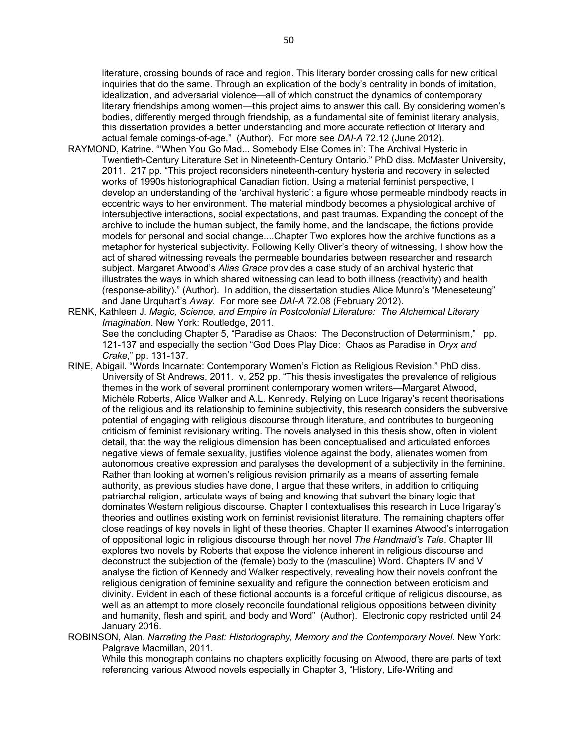literature, crossing bounds of race and region. This literary border crossing calls for new critical inquiries that do the same. Through an explication of the body's centrality in bonds of imitation, idealization, and adversarial violence—all of which construct the dynamics of contemporary literary friendships among women—this project aims to answer this call. By considering women's bodies, differently merged through friendship, as a fundamental site of feminist literary analysis, this dissertation provides a better understanding and more accurate reflection of literary and actual female comings-of-age." (Author). For more see *DAI-A* 72.12 (June 2012).

RAYMOND, Katrine. "'When You Go Mad... Somebody Else Comes in': The Archival Hysteric in Twentieth-Century Literature Set in Nineteenth-Century Ontario." PhD diss. McMaster University, 2011. 217 pp. "This project reconsiders nineteenth-century hysteria and recovery in selected works of 1990s historiographical Canadian fiction. Using a material feminist perspective, I develop an understanding of the 'archival hysteric': a figure whose permeable mindbody reacts in eccentric ways to her environment. The material mindbody becomes a physiological archive of intersubjective interactions, social expectations, and past traumas. Expanding the concept of the archive to include the human subject, the family home, and the landscape, the fictions provide models for personal and social change....Chapter Two explores how the archive functions as a metaphor for hysterical subjectivity. Following Kelly Oliver's theory of witnessing, I show how the act of shared witnessing reveals the permeable boundaries between researcher and research subject. Margaret Atwood's *Alias Grace* provides a case study of an archival hysteric that illustrates the ways in which shared witnessing can lead to both illness (reactivity) and health (response-ability)." (Author). In addition, the dissertation studies Alice Munro's "Meneseteung" and Jane Urquhart's *Away*. For more see *DAI-A* 72.08 (February 2012).

RENK, Kathleen J. *Magic, Science, and Empire in Postcolonial Literature: The Alchemical Literary Imagination*. New York: Routledge, 2011.
See the concluding Chapter 5, "Paradise as Chaos: The Deconstruction of Determinism," pp. 121-137 and especially the section "God Does Play Dice: Chaos as Paradise in *Oryx and Crake*," pp. 131-137.

RINE, Abigail. "Words Incarnate: Contemporary Women's Fiction as Religious Revision." PhD diss. University of St Andrews, 2011. v, 252 pp. "This thesis investigates the prevalence of religious themes in the work of several prominent contemporary women writers—Margaret Atwood, Michèle Roberts, Alice Walker and A.L. Kennedy. Relying on Luce Irigaray's recent theorisations of the religious and its relationship to feminine subjectivity, this research considers the subversive potential of engaging with religious discourse through literature, and contributes to burgeoning criticism of feminist revisionary writing. The novels analysed in this thesis show, often in violent detail, that the way the religious dimension has been conceptualised and articulated enforces negative views of female sexuality, justifies violence against the body, alienates women from autonomous creative expression and paralyses the development of a subjectivity in the feminine. Rather than looking at women's religious revision primarily as a means of asserting female authority, as previous studies have done, I argue that these writers, in addition to critiquing patriarchal religion, articulate ways of being and knowing that subvert the binary logic that dominates Western religious discourse. Chapter I contextualises this research in Luce Irigaray's theories and outlines existing work on feminist revisionist literature. The remaining chapters offer close readings of key novels in light of these theories. Chapter II examines Atwood's interrogation of oppositional logic in religious discourse through her novel *The Handmaid's Tale*. Chapter III explores two novels by Roberts that expose the violence inherent in religious discourse and deconstruct the subjection of the (female) body to the (masculine) Word. Chapters IV and V analyse the fiction of Kennedy and Walker respectively, revealing how their novels confront the religious denigration of feminine sexuality and refigure the connection between eroticism and divinity. Evident in each of these fictional accounts is a forceful critique of religious discourse, as well as an attempt to more closely reconcile foundational religious oppositions between divinity and humanity, flesh and spirit, and body and Word" (Author). Electronic copy restricted until 24 January 2016.

ROBINSON, Alan. *Narrating the Past: Historiography, Memory and the Contemporary Novel*. New York: Palgrave Macmillan, 2011.
While this monograph contains no chapters explicitly focusing on Atwood, there are parts of text referencing various Atwood novels especially in Chapter 3, "History, Life-Writing and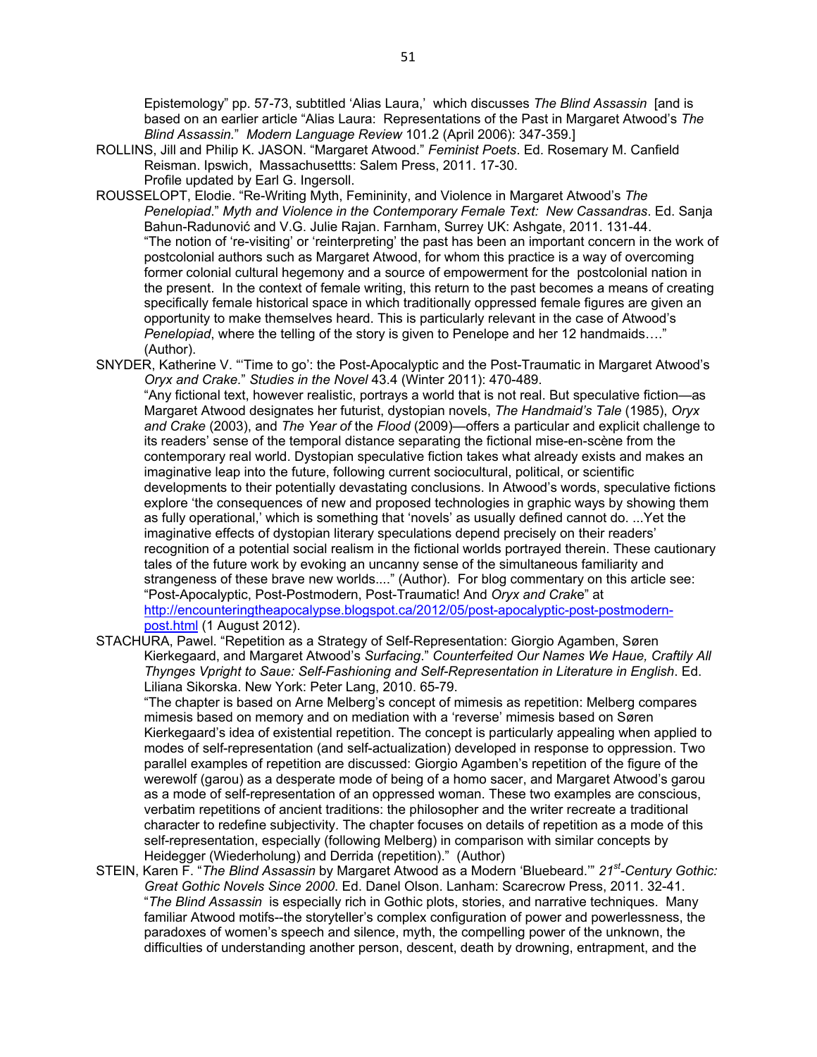Epistemology" pp. 57-73, subtitled 'Alias Laura,' which discusses *The Blind Assassin* [and is based on an earlier article "Alias Laura: Representations of the Past in Margaret Atwood's *The Blind Assassin*." *Modern Language Review* 101.2 (April 2006): 347-359.]

ROLLINS, Jill and Philip K. JASON. "Margaret Atwood." *Feminist Poets*. Ed. Rosemary M. Canfield Reisman. Ipswich, Massachusettts: Salem Press, 2011. 17-30.
Profile updated by Earl G. Ingersoll.

ROUSSELOPT, Elodie. "Re-Writing Myth, Femininity, and Violence in Margaret Atwood's *The Penelopiad*." *Myth and Violence in the Contemporary Female Text: New Cassandras*. Ed. Sanja Bahun-Radunović and V.G. Julie Rajan. Farnham, Surrey UK: Ashgate, 2011. 131-44.
"The notion of 're-visiting' or 'reinterpreting' the past has been an important concern in the work of postcolonial authors such as Margaret Atwood, for whom this practice is a way of overcoming former colonial cultural hegemony and a source of empowerment for the postcolonial nation in the present. In the context of female writing, this return to the past becomes a means of creating specifically female historical space in which traditionally oppressed female figures are given an opportunity to make themselves heard. This is particularly relevant in the case of Atwood's *Penelopiad*, where the telling of the story is given to Penelope and her 12 handmaids…." (Author).

SNYDER, Katherine V. "'Time to go': the Post-Apocalyptic and the Post-Traumatic in Margaret Atwood's *Oryx and Crake*." *Studies in the Novel* 43.4 (Winter 2011): 470-489.
"Any fictional text, however realistic, portrays a world that is not real. But speculative fiction—as Margaret Atwood designates her futurist, dystopian novels, *The Handmaid's Tale* (1985), *Oryx and Crake* (2003), and *The Year of* the *Flood* (2009)—offers a particular and explicit challenge to its readers' sense of the temporal distance separating the fictional mise-en-scène from the contemporary real world. Dystopian speculative fiction takes what already exists and makes an imaginative leap into the future, following current sociocultural, political, or scientific developments to their potentially devastating conclusions. In Atwood's words, speculative fictions explore 'the consequences of new and proposed technologies in graphic ways by showing them as fully operational,' which is something that 'novels' as usually defined cannot do. ...Yet the imaginative effects of dystopian literary speculations depend precisely on their readers' recognition of a potential social realism in the fictional worlds portrayed therein. These cautionary tales of the future work by evoking an uncanny sense of the simultaneous familiarity and strangeness of these brave new worlds...." (Author). For blog commentary on this article see: "Post-Apocalyptic, Post-Postmodern, Post-Traumatic! And *Oryx and Crake*" at http://encounteringtheapocalypse.blogspot.ca/2012/05/post-apocalyptic-post-postmodern-post.html (1 August 2012).

STACHURA, Pawel. "Repetition as a Strategy of Self-Representation: Giorgio Agamben, Søren Kierkegaard, and Margaret Atwood's *Surfacing*." *Counterfeited Our Names We Haue, Craftily All Thynges Vpright to Saue: Self-Fashioning and Self-Representation in Literature in English*. Ed. Liliana Sikorska. New York: Peter Lang, 2010. 65-79.
"The chapter is based on Arne Melberg's concept of mimesis as repetition: Melberg compares mimesis based on memory and on mediation with a 'reverse' mimesis based on Søren Kierkegaard's idea of existential repetition. The concept is particularly appealing when applied to modes of self-representation (and self-actualization) developed in response to oppression. Two parallel examples of repetition are discussed: Giorgio Agamben's repetition of the figure of the werewolf (garou) as a desperate mode of being of a homo sacer, and Margaret Atwood's garou as a mode of self-representation of an oppressed woman. These two examples are conscious, verbatim repetitions of ancient traditions: the philosopher and the writer recreate a traditional character to redefine subjectivity. The chapter focuses on details of repetition as a mode of this self-representation, especially (following Melberg) in comparison with similar concepts by Heidegger (Wiederholung) and Derrida (repetition)." (Author)

STEIN, Karen F. "*The Blind Assassin* by Margaret Atwood as a Modern 'Bluebeard.'" *21st-Century Gothic: Great Gothic Novels Since 2000*. Ed. Danel Olson. Lanham: Scarecrow Press, 2011. 32-41.
"*The Blind Assassin* is especially rich in Gothic plots, stories, and narrative techniques. Many familiar Atwood motifs--the storyteller's complex configuration of power and powerlessness, the paradoxes of women's speech and silence, myth, the compelling power of the unknown, the difficulties of understanding another person, descent, death by drowning, entrapment, and the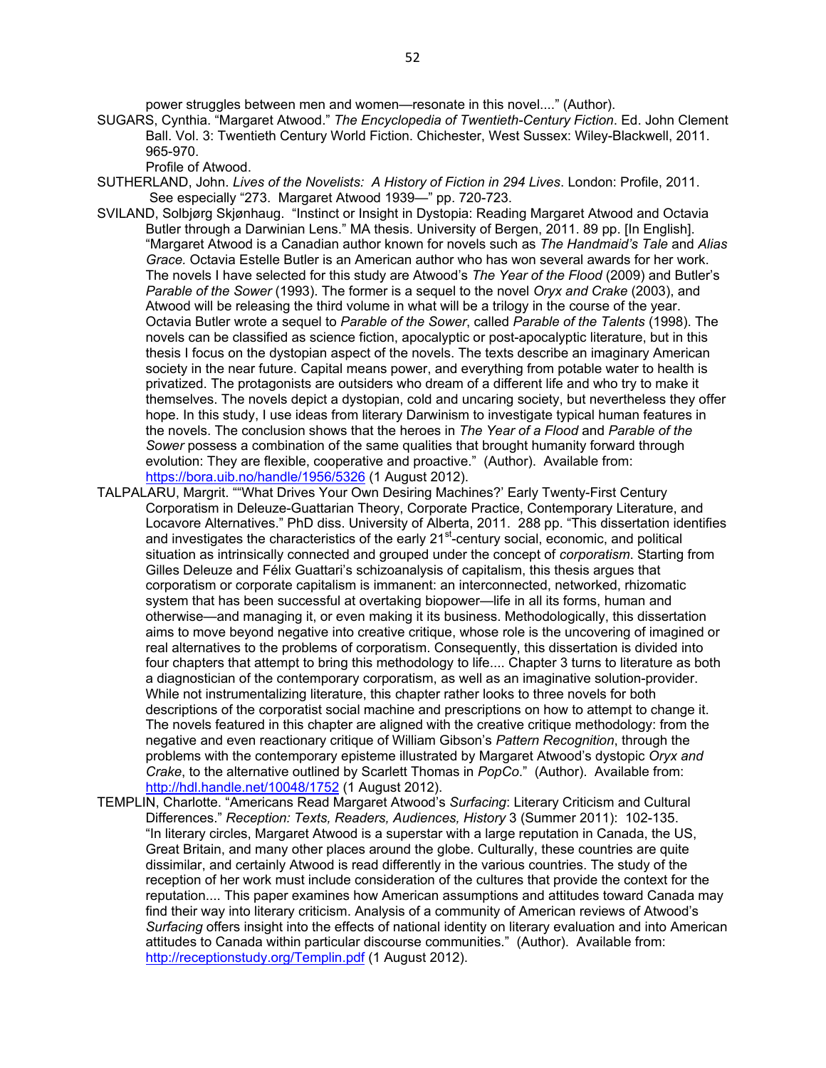power struggles between men and women—resonate in this novel...." (Author).

SUGARS, Cynthia. "Margaret Atwood." *The Encyclopedia of Twentieth-Century Fiction*. Ed. John Clement Ball. Vol. 3: Twentieth Century World Fiction. Chichester, West Sussex: Wiley-Blackwell, 2011. 965-970.
Profile of Atwood.

SUTHERLAND, John. *Lives of the Novelists: A History of Fiction in 294 Lives*. London: Profile, 2011. See especially "273. Margaret Atwood 1939—" pp. 720-723.

SVILAND, Solbjørg Skjønhaug. "Instinct or Insight in Dystopia: Reading Margaret Atwood and Octavia Butler through a Darwinian Lens." MA thesis. University of Bergen, 2011. 89 pp. [In English]. "Margaret Atwood is a Canadian author known for novels such as *The Handmaid's Tale* and *Alias Grace.* Octavia Estelle Butler is an American author who has won several awards for her work. The novels I have selected for this study are Atwood's *The Year of the Flood* (2009) and Butler's *Parable of the Sower* (1993). The former is a sequel to the novel *Oryx and Crake* (2003), and Atwood will be releasing the third volume in what will be a trilogy in the course of the year. Octavia Butler wrote a sequel to *Parable of the Sower*, called *Parable of the Talents* (1998). The novels can be classified as science fiction, apocalyptic or post-apocalyptic literature, but in this thesis I focus on the dystopian aspect of the novels. The texts describe an imaginary American society in the near future. Capital means power, and everything from potable water to health is privatized. The protagonists are outsiders who dream of a different life and who try to make it themselves. The novels depict a dystopian, cold and uncaring society, but nevertheless they offer hope. In this study, I use ideas from literary Darwinism to investigate typical human features in the novels. The conclusion shows that the heroes in *The Year of a Flood* and *Parable of the Sower* possess a combination of the same qualities that brought humanity forward through evolution: They are flexible, cooperative and proactive." (Author). Available from: https://bora.uib.no/handle/1956/5326 (1 August 2012).

TALPALARU, Margrit. ""What Drives Your Own Desiring Machines?' Early Twenty-First Century Corporatism in Deleuze-Guattarian Theory, Corporate Practice, Contemporary Literature, and Locavore Alternatives." PhD diss. University of Alberta, 2011. 288 pp. "This dissertation identifies and investigates the characteristics of the early 21st-century social, economic, and political situation as intrinsically connected and grouped under the concept of *corporatism*. Starting from Gilles Deleuze and Félix Guattari's schizoanalysis of capitalism, this thesis argues that corporatism or corporate capitalism is immanent: an interconnected, networked, rhizomatic system that has been successful at overtaking biopower—life in all its forms, human and otherwise—and managing it, or even making it its business. Methodologically, this dissertation aims to move beyond negative into creative critique, whose role is the uncovering of imagined or real alternatives to the problems of corporatism. Consequently, this dissertation is divided into four chapters that attempt to bring this methodology to life.... Chapter 3 turns to literature as both a diagnostician of the contemporary corporatism, as well as an imaginative solution-provider. While not instrumentalizing literature, this chapter rather looks to three novels for both descriptions of the corporatist social machine and prescriptions on how to attempt to change it. The novels featured in this chapter are aligned with the creative critique methodology: from the negative and even reactionary critique of William Gibson's *Pattern Recognition*, through the problems with the contemporary episteme illustrated by Margaret Atwood's dystopic *Oryx and Crake*, to the alternative outlined by Scarlett Thomas in *PopCo*." (Author). Available from: http://hdl.handle.net/10048/1752 (1 August 2012).

TEMPLIN, Charlotte. "Americans Read Margaret Atwood's *Surfacing*: Literary Criticism and Cultural Differences." *Reception: Texts, Readers, Audiences, History* 3 (Summer 2011): 102-135. "In literary circles, Margaret Atwood is a superstar with a large reputation in Canada, the US, Great Britain, and many other places around the globe. Culturally, these countries are quite dissimilar, and certainly Atwood is read differently in the various countries. The study of the reception of her work must include consideration of the cultures that provide the context for the reputation.... This paper examines how American assumptions and attitudes toward Canada may find their way into literary criticism. Analysis of a community of American reviews of Atwood's *Surfacing* offers insight into the effects of national identity on literary evaluation and into American attitudes to Canada within particular discourse communities." (Author). Available from: http://receptionstudy.org/Templin.pdf (1 August 2012).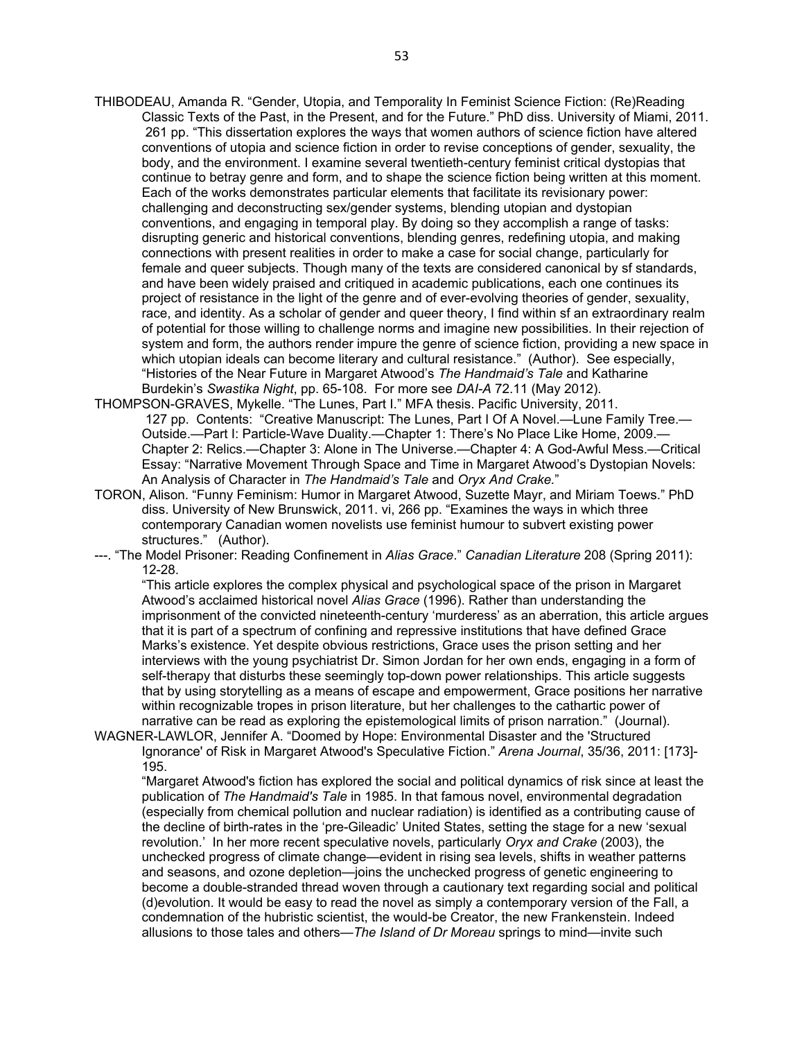THIBODEAU, Amanda R. "Gender, Utopia, and Temporality In Feminist Science Fiction: (Re)Reading Classic Texts of the Past, in the Present, and for the Future." PhD diss. University of Miami, 2011. 261 pp. "This dissertation explores the ways that women authors of science fiction have altered conventions of utopia and science fiction in order to revise conceptions of gender, sexuality, the body, and the environment. I examine several twentieth-century feminist critical dystopias that continue to betray genre and form, and to shape the science fiction being written at this moment. Each of the works demonstrates particular elements that facilitate its revisionary power: challenging and deconstructing sex/gender systems, blending utopian and dystopian conventions, and engaging in temporal play. By doing so they accomplish a range of tasks: disrupting generic and historical conventions, blending genres, redefining utopia, and making connections with present realities in order to make a case for social change, particularly for female and queer subjects. Though many of the texts are considered canonical by sf standards, and have been widely praised and critiqued in academic publications, each one continues its project of resistance in the light of the genre and of ever-evolving theories of gender, sexuality, race, and identity. As a scholar of gender and queer theory, I find within sf an extraordinary realm of potential for those willing to challenge norms and imagine new possibilities. In their rejection of system and form, the authors render impure the genre of science fiction, providing a new space in which utopian ideals can become literary and cultural resistance." (Author). See especially, "Histories of the Near Future in Margaret Atwood's *The Handmaid's Tale* and Katharine Burdekin's *Swastika Night*, pp. 65-108. For more see *DAI-A* 72.11 (May 2012).

THOMPSON-GRAVES, Mykelle. "The Lunes, Part I." MFA thesis. Pacific University, 2011. 127 pp. Contents: "Creative Manuscript: The Lunes, Part I Of A Novel.—Lune Family Tree.—Outside.—Part I: Particle-Wave Duality.—Chapter 1: There's No Place Like Home, 2009.—Chapter 2: Relics.—Chapter 3: Alone in The Universe.—Chapter 4: A God-Awful Mess.—Critical Essay: "Narrative Movement Through Space and Time in Margaret Atwood's Dystopian Novels: An Analysis of Character in *The Handmaid's Tale* and *Oryx And Crake.*"

TORON, Alison. "Funny Feminism: Humor in Margaret Atwood, Suzette Mayr, and Miriam Toews." PhD diss. University of New Brunswick, 2011. vi, 266 pp. "Examines the ways in which three contemporary Canadian women novelists use feminist humour to subvert existing power structures." (Author).

---. "The Model Prisoner: Reading Confinement in *Alias Grace*." *Canadian Literature* 208 (Spring 2011): 12-28.
"This article explores the complex physical and psychological space of the prison in Margaret Atwood's acclaimed historical novel *Alias Grace* (1996). Rather than understanding the imprisonment of the convicted nineteenth-century 'murderess' as an aberration, this article argues that it is part of a spectrum of confining and repressive institutions that have defined Grace Marks's existence. Yet despite obvious restrictions, Grace uses the prison setting and her interviews with the young psychiatrist Dr. Simon Jordan for her own ends, engaging in a form of self-therapy that disturbs these seemingly top-down power relationships. This article suggests that by using storytelling as a means of escape and empowerment, Grace positions her narrative within recognizable tropes in prison literature, but her challenges to the cathartic power of narrative can be read as exploring the epistemological limits of prison narration." (Journal).

WAGNER-LAWLOR, Jennifer A. "Doomed by Hope: Environmental Disaster and the 'Structured Ignorance' of Risk in Margaret Atwood's Speculative Fiction." *Arena Journal*, 35/36, 2011: [173]-195.
"Margaret Atwood's fiction has explored the social and political dynamics of risk since at least the publication of *The Handmaid's Tale* in 1985. In that famous novel, environmental degradation (especially from chemical pollution and nuclear radiation) is identified as a contributing cause of the decline of birth-rates in the 'pre-Gileadic' United States, setting the stage for a new 'sexual revolution.' In her more recent speculative novels, particularly *Oryx and Crake* (2003), the unchecked progress of climate change—evident in rising sea levels, shifts in weather patterns and seasons, and ozone depletion—joins the unchecked progress of genetic engineering to become a double-stranded thread woven through a cautionary text regarding social and political (d)evolution. It would be easy to read the novel as simply a contemporary version of the Fall, a condemnation of the hubristic scientist, the would-be Creator, the new Frankenstein. Indeed allusions to those tales and others—*The Island of Dr Moreau* springs to mind—invite such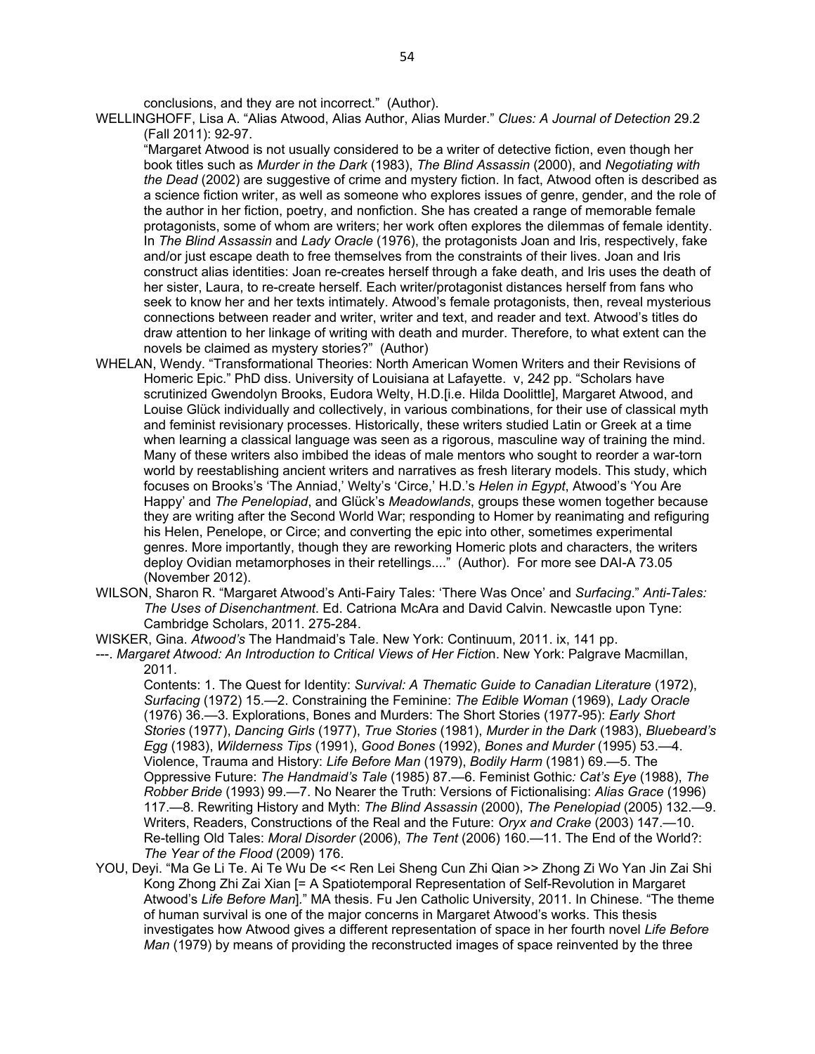conclusions, and they are not incorrect." (Author).

WELLINGHOFF, Lisa A. "Alias Atwood, Alias Author, Alias Murder." *Clues: A Journal of Detection* 29.2 (Fall 2011): 92-97.

"Margaret Atwood is not usually considered to be a writer of detective fiction, even though her book titles such as *Murder in the Dark* (1983), *The Blind Assassin* (2000), and *Negotiating with the Dead* (2002) are suggestive of crime and mystery fiction. In fact, Atwood often is described as a science fiction writer, as well as someone who explores issues of genre, gender, and the role of the author in her fiction, poetry, and nonfiction. She has created a range of memorable female protagonists, some of whom are writers; her work often explores the dilemmas of female identity. In *The Blind Assassin* and *Lady Oracle* (1976), the protagonists Joan and Iris, respectively, fake and/or just escape death to free themselves from the constraints of their lives. Joan and Iris construct alias identities: Joan re-creates herself through a fake death, and Iris uses the death of her sister, Laura, to re-create herself. Each writer/protagonist distances herself from fans who seek to know her and her texts intimately. Atwood's female protagonists, then, reveal mysterious connections between reader and writer, writer and text, and reader and text. Atwood's titles do draw attention to her linkage of writing with death and murder. Therefore, to what extent can the novels be claimed as mystery stories?" (Author)

WHELAN, Wendy. "Transformational Theories: North American Women Writers and their Revisions of Homeric Epic." PhD diss. University of Louisiana at Lafayette. v, 242 pp. "Scholars have scrutinized Gwendolyn Brooks, Eudora Welty, H.D.[i.e. Hilda Doolittle], Margaret Atwood, and Louise Glück individually and collectively, in various combinations, for their use of classical myth and feminist revisionary processes. Historically, these writers studied Latin or Greek at a time when learning a classical language was seen as a rigorous, masculine way of training the mind. Many of these writers also imbibed the ideas of male mentors who sought to reorder a war-torn world by reestablishing ancient writers and narratives as fresh literary models. This study, which focuses on Brooks's 'The Anniad,' Welty's 'Circe,' H.D.'s *Helen in Egypt*, Atwood's 'You Are Happy' and *The Penelopiad*, and Glück's *Meadowlands*, groups these women together because they are writing after the Second World War; responding to Homer by reanimating and refiguring his Helen, Penelope, or Circe; and converting the epic into other, sometimes experimental genres. More importantly, though they are reworking Homeric plots and characters, the writers deploy Ovidian metamorphoses in their retellings...." (Author). For more see DAI-A 73.05 (November 2012).

WILSON, Sharon R. "Margaret Atwood's Anti-Fairy Tales: 'There Was Once' and *Surfacing*." *Anti-Tales: The Uses of Disenchantment*. Ed. Catriona McAra and David Calvin. Newcastle upon Tyne: Cambridge Scholars, 2011. 275-284.

WISKER, Gina. *Atwood's* The Handmaid's Tale. New York: Continuum, 2011. ix, 141 pp.

---. *Margaret Atwood: An Introduction to Critical Views of Her Fiction*. New York: Palgrave Macmillan, 2011.

Contents: 1. The Quest for Identity: *Survival: A Thematic Guide to Canadian Literature* (1972), *Surfacing* (1972) 15.—2. Constraining the Feminine: *The Edible Woman* (1969), *Lady Oracle* (1976) 36.—3. Explorations, Bones and Murders: The Short Stories (1977-95): *Early Short Stories* (1977), *Dancing Girls* (1977), *True Stories* (1981), *Murder in the Dark* (1983), *Bluebeard's Egg* (1983), *Wilderness Tips* (1991), *Good Bones* (1992), *Bones and Murder* (1995) 53.—4. Violence, Trauma and History: *Life Before Man* (1979), *Bodily Harm* (1981) 69.—5. The Oppressive Future: *The Handmaid's Tale* (1985) 87.—6. Feminist Gothic*: Cat's Eye* (1988), *The Robber Bride* (1993) 99.—7. No Nearer the Truth: Versions of Fictionalising: *Alias Grace* (1996) 117.—8. Rewriting History and Myth: *The Blind Assassin* (2000), *The Penelopiad* (2005) 132.—9. Writers, Readers, Constructions of the Real and the Future: *Oryx and Crake* (2003) 147.—10. Re-telling Old Tales: *Moral Disorder* (2006), *The Tent* (2006) 160.—11. The End of the World?: *The Year of the Flood* (2009) 176.

YOU, Deyi. "Ma Ge Li Te. Ai Te Wu De << Ren Lei Sheng Cun Zhi Qian >> Zhong Zi Wo Yan Jin Zai Shi Kong Zhong Zhi Zai Xian [= A Spatiotemporal Representation of Self-Revolution in Margaret Atwood's *Life Before Man*]." MA thesis. Fu Jen Catholic University, 2011. In Chinese. "The theme of human survival is one of the major concerns in Margaret Atwood's works. This thesis investigates how Atwood gives a different representation of space in her fourth novel *Life Before Man* (1979) by means of providing the reconstructed images of space reinvented by the three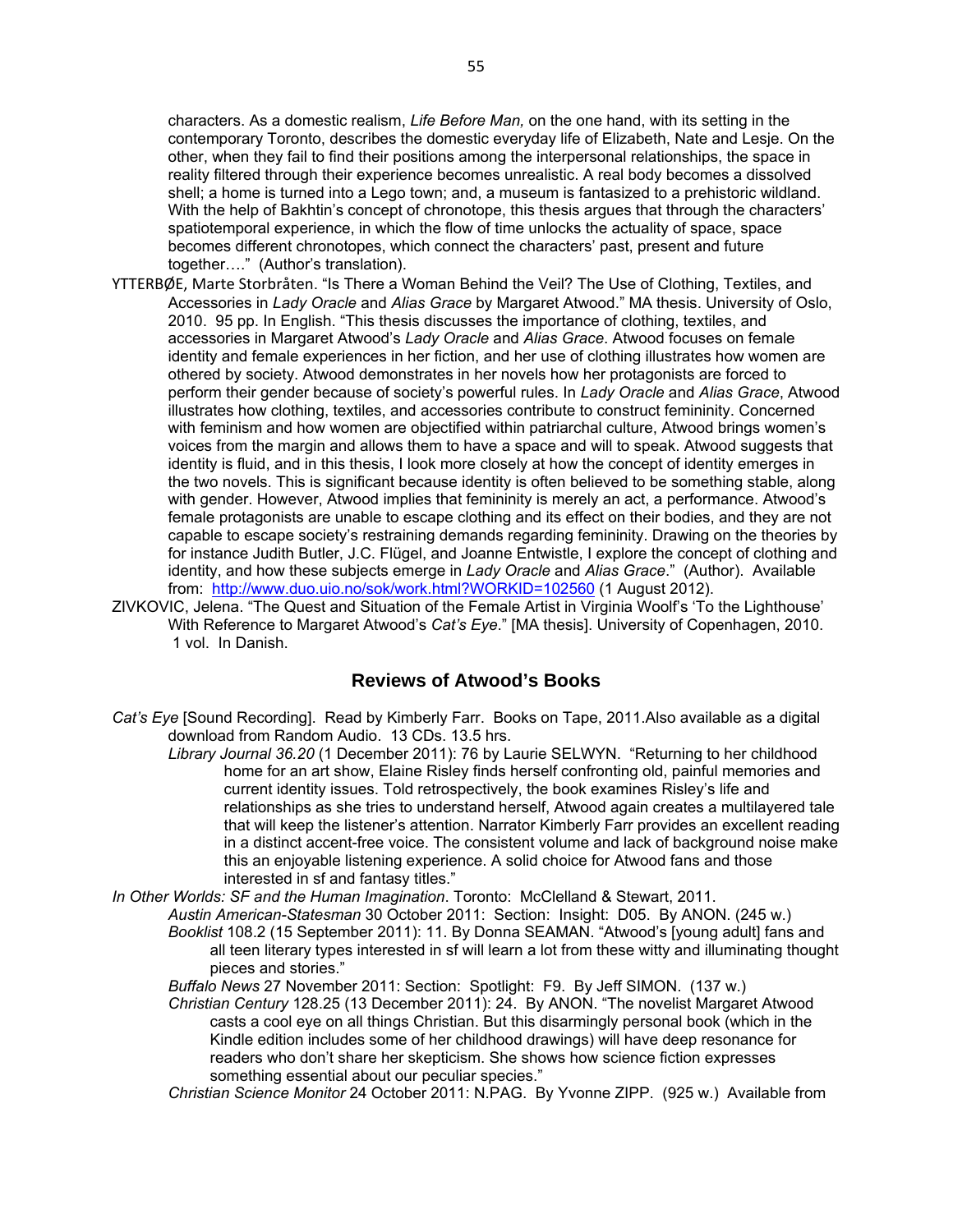characters. As a domestic realism, *Life Before Man,* on the one hand, with its setting in the contemporary Toronto, describes the domestic everyday life of Elizabeth, Nate and Lesje. On the other, when they fail to find their positions among the interpersonal relationships, the space in reality filtered through their experience becomes unrealistic. A real body becomes a dissolved shell; a home is turned into a Lego town; and, a museum is fantasized to a prehistoric wildland. With the help of Bakhtin's concept of chronotope, this thesis argues that through the characters' spatiotemporal experience, in which the flow of time unlocks the actuality of space, space becomes different chronotopes, which connect the characters' past, present and future together…." (Author's translation).

YTTERBØE, Marte Storbråten. "Is There a Woman Behind the Veil? The Use of Clothing, Textiles, and Accessories in *Lady Oracle* and *Alias Grace* by Margaret Atwood." MA thesis. University of Oslo, 2010. 95 pp. In English. "This thesis discusses the importance of clothing, textiles, and accessories in Margaret Atwood's *Lady Oracle* and *Alias Grace*. Atwood focuses on female identity and female experiences in her fiction, and her use of clothing illustrates how women are othered by society. Atwood demonstrates in her novels how her protagonists are forced to perform their gender because of society's powerful rules. In *Lady Oracle* and *Alias Grace*, Atwood illustrates how clothing, textiles, and accessories contribute to construct femininity. Concerned with feminism and how women are objectified within patriarchal culture, Atwood brings women's voices from the margin and allows them to have a space and will to speak. Atwood suggests that identity is fluid, and in this thesis, I look more closely at how the concept of identity emerges in the two novels. This is significant because identity is often believed to be something stable, along with gender. However, Atwood implies that femininity is merely an act, a performance. Atwood's female protagonists are unable to escape clothing and its effect on their bodies, and they are not capable to escape society's restraining demands regarding femininity. Drawing on the theories by for instance Judith Butler, J.C. Flügel, and Joanne Entwistle, I explore the concept of clothing and identity, and how these subjects emerge in *Lady Oracle* and *Alias Grace*." (Author). Available from: http://www.duo.uio.no/sok/work.html?WORKID=102560 (1 August 2012).

ZIVKOVIC, Jelena. "The Quest and Situation of the Female Artist in Virginia Woolf's 'To the Lighthouse' With Reference to Margaret Atwood's *Cat's Eye*." [MA thesis]. University of Copenhagen, 2010. 1 vol. In Danish.

## Reviews of Atwood's Books

*Cat's Eye* [Sound Recording]. Read by Kimberly Farr. Books on Tape, 2011.Also available as a digital download from Random Audio. 13 CDs. 13.5 hrs.

*Library Journal 36.20* (1 December 2011): 76 by Laurie SELWYN. "Returning to her childhood home for an art show, Elaine Risley finds herself confronting old, painful memories and current identity issues. Told retrospectively, the book examines Risley's life and relationships as she tries to understand herself, Atwood again creates a multilayered tale that will keep the listener's attention. Narrator Kimberly Farr provides an excellent reading in a distinct accent-free voice. The consistent volume and lack of background noise make this an enjoyable listening experience. A solid choice for Atwood fans and those interested in sf and fantasy titles."

*In Other Worlds: SF and the Human Imagination*. Toronto: McClelland & Stewart, 2011.

*Austin American-Statesman* 30 October 2011: Section: Insight: D05. By ANON. (245 w.)

*Booklist* 108.2 (15 September 2011): 11. By Donna SEAMAN. "Atwood's [young adult] fans and all teen literary types interested in sf will learn a lot from these witty and illuminating thought pieces and stories."

*Buffalo News* 27 November 2011: Section: Spotlight: F9. By Jeff SIMON. (137 w.)

*Christian Century* 128.25 (13 December 2011): 24. By ANON. "The novelist Margaret Atwood casts a cool eye on all things Christian. But this disarmingly personal book (which in the Kindle edition includes some of her childhood drawings) will have deep resonance for readers who don't share her skepticism. She shows how science fiction expresses something essential about our peculiar species."

*Christian Science Monitor* 24 October 2011: N.PAG. By Yvonne ZIPP. (925 w.) Available from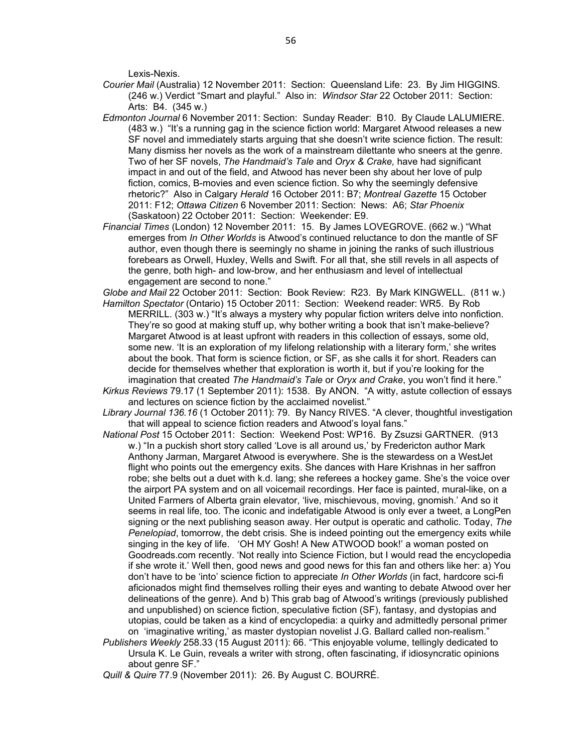Lexis-Nexis.

*Courier Mail* (Australia) 12 November 2011: Section: Queensland Life: 23. By Jim HIGGINS. (246 w.) Verdict "Smart and playful." Also in: *Windsor Star* 22 October 2011: Section: Arts: B4. (345 w.)

*Edmonton Journal* 6 November 2011: Section: Sunday Reader: B10. By Claude LALUMIERE. (483 w.) "It's a running gag in the science fiction world: Margaret Atwood releases a new SF novel and immediately starts arguing that she doesn't write science fiction. The result: Many dismiss her novels as the work of a mainstream dilettante who sneers at the genre. Two of her SF novels, *The Handmaid's Tale* and *Oryx & Crake,* have had significant impact in and out of the field, and Atwood has never been shy about her love of pulp fiction, comics, B-movies and even science fiction. So why the seemingly defensive rhetoric?" Also in Calgary *Herald* 16 October 2011: B7; *Montreal Gazette* 15 October 2011: F12; *Ottawa Citizen* 6 November 2011: Section: News: A6; *Star Phoenix* (Saskatoon) 22 October 2011: Section: Weekender: E9.

*Financial Times* (London) 12 November 2011: 15. By James LOVEGROVE. (662 w.) "What emerges from *In Other Worlds* is Atwood's continued reluctance to don the mantle of SF author, even though there is seemingly no shame in joining the ranks of such illustrious forebears as Orwell, Huxley, Wells and Swift. For all that, she still revels in all aspects of the genre, both high- and low-brow, and her enthusiasm and level of intellectual engagement are second to none."

*Globe and Mail* 22 October 2011: Section: Book Review: R23. By Mark KINGWELL. (811 w.)

*Hamilton Spectator* (Ontario) 15 October 2011: Section: Weekend reader: WR5. By Rob MERRILL. (303 w.) "It's always a mystery why popular fiction writers delve into nonfiction. They're so good at making stuff up, why bother writing a book that isn't make-believe? Margaret Atwood is at least upfront with readers in this collection of essays, some old, some new. 'It is an exploration of my lifelong relationship with a literary form,' she writes about the book. That form is science fiction, or SF, as she calls it for short. Readers can decide for themselves whether that exploration is worth it, but if you're looking for the imagination that created *The Handmaid's Tale* or *Oryx and Crake*, you won't find it here."

*Kirkus Reviews* 79.17 (1 September 2011): 1538. By ANON. "A witty, astute collection of essays and lectures on science fiction by the acclaimed novelist."

*Library Journal 136.16* (1 October 2011): 79. By Nancy RIVES. "A clever, thoughtful investigation that will appeal to science fiction readers and Atwood's loyal fans."

*National Post* 15 October 2011: Section: Weekend Post: WP16. By Zsuzsi GARTNER. (913 w.) "In a puckish short story called 'Love is all around us,' by Fredericton author Mark Anthony Jarman, Margaret Atwood is everywhere. She is the stewardess on a WestJet flight who points out the emergency exits. She dances with Hare Krishnas in her saffron robe; she belts out a duet with k.d. lang; she referees a hockey game. She's the voice over the airport PA system and on all voicemail recordings. Her face is painted, mural-like, on a United Farmers of Alberta grain elevator, 'live, mischievous, moving, gnomish.' And so it seems in real life, too. The iconic and indefatigable Atwood is only ever a tweet, a LongPen signing or the next publishing season away. Her output is operatic and catholic. Today, *The Penelopiad*, tomorrow, the debt crisis. She is indeed pointing out the emergency exits while singing in the key of life. 'OH MY Gosh! A New ATWOOD book!' a woman posted on Goodreads.com recently. 'Not really into Science Fiction, but I would read the encyclopedia if she wrote it.' Well then, good news and good news for this fan and others like her: a) You don't have to be 'into' science fiction to appreciate *In Other Worlds* (in fact, hardcore sci-fi aficionados might find themselves rolling their eyes and wanting to debate Atwood over her delineations of the genre). And b) This grab bag of Atwood's writings (previously published and unpublished) on science fiction, speculative fiction (SF), fantasy, and dystopias and utopias, could be taken as a kind of encyclopedia: a quirky and admittedly personal primer on 'imaginative writing,' as master dystopian novelist J.G. Ballard called non-realism."

*Publishers Weekly* 258.33 (15 August 2011): 66. "This enjoyable volume, tellingly dedicated to Ursula K. Le Guin, reveals a writer with strong, often fascinating, if idiosyncratic opinions about genre SF."

*Quill & Quire* 77.9 (November 2011): 26. By August C. BOURRÉ.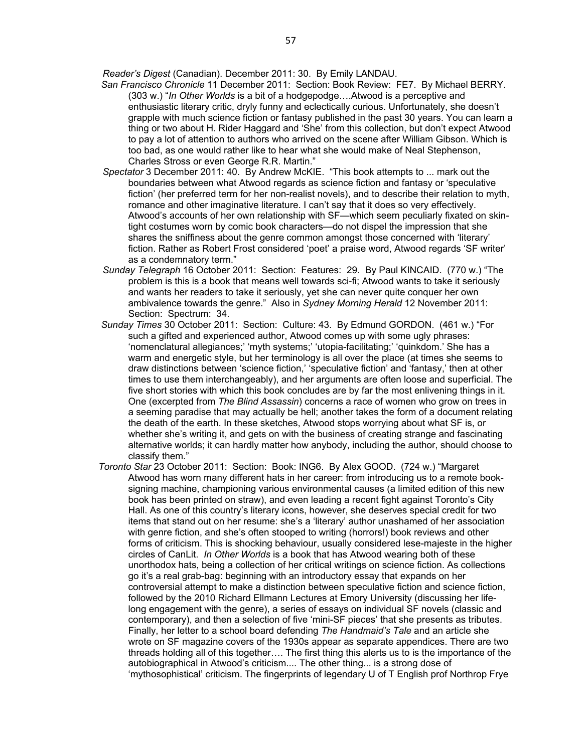*Reader's Digest* (Canadian). December 2011: 30. By Emily LANDAU.

*San Francisco Chronicle* 11 December 2011: Section: Book Review: FE7. By Michael BERRY. (303 w.) "*In Other Worlds* is a bit of a hodgepodge….Atwood is a perceptive and enthusiastic literary critic, dryly funny and eclectically curious. Unfortunately, she doesn't grapple with much science fiction or fantasy published in the past 30 years. You can learn a thing or two about H. Rider Haggard and 'She' from this collection, but don't expect Atwood to pay a lot of attention to authors who arrived on the scene after William Gibson. Which is too bad, as one would rather like to hear what she would make of Neal Stephenson, Charles Stross or even George R.R. Martin."

*Spectator* 3 December 2011: 40. By Andrew McKIE. "This book attempts to ... mark out the boundaries between what Atwood regards as science fiction and fantasy or 'speculative fiction' (her preferred term for her non-realist novels), and to describe their relation to myth, romance and other imaginative literature. I can't say that it does so very effectively. Atwood's accounts of her own relationship with SF—which seem peculiarly fixated on skin-tight costumes worn by comic book characters—do not dispel the impression that she shares the sniffiness about the genre common amongst those concerned with 'literary' fiction. Rather as Robert Frost considered 'poet' a praise word, Atwood regards 'SF writer' as a condemnatory term."

*Sunday Telegraph* 16 October 2011: Section: Features: 29. By Paul KINCAID. (770 w.) "The problem is this is a book that means well towards sci-fi; Atwood wants to take it seriously and wants her readers to take it seriously, yet she can never quite conquer her own ambivalence towards the genre." Also in *Sydney Morning Herald* 12 November 2011: Section: Spectrum: 34.

*Sunday Times* 30 October 2011: Section: Culture: 43. By Edmund GORDON. (461 w.) "For such a gifted and experienced author, Atwood comes up with some ugly phrases: 'nomenclatural allegiances;' 'myth systems;' 'utopia-facilitating;' 'quinkdom.' She has a warm and energetic style, but her terminology is all over the place (at times she seems to draw distinctions between 'science fiction,' 'speculative fiction' and 'fantasy,' then at other times to use them interchangeably), and her arguments are often loose and superficial. The five short stories with which this book concludes are by far the most enlivening things in it. One (excerpted from *The Blind Assassin*) concerns a race of women who grow on trees in a seeming paradise that may actually be hell; another takes the form of a document relating the death of the earth. In these sketches, Atwood stops worrying about what SF is, or whether she's writing it, and gets on with the business of creating strange and fascinating alternative worlds; it can hardly matter how anybody, including the author, should choose to classify them."

*Toronto Star* 23 October 2011: Section: Book: ING6. By Alex GOOD. (724 w.) "Margaret Atwood has worn many different hats in her career: from introducing us to a remote book-signing machine, championing various environmental causes (a limited edition of this new book has been printed on straw), and even leading a recent fight against Toronto's City Hall. As one of this country's literary icons, however, she deserves special credit for two items that stand out on her resume: she's a 'literary' author unashamed of her association with genre fiction, and she's often stooped to writing (horrors!) book reviews and other forms of criticism. This is shocking behaviour, usually considered lese-majeste in the higher circles of CanLit. *In Other Worlds* is a book that has Atwood wearing both of these unorthodox hats, being a collection of her critical writings on science fiction. As collections go it's a real grab-bag: beginning with an introductory essay that expands on her controversial attempt to make a distinction between speculative fiction and science fiction, followed by the 2010 Richard Ellmann Lectures at Emory University (discussing her life-long engagement with the genre), a series of essays on individual SF novels (classic and contemporary), and then a selection of five 'mini-SF pieces' that she presents as tributes. Finally, her letter to a school board defending *The Handmaid's Tale* and an article she wrote on SF magazine covers of the 1930s appear as separate appendices. There are two threads holding all of this together…. The first thing this alerts us to is the importance of the autobiographical in Atwood's criticism.... The other thing... is a strong dose of 'mythosophistical' criticism. The fingerprints of legendary U of T English prof Northrop Frye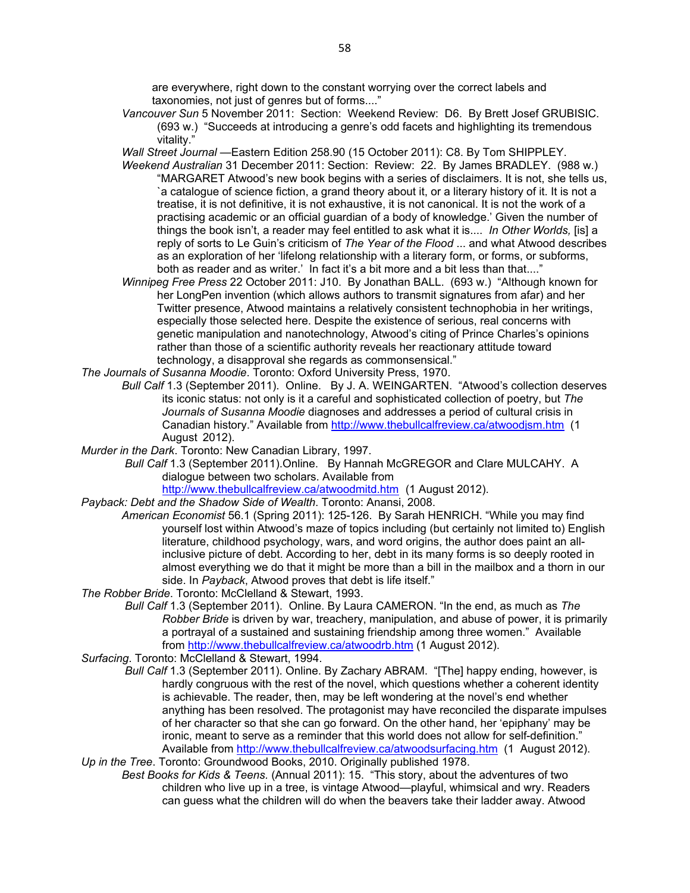are everywhere, right down to the constant worrying over the correct labels and taxonomies, not just of genres but of forms...."

*Vancouver Sun* 5 November 2011: Section: Weekend Review: D6. By Brett Josef GRUBISIC. (693 w.) "Succeeds at introducing a genre's odd facets and highlighting its tremendous vitality."

*Wall Street Journal* —Eastern Edition 258.90 (15 October 2011): C8. By Tom SHIPPLEY.

*Weekend Australian* 31 December 2011: Section: Review: 22. By James BRADLEY. (988 w.) "MARGARET Atwood's new book begins with a series of disclaimers. It is not, she tells us, `a catalogue of science fiction, a grand theory about it, or a literary history of it. It is not a treatise, it is not definitive, it is not exhaustive, it is not canonical. It is not the work of a practising academic or an official guardian of a body of knowledge.' Given the number of things the book isn't, a reader may feel entitled to ask what it is.... *In Other Worlds,* [is] a reply of sorts to Le Guin's criticism of *The Year of the Flood* ... and what Atwood describes as an exploration of her 'lifelong relationship with a literary form, or forms, or subforms, both as reader and as writer.' In fact it's a bit more and a bit less than that...."

*Winnipeg Free Press* 22 October 2011: J10. By Jonathan BALL. (693 w.) "Although known for her LongPen invention (which allows authors to transmit signatures from afar) and her Twitter presence, Atwood maintains a relatively consistent technophobia in her writings, especially those selected here. Despite the existence of serious, real concerns with genetic manipulation and nanotechnology, Atwood's citing of Prince Charles's opinions rather than those of a scientific authority reveals her reactionary attitude toward technology, a disapproval she regards as commonsensical."

*The Journals of Susanna Moodie*. Toronto: Oxford University Press, 1970.

*Bull Calf* 1.3 (September 2011). Online. By J. A. WEINGARTEN. "Atwood's collection deserves its iconic status: not only is it a careful and sophisticated collection of poetry, but *The Journals of Susanna Moodie* diagnoses and addresses a period of cultural crisis in Canadian history." Available from http://www.thebullcalfreview.ca/atwoodjsm.htm (1 August 2012).

*Murder in the Dark*. Toronto: New Canadian Library, 1997.

*Bull Calf* 1.3 (September 2011).Online. By Hannah McGREGOR and Clare MULCAHY. A dialogue between two scholars. Available from http://www.thebullcalfreview.ca/atwoodmitd.htm (1 August 2012).

*Payback: Debt and the Shadow Side of Wealth*. Toronto: Anansi, 2008.

*American Economist* 56.1 (Spring 2011): 125-126. By Sarah HENRICH. "While you may find yourself lost within Atwood's maze of topics including (but certainly not limited to) English literature, childhood psychology, wars, and word origins, the author does paint an all-inclusive picture of debt. According to her, debt in its many forms is so deeply rooted in almost everything we do that it might be more than a bill in the mailbox and a thorn in our side. In *Payback*, Atwood proves that debt is life itself."

*The Robber Bride*. Toronto: McClelland & Stewart, 1993.

*Bull Calf* 1.3 (September 2011). Online. By Laura CAMERON. "In the end, as much as *The Robber Bride* is driven by war, treachery, manipulation, and abuse of power, it is primarily a portrayal of a sustained and sustaining friendship among three women." Available from http://www.thebullcalfreview.ca/atwoodrb.htm (1 August 2012).

*Surfacing*. Toronto: McClelland & Stewart, 1994.

*Bull Calf* 1.3 (September 2011). Online. By Zachary ABRAM. "[The] happy ending, however, is hardly congruous with the rest of the novel, which questions whether a coherent identity is achievable. The reader, then, may be left wondering at the novel's end whether anything has been resolved. The protagonist may have reconciled the disparate impulses of her character so that she can go forward. On the other hand, her 'epiphany' may be ironic, meant to serve as a reminder that this world does not allow for self-definition." Available from http://www.thebullcalfreview.ca/atwoodsurfacing.htm (1 August 2012).

*Up in the Tree*. Toronto: Groundwood Books, 2010. Originally published 1978.

*Best Books for Kids & Teens.* (Annual 2011): 15. "This story, about the adventures of two children who live up in a tree, is vintage Atwood—playful, whimsical and wry. Readers can guess what the children will do when the beavers take their ladder away. Atwood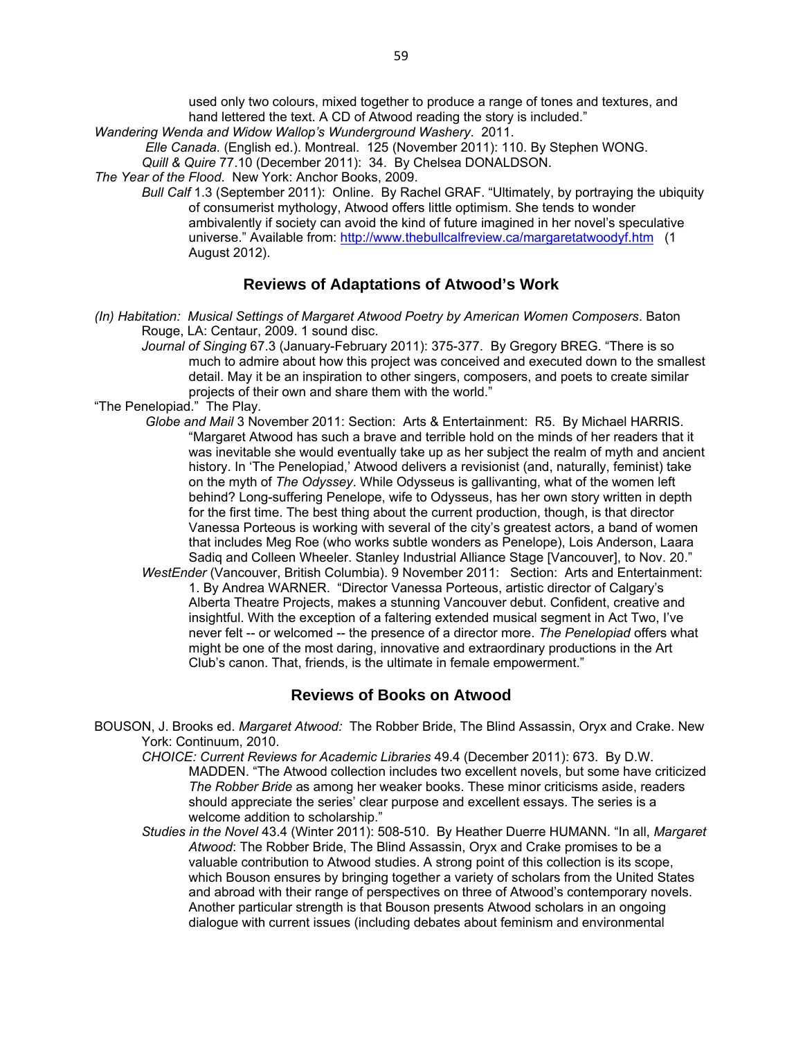used only two colours, mixed together to produce a range of tones and textures, and hand lettered the text. A CD of Atwood reading the story is included."

*Wandering Wenda and Widow Wallop's Wunderground Washery*. 2011.

*Elle Canada.* (English ed.). Montreal. 125 (November 2011): 110. By Stephen WONG.

*Quill & Quire* 77.10 (December 2011): 34. By Chelsea DONALDSON.

*The Year of the Flood*. New York: Anchor Books, 2009.

*Bull Calf* 1.3 (September 2011): Online. By Rachel GRAF. "Ultimately, by portraying the ubiquity of consumerist mythology, Atwood offers little optimism. She tends to wonder ambivalently if society can avoid the kind of future imagined in her novel's speculative universe." Available from: http://www.thebullcalfreview.ca/margaretatwoodyf.htm (1 August 2012).

## Reviews of Adaptations of Atwood's Work

*(In) Habitation: Musical Settings of Margaret Atwood Poetry by American Women Composers*. Baton Rouge, LA: Centaur, 2009. 1 sound disc.

*Journal of Singing* 67.3 (January-February 2011): 375-377. By Gregory BREG. "There is so much to admire about how this project was conceived and executed down to the smallest detail. May it be an inspiration to other singers, composers, and poets to create similar projects of their own and share them with the world."

"The Penelopiad." The Play.

*Globe and Mail* 3 November 2011: Section: Arts & Entertainment: R5. By Michael HARRIS. "Margaret Atwood has such a brave and terrible hold on the minds of her readers that it was inevitable she would eventually take up as her subject the realm of myth and ancient history. In 'The Penelopiad,' Atwood delivers a revisionist (and, naturally, feminist) take on the myth of *The Odyssey*. While Odysseus is gallivanting, what of the women left behind? Long-suffering Penelope, wife to Odysseus, has her own story written in depth for the first time. The best thing about the current production, though, is that director Vanessa Porteous is working with several of the city's greatest actors, a band of women that includes Meg Roe (who works subtle wonders as Penelope), Lois Anderson, Laara Sadiq and Colleen Wheeler. Stanley Industrial Alliance Stage [Vancouver], to Nov. 20."

*WestEnder* (Vancouver, British Columbia). 9 November 2011: Section: Arts and Entertainment: 1. By Andrea WARNER. "Director Vanessa Porteous, artistic director of Calgary's Alberta Theatre Projects, makes a stunning Vancouver debut. Confident, creative and insightful. With the exception of a faltering extended musical segment in Act Two, I've never felt -- or welcomed -- the presence of a director more. *The Penelopiad* offers what might be one of the most daring, innovative and extraordinary productions in the Art Club's canon. That, friends, is the ultimate in female empowerment."

## Reviews of Books on Atwood

BOUSON, J. Brooks ed. *Margaret Atwood:* The Robber Bride, The Blind Assassin, Oryx and Crake. New York: Continuum, 2010.

*CHOICE: Current Reviews for Academic Libraries* 49.4 (December 2011): 673. By D.W. MADDEN. "The Atwood collection includes two excellent novels, but some have criticized *The Robber Bride* as among her weaker books. These minor criticisms aside, readers should appreciate the series' clear purpose and excellent essays. The series is a welcome addition to scholarship."

*Studies in the Novel* 43.4 (Winter 2011): 508-510. By Heather Duerre HUMANN. "In all, *Margaret Atwood*: The Robber Bride, The Blind Assassin, Oryx and Crake promises to be a valuable contribution to Atwood studies. A strong point of this collection is its scope, which Bouson ensures by bringing together a variety of scholars from the United States and abroad with their range of perspectives on three of Atwood's contemporary novels. Another particular strength is that Bouson presents Atwood scholars in an ongoing dialogue with current issues (including debates about feminism and environmental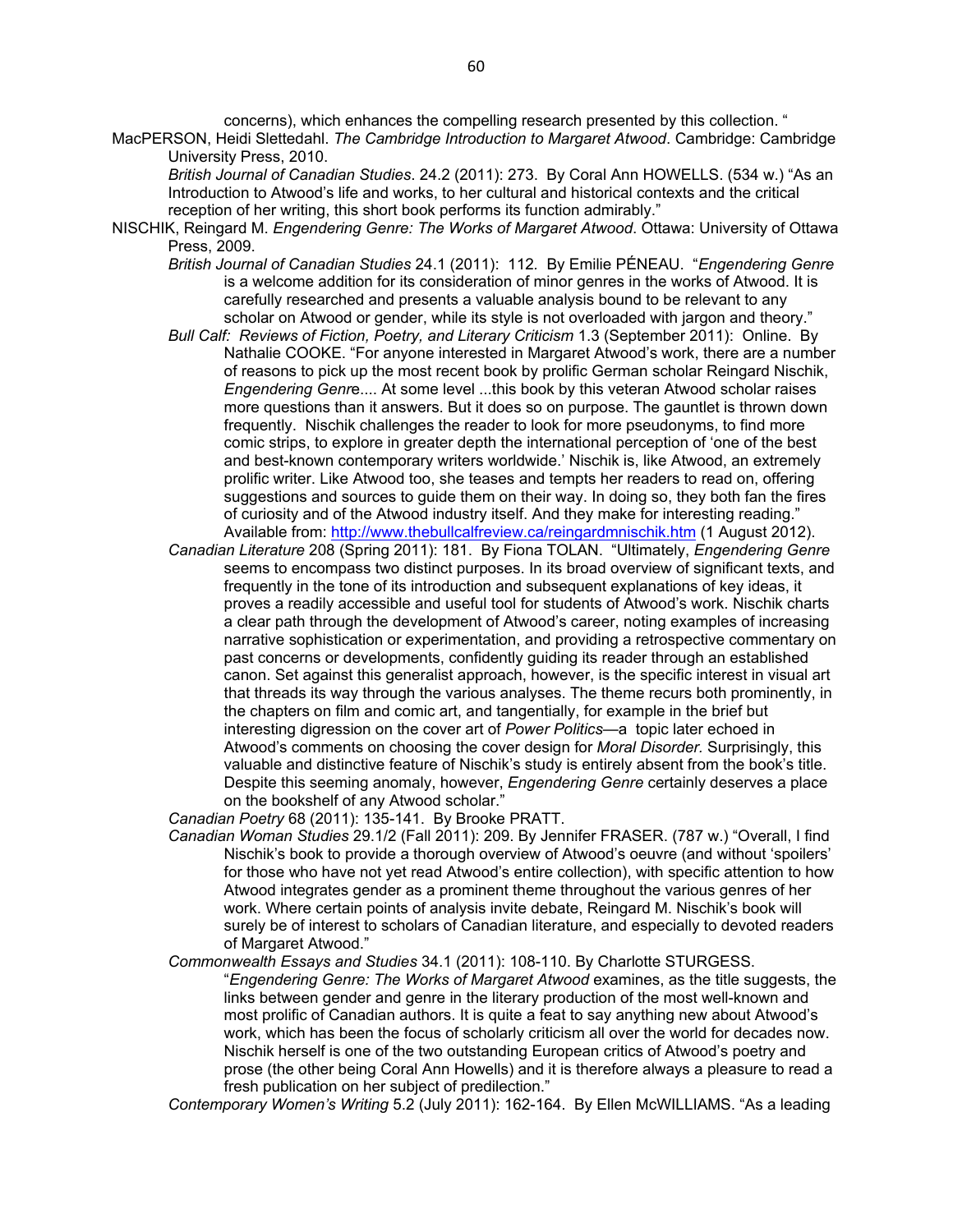concerns), which enhances the compelling research presented by this collection. "

MacPERSON, Heidi Slettedahl. *The Cambridge Introduction to Margaret Atwood*. Cambridge: Cambridge University Press, 2010.

*British Journal of Canadian Studies*. 24.2 (2011): 273. By Coral Ann HOWELLS. (534 w.) "As an Introduction to Atwood's life and works, to her cultural and historical contexts and the critical reception of her writing, this short book performs its function admirably."

NISCHIK, Reingard M. *Engendering Genre: The Works of Margaret Atwood*. Ottawa: University of Ottawa Press, 2009.

*British Journal of Canadian Studies* 24.1 (2011): 112. By Emilie PÉNEAU. "*Engendering Genre* is a welcome addition for its consideration of minor genres in the works of Atwood. It is carefully researched and presents a valuable analysis bound to be relevant to any scholar on Atwood or gender, while its style is not overloaded with jargon and theory."

*Bull Calf: Reviews of Fiction, Poetry, and Literary Criticism* 1.3 (September 2011): Online. By Nathalie COOKE. "For anyone interested in Margaret Atwood's work, there are a number of reasons to pick up the most recent book by prolific German scholar Reingard Nischik, *Engendering Genre*.... At some level ...this book by this veteran Atwood scholar raises more questions than it answers. But it does so on purpose. The gauntlet is thrown down frequently. Nischik challenges the reader to look for more pseudonyms, to find more comic strips, to explore in greater depth the international perception of 'one of the best and best-known contemporary writers worldwide.' Nischik is, like Atwood, an extremely prolific writer. Like Atwood too, she teases and tempts her readers to read on, offering suggestions and sources to guide them on their way. In doing so, they both fan the fires of curiosity and of the Atwood industry itself. And they make for interesting reading." Available from: http://www.thebullcalfreview.ca/reingardmnischik.htm (1 August 2012).

*Canadian Literature* 208 (Spring 2011): 181. By Fiona TOLAN. "Ultimately, *Engendering Genre* seems to encompass two distinct purposes. In its broad overview of significant texts, and frequently in the tone of its introduction and subsequent explanations of key ideas, it proves a readily accessible and useful tool for students of Atwood's work. Nischik charts a clear path through the development of Atwood's career, noting examples of increasing narrative sophistication or experimentation, and providing a retrospective commentary on past concerns or developments, confidently guiding its reader through an established canon. Set against this generalist approach, however, is the specific interest in visual art that threads its way through the various analyses. The theme recurs both prominently, in the chapters on film and comic art, and tangentially, for example in the brief but interesting digression on the cover art of *Power Politics*—a topic later echoed in Atwood's comments on choosing the cover design for *Moral Disorder*. Surprisingly, this valuable and distinctive feature of Nischik's study is entirely absent from the book's title. Despite this seeming anomaly, however, *Engendering Genre* certainly deserves a place on the bookshelf of any Atwood scholar."

*Canadian Poetry* 68 (2011): 135-141. By Brooke PRATT.

*Canadian Woman Studies* 29.1/2 (Fall 2011): 209. By Jennifer FRASER. (787 w.) "Overall, I find Nischik's book to provide a thorough overview of Atwood's oeuvre (and without 'spoilers' for those who have not yet read Atwood's entire collection), with specific attention to how Atwood integrates gender as a prominent theme throughout the various genres of her work. Where certain points of analysis invite debate, Reingard M. Nischik's book will surely be of interest to scholars of Canadian literature, and especially to devoted readers of Margaret Atwood."

*Commonwealth Essays and Studies* 34.1 (2011): 108-110. By Charlotte STURGESS. "*Engendering Genre: The Works of Margaret Atwood* examines, as the title suggests, the links between gender and genre in the literary production of the most well-known and most prolific of Canadian authors. It is quite a feat to say anything new about Atwood's work, which has been the focus of scholarly criticism all over the world for decades now. Nischik herself is one of the two outstanding European critics of Atwood's poetry and prose (the other being Coral Ann Howells) and it is therefore always a pleasure to read a fresh publication on her subject of predilection."

*Contemporary Women's Writing* 5.2 (July 2011): 162-164. By Ellen McWILLIAMS. "As a leading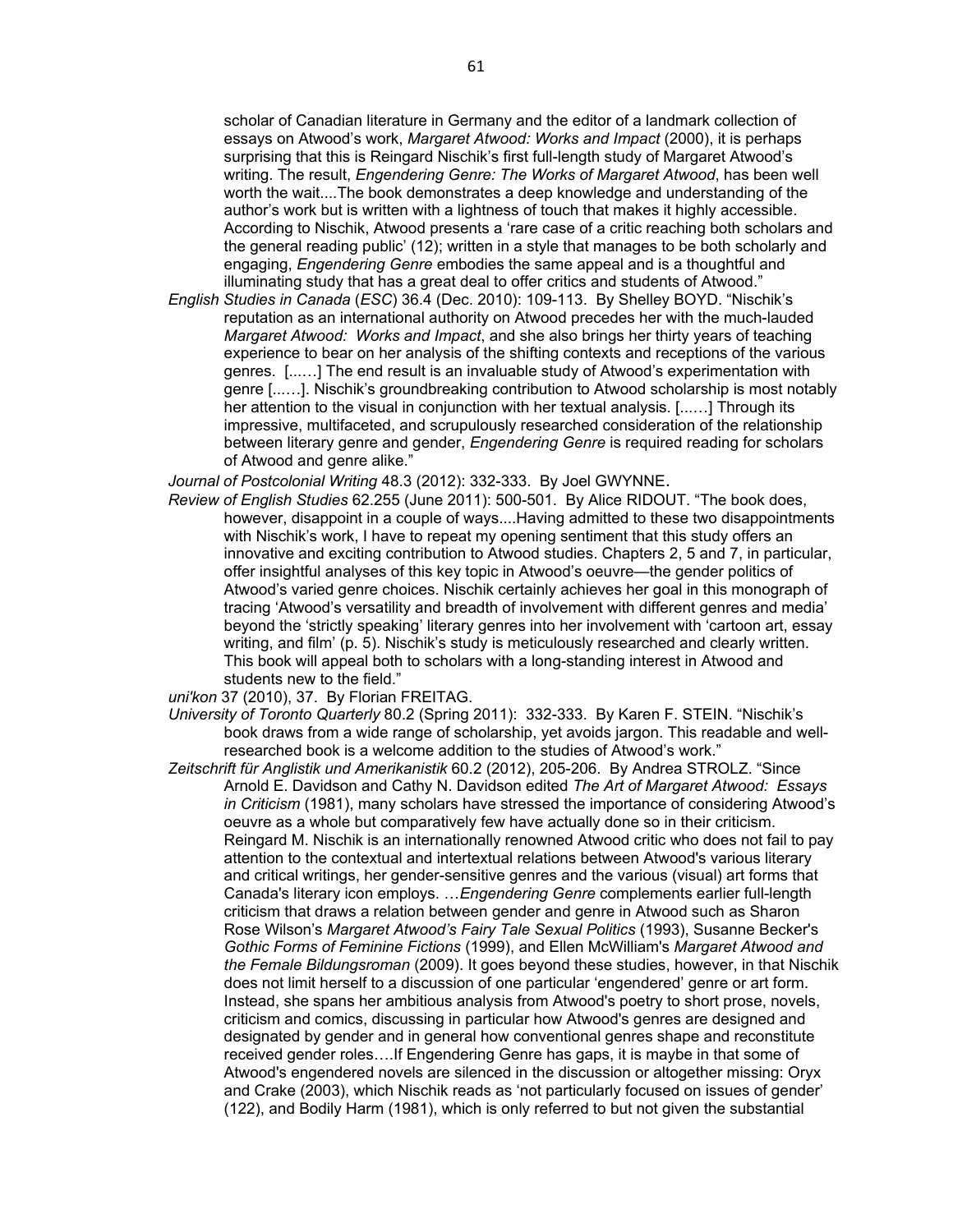scholar of Canadian literature in Germany and the editor of a landmark collection of essays on Atwood's work, *Margaret Atwood: Works and Impact* (2000), it is perhaps surprising that this is Reingard Nischik's first full-length study of Margaret Atwood's writing. The result, *Engendering Genre: The Works of Margaret Atwood*, has been well worth the wait....The book demonstrates a deep knowledge and understanding of the author's work but is written with a lightness of touch that makes it highly accessible. According to Nischik, Atwood presents a 'rare case of a critic reaching both scholars and the general reading public' (12); written in a style that manages to be both scholarly and engaging, *Engendering Genre* embodies the same appeal and is a thoughtful and illuminating study that has a great deal to offer critics and students of Atwood."

*English Studies in Canada* (*ESC*) 36.4 (Dec. 2010): 109-113. By Shelley BOYD. "Nischik's reputation as an international authority on Atwood precedes her with the much-lauded *Margaret Atwood: Works and Impact*, and she also brings her thirty years of teaching experience to bear on her analysis of the shifting contexts and receptions of the various genres. [...…] The end result is an invaluable study of Atwood's experimentation with genre [...…]. Nischik's groundbreaking contribution to Atwood scholarship is most notably her attention to the visual in conjunction with her textual analysis. [...…] Through its impressive, multifaceted, and scrupulously researched consideration of the relationship between literary genre and gender, *Engendering Genre* is required reading for scholars of Atwood and genre alike."

*Journal of Postcolonial Writing* 48.3 (2012): 332-333. By Joel GWYNNE.

*Review of English Studies* 62.255 (June 2011): 500-501. By Alice RIDOUT. "The book does, however, disappoint in a couple of ways....Having admitted to these two disappointments with Nischik's work, I have to repeat my opening sentiment that this study offers an innovative and exciting contribution to Atwood studies. Chapters 2, 5 and 7, in particular, offer insightful analyses of this key topic in Atwood's oeuvre—the gender politics of Atwood's varied genre choices. Nischik certainly achieves her goal in this monograph of tracing 'Atwood's versatility and breadth of involvement with different genres and media' beyond the 'strictly speaking' literary genres into her involvement with 'cartoon art, essay writing, and film' (p. 5). Nischik's study is meticulously researched and clearly written. This book will appeal both to scholars with a long-standing interest in Atwood and students new to the field."

*uni'kon* 37 (2010), 37. By Florian FREITAG.

*University of Toronto Quarterly* 80.2 (Spring 2011): 332-333. By Karen F. STEIN. "Nischik's book draws from a wide range of scholarship, yet avoids jargon. This readable and well-researched book is a welcome addition to the studies of Atwood's work."

*Zeitschrift für Anglistik und Amerikanistik* 60.2 (2012), 205-206. By Andrea STROLZ. "Since Arnold E. Davidson and Cathy N. Davidson edited *The Art of Margaret Atwood: Essays in Criticism* (1981), many scholars have stressed the importance of considering Atwood's oeuvre as a whole but comparatively few have actually done so in their criticism. Reingard M. Nischik is an internationally renowned Atwood critic who does not fail to pay attention to the contextual and intertextual relations between Atwood's various literary and critical writings, her gender-sensitive genres and the various (visual) art forms that Canada's literary icon employs. …*Engendering Genre* complements earlier full-length criticism that draws a relation between gender and genre in Atwood such as Sharon Rose Wilson's *Margaret Atwood's Fairy Tale Sexual Politics* (1993), Susanne Becker's *Gothic Forms of Feminine Fictions* (1999), and Ellen McWilliam's *Margaret Atwood and the Female Bildungsroman* (2009). It goes beyond these studies, however, in that Nischik does not limit herself to a discussion of one particular 'engendered' genre or art form. Instead, she spans her ambitious analysis from Atwood's poetry to short prose, novels, criticism and comics, discussing in particular how Atwood's genres are designed and designated by gender and in general how conventional genres shape and reconstitute received gender roles….If Engendering Genre has gaps, it is maybe in that some of Atwood's engendered novels are silenced in the discussion or altogether missing: Oryx and Crake (2003), which Nischik reads as 'not particularly focused on issues of gender' (122), and Bodily Harm (1981), which is only referred to but not given the substantial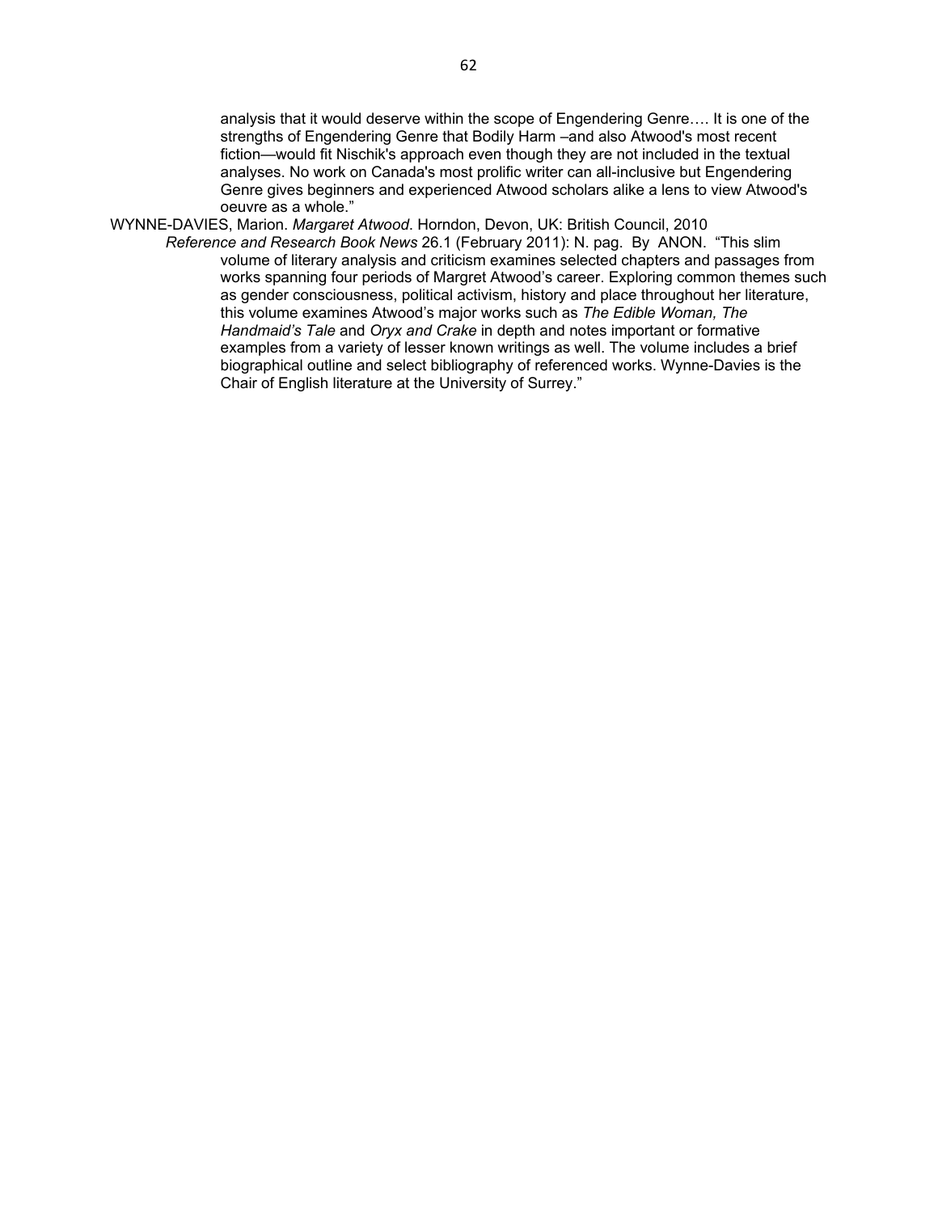analysis that it would deserve within the scope of Engendering Genre…. It is one of the strengths of Engendering Genre that Bodily Harm –and also Atwood's most recent fiction—would fit Nischik's approach even though they are not included in the textual analyses. No work on Canada's most prolific writer can all-inclusive but Engendering Genre gives beginners and experienced Atwood scholars alike a lens to view Atwood's oeuvre as a whole."

WYNNE-DAVIES, Marion. *Margaret Atwood*. Horndon, Devon, UK: British Council, 2010

*Reference and Research Book News* 26.1 (February 2011): N. pag. By ANON. "This slim volume of literary analysis and criticism examines selected chapters and passages from works spanning four periods of Margret Atwood's career. Exploring common themes such as gender consciousness, political activism, history and place throughout her literature, this volume examines Atwood's major works such as *The Edible Woman, The Handmaid's Tale* and *Oryx and Crake* in depth and notes important or formative examples from a variety of lesser known writings as well. The volume includes a brief biographical outline and select bibliography of referenced works. Wynne-Davies is the Chair of English literature at the University of Surrey."